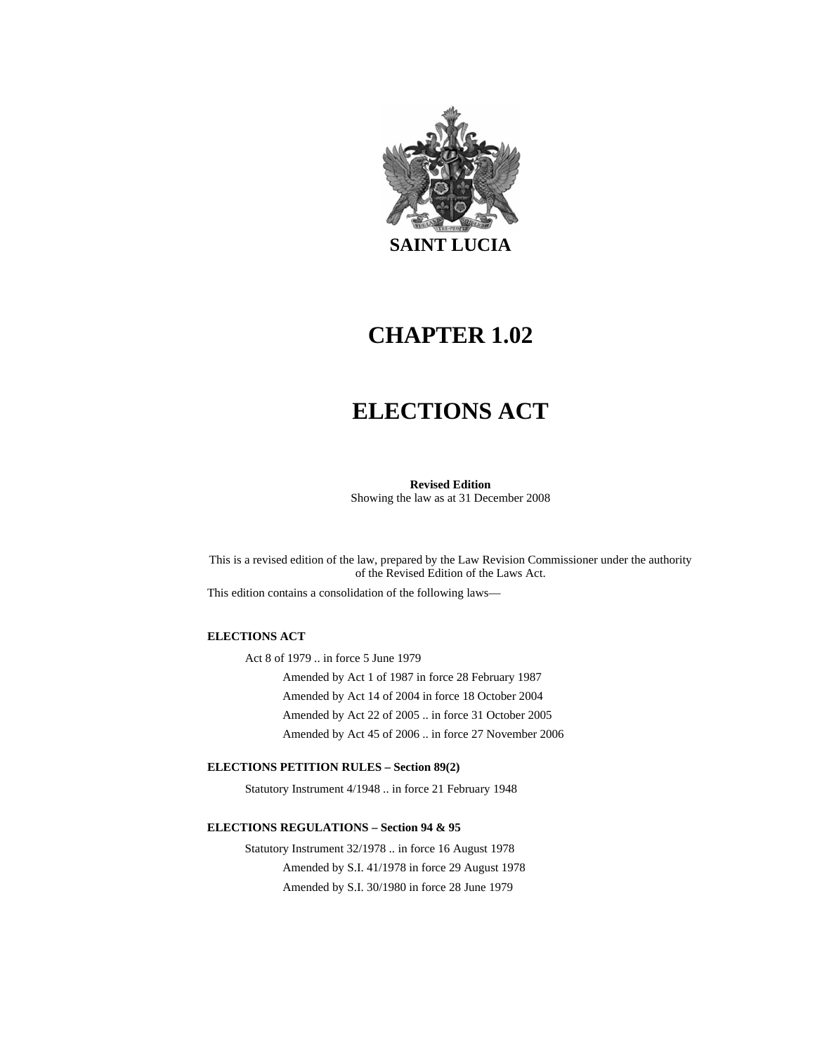# SAINT LUCIA

# CHAPTER 1.02

# ELECTIONS ACT

**Revised Edition**
Showing the law as at 31 December 2008

This is a revised edition of the law, prepared by the Law Revision Commissioner under the authority of the Revised Edition of the Laws Act.

This edition contains a consolidation of the following laws—

**ELECTIONS ACT**

Act 8 of 1979 .. in force 5 June 1979

Amended by Act 1 of 1987 in force 28 February 1987

Amended by Act 14 of 2004 in force 18 October 2004

Amended by Act 22 of 2005 .. in force 31 October 2005

Amended by Act 45 of 2006 .. in force 27 November 2006

**ELECTIONS PETITION RULES – Section 89(2)**

Statutory Instrument 4/1948 .. in force 21 February 1948

**ELECTIONS REGULATIONS – Section 94 & 95**

Statutory Instrument 32/1978 .. in force 16 August 1978

Amended by S.I. 41/1978 in force 29 August 1978

Amended by S.I. 30/1980 in force 28 June 1979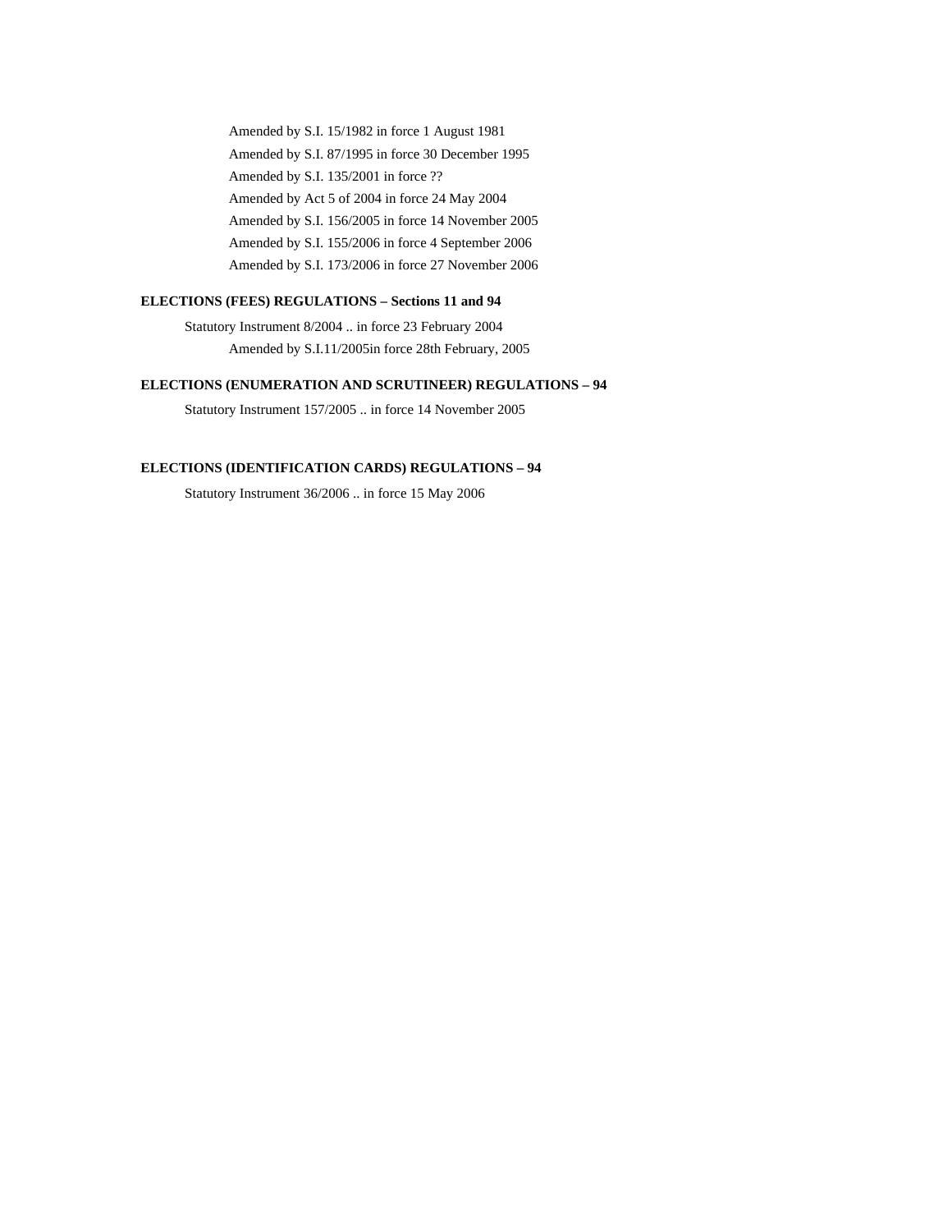Amended by S.I. 15/1982 in force 1 August 1981

Amended by S.I. 87/1995 in force 30 December 1995

Amended by S.I. 135/2001 in force ??

Amended by Act 5 of 2004 in force 24 May 2004

Amended by S.I. 156/2005 in force 14 November 2005

Amended by S.I. 155/2006 in force 4 September 2006

Amended by S.I. 173/2006 in force 27 November 2006

**ELECTIONS (FEES) REGULATIONS – Sections 11 and 94**

Statutory Instrument 8/2004 .. in force 23 February 2004

Amended by S.I.11/2005in force 28th February, 2005

**ELECTIONS (ENUMERATION AND SCRUTINEER) REGULATIONS – 94**

Statutory Instrument 157/2005 .. in force 14 November 2005

**ELECTIONS (IDENTIFICATION CARDS) REGULATIONS – 94**

Statutory Instrument 36/2006 .. in force 15 May 2006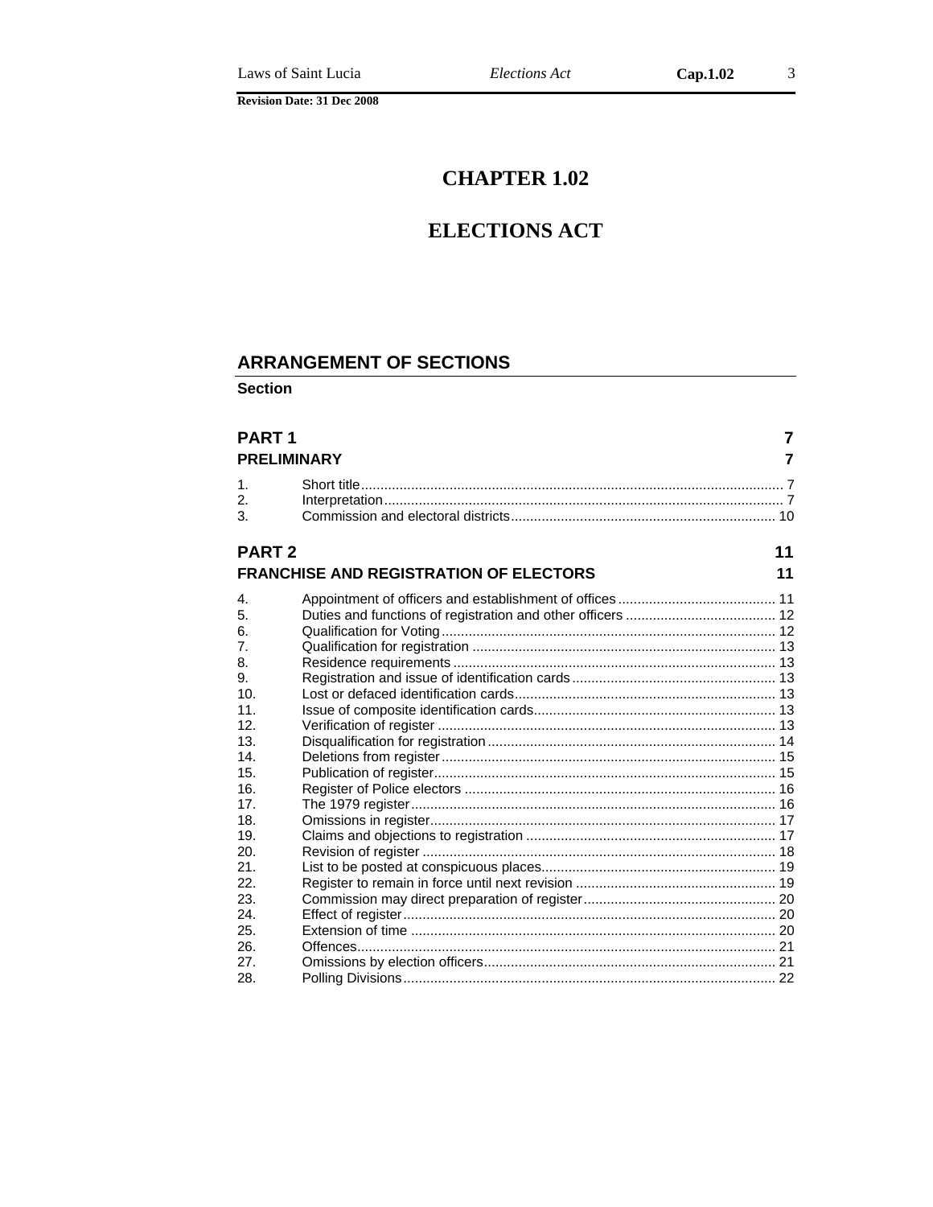Revision Date: 31 Dec 2008

# CHAPTER 1.02

# ELECTIONS ACT

## ARRANGEMENT OF SECTIONS

**Section**

| | | |
|---|---|---|
| **PART 1** | | **7** |
| **PRELIMINARY** | | **7** |
| 1. | Short title | 7 |
| 2. | Interpretation | 7 |
| 3. | Commission and electoral districts | 10 |
| **PART 2** | | **11** |
| **FRANCHISE AND REGISTRATION OF ELECTORS** | | **11** |
| 4. | Appointment of officers and establishment of offices | 11 |
| 5. | Duties and functions of registration and other officers | 12 |
| 6. | Qualification for Voting | 12 |
| 7. | Qualification for registration | 13 |
| 8. | Residence requirements | 13 |
| 9. | Registration and issue of identification cards | 13 |
| 10. | Lost or defaced identification cards | 13 |
| 11. | Issue of composite identification cards | 13 |
| 12. | Verification of register | 13 |
| 13. | Disqualification for registration | 14 |
| 14. | Deletions from register | 15 |
| 15. | Publication of register | 15 |
| 16. | Register of Police electors | 16 |
| 17. | The 1979 register | 16 |
| 18. | Omissions in register | 17 |
| 19. | Claims and objections to registration | 17 |
| 20. | Revision of register | 18 |
| 21. | List to be posted at conspicuous places | 19 |
| 22. | Register to remain in force until next revision | 19 |
| 23. | Commission may direct preparation of register | 20 |
| 24. | Effect of register | 20 |
| 25. | Extension of time | 20 |
| 26. | Offences | 21 |
| 27. | Omissions by election officers | 21 |
| 28. | Polling Divisions | 22 |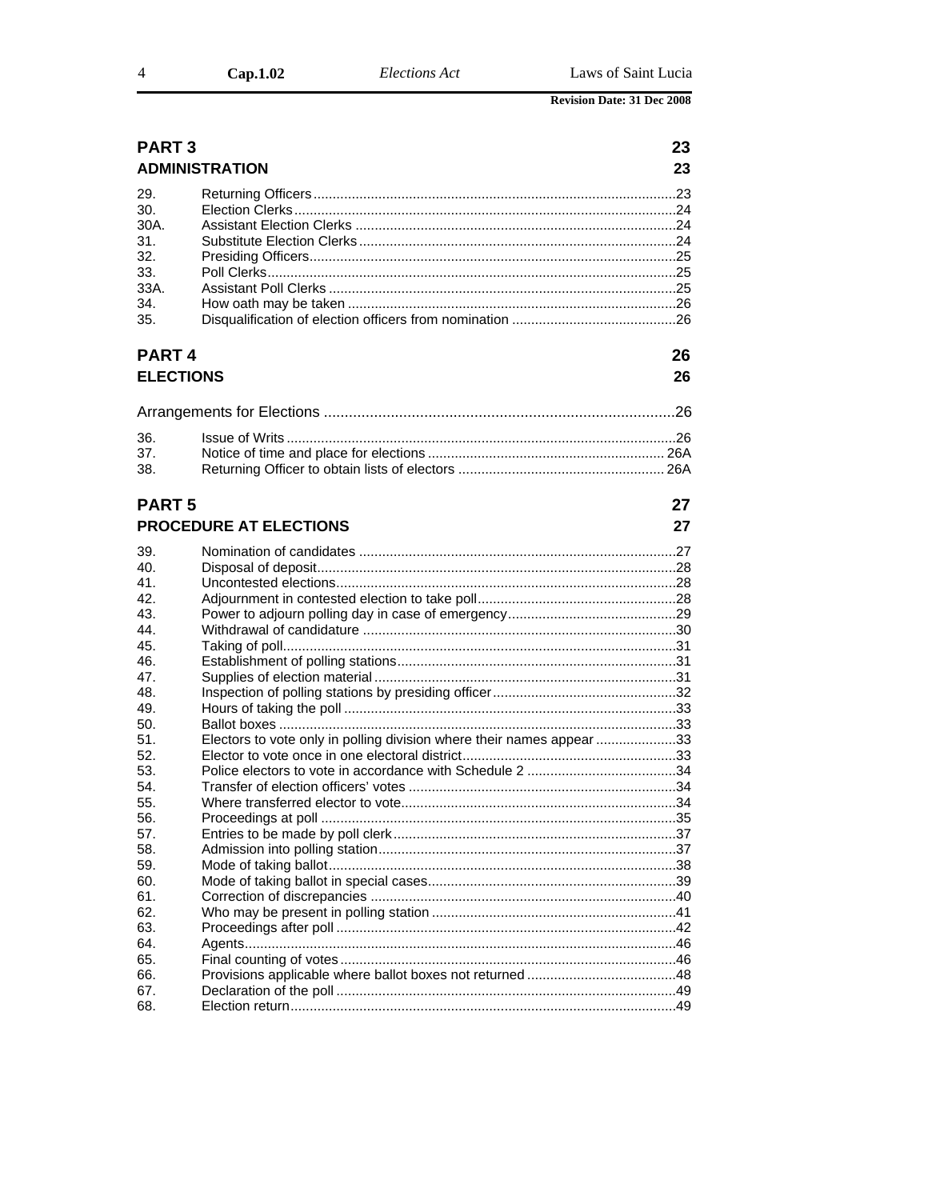## PART 3 — 23

## ADMINISTRATION — 23

| | | |
|---|---|---|
| 29. | Returning Officers | 23 |
| 30. | Election Clerks | 24 |
| 30A. | Assistant Election Clerks | 24 |
| 31. | Substitute Election Clerks | 24 |
| 32. | Presiding Officers | 25 |
| 33. | Poll Clerks | 25 |
| 33A. | Assistant Poll Clerks | 25 |
| 34. | How oath may be taken | 26 |
| 35. | Disqualification of election officers from nomination | 26 |

## PART 4 — 26

## ELECTIONS — 26

Arrangements for Elections — 26

| | | |
|---|---|---|
| 36. | Issue of Writs | 26 |
| 37. | Notice of time and place for elections | 26A |
| 38. | Returning Officer to obtain lists of electors | 26A |

## PART 5 — 27

## PROCEDURE AT ELECTIONS — 27

| | | |
|---|---|---|
| 39. | Nomination of candidates | 27 |
| 40. | Disposal of deposit | 28 |
| 41. | Uncontested elections | 28 |
| 42. | Adjournment in contested election to take poll | 28 |
| 43. | Power to adjourn polling day in case of emergency | 29 |
| 44. | Withdrawal of candidature | 30 |
| 45. | Taking of poll | 31 |
| 46. | Establishment of polling stations | 31 |
| 47. | Supplies of election material | 31 |
| 48. | Inspection of polling stations by presiding officer | 32 |
| 49. | Hours of taking the poll | 33 |
| 50. | Ballot boxes | 33 |
| 51. | Electors to vote only in polling division where their names appear | 33 |
| 52. | Elector to vote once in one electoral district | 33 |
| 53. | Police electors to vote in accordance with Schedule 2 | 34 |
| 54. | Transfer of election officers' votes | 34 |
| 55. | Where transferred elector to vote | 34 |
| 56. | Proceedings at poll | 35 |
| 57. | Entries to be made by poll clerk | 37 |
| 58. | Admission into polling station | 37 |
| 59. | Mode of taking ballot | 38 |
| 60. | Mode of taking ballot in special cases | 39 |
| 61. | Correction of discrepancies | 40 |
| 62. | Who may be present in polling station | 41 |
| 63. | Proceedings after poll | 42 |
| 64. | Agents | 46 |
| 65. | Final counting of votes | 46 |
| 66. | Provisions applicable where ballot boxes not returned | 48 |
| 67. | Declaration of the poll | 49 |
| 68. | Election return | 49 |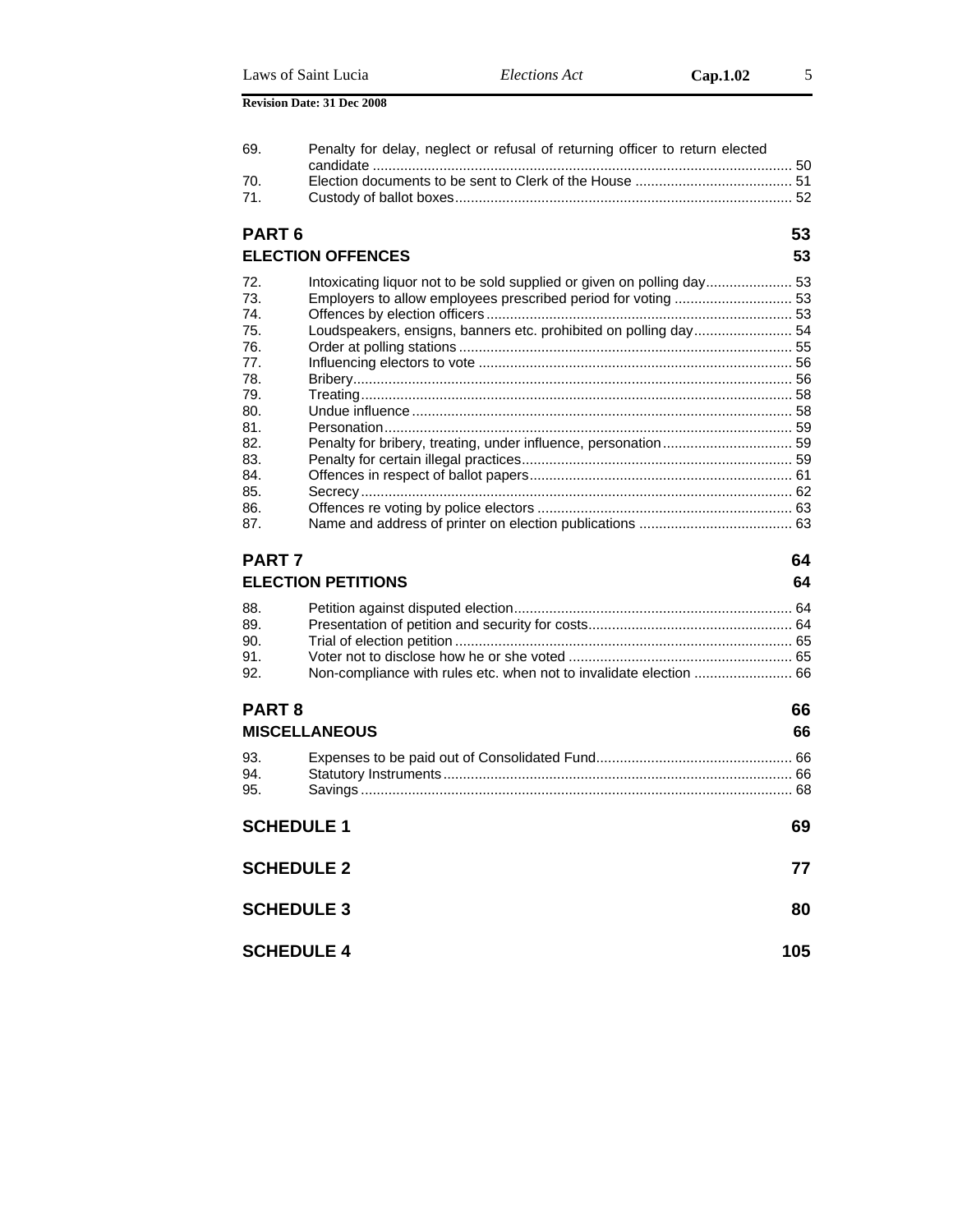| | | |
|---|---|---|
| 69. | Penalty for delay, neglect or refusal of returning officer to return elected candidate | 50 |
| 70. | Election documents to be sent to Clerk of the House | 51 |
| 71. | Custody of ballot boxes | 52 |

## PART 6 — 53

## ELECTION OFFENCES — 53

| | | |
|---|---|---|
| 72. | Intoxicating liquor not to be sold supplied or given on polling day | 53 |
| 73. | Employers to allow employees prescribed period for voting | 53 |
| 74. | Offences by election officers | 53 |
| 75. | Loudspeakers, ensigns, banners etc. prohibited on polling day | 54 |
| 76. | Order at polling stations | 55 |
| 77. | Influencing electors to vote | 56 |
| 78. | Bribery | 56 |
| 79. | Treating | 58 |
| 80. | Undue influence | 58 |
| 81. | Personation | 59 |
| 82. | Penalty for bribery, treating, under influence, personation | 59 |
| 83. | Penalty for certain illegal practices | 59 |
| 84. | Offences in respect of ballot papers | 61 |
| 85. | Secrecy | 62 |
| 86. | Offences re voting by police electors | 63 |
| 87. | Name and address of printer on election publications | 63 |

## PART 7 — 64

## ELECTION PETITIONS — 64

| | | |
|---|---|---|
| 88. | Petition against disputed election | 64 |
| 89. | Presentation of petition and security for costs | 64 |
| 90. | Trial of election petition | 65 |
| 91. | Voter not to disclose how he or she voted | 65 |
| 92. | Non-compliance with rules etc. when not to invalidate election | 66 |

## PART 8 — 66

## MISCELLANEOUS — 66

| | | |
|---|---|---|
| 93. | Expenses to be paid out of Consolidated Fund | 66 |
| 94. | Statutory Instruments | 66 |
| 95. | Savings | 68 |

## SCHEDULE 1 — 69

## SCHEDULE 2 — 77

## SCHEDULE 3 — 80

## SCHEDULE 4 — 105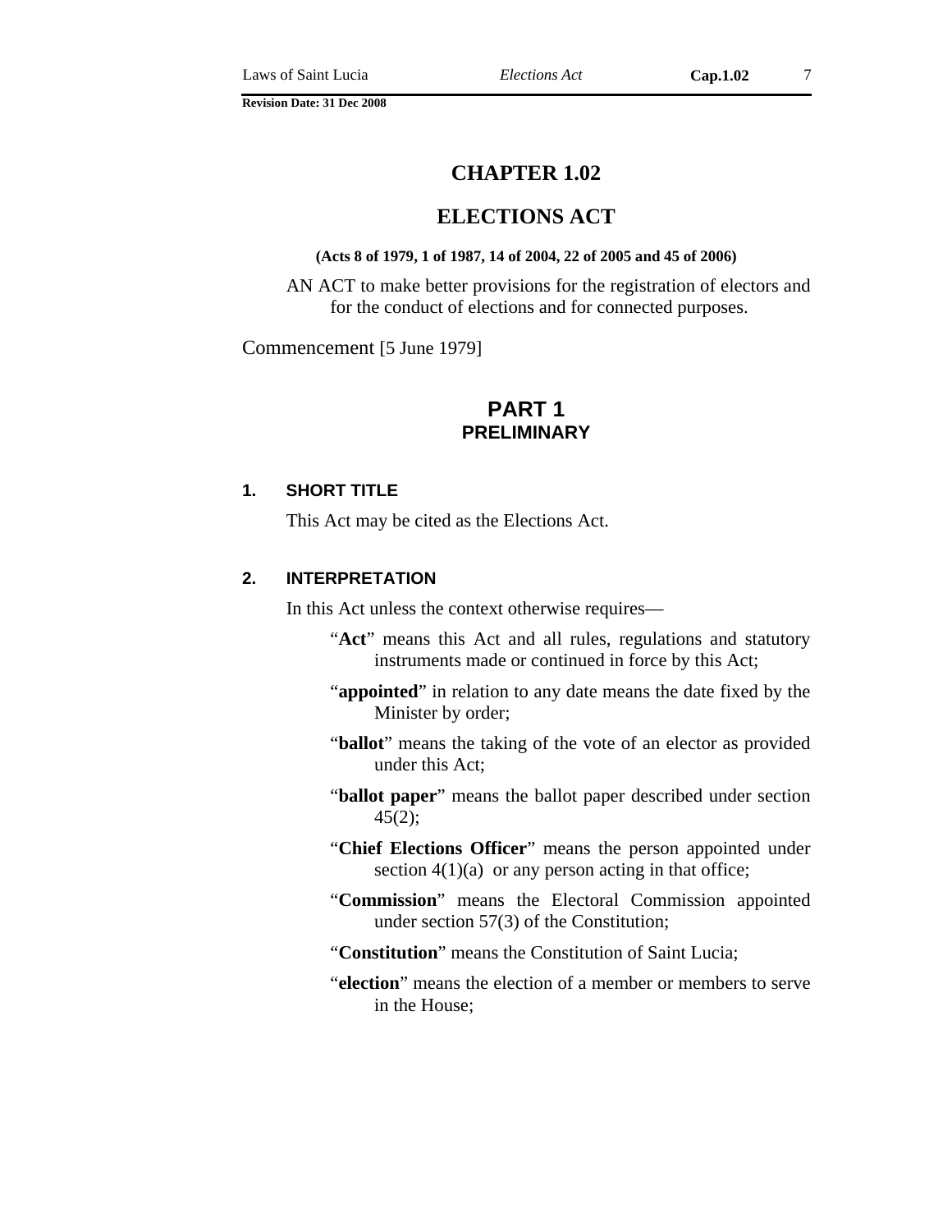# CHAPTER 1.02

# ELECTIONS ACT

**(Acts 8 of 1979, 1 of 1987, 14 of 2004, 22 of 2005 and 45 of 2006)**

AN ACT to make better provisions for the registration of electors and for the conduct of elections and for connected purposes.

Commencement [5 June 1979]

## PART 1
## PRELIMINARY

### 1. SHORT TITLE

This Act may be cited as the Elections Act.

### 2. INTERPRETATION

In this Act unless the context otherwise requires—

"**Act**" means this Act and all rules, regulations and statutory instruments made or continued in force by this Act;

"**appointed**" in relation to any date means the date fixed by the Minister by order;

"**ballot**" means the taking of the vote of an elector as provided under this Act;

"**ballot paper**" means the ballot paper described under section 45(2);

"**Chief Elections Officer**" means the person appointed under section 4(1)(a) or any person acting in that office;

"**Commission**" means the Electoral Commission appointed under section 57(3) of the Constitution;

"**Constitution**" means the Constitution of Saint Lucia;

"**election**" means the election of a member or members to serve in the House;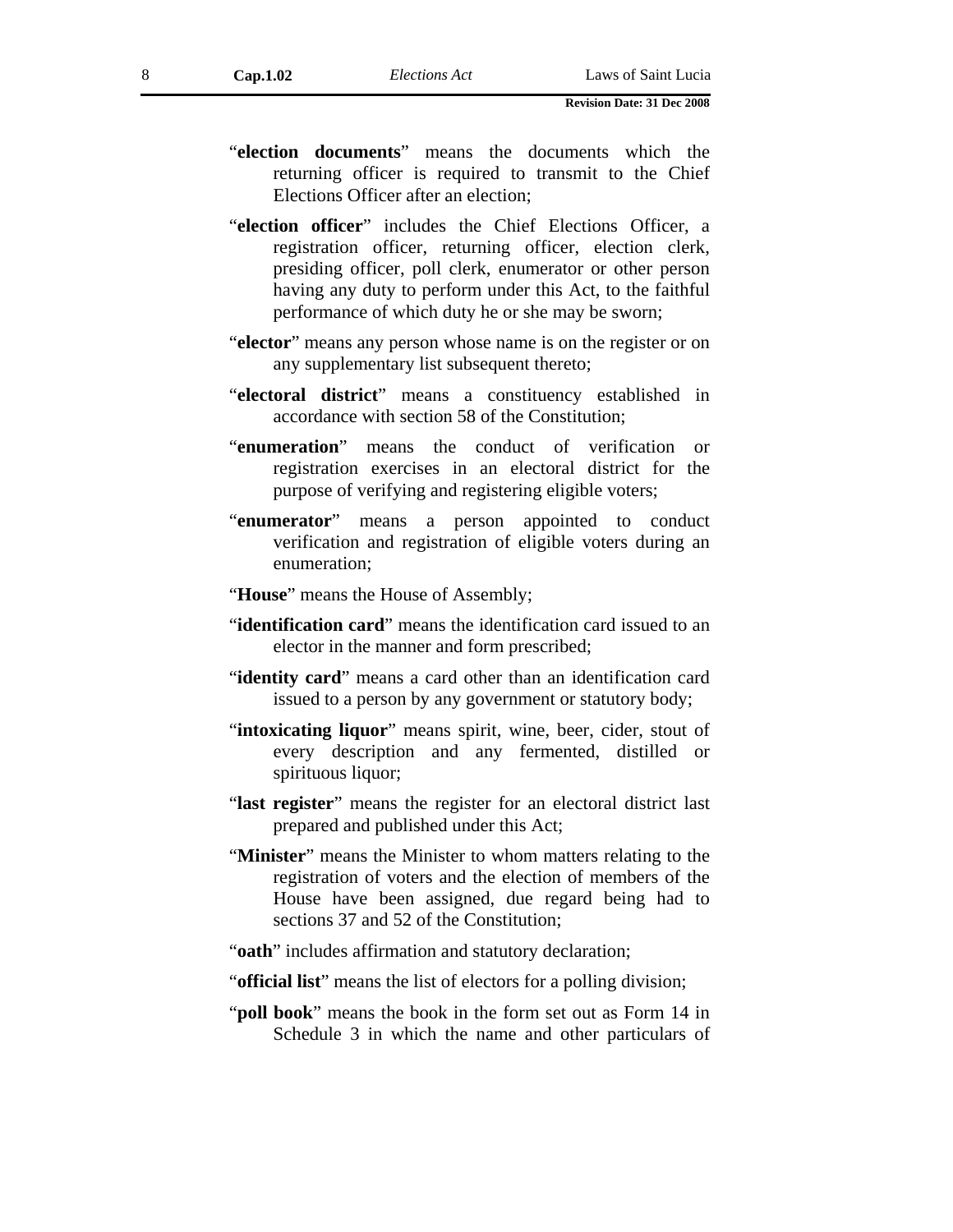"**election documents**" means the documents which the returning officer is required to transmit to the Chief Elections Officer after an election;

"**election officer**" includes the Chief Elections Officer, a registration officer, returning officer, election clerk, presiding officer, poll clerk, enumerator or other person having any duty to perform under this Act, to the faithful performance of which duty he or she may be sworn;

"**elector**" means any person whose name is on the register or on any supplementary list subsequent thereto;

"**electoral district**" means a constituency established in accordance with section 58 of the Constitution;

"**enumeration**" means the conduct of verification or registration exercises in an electoral district for the purpose of verifying and registering eligible voters;

"**enumerator**" means a person appointed to conduct verification and registration of eligible voters during an enumeration;

"**House**" means the House of Assembly;

"**identification card**" means the identification card issued to an elector in the manner and form prescribed;

"**identity card**" means a card other than an identification card issued to a person by any government or statutory body;

"**intoxicating liquor**" means spirit, wine, beer, cider, stout of every description and any fermented, distilled or spirituous liquor;

"**last register**" means the register for an electoral district last prepared and published under this Act;

"**Minister**" means the Minister to whom matters relating to the registration of voters and the election of members of the House have been assigned, due regard being had to sections 37 and 52 of the Constitution;

"**oath**" includes affirmation and statutory declaration;

"**official list**" means the list of electors for a polling division;

"**poll book**" means the book in the form set out as Form 14 in Schedule 3 in which the name and other particulars of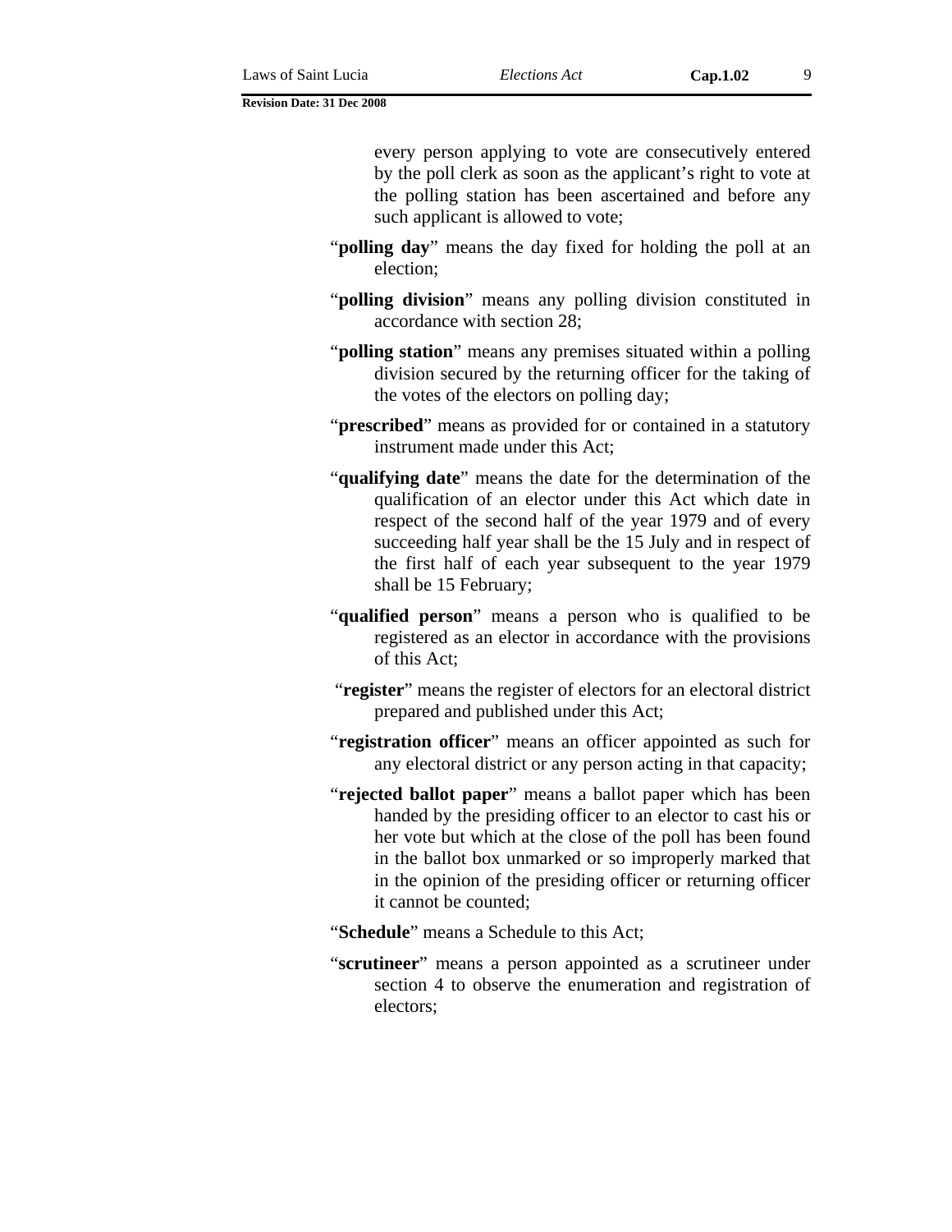every person applying to vote are consecutively entered by the poll clerk as soon as the applicant's right to vote at the polling station has been ascertained and before any such applicant is allowed to vote;

"**polling day**" means the day fixed for holding the poll at an election;

"**polling division**" means any polling division constituted in accordance with section 28;

"**polling station**" means any premises situated within a polling division secured by the returning officer for the taking of the votes of the electors on polling day;

"**prescribed**" means as provided for or contained in a statutory instrument made under this Act;

"**qualifying date**" means the date for the determination of the qualification of an elector under this Act which date in respect of the second half of the year 1979 and of every succeeding half year shall be the 15 July and in respect of the first half of each year subsequent to the year 1979 shall be 15 February;

"**qualified person**" means a person who is qualified to be registered as an elector in accordance with the provisions of this Act;

"**register**" means the register of electors for an electoral district prepared and published under this Act;

"**registration officer**" means an officer appointed as such for any electoral district or any person acting in that capacity;

"**rejected ballot paper**" means a ballot paper which has been handed by the presiding officer to an elector to cast his or her vote but which at the close of the poll has been found in the ballot box unmarked or so improperly marked that in the opinion of the presiding officer or returning officer it cannot be counted;

"**Schedule**" means a Schedule to this Act;

"**scrutineer**" means a person appointed as a scrutineer under section 4 to observe the enumeration and registration of electors;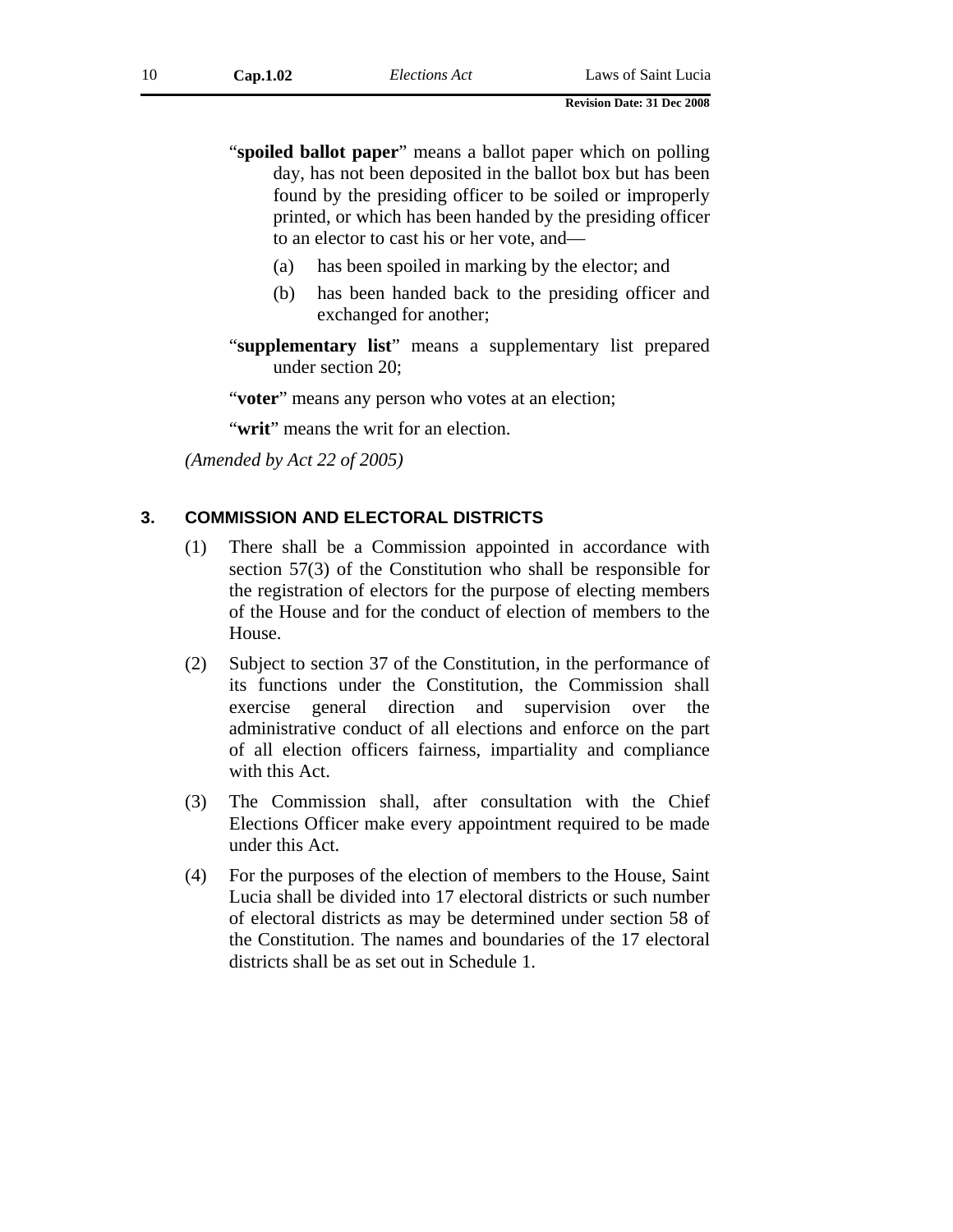"**spoiled ballot paper**" means a ballot paper which on polling day, has not been deposited in the ballot box but has been found by the presiding officer to be soiled or improperly printed, or which has been handed by the presiding officer to an elector to cast his or her vote, and—

(a) has been spoiled in marking by the elector; and

(b) has been handed back to the presiding officer and exchanged for another;

"**supplementary list**" means a supplementary list prepared under section 20;

"**voter**" means any person who votes at an election;

"**writ**" means the writ for an election.

*(Amended by Act 22 of 2005)*

## 3. COMMISSION AND ELECTORAL DISTRICTS

(1) There shall be a Commission appointed in accordance with section 57(3) of the Constitution who shall be responsible for the registration of electors for the purpose of electing members of the House and for the conduct of election of members to the House.

(2) Subject to section 37 of the Constitution, in the performance of its functions under the Constitution, the Commission shall exercise general direction and supervision over the administrative conduct of all elections and enforce on the part of all election officers fairness, impartiality and compliance with this Act.

(3) The Commission shall, after consultation with the Chief Elections Officer make every appointment required to be made under this Act.

(4) For the purposes of the election of members to the House, Saint Lucia shall be divided into 17 electoral districts or such number of electoral districts as may be determined under section 58 of the Constitution. The names and boundaries of the 17 electoral districts shall be as set out in Schedule 1.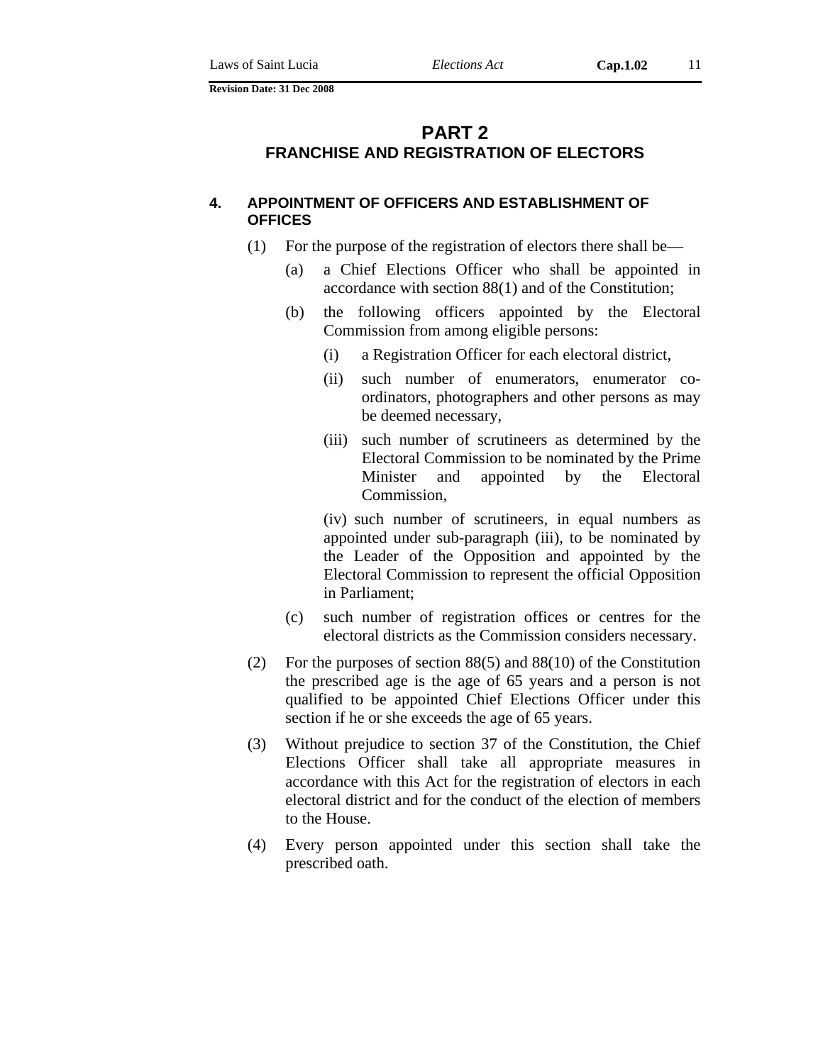# PART 2
## FRANCHISE AND REGISTRATION OF ELECTORS

### 4. APPOINTMENT OF OFFICERS AND ESTABLISHMENT OF OFFICES

(1) For the purpose of the registration of electors there shall be—

(a) a Chief Elections Officer who shall be appointed in accordance with section 88(1) and of the Constitution;

(b) the following officers appointed by the Electoral Commission from among eligible persons:

(i) a Registration Officer for each electoral district,

(ii) such number of enumerators, enumerator co-ordinators, photographers and other persons as may be deemed necessary,

(iii) such number of scrutineers as determined by the Electoral Commission to be nominated by the Prime Minister and appointed by the Electoral Commission,

(iv) such number of scrutineers, in equal numbers as appointed under sub-paragraph (iii), to be nominated by the Leader of the Opposition and appointed by the Electoral Commission to represent the official Opposition in Parliament;

(c) such number of registration offices or centres for the electoral districts as the Commission considers necessary.

(2) For the purposes of section 88(5) and 88(10) of the Constitution the prescribed age is the age of 65 years and a person is not qualified to be appointed Chief Elections Officer under this section if he or she exceeds the age of 65 years.

(3) Without prejudice to section 37 of the Constitution, the Chief Elections Officer shall take all appropriate measures in accordance with this Act for the registration of electors in each electoral district and for the conduct of the election of members to the House.

(4) Every person appointed under this section shall take the prescribed oath.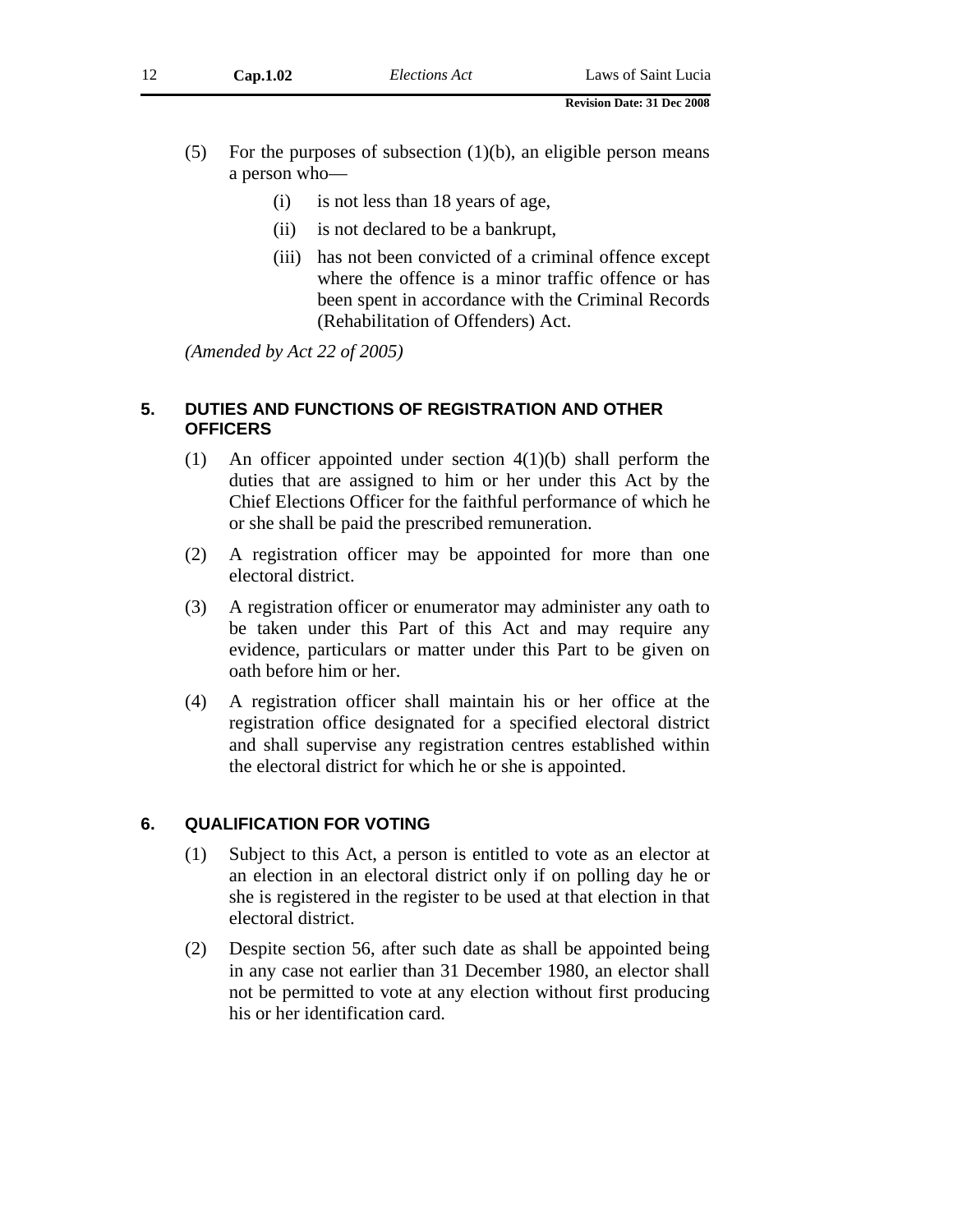(5) For the purposes of subsection (1)(b), an eligible person means a person who—

- (i) is not less than 18 years of age,
- (ii) is not declared to be a bankrupt,
- (iii) has not been convicted of a criminal offence except where the offence is a minor traffic offence or has been spent in accordance with the Criminal Records (Rehabilitation of Offenders) Act.

*(Amended by Act 22 of 2005)*

## 5. DUTIES AND FUNCTIONS OF REGISTRATION AND OTHER OFFICERS

(1) An officer appointed under section 4(1)(b) shall perform the duties that are assigned to him or her under this Act by the Chief Elections Officer for the faithful performance of which he or she shall be paid the prescribed remuneration.

(2) A registration officer may be appointed for more than one electoral district.

(3) A registration officer or enumerator may administer any oath to be taken under this Part of this Act and may require any evidence, particulars or matter under this Part to be given on oath before him or her.

(4) A registration officer shall maintain his or her office at the registration office designated for a specified electoral district and shall supervise any registration centres established within the electoral district for which he or she is appointed.

## 6. QUALIFICATION FOR VOTING

(1) Subject to this Act, a person is entitled to vote as an elector at an election in an electoral district only if on polling day he or she is registered in the register to be used at that election in that electoral district.

(2) Despite section 56, after such date as shall be appointed being in any case not earlier than 31 December 1980, an elector shall not be permitted to vote at any election without first producing his or her identification card.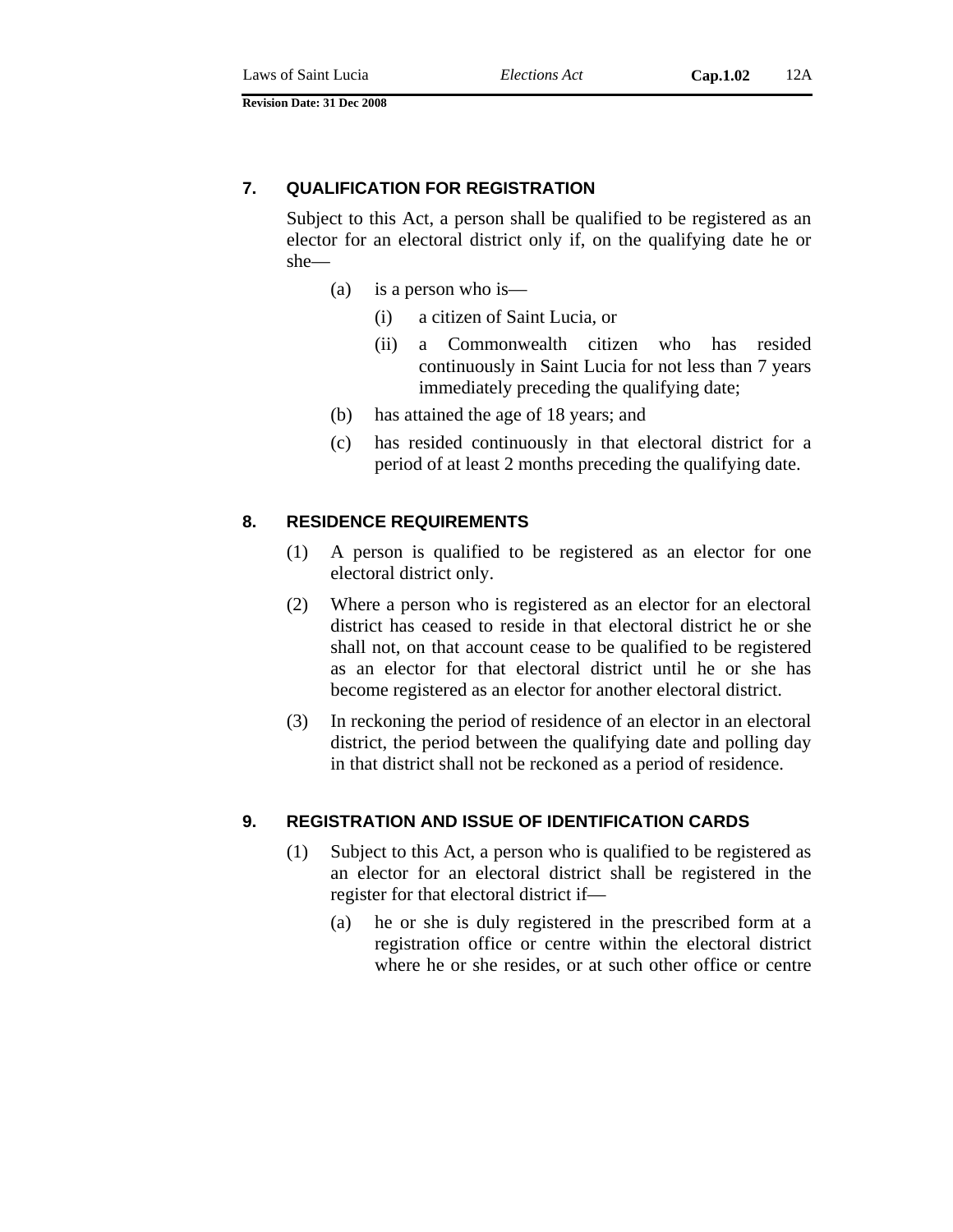## 7. QUALIFICATION FOR REGISTRATION

Subject to this Act, a person shall be qualified to be registered as an elector for an electoral district only if, on the qualifying date he or she—

(a) is a person who is—

(i) a citizen of Saint Lucia, or

(ii) a Commonwealth citizen who has resided continuously in Saint Lucia for not less than 7 years immediately preceding the qualifying date;

(b) has attained the age of 18 years; and

(c) has resided continuously in that electoral district for a period of at least 2 months preceding the qualifying date.

## 8. RESIDENCE REQUIREMENTS

(1) A person is qualified to be registered as an elector for one electoral district only.

(2) Where a person who is registered as an elector for an electoral district has ceased to reside in that electoral district he or she shall not, on that account cease to be qualified to be registered as an elector for that electoral district until he or she has become registered as an elector for another electoral district.

(3) In reckoning the period of residence of an elector in an electoral district, the period between the qualifying date and polling day in that district shall not be reckoned as a period of residence.

## 9. REGISTRATION AND ISSUE OF IDENTIFICATION CARDS

(1) Subject to this Act, a person who is qualified to be registered as an elector for an electoral district shall be registered in the register for that electoral district if—

(a) he or she is duly registered in the prescribed form at a registration office or centre within the electoral district where he or she resides, or at such other office or centre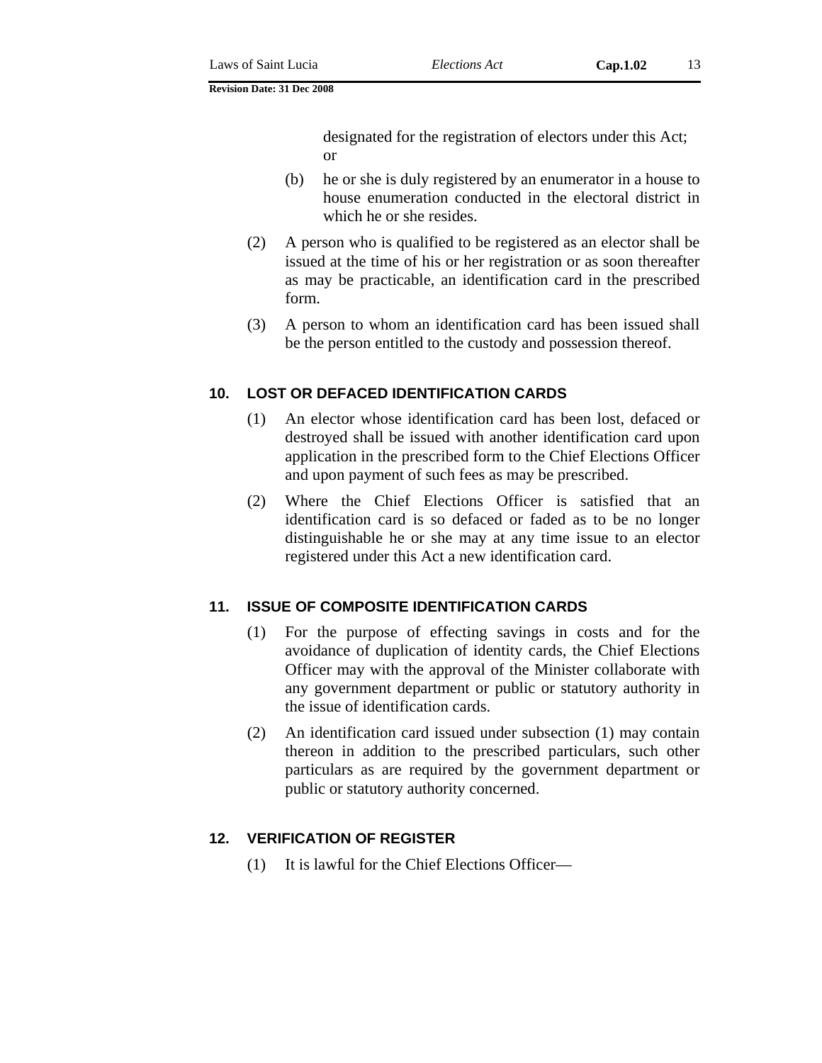designated for the registration of electors under this Act; or

(b) he or she is duly registered by an enumerator in a house to house enumeration conducted in the electoral district in which he or she resides.

(2) A person who is qualified to be registered as an elector shall be issued at the time of his or her registration or as soon thereafter as may be practicable, an identification card in the prescribed form.

(3) A person to whom an identification card has been issued shall be the person entitled to the custody and possession thereof.

## 10. LOST OR DEFACED IDENTIFICATION CARDS

(1) An elector whose identification card has been lost, defaced or destroyed shall be issued with another identification card upon application in the prescribed form to the Chief Elections Officer and upon payment of such fees as may be prescribed.

(2) Where the Chief Elections Officer is satisfied that an identification card is so defaced or faded as to be no longer distinguishable he or she may at any time issue to an elector registered under this Act a new identification card.

## 11. ISSUE OF COMPOSITE IDENTIFICATION CARDS

(1) For the purpose of effecting savings in costs and for the avoidance of duplication of identity cards, the Chief Elections Officer may with the approval of the Minister collaborate with any government department or public or statutory authority in the issue of identification cards.

(2) An identification card issued under subsection (1) may contain thereon in addition to the prescribed particulars, such other particulars as are required by the government department or public or statutory authority concerned.

## 12. VERIFICATION OF REGISTER

(1) It is lawful for the Chief Elections Officer—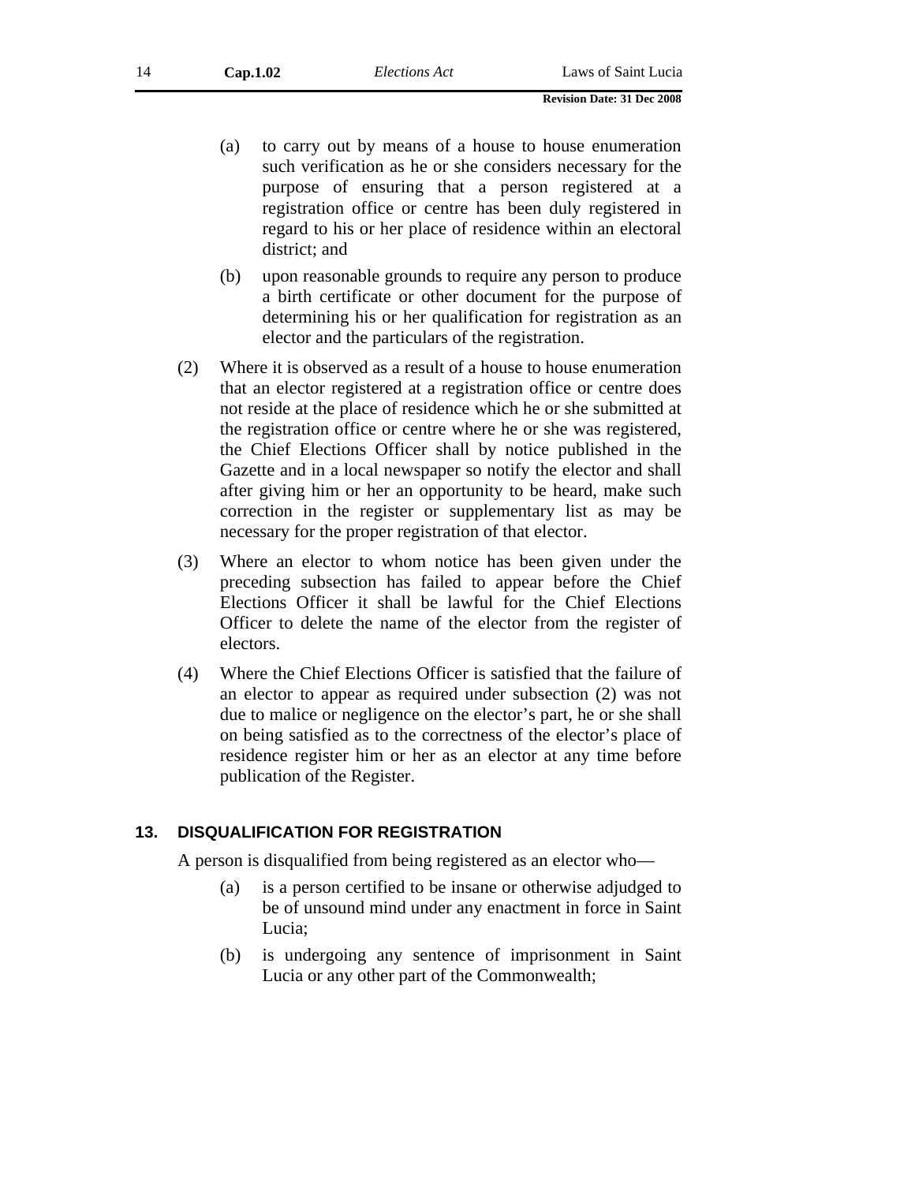(a) to carry out by means of a house to house enumeration such verification as he or she considers necessary for the purpose of ensuring that a person registered at a registration office or centre has been duly registered in regard to his or her place of residence within an electoral district; and

(b) upon reasonable grounds to require any person to produce a birth certificate or other document for the purpose of determining his or her qualification for registration as an elector and the particulars of the registration.

(2) Where it is observed as a result of a house to house enumeration that an elector registered at a registration office or centre does not reside at the place of residence which he or she submitted at the registration office or centre where he or she was registered, the Chief Elections Officer shall by notice published in the Gazette and in a local newspaper so notify the elector and shall after giving him or her an opportunity to be heard, make such correction in the register or supplementary list as may be necessary for the proper registration of that elector.

(3) Where an elector to whom notice has been given under the preceding subsection has failed to appear before the Chief Elections Officer it shall be lawful for the Chief Elections Officer to delete the name of the elector from the register of electors.

(4) Where the Chief Elections Officer is satisfied that the failure of an elector to appear as required under subsection (2) was not due to malice or negligence on the elector's part, he or she shall on being satisfied as to the correctness of the elector's place of residence register him or her as an elector at any time before publication of the Register.

## 13. DISQUALIFICATION FOR REGISTRATION

A person is disqualified from being registered as an elector who—

(a) is a person certified to be insane or otherwise adjudged to be of unsound mind under any enactment in force in Saint Lucia;

(b) is undergoing any sentence of imprisonment in Saint Lucia or any other part of the Commonwealth;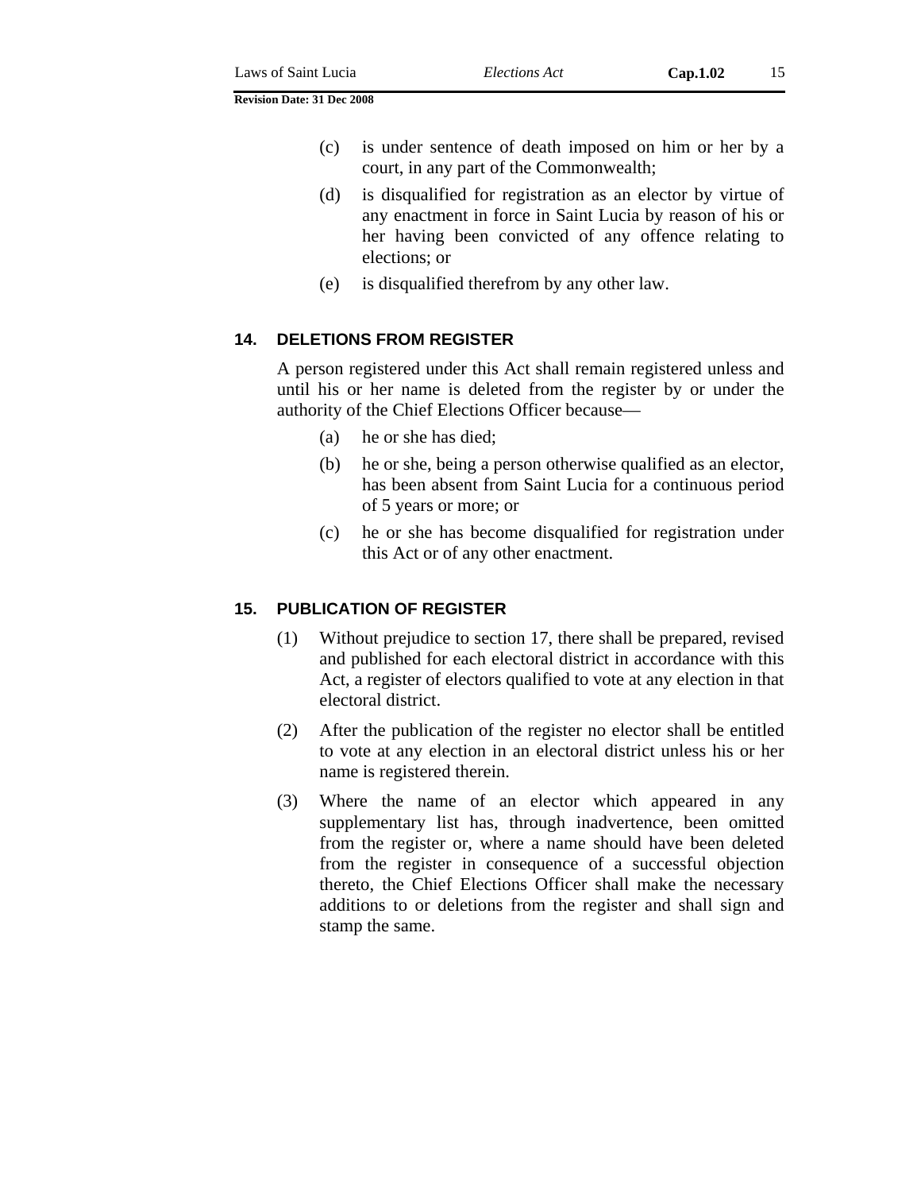(c) is under sentence of death imposed on him or her by a court, in any part of the Commonwealth;

(d) is disqualified for registration as an elector by virtue of any enactment in force in Saint Lucia by reason of his or her having been convicted of any offence relating to elections; or

(e) is disqualified therefrom by any other law.

## 14. DELETIONS FROM REGISTER

A person registered under this Act shall remain registered unless and until his or her name is deleted from the register by or under the authority of the Chief Elections Officer because—

(a) he or she has died;

(b) he or she, being a person otherwise qualified as an elector, has been absent from Saint Lucia for a continuous period of 5 years or more; or

(c) he or she has become disqualified for registration under this Act or of any other enactment.

## 15. PUBLICATION OF REGISTER

(1) Without prejudice to section 17, there shall be prepared, revised and published for each electoral district in accordance with this Act, a register of electors qualified to vote at any election in that electoral district.

(2) After the publication of the register no elector shall be entitled to vote at any election in an electoral district unless his or her name is registered therein.

(3) Where the name of an elector which appeared in any supplementary list has, through inadvertence, been omitted from the register or, where a name should have been deleted from the register in consequence of a successful objection thereto, the Chief Elections Officer shall make the necessary additions to or deletions from the register and shall sign and stamp the same.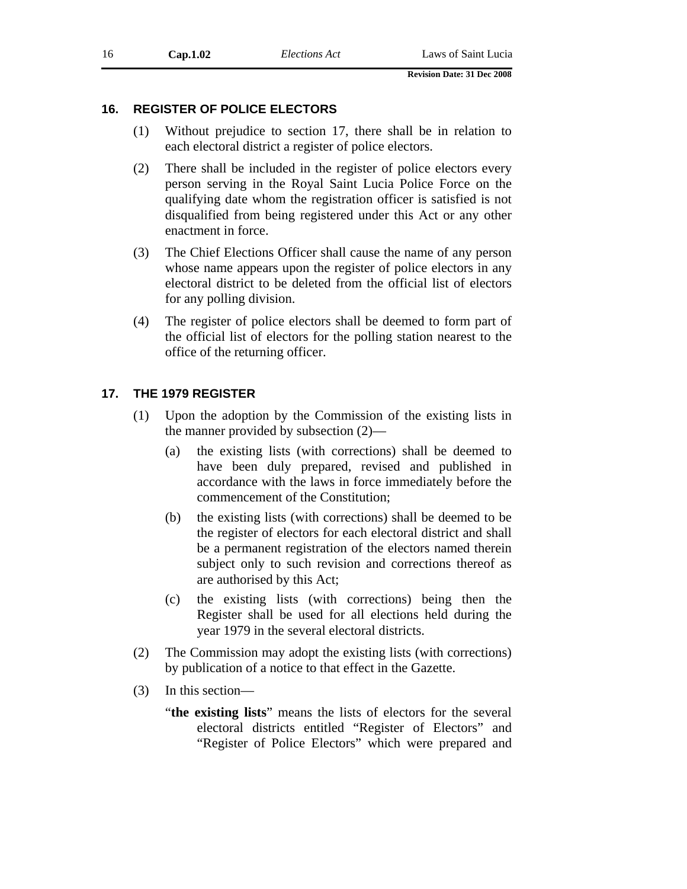## 16. REGISTER OF POLICE ELECTORS

(1) Without prejudice to section 17, there shall be in relation to each electoral district a register of police electors.

(2) There shall be included in the register of police electors every person serving in the Royal Saint Lucia Police Force on the qualifying date whom the registration officer is satisfied is not disqualified from being registered under this Act or any other enactment in force.

(3) The Chief Elections Officer shall cause the name of any person whose name appears upon the register of police electors in any electoral district to be deleted from the official list of electors for any polling division.

(4) The register of police electors shall be deemed to form part of the official list of electors for the polling station nearest to the office of the returning officer.

## 17. THE 1979 REGISTER

(1) Upon the adoption by the Commission of the existing lists in the manner provided by subsection (2)—

(a) the existing lists (with corrections) shall be deemed to have been duly prepared, revised and published in accordance with the laws in force immediately before the commencement of the Constitution;

(b) the existing lists (with corrections) shall be deemed to be the register of electors for each electoral district and shall be a permanent registration of the electors named therein subject only to such revision and corrections thereof as are authorised by this Act;

(c) the existing lists (with corrections) being then the Register shall be used for all elections held during the year 1979 in the several electoral districts.

(2) The Commission may adopt the existing lists (with corrections) by publication of a notice to that effect in the Gazette.

(3) In this section—

"**the existing lists**" means the lists of electors for the several electoral districts entitled "Register of Electors" and "Register of Police Electors" which were prepared and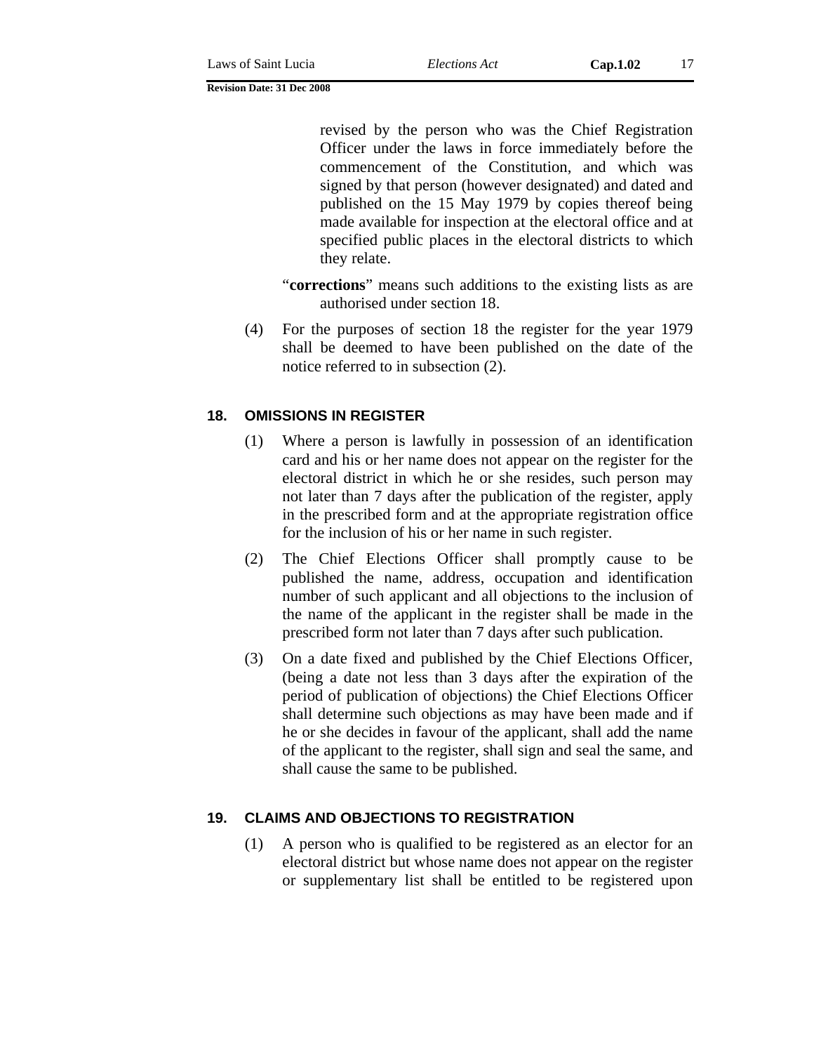revised by the person who was the Chief Registration Officer under the laws in force immediately before the commencement of the Constitution, and which was signed by that person (however designated) and dated and published on the 15 May 1979 by copies thereof being made available for inspection at the electoral office and at specified public places in the electoral districts to which they relate.

"**corrections**" means such additions to the existing lists as are authorised under section 18.

(4) For the purposes of section 18 the register for the year 1979 shall be deemed to have been published on the date of the notice referred to in subsection (2).

## 18. OMISSIONS IN REGISTER

(1) Where a person is lawfully in possession of an identification card and his or her name does not appear on the register for the electoral district in which he or she resides, such person may not later than 7 days after the publication of the register, apply in the prescribed form and at the appropriate registration office for the inclusion of his or her name in such register.

(2) The Chief Elections Officer shall promptly cause to be published the name, address, occupation and identification number of such applicant and all objections to the inclusion of the name of the applicant in the register shall be made in the prescribed form not later than 7 days after such publication.

(3) On a date fixed and published by the Chief Elections Officer, (being a date not less than 3 days after the expiration of the period of publication of objections) the Chief Elections Officer shall determine such objections as may have been made and if he or she decides in favour of the applicant, shall add the name of the applicant to the register, shall sign and seal the same, and shall cause the same to be published.

## 19. CLAIMS AND OBJECTIONS TO REGISTRATION

(1) A person who is qualified to be registered as an elector for an electoral district but whose name does not appear on the register or supplementary list shall be entitled to be registered upon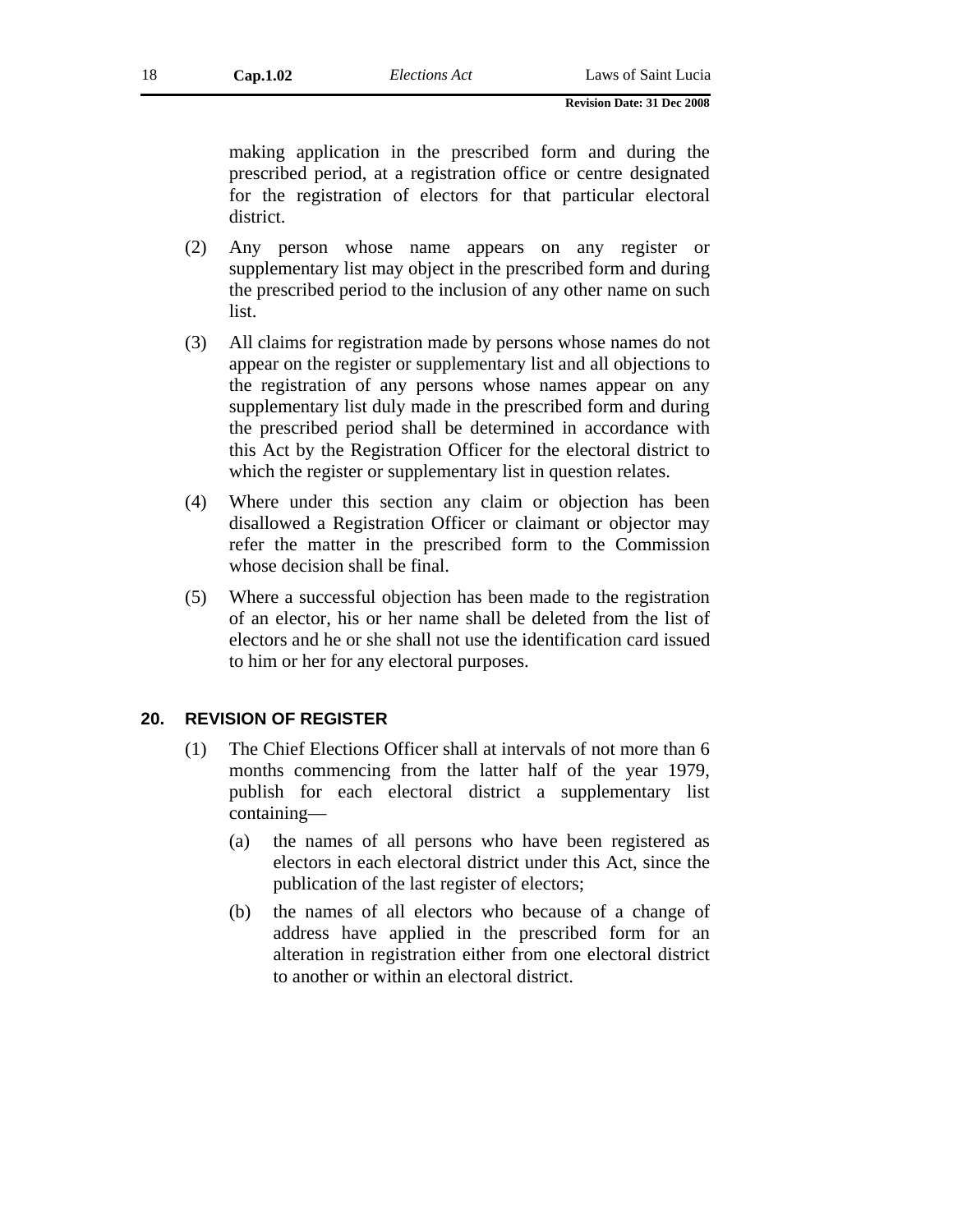making application in the prescribed form and during the prescribed period, at a registration office or centre designated for the registration of electors for that particular electoral district.

(2) Any person whose name appears on any register or supplementary list may object in the prescribed form and during the prescribed period to the inclusion of any other name on such list.

(3) All claims for registration made by persons whose names do not appear on the register or supplementary list and all objections to the registration of any persons whose names appear on any supplementary list duly made in the prescribed form and during the prescribed period shall be determined in accordance with this Act by the Registration Officer for the electoral district to which the register or supplementary list in question relates.

(4) Where under this section any claim or objection has been disallowed a Registration Officer or claimant or objector may refer the matter in the prescribed form to the Commission whose decision shall be final.

(5) Where a successful objection has been made to the registration of an elector, his or her name shall be deleted from the list of electors and he or she shall not use the identification card issued to him or her for any electoral purposes.

## 20. REVISION OF REGISTER

(1) The Chief Elections Officer shall at intervals of not more than 6 months commencing from the latter half of the year 1979, publish for each electoral district a supplementary list containing—

(a) the names of all persons who have been registered as electors in each electoral district under this Act, since the publication of the last register of electors;

(b) the names of all electors who because of a change of address have applied in the prescribed form for an alteration in registration either from one electoral district to another or within an electoral district.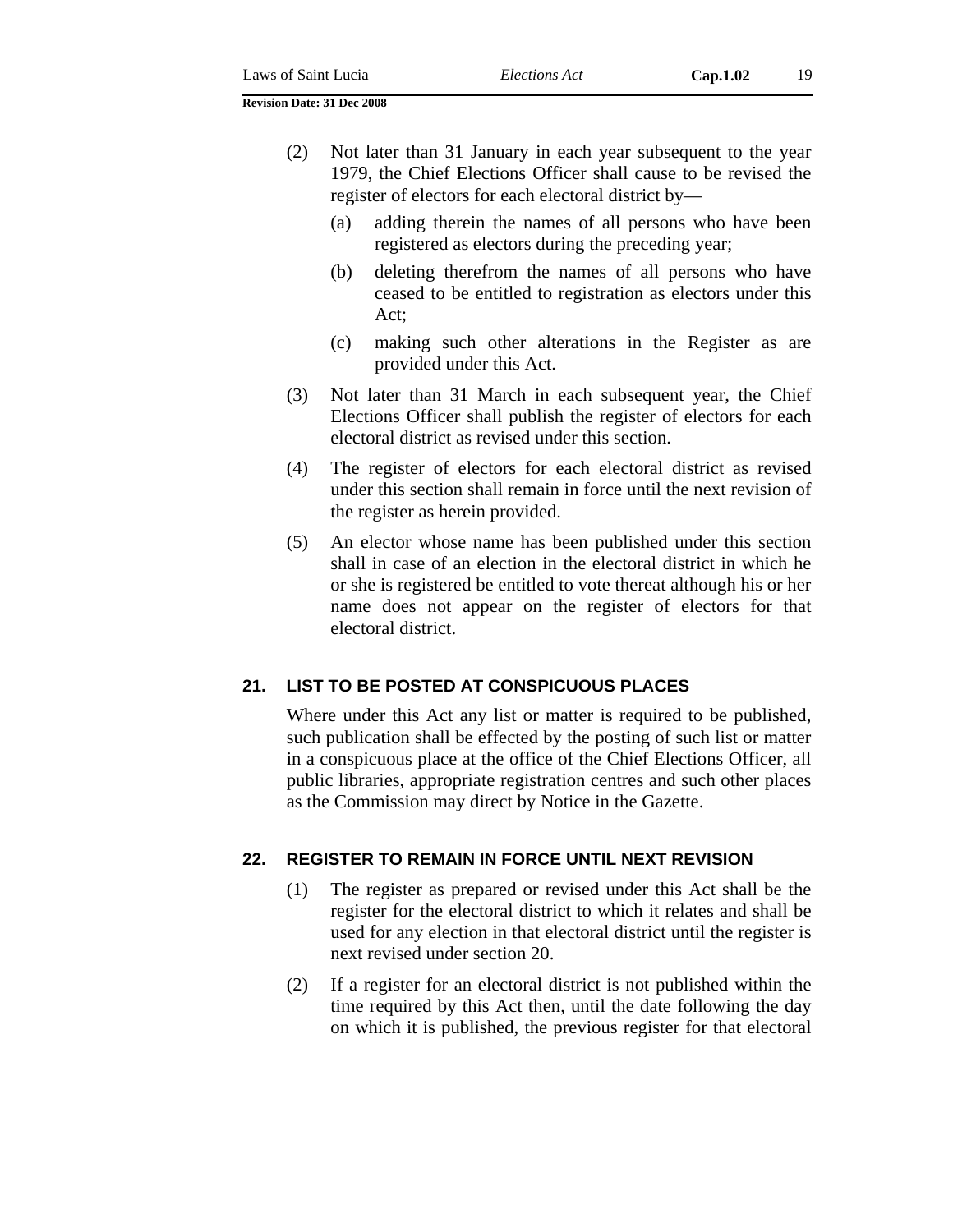(2) Not later than 31 January in each year subsequent to the year 1979, the Chief Elections Officer shall cause to be revised the register of electors for each electoral district by—

(a) adding therein the names of all persons who have been registered as electors during the preceding year;

(b) deleting therefrom the names of all persons who have ceased to be entitled to registration as electors under this Act;

(c) making such other alterations in the Register as are provided under this Act.

(3) Not later than 31 March in each subsequent year, the Chief Elections Officer shall publish the register of electors for each electoral district as revised under this section.

(4) The register of electors for each electoral district as revised under this section shall remain in force until the next revision of the register as herein provided.

(5) An elector whose name has been published under this section shall in case of an election in the electoral district in which he or she is registered be entitled to vote thereat although his or her name does not appear on the register of electors for that electoral district.

## 21. LIST TO BE POSTED AT CONSPICUOUS PLACES

Where under this Act any list or matter is required to be published, such publication shall be effected by the posting of such list or matter in a conspicuous place at the office of the Chief Elections Officer, all public libraries, appropriate registration centres and such other places as the Commission may direct by Notice in the Gazette.

## 22. REGISTER TO REMAIN IN FORCE UNTIL NEXT REVISION

(1) The register as prepared or revised under this Act shall be the register for the electoral district to which it relates and shall be used for any election in that electoral district until the register is next revised under section 20.

(2) If a register for an electoral district is not published within the time required by this Act then, until the date following the day on which it is published, the previous register for that electoral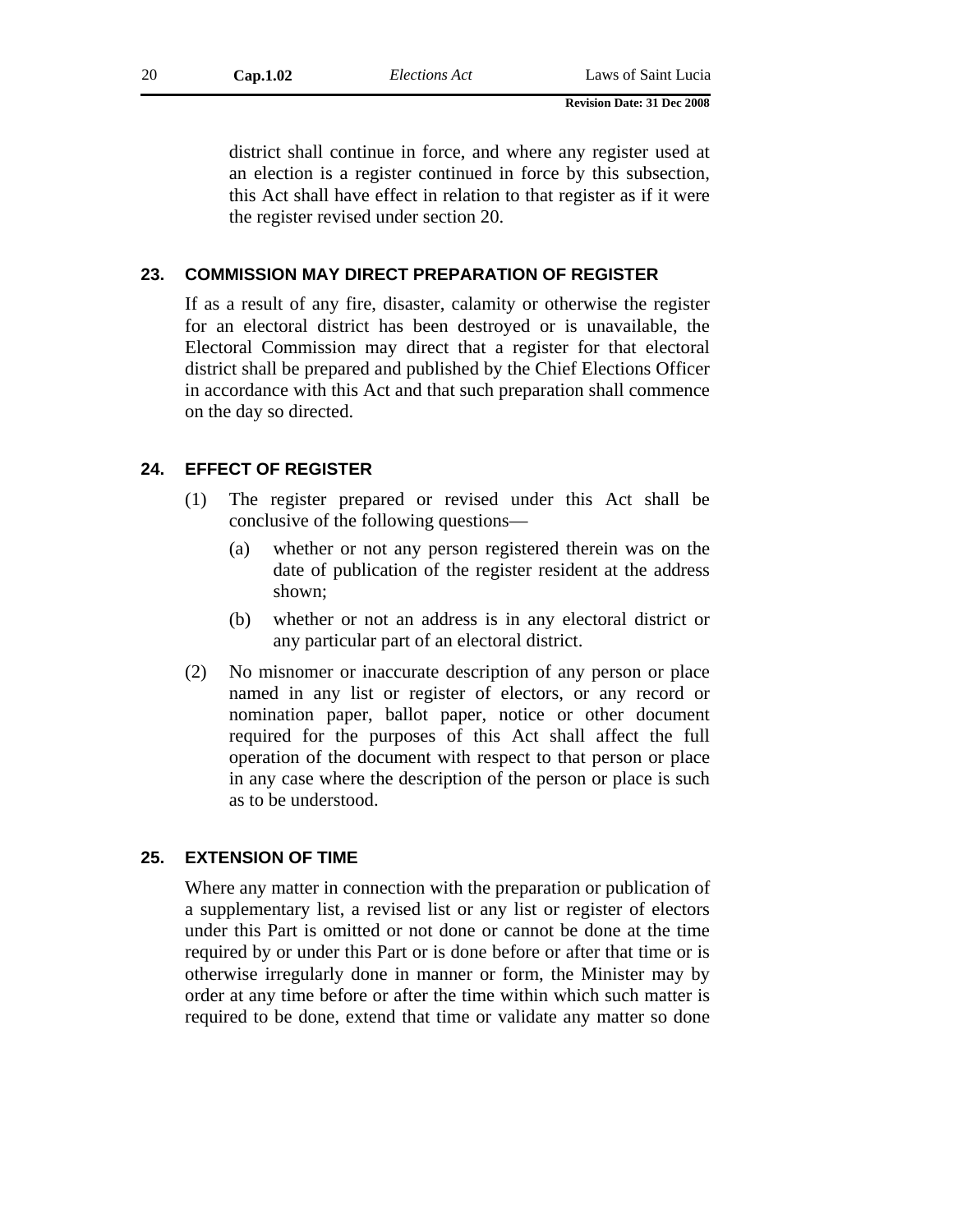district shall continue in force, and where any register used at an election is a register continued in force by this subsection, this Act shall have effect in relation to that register as if it were the register revised under section 20.

### 23. COMMISSION MAY DIRECT PREPARATION OF REGISTER

If as a result of any fire, disaster, calamity or otherwise the register for an electoral district has been destroyed or is unavailable, the Electoral Commission may direct that a register for that electoral district shall be prepared and published by the Chief Elections Officer in accordance with this Act and that such preparation shall commence on the day so directed.

### 24. EFFECT OF REGISTER

(1) The register prepared or revised under this Act shall be conclusive of the following questions—

(a) whether or not any person registered therein was on the date of publication of the register resident at the address shown;

(b) whether or not an address is in any electoral district or any particular part of an electoral district.

(2) No misnomer or inaccurate description of any person or place named in any list or register of electors, or any record or nomination paper, ballot paper, notice or other document required for the purposes of this Act shall affect the full operation of the document with respect to that person or place in any case where the description of the person or place is such as to be understood.

### 25. EXTENSION OF TIME

Where any matter in connection with the preparation or publication of a supplementary list, a revised list or any list or register of electors under this Part is omitted or not done or cannot be done at the time required by or under this Part or is done before or after that time or is otherwise irregularly done in manner or form, the Minister may by order at any time before or after the time within which such matter is required to be done, extend that time or validate any matter so done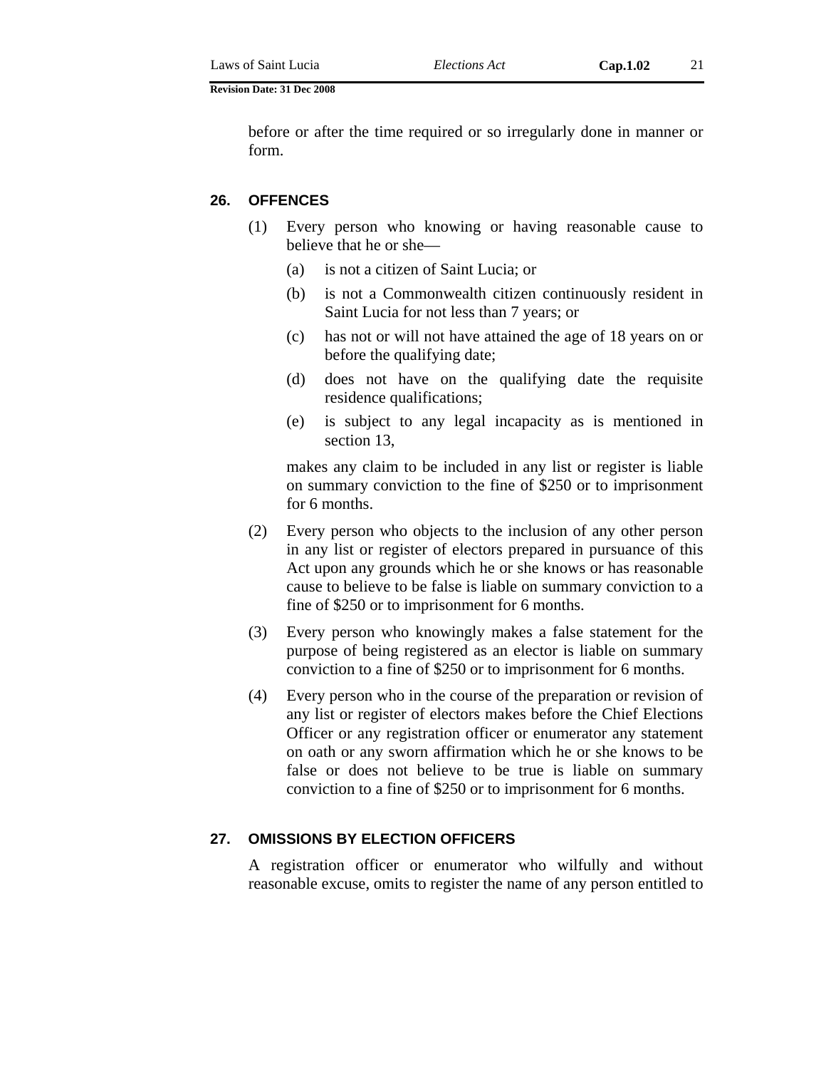before or after the time required or so irregularly done in manner or form.

## 26. OFFENCES

(1) Every person who knowing or having reasonable cause to believe that he or she—

(a) is not a citizen of Saint Lucia; or

(b) is not a Commonwealth citizen continuously resident in Saint Lucia for not less than 7 years; or

(c) has not or will not have attained the age of 18 years on or before the qualifying date;

(d) does not have on the qualifying date the requisite residence qualifications;

(e) is subject to any legal incapacity as is mentioned in section 13,

makes any claim to be included in any list or register is liable on summary conviction to the fine of $250 or to imprisonment for 6 months.

(2) Every person who objects to the inclusion of any other person in any list or register of electors prepared in pursuance of this Act upon any grounds which he or she knows or has reasonable cause to believe to be false is liable on summary conviction to a fine of $250 or to imprisonment for 6 months.

(3) Every person who knowingly makes a false statement for the purpose of being registered as an elector is liable on summary conviction to a fine of $250 or to imprisonment for 6 months.

(4) Every person who in the course of the preparation or revision of any list or register of electors makes before the Chief Elections Officer or any registration officer or enumerator any statement on oath or any sworn affirmation which he or she knows to be false or does not believe to be true is liable on summary conviction to a fine of $250 or to imprisonment for 6 months.

## 27. OMISSIONS BY ELECTION OFFICERS

A registration officer or enumerator who wilfully and without reasonable excuse, omits to register the name of any person entitled to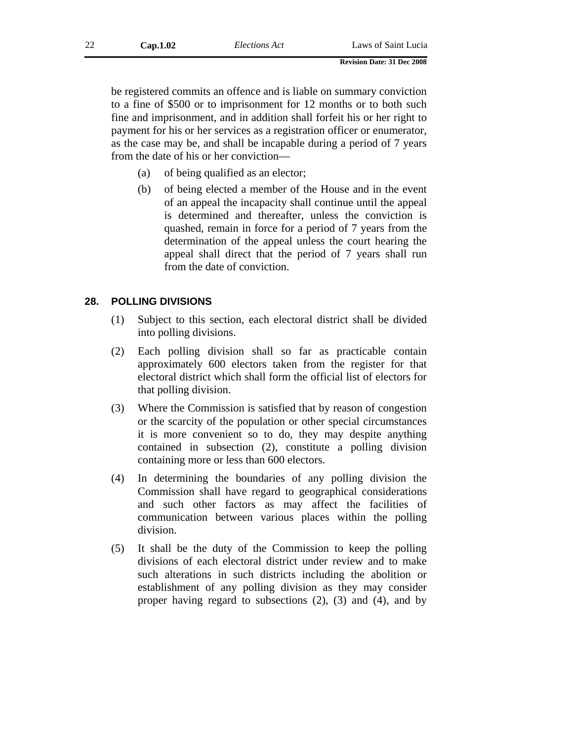be registered commits an offence and is liable on summary conviction to a fine of $500 or to imprisonment for 12 months or to both such fine and imprisonment, and in addition shall forfeit his or her right to payment for his or her services as a registration officer or enumerator, as the case may be, and shall be incapable during a period of 7 years from the date of his or her conviction—

(a) of being qualified as an elector;

(b) of being elected a member of the House and in the event of an appeal the incapacity shall continue until the appeal is determined and thereafter, unless the conviction is quashed, remain in force for a period of 7 years from the determination of the appeal unless the court hearing the appeal shall direct that the period of 7 years shall run from the date of conviction.

## 28. POLLING DIVISIONS

(1) Subject to this section, each electoral district shall be divided into polling divisions.

(2) Each polling division shall so far as practicable contain approximately 600 electors taken from the register for that electoral district which shall form the official list of electors for that polling division.

(3) Where the Commission is satisfied that by reason of congestion or the scarcity of the population or other special circumstances it is more convenient so to do, they may despite anything contained in subsection (2), constitute a polling division containing more or less than 600 electors.

(4) In determining the boundaries of any polling division the Commission shall have regard to geographical considerations and such other factors as may affect the facilities of communication between various places within the polling division.

(5) It shall be the duty of the Commission to keep the polling divisions of each electoral district under review and to make such alterations in such districts including the abolition or establishment of any polling division as they may consider proper having regard to subsections (2), (3) and (4), and by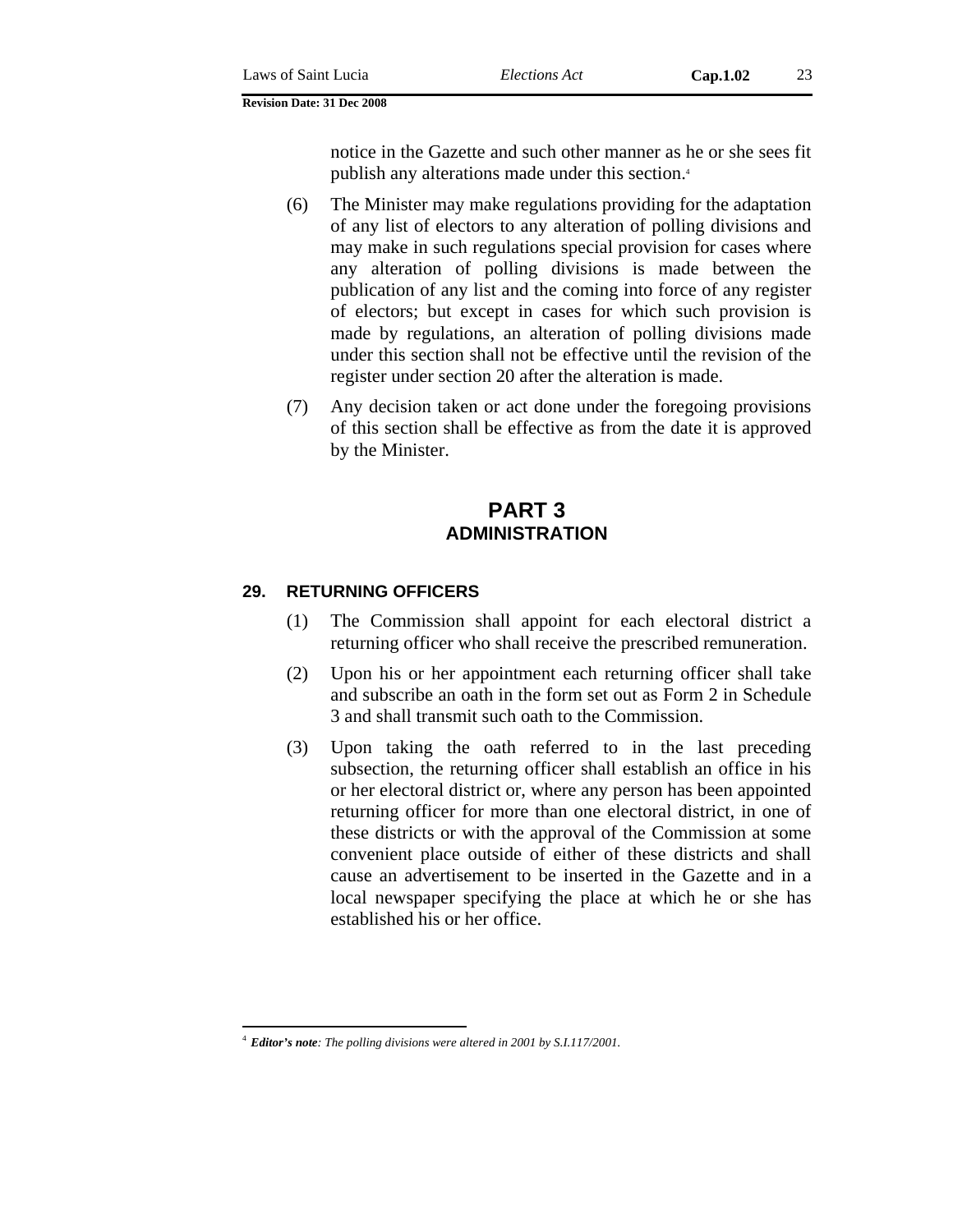notice in the Gazette and such other manner as he or she sees fit publish any alterations made under this section.[4]

(6) The Minister may make regulations providing for the adaptation of any list of electors to any alteration of polling divisions and may make in such regulations special provision for cases where any alteration of polling divisions is made between the publication of any list and the coming into force of any register of electors; but except in cases for which such provision is made by regulations, an alteration of polling divisions made under this section shall not be effective until the revision of the register under section 20 after the alteration is made.

(7) Any decision taken or act done under the foregoing provisions of this section shall be effective as from the date it is approved by the Minister.

## PART 3
## ADMINISTRATION

### 29. RETURNING OFFICERS

(1) The Commission shall appoint for each electoral district a returning officer who shall receive the prescribed remuneration.

(2) Upon his or her appointment each returning officer shall take and subscribe an oath in the form set out as Form 2 in Schedule 3 and shall transmit such oath to the Commission.

(3) Upon taking the oath referred to in the last preceding subsection, the returning officer shall establish an office in his or her electoral district or, where any person has been appointed returning officer for more than one electoral district, in one of these districts or with the approval of the Commission at some convenient place outside of either of these districts and shall cause an advertisement to be inserted in the Gazette and in a local newspaper specifying the place at which he or she has established his or her office.

---

[4] ***Editor's note****: The polling divisions were altered in 2001 by S.I.117/2001.*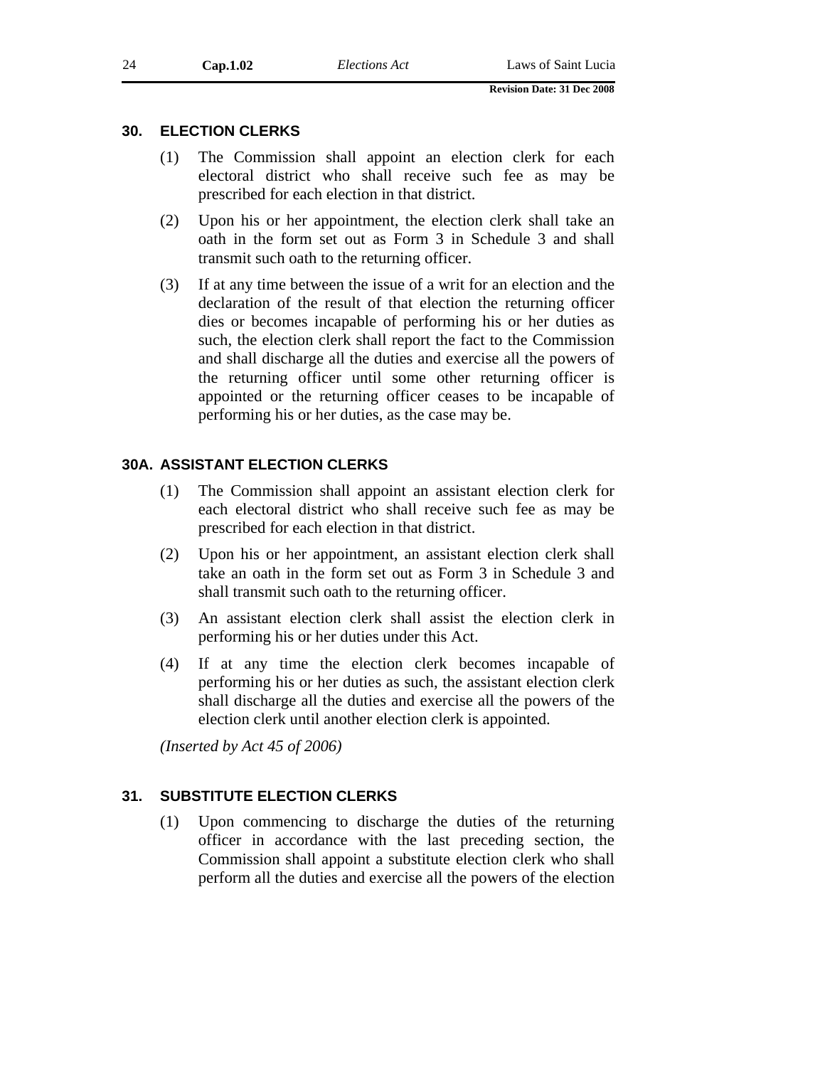## 30. ELECTION CLERKS

(1) The Commission shall appoint an election clerk for each electoral district who shall receive such fee as may be prescribed for each election in that district.

(2) Upon his or her appointment, the election clerk shall take an oath in the form set out as Form 3 in Schedule 3 and shall transmit such oath to the returning officer.

(3) If at any time between the issue of a writ for an election and the declaration of the result of that election the returning officer dies or becomes incapable of performing his or her duties as such, the election clerk shall report the fact to the Commission and shall discharge all the duties and exercise all the powers of the returning officer until some other returning officer is appointed or the returning officer ceases to be incapable of performing his or her duties, as the case may be.

## 30A. ASSISTANT ELECTION CLERKS

(1) The Commission shall appoint an assistant election clerk for each electoral district who shall receive such fee as may be prescribed for each election in that district.

(2) Upon his or her appointment, an assistant election clerk shall take an oath in the form set out as Form 3 in Schedule 3 and shall transmit such oath to the returning officer.

(3) An assistant election clerk shall assist the election clerk in performing his or her duties under this Act.

(4) If at any time the election clerk becomes incapable of performing his or her duties as such, the assistant election clerk shall discharge all the duties and exercise all the powers of the election clerk until another election clerk is appointed.

*(Inserted by Act 45 of 2006)*

## 31. SUBSTITUTE ELECTION CLERKS

(1) Upon commencing to discharge the duties of the returning officer in accordance with the last preceding section, the Commission shall appoint a substitute election clerk who shall perform all the duties and exercise all the powers of the election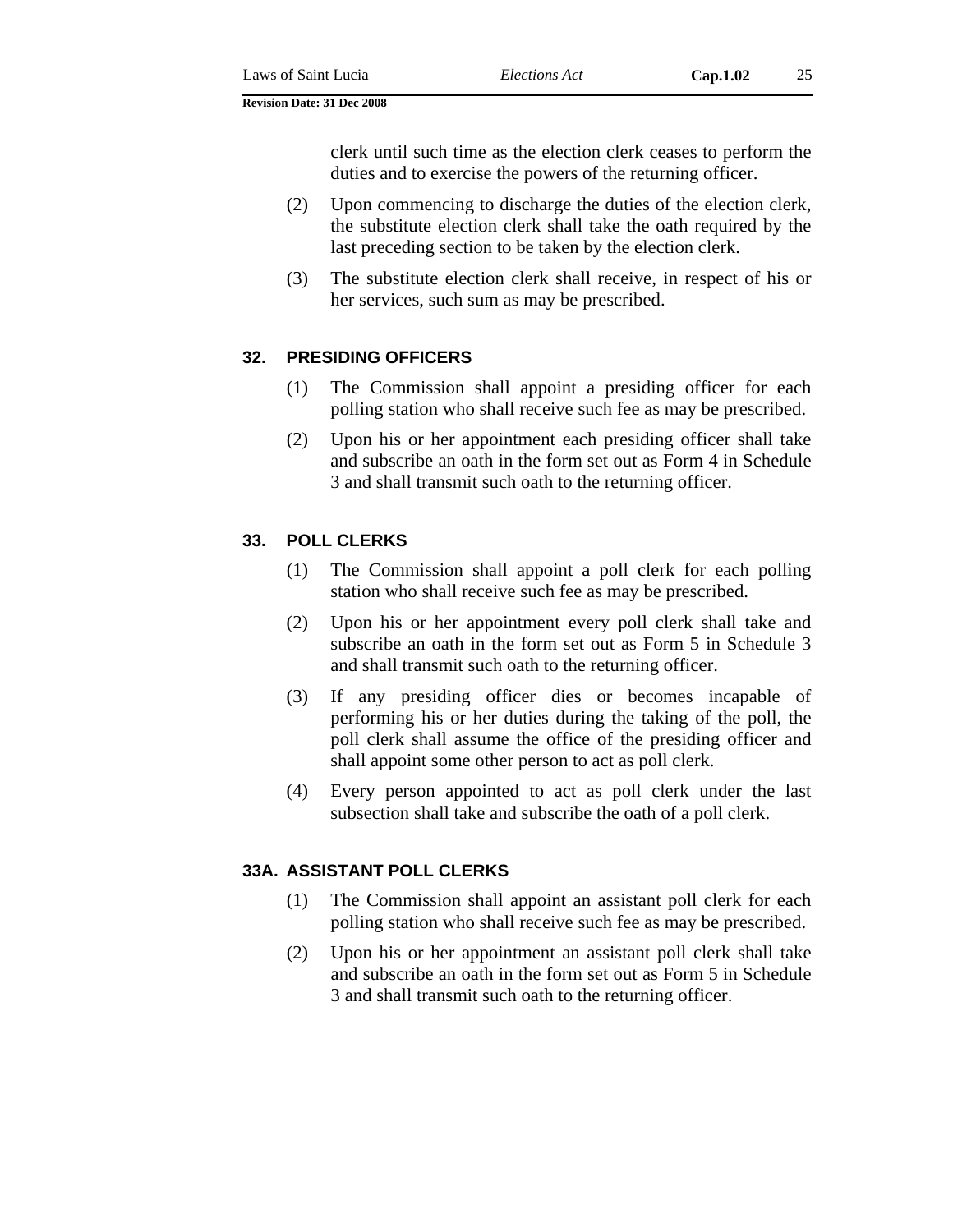clerk until such time as the election clerk ceases to perform the duties and to exercise the powers of the returning officer.

(2) Upon commencing to discharge the duties of the election clerk, the substitute election clerk shall take the oath required by the last preceding section to be taken by the election clerk.

(3) The substitute election clerk shall receive, in respect of his or her services, such sum as may be prescribed.

## 32. PRESIDING OFFICERS

(1) The Commission shall appoint a presiding officer for each polling station who shall receive such fee as may be prescribed.

(2) Upon his or her appointment each presiding officer shall take and subscribe an oath in the form set out as Form 4 in Schedule 3 and shall transmit such oath to the returning officer.

## 33. POLL CLERKS

(1) The Commission shall appoint a poll clerk for each polling station who shall receive such fee as may be prescribed.

(2) Upon his or her appointment every poll clerk shall take and subscribe an oath in the form set out as Form 5 in Schedule 3 and shall transmit such oath to the returning officer.

(3) If any presiding officer dies or becomes incapable of performing his or her duties during the taking of the poll, the poll clerk shall assume the office of the presiding officer and shall appoint some other person to act as poll clerk.

(4) Every person appointed to act as poll clerk under the last subsection shall take and subscribe the oath of a poll clerk.

## 33A. ASSISTANT POLL CLERKS

(1) The Commission shall appoint an assistant poll clerk for each polling station who shall receive such fee as may be prescribed.

(2) Upon his or her appointment an assistant poll clerk shall take and subscribe an oath in the form set out as Form 5 in Schedule 3 and shall transmit such oath to the returning officer.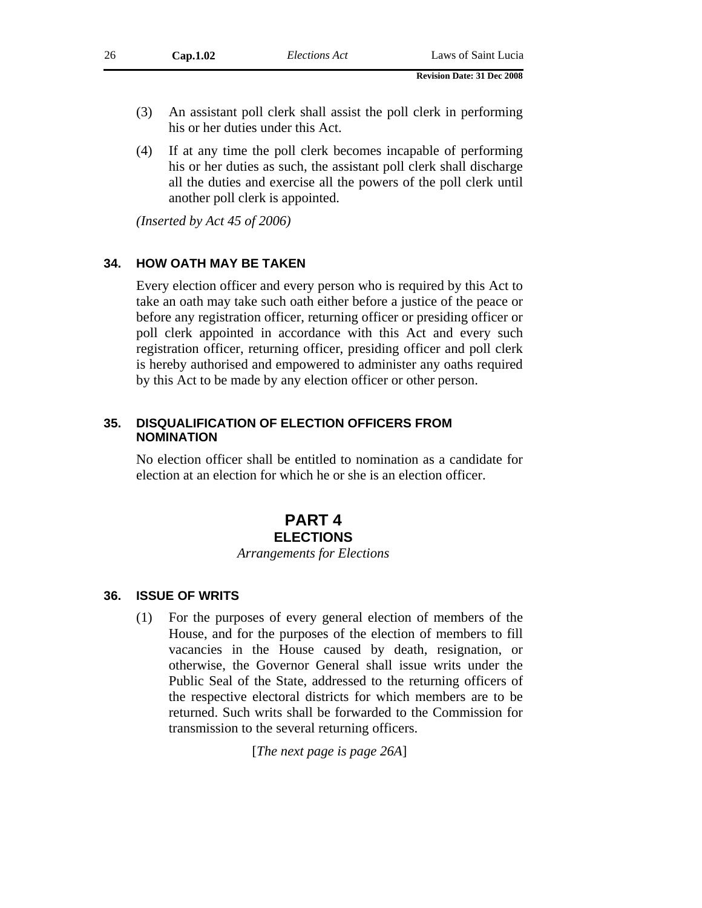(3) An assistant poll clerk shall assist the poll clerk in performing his or her duties under this Act.

(4) If at any time the poll clerk becomes incapable of performing his or her duties as such, the assistant poll clerk shall discharge all the duties and exercise all the powers of the poll clerk until another poll clerk is appointed.

*(Inserted by Act 45 of 2006)*

### 34. HOW OATH MAY BE TAKEN

Every election officer and every person who is required by this Act to take an oath may take such oath either before a justice of the peace or before any registration officer, returning officer or presiding officer or poll clerk appointed in accordance with this Act and every such registration officer, returning officer, presiding officer and poll clerk is hereby authorised and empowered to administer any oaths required by this Act to be made by any election officer or other person.

### 35. DISQUALIFICATION OF ELECTION OFFICERS FROM NOMINATION

No election officer shall be entitled to nomination as a candidate for election at an election for which he or she is an election officer.

## PART 4
## ELECTIONS

*Arrangements for Elections*

### 36. ISSUE OF WRITS

(1) For the purposes of every general election of members of the House, and for the purposes of the election of members to fill vacancies in the House caused by death, resignation, or otherwise, the Governor General shall issue writs under the Public Seal of the State, addressed to the returning officers of the respective electoral districts for which members are to be returned. Such writs shall be forwarded to the Commission for transmission to the several returning officers.

[*The next page is page 26A*]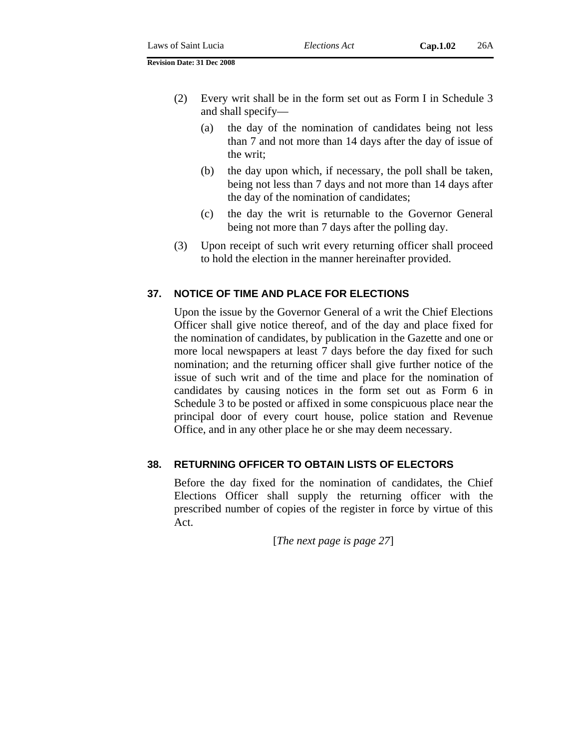(2) Every writ shall be in the form set out as Form I in Schedule 3 and shall specify—

(a) the day of the nomination of candidates being not less than 7 and not more than 14 days after the day of issue of the writ;

(b) the day upon which, if necessary, the poll shall be taken, being not less than 7 days and not more than 14 days after the day of the nomination of candidates;

(c) the day the writ is returnable to the Governor General being not more than 7 days after the polling day.

(3) Upon receipt of such writ every returning officer shall proceed to hold the election in the manner hereinafter provided.

### 37. NOTICE OF TIME AND PLACE FOR ELECTIONS

Upon the issue by the Governor General of a writ the Chief Elections Officer shall give notice thereof, and of the day and place fixed for the nomination of candidates, by publication in the Gazette and one or more local newspapers at least 7 days before the day fixed for such nomination; and the returning officer shall give further notice of the issue of such writ and of the time and place for the nomination of candidates by causing notices in the form set out as Form 6 in Schedule 3 to be posted or affixed in some conspicuous place near the principal door of every court house, police station and Revenue Office, and in any other place he or she may deem necessary.

### 38. RETURNING OFFICER TO OBTAIN LISTS OF ELECTORS

Before the day fixed for the nomination of candidates, the Chief Elections Officer shall supply the returning officer with the prescribed number of copies of the register in force by virtue of this Act.

[*The next page is page 27*]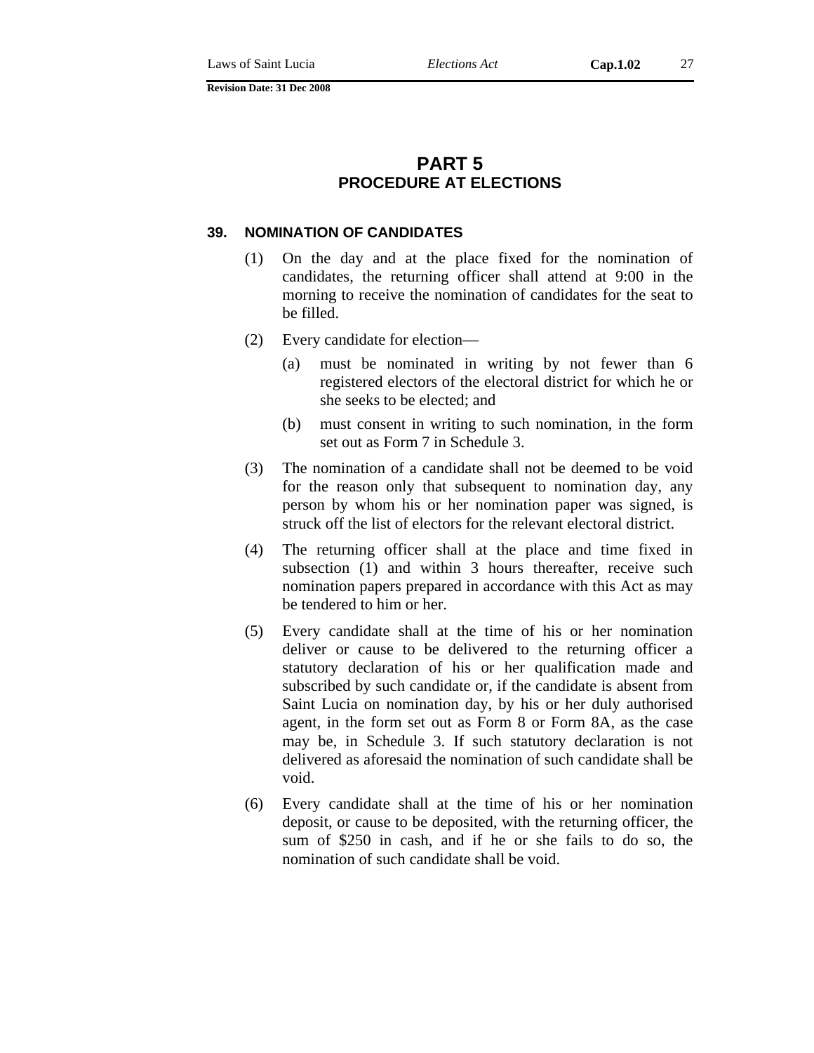# PART 5
## PROCEDURE AT ELECTIONS

### 39. NOMINATION OF CANDIDATES

(1) On the day and at the place fixed for the nomination of candidates, the returning officer shall attend at 9:00 in the morning to receive the nomination of candidates for the seat to be filled.

(2) Every candidate for election—

(a) must be nominated in writing by not fewer than 6 registered electors of the electoral district for which he or she seeks to be elected; and

(b) must consent in writing to such nomination, in the form set out as Form 7 in Schedule 3.

(3) The nomination of a candidate shall not be deemed to be void for the reason only that subsequent to nomination day, any person by whom his or her nomination paper was signed, is struck off the list of electors for the relevant electoral district.

(4) The returning officer shall at the place and time fixed in subsection (1) and within 3 hours thereafter, receive such nomination papers prepared in accordance with this Act as may be tendered to him or her.

(5) Every candidate shall at the time of his or her nomination deliver or cause to be delivered to the returning officer a statutory declaration of his or her qualification made and subscribed by such candidate or, if the candidate is absent from Saint Lucia on nomination day, by his or her duly authorised agent, in the form set out as Form 8 or Form 8A, as the case may be, in Schedule 3. If such statutory declaration is not delivered as aforesaid the nomination of such candidate shall be void.

(6) Every candidate shall at the time of his or her nomination deposit, or cause to be deposited, with the returning officer, the sum of $250 in cash, and if he or she fails to do so, the nomination of such candidate shall be void.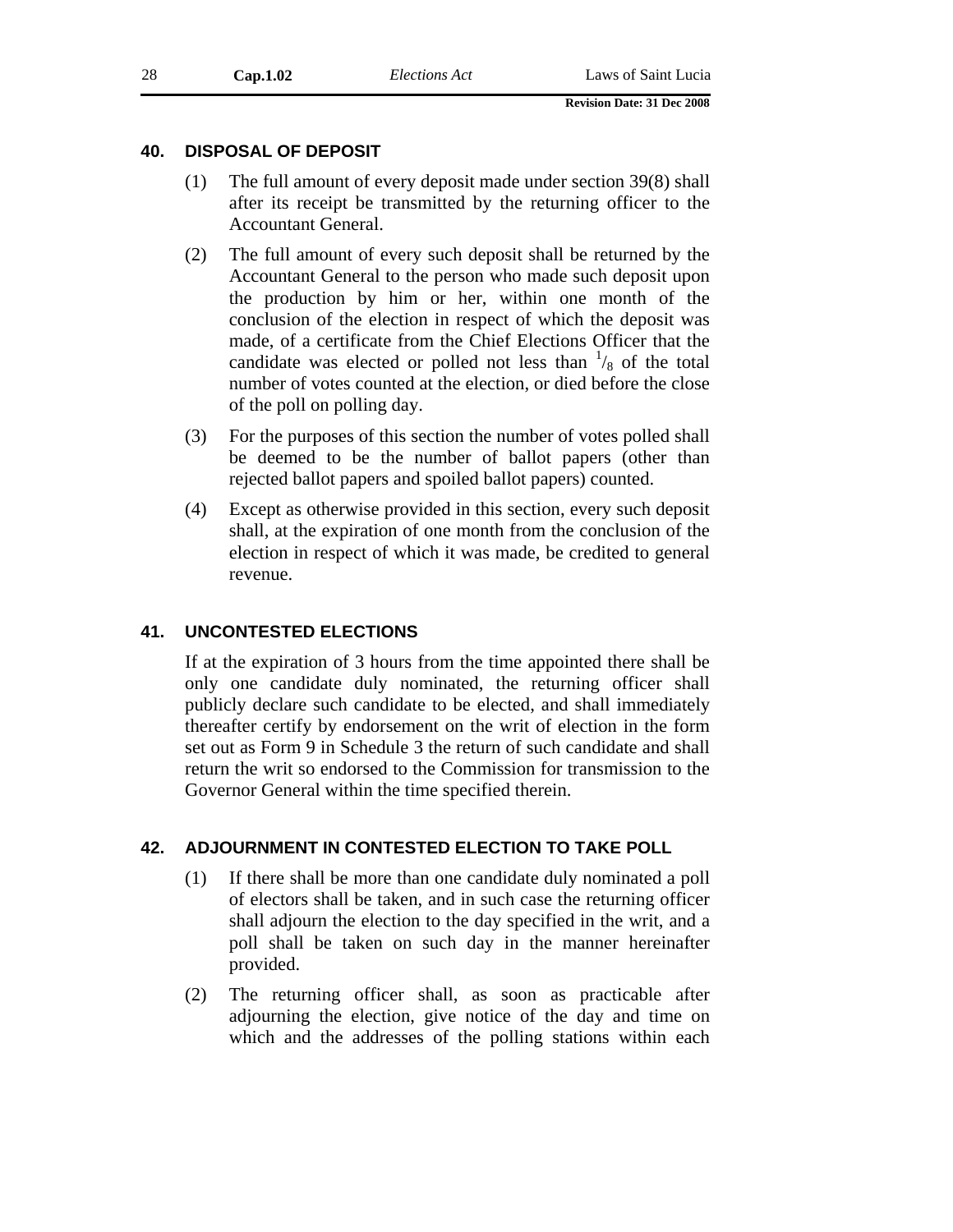## 40. DISPOSAL OF DEPOSIT

(1) The full amount of every deposit made under section 39(8) shall after its receipt be transmitted by the returning officer to the Accountant General.

(2) The full amount of every such deposit shall be returned by the Accountant General to the person who made such deposit upon the production by him or her, within one month of the conclusion of the election in respect of which the deposit was made, of a certificate from the Chief Elections Officer that the candidate was elected or polled not less than $^{1}/_{8}$ of the total number of votes counted at the election, or died before the close of the poll on polling day.

(3) For the purposes of this section the number of votes polled shall be deemed to be the number of ballot papers (other than rejected ballot papers and spoiled ballot papers) counted.

(4) Except as otherwise provided in this section, every such deposit shall, at the expiration of one month from the conclusion of the election in respect of which was made, be credited to general revenue.

## 41. UNCONTESTED ELECTIONS

If at the expiration of 3 hours from the time appointed there shall be only one candidate duly nominated, the returning officer shall publicly declare such candidate to be elected, and shall immediately thereafter certify by endorsement on the writ of election in the form set out as Form 9 in Schedule 3 the return of such candidate and shall return the writ so endorsed to the Commission for transmission to the Governor General within the time specified therein.

## 42. ADJOURNMENT IN CONTESTED ELECTION TO TAKE POLL

(1) If there shall be more than one candidate duly nominated a poll of electors shall be taken, and in such case the returning officer shall adjourn the election to the day specified in the writ, and a poll shall be taken on such day in the manner hereinafter provided.

(2) The returning officer shall, as soon as practicable after adjourning the election, give notice of the day and time on which and the addresses of the polling stations within each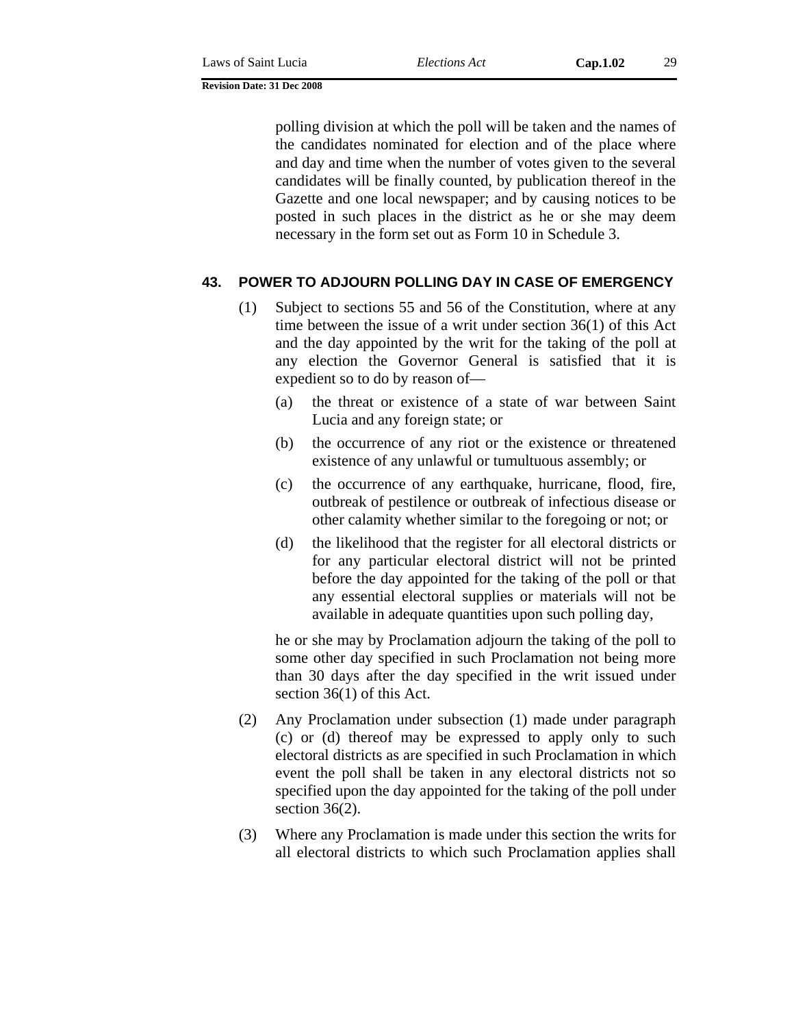polling division at which the poll will be taken and the names of the candidates nominated for election and of the place where and day and time when the number of votes given to the several candidates will be finally counted, by publication thereof in the Gazette and one local newspaper; and by causing notices to be posted in such places in the district as he or she may deem necessary in the form set out as Form 10 in Schedule 3.

## 43. POWER TO ADJOURN POLLING DAY IN CASE OF EMERGENCY

(1) Subject to sections 55 and 56 of the Constitution, where at any time between the issue of a writ under section 36(1) of this Act and the day appointed by the writ for the taking of the poll at any election the Governor General is satisfied that it is expedient so to do by reason of—

(a) the threat or existence of a state of war between Saint Lucia and any foreign state; or

(b) the occurrence of any riot or the existence or threatened existence of any unlawful or tumultuous assembly; or

(c) the occurrence of any earthquake, hurricane, flood, fire, outbreak of pestilence or outbreak of infectious disease or other calamity whether similar to the foregoing or not; or

(d) the likelihood that the register for all electoral districts or for any particular electoral district will not be printed before the day appointed for the taking of the poll or that any essential electoral supplies or materials will not be available in adequate quantities upon such polling day,

he or she may by Proclamation adjourn the taking of the poll to some other day specified in such Proclamation not being more than 30 days after the day specified in the writ issued under section 36(1) of this Act.

(2) Any Proclamation under subsection (1) made under paragraph (c) or (d) thereof may be expressed to apply only to such electoral districts as are specified in such Proclamation in which event the poll shall be taken in any electoral districts not so specified upon the day appointed for the taking of the poll under section 36(2).

(3) Where any Proclamation is made under this section the writs for all electoral districts to which such Proclamation applies shall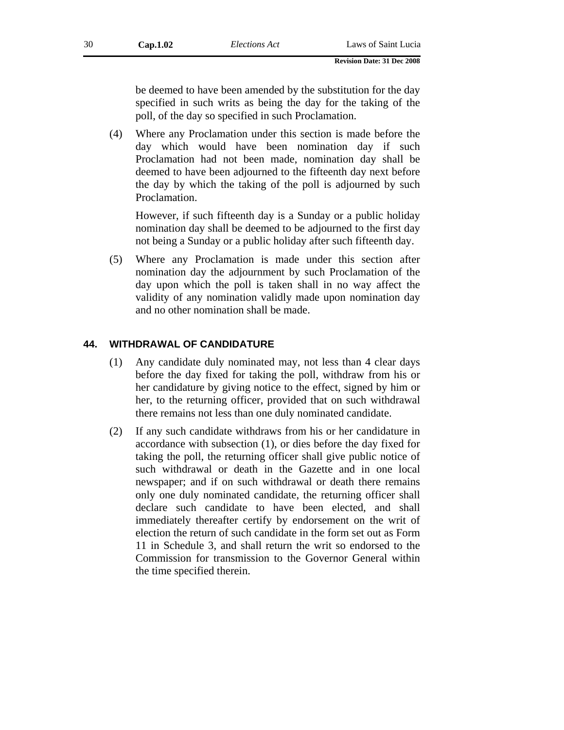be deemed to have been amended by the substitution for the day specified in such writs as being the day for the taking of the poll, of the day so specified in such Proclamation.

(4) Where any Proclamation under this section is made before the day which would have been nomination day if such Proclamation had not been made, nomination day shall be deemed to have been adjourned to the fifteenth day next before the day by which the taking of the poll is adjourned by such Proclamation.

However, if such fifteenth day is a Sunday or a public holiday nomination day shall be deemed to be adjourned to the first day not being a Sunday or a public holiday after such fifteenth day.

(5) Where any Proclamation is made under this section after nomination day the adjournment by such Proclamation of the day upon which the poll is taken shall in no way affect the validity of any nomination validly made upon nomination day and no other nomination shall be made.

## 44. WITHDRAWAL OF CANDIDATURE

(1) Any candidate duly nominated may, not less than 4 clear days before the day fixed for taking the poll, withdraw from his or her candidature by giving notice to the effect, signed by him or her, to the returning officer, provided that on such withdrawal there remains not less than one duly nominated candidate.

(2) If any such candidate withdraws from his or her candidature in accordance with subsection (1), or dies before the day fixed for taking the poll, the returning officer shall give public notice of such withdrawal or death in the Gazette and in one local newspaper; and if on such withdrawal or death there remains only one duly nominated candidate, the returning officer shall declare such candidate to have been elected, and shall immediately thereafter certify by endorsement on the writ of election the return of such candidate in the form set out as Form 11 in Schedule 3, and shall return the writ so endorsed to the Commission for transmission to the Governor General within the time specified therein.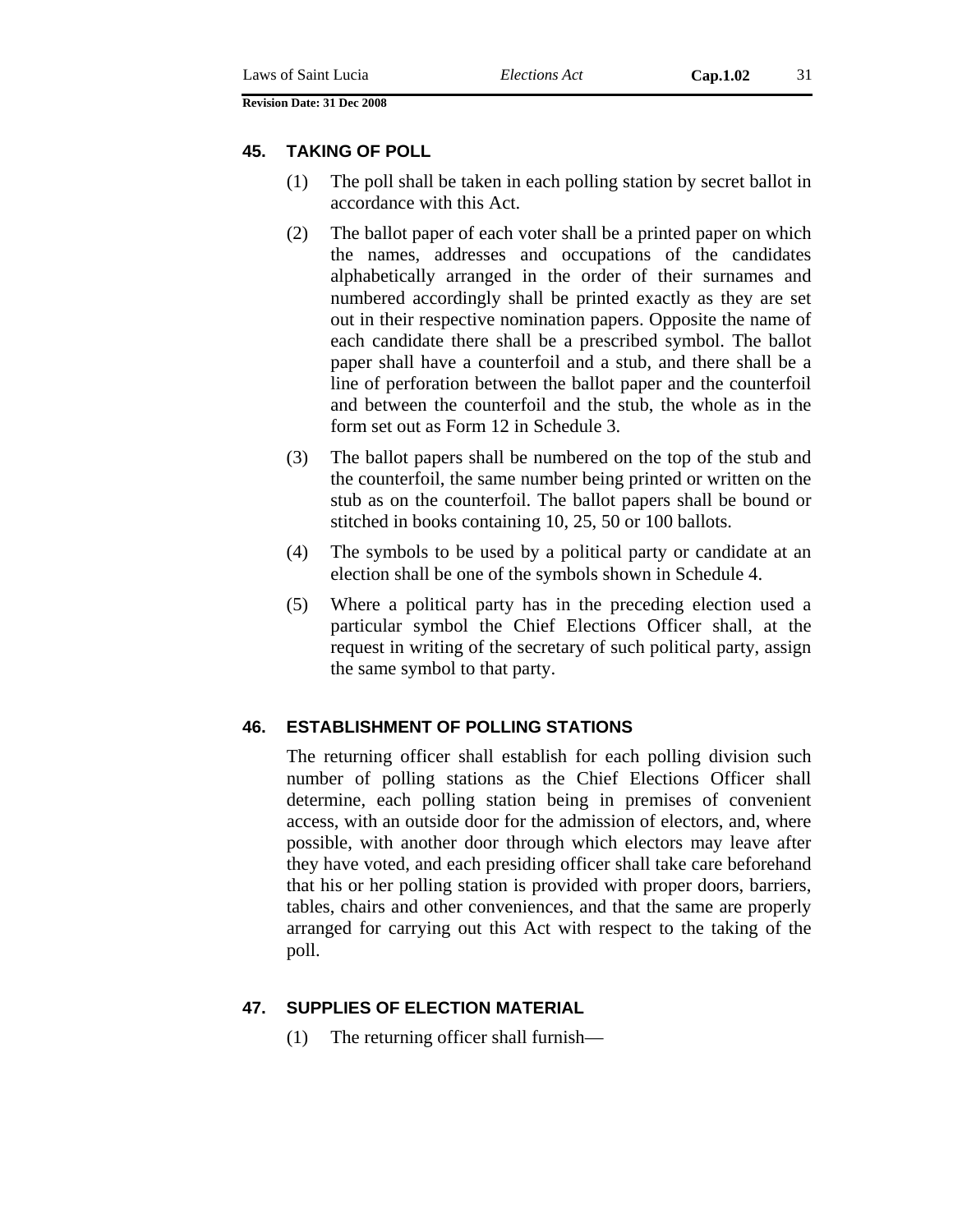## 45. TAKING OF POLL

(1) The poll shall be taken in each polling station by secret ballot in accordance with this Act.

(2) The ballot paper of each voter shall be a printed paper on which the names, addresses and occupations of the candidates alphabetically arranged in the order of their surnames and numbered accordingly shall be printed exactly as they are set out in their respective nomination papers. Opposite the name of each candidate there shall be a prescribed symbol. The ballot paper shall have a counterfoil and a stub, and there shall be a line of perforation between the ballot paper and the counterfoil and between the counterfoil and the stub, the whole as in the form set out as Form 12 in Schedule 3.

(3) The ballot papers shall be numbered on the top of the stub and the counterfoil, the same number being printed or written on the stub as on the counterfoil. The ballot papers shall be bound or stitched in books containing 10, 25, 50 or 100 ballots.

(4) The symbols to be used by a political party or candidate at an election shall be one of the symbols shown in Schedule 4.

(5) Where a political party has in the preceding election used a particular symbol the Chief Elections Officer shall, at the request in writing of the secretary of such political party, assign the same symbol to that party.

## 46. ESTABLISHMENT OF POLLING STATIONS

The returning officer shall establish for each polling division such number of polling stations as the Chief Elections Officer shall determine, each polling station being in premises of convenient access, with an outside door for the admission of electors, and, where possible, with another door through which electors may leave after they have voted, and each presiding officer shall take care beforehand that his or her polling station is provided with proper doors, barriers, tables, chairs and other conveniences, and that the same are properly arranged for carrying out this Act with respect to the taking of the poll.

## 47. SUPPLIES OF ELECTION MATERIAL

(1) The returning officer shall furnish—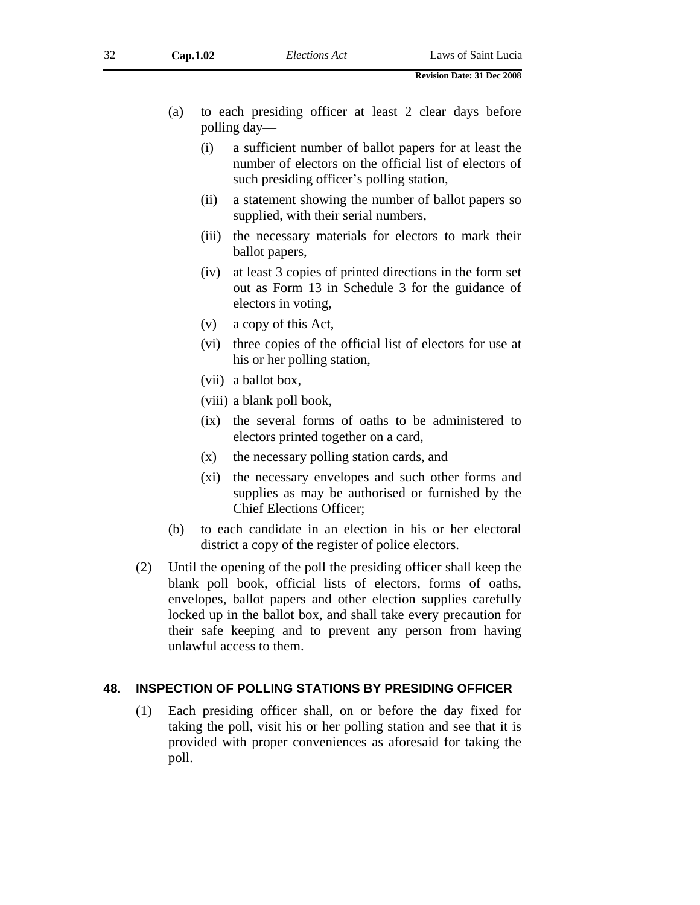(a) to each presiding officer at least 2 clear days before polling day—

    (i) a sufficient number of ballot papers for at least the number of electors on the official list of electors of such presiding officer's polling station,

    (ii) a statement showing the number of ballot papers so supplied, with their serial numbers,

    (iii) the necessary materials for electors to mark their ballot papers,

    (iv) at least 3 copies of printed directions in the form set out as Form 13 in Schedule 3 for the guidance of electors in voting,

    (v) a copy of this Act,

    (vi) three copies of the official list of electors for use at his or her polling station,

    (vii) a ballot box,

    (viii) a blank poll book,

    (ix) the several forms of oaths to be administered to electors printed together on a card,

    (x) the necessary polling station cards, and

    (xi) the necessary envelopes and such other forms and supplies as may be authorised or furnished by the Chief Elections Officer;

(b) to each candidate in an election in his or her electoral district a copy of the register of police electors.

(2) Until the opening of the poll the presiding officer shall keep the blank poll book, official lists of electors, forms of oaths, envelopes, ballot papers and other election supplies carefully locked up in the ballot box, and shall take every precaution for their safe keeping and to prevent any person from having unlawful access to them.

## 48. INSPECTION OF POLLING STATIONS BY PRESIDING OFFICER

(1) Each presiding officer shall, on or before the day fixed for taking the poll, visit his or her polling station and see that it is provided with proper conveniences as aforesaid for taking the poll.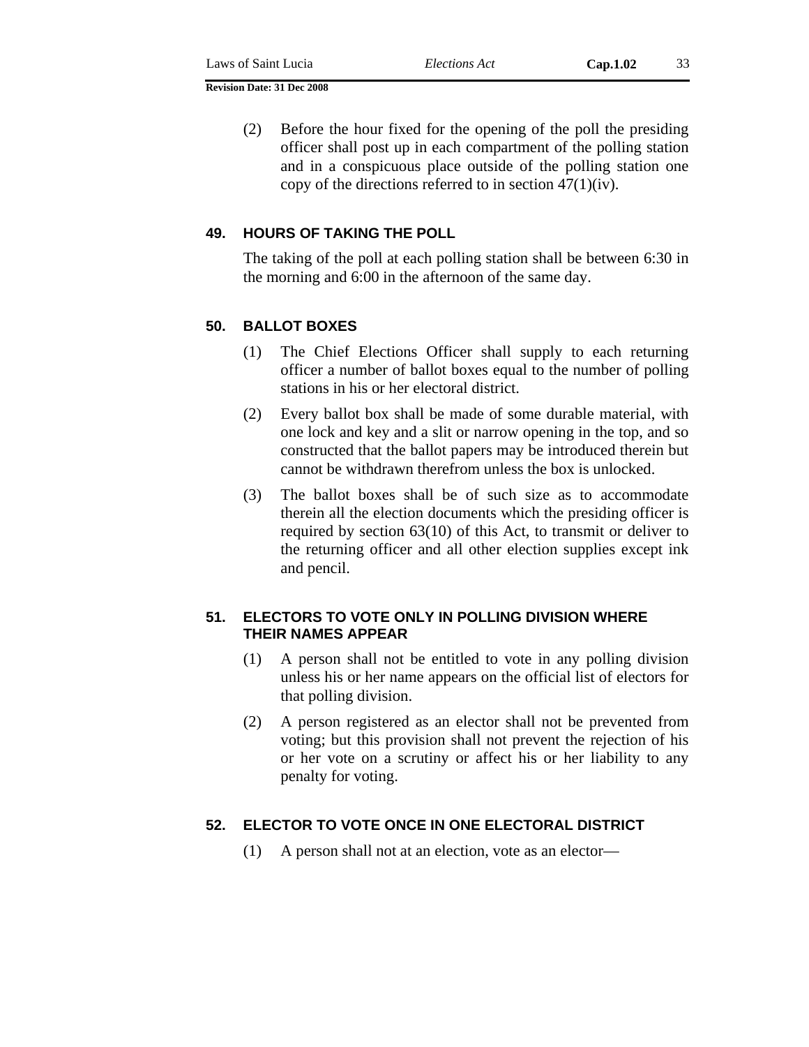(2) Before the hour fixed for the opening of the poll the presiding officer shall post up in each compartment of the polling station and in a conspicuous place outside of the polling station one copy of the directions referred to in section 47(1)(iv).

### 49. HOURS OF TAKING THE POLL

The taking of the poll at each polling station shall be between 6:30 in the morning and 6:00 in the afternoon of the same day.

### 50. BALLOT BOXES

(1) The Chief Elections Officer shall supply to each returning officer a number of ballot boxes equal to the number of polling stations in his or her electoral district.

(2) Every ballot box shall be made of some durable material, with one lock and key and a slit or narrow opening in the top, and so constructed that the ballot papers may be introduced therein but cannot be withdrawn therefrom unless the box is unlocked.

(3) The ballot boxes shall be of such size as to accommodate therein all the election documents which the presiding officer is required by section 63(10) of this Act, to transmit or deliver to the returning officer and all other election supplies except ink and pencil.

### 51. ELECTORS TO VOTE ONLY IN POLLING DIVISION WHERE THEIR NAMES APPEAR

(1) A person shall not be entitled to vote in any polling division unless his or her name appears on the official list of electors for that polling division.

(2) A person registered as an elector shall not be prevented from voting; but this provision shall not prevent the rejection of his or her vote on a scrutiny or affect his or her liability to any penalty for voting.

### 52. ELECTOR TO VOTE ONCE IN ONE ELECTORAL DISTRICT

(1) A person shall not at an election, vote as an elector—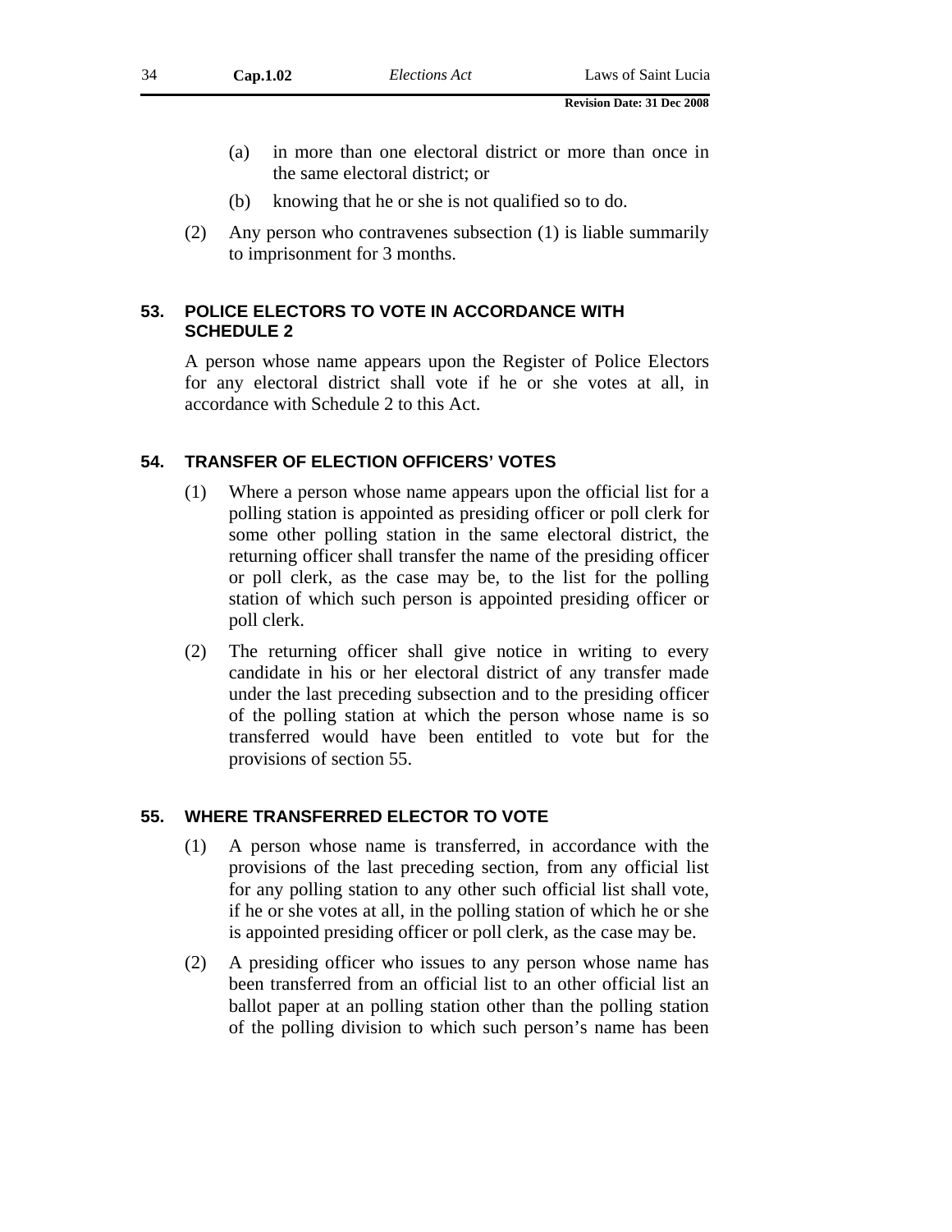(a) in more than one electoral district or more than once in the same electoral district; or

(b) knowing that he or she is not qualified so to do.

(2) Any person who contravenes subsection (1) is liable summarily to imprisonment for 3 months.

## 53. POLICE ELECTORS TO VOTE IN ACCORDANCE WITH SCHEDULE 2

A person whose name appears upon the Register of Police Electors for any electoral district shall vote if he or she votes at all, in accordance with Schedule 2 to this Act.

## 54. TRANSFER OF ELECTION OFFICERS' VOTES

(1) Where a person whose name appears upon the official list for a polling station is appointed as presiding officer or poll clerk for some other polling station in the same electoral district, the returning officer shall transfer the name of the presiding officer or poll clerk, as the case may be, to the list for the polling station of which such person is appointed presiding officer or poll clerk.

(2) The returning officer shall give notice in writing to every candidate in his or her electoral district of any transfer made under the last preceding subsection and to the presiding officer of the polling station at which the person whose name is so transferred would have been entitled to vote but for the provisions of section 55.

## 55. WHERE TRANSFERRED ELECTOR TO VOTE

(1) A person whose name is transferred, in accordance with the provisions of the last preceding section, from any official list for any polling station to any other such official list shall vote, if he or she votes at all, in the polling station of which he or she is appointed presiding officer or poll clerk, as the case may be.

(2) A presiding officer who issues to any person whose name has been transferred from an official list to an other official list an ballot paper at an polling station other than the polling station of the polling division to which such person's name has been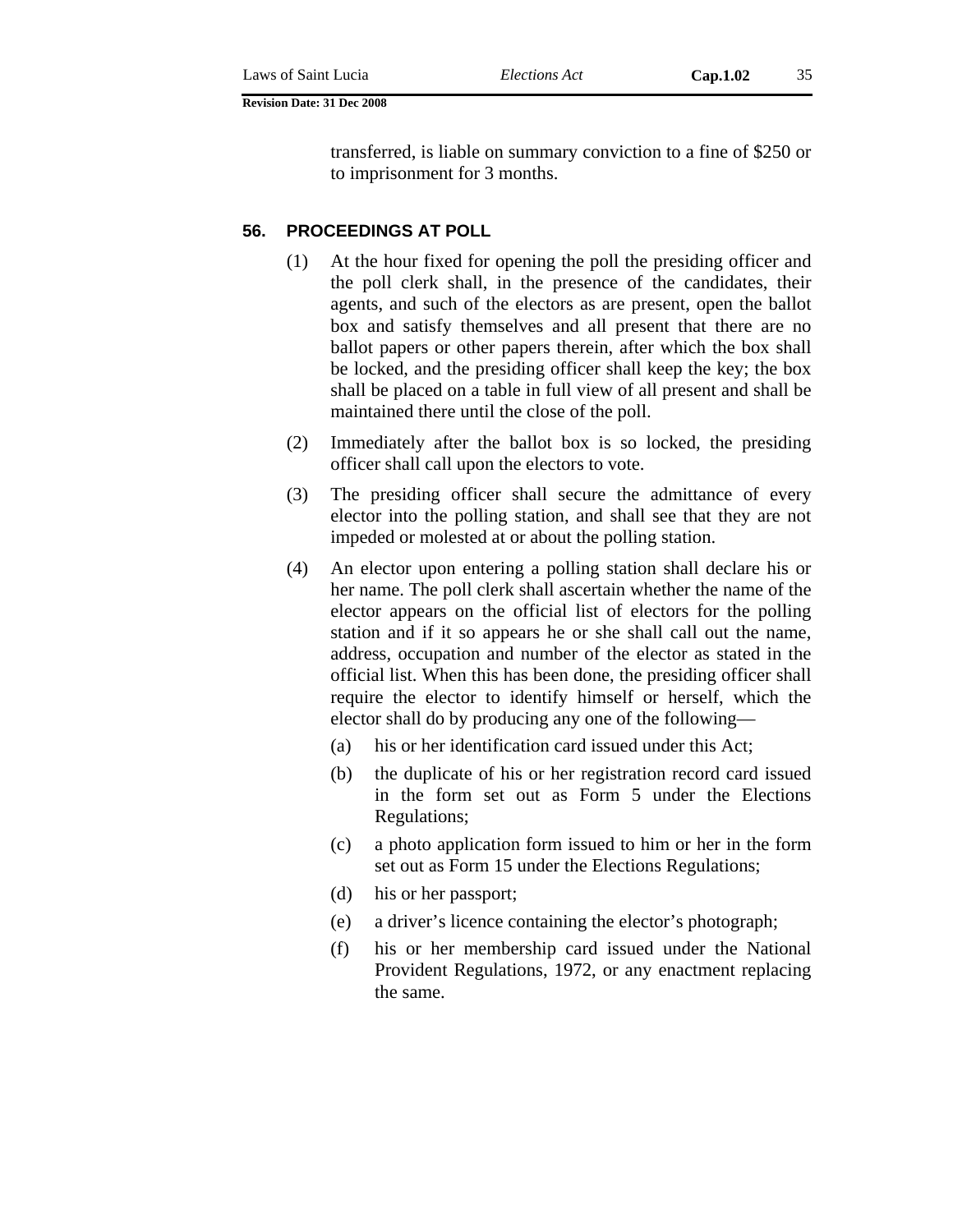transferred, is liable on summary conviction to a fine of $250 or to imprisonment for 3 months.

## 56. PROCEEDINGS AT POLL

(1) At the hour fixed for opening the poll the presiding officer and the poll clerk shall, in the presence of the candidates, their agents, and such of the electors as are present, open the ballot box and satisfy themselves and all present that there are no ballot papers or other papers therein, after which the box shall be locked, and the presiding officer shall keep the key; the box shall be placed on a table in full view of all present and shall be maintained there until the close of the poll.

(2) Immediately after the ballot box is so locked, the presiding officer shall call upon the electors to vote.

(3) The presiding officer shall secure the admittance of every elector into the polling station, and shall see that they are not impeded or molested at or about the polling station.

(4) An elector upon entering a polling station shall declare his or her name. The poll clerk shall ascertain whether the name of the elector appears on the official list of electors for the polling station and if it so appears he or she shall call out the name, address, occupation and number of the elector as stated in the official list. When this has been done, the presiding officer shall require the elector to identify himself or herself, which the elector shall do by producing any one of the following—

(a) his or her identification card issued under this Act;

(b) the duplicate of his or her registration record card issued in the form set out as Form 5 under the Elections Regulations;

(c) a photo application form issued to him or her in the form set out as Form 15 under the Elections Regulations;

(d) his or her passport;

(e) a driver's licence containing the elector's photograph;

(f) his or her membership card issued under the National Provident Regulations, 1972, or any enactment replacing the same.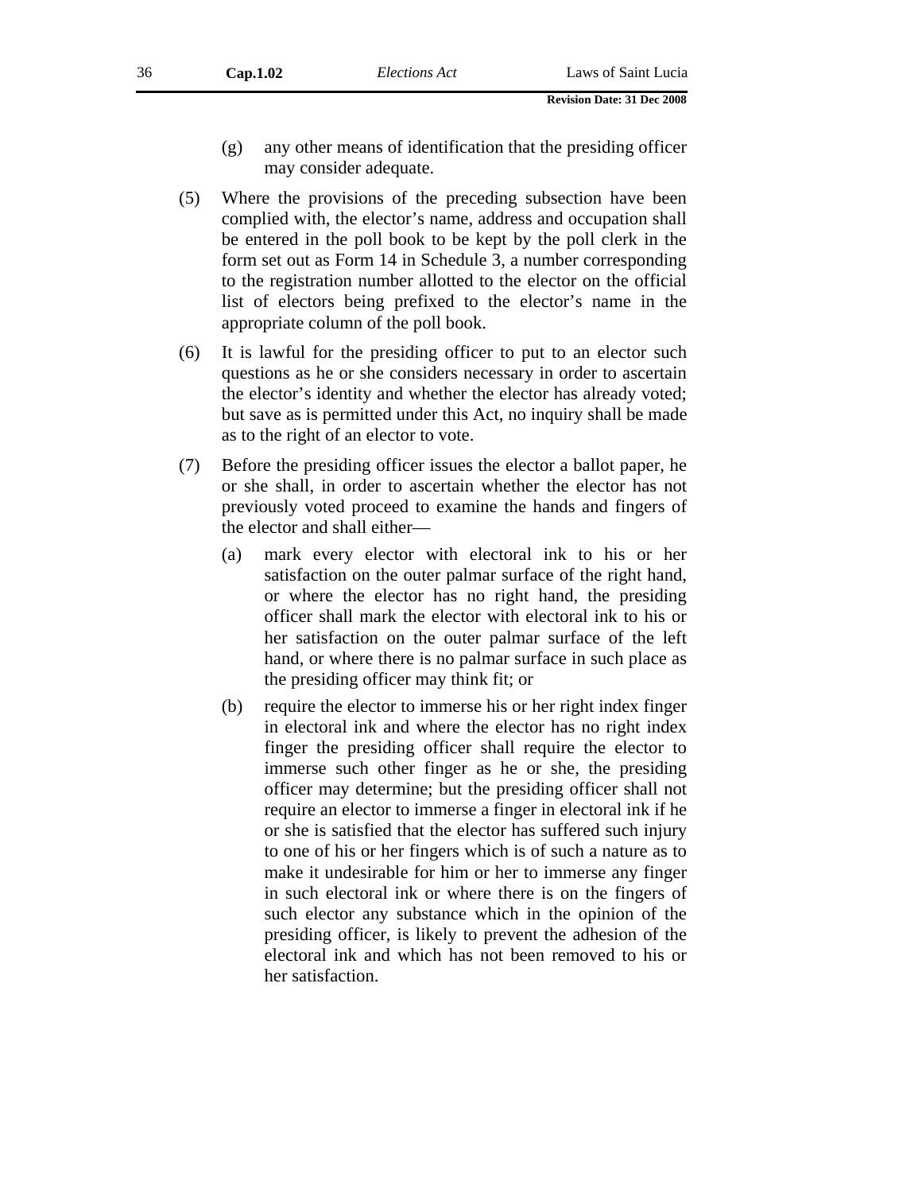(g) any other means of identification that the presiding officer may consider adequate.

(5) Where the provisions of the preceding subsection have been complied with, the elector's name, address and occupation shall be entered in the poll book to be kept by the poll clerk in the form set out as Form 14 in Schedule 3, a number corresponding to the registration number allotted to the elector on the official list of electors being prefixed to the elector's name in the appropriate column of the poll book.

(6) It is lawful for the presiding officer to put to an elector such questions as he or she considers necessary in order to ascertain the elector's identity and whether the elector has already voted; but save as is permitted under this Act, no inquiry shall be made as to the right of an elector to vote.

(7) Before the presiding officer issues the elector a ballot paper, he or she shall, in order to ascertain whether the elector has not previously voted proceed to examine the hands and fingers of the elector and shall either—

(a) mark every elector with electoral ink to his or her satisfaction on the outer palmar surface of the right hand, or where the elector has no right hand, the presiding officer shall mark the elector with electoral ink to his or her satisfaction on the outer palmar surface of the left hand, or where there is no palmar surface in such place as the presiding officer may think fit; or

(b) require the elector to immerse his or her right index finger in electoral ink and where the elector has no right index finger the presiding officer shall require the elector to immerse such other finger as he or she, the presiding officer may determine; but the presiding officer shall not require an elector to immerse a finger in electoral ink if he or she is satisfied that the elector has suffered such injury to one of his or her fingers which is of such a nature as to make it undesirable for him or her to immerse any finger in such electoral ink or where there is on the fingers of such elector any substance which in the opinion of the presiding officer, is likely to prevent the adhesion of the electoral ink and which has not been removed to his or her satisfaction.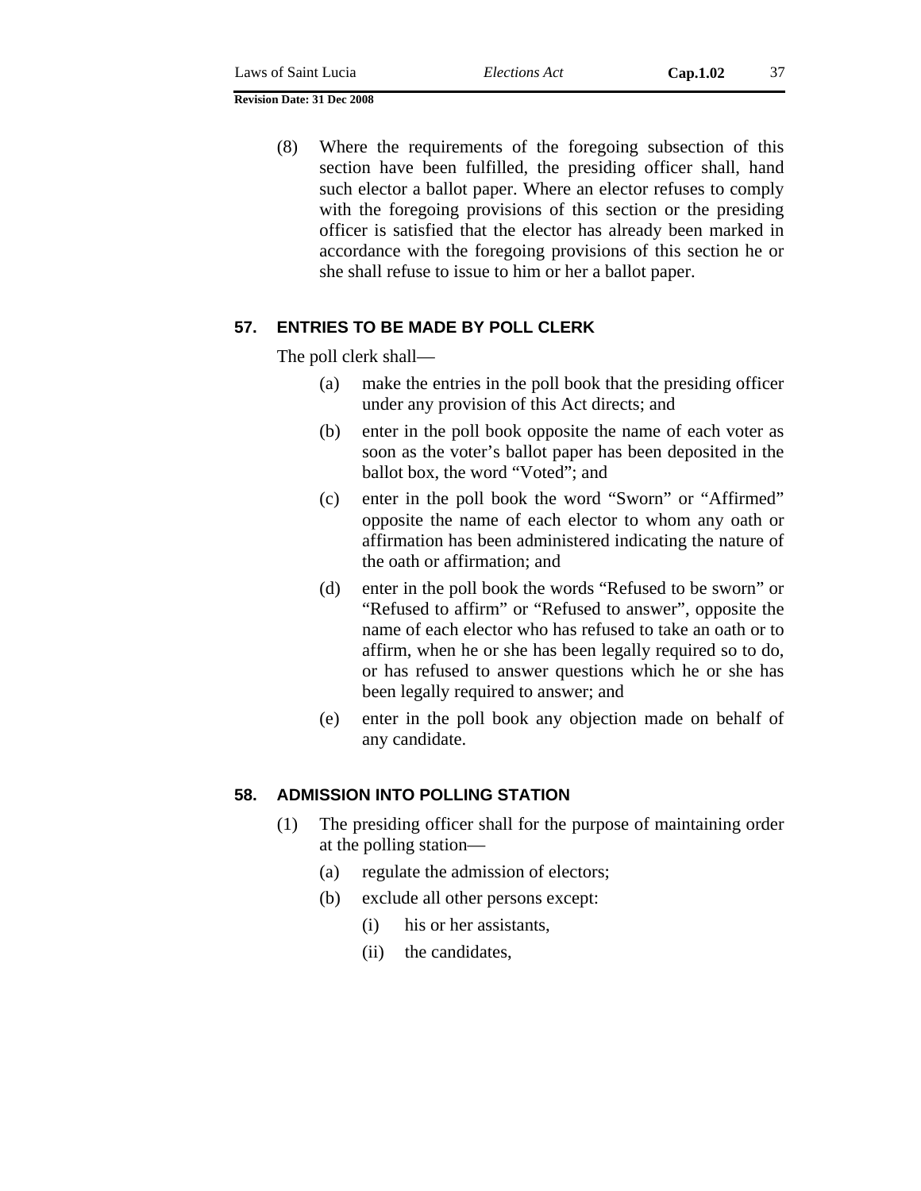(8) Where the requirements of the foregoing subsection of this section have been fulfilled, the presiding officer shall, hand such elector a ballot paper. Where an elector refuses to comply with the foregoing provisions of this section or the presiding officer is satisfied that the elector has already been marked in accordance with the foregoing provisions of this section he or she shall refuse to issue to him or her a ballot paper.

## 57. ENTRIES TO BE MADE BY POLL CLERK

The poll clerk shall—

(a) make the entries in the poll book that the presiding officer under any provision of this Act directs; and

(b) enter in the poll book opposite the name of each voter as soon as the voter's ballot paper has been deposited in the ballot box, the word "Voted"; and

(c) enter in the poll book the word "Sworn" or "Affirmed" opposite the name of each elector to whom any oath or affirmation has been administered indicating the nature of the oath or affirmation; and

(d) enter in the poll book the words "Refused to be sworn" or "Refused to affirm" or "Refused to answer", opposite the name of each elector who has refused to take an oath or to affirm, when he or she has been legally required so to do, or has refused to answer questions which he or she has been legally required to answer; and

(e) enter in the poll book any objection made on behalf of any candidate.

## 58. ADMISSION INTO POLLING STATION

(1) The presiding officer shall for the purpose of maintaining order at the polling station—

(a) regulate the admission of electors;

(b) exclude all other persons except:

(i) his or her assistants,

(ii) the candidates,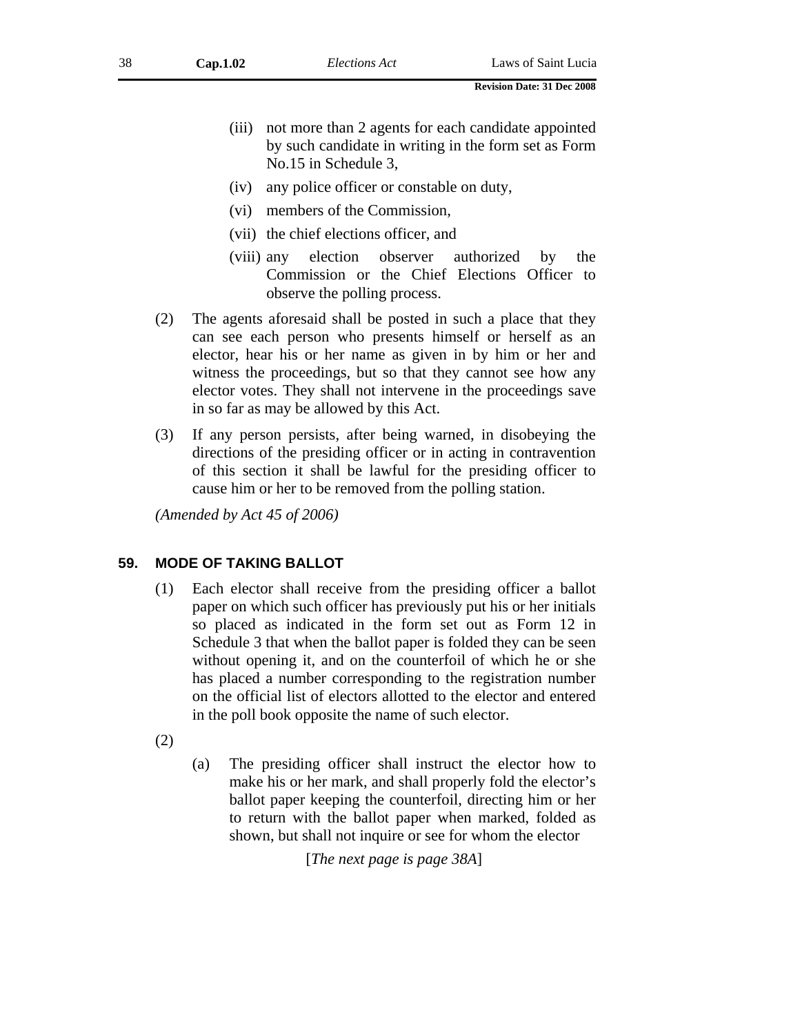(iii) not more than 2 agents for each candidate appointed by such candidate in writing in the form set as Form No.15 in Schedule 3,

(iv) any police officer or constable on duty,

(vi) members of the Commission,

(vii) the chief elections officer, and

(viii) any election observer authorized by the Commission or the Chief Elections Officer to observe the polling process.

(2) The agents aforesaid shall be posted in such a place that they can see each person who presents himself or herself as an elector, hear his or her name as given in by him or her and witness the proceedings, but so that they cannot see how any elector votes. They shall not intervene in the proceedings save in so far as may be allowed by this Act.

(3) If any person persists, after being warned, in disobeying the directions of the presiding officer or in acting in contravention of this section it shall be lawful for the presiding officer to cause him or her to be removed from the polling station.

*(Amended by Act 45 of 2006)*

## 59. MODE OF TAKING BALLOT

(1) Each elector shall receive from the presiding officer a ballot paper on which such officer has previously put his or her initials so placed as indicated in the form set out as Form 12 in Schedule 3 that when the ballot paper is folded they can be seen without opening it, and on the counterfoil of which he or she has placed a number corresponding to the registration number on the official list of electors allotted to the elector and entered in the poll book opposite the name of such elector.

(2)

(a) The presiding officer shall instruct the elector how to make his or her mark, and shall properly fold the elector's ballot paper keeping the counterfoil, directing him or her to return with the ballot paper when marked, folded as shown, but shall not inquire or see for whom the elector

[*The next page is page 38A*]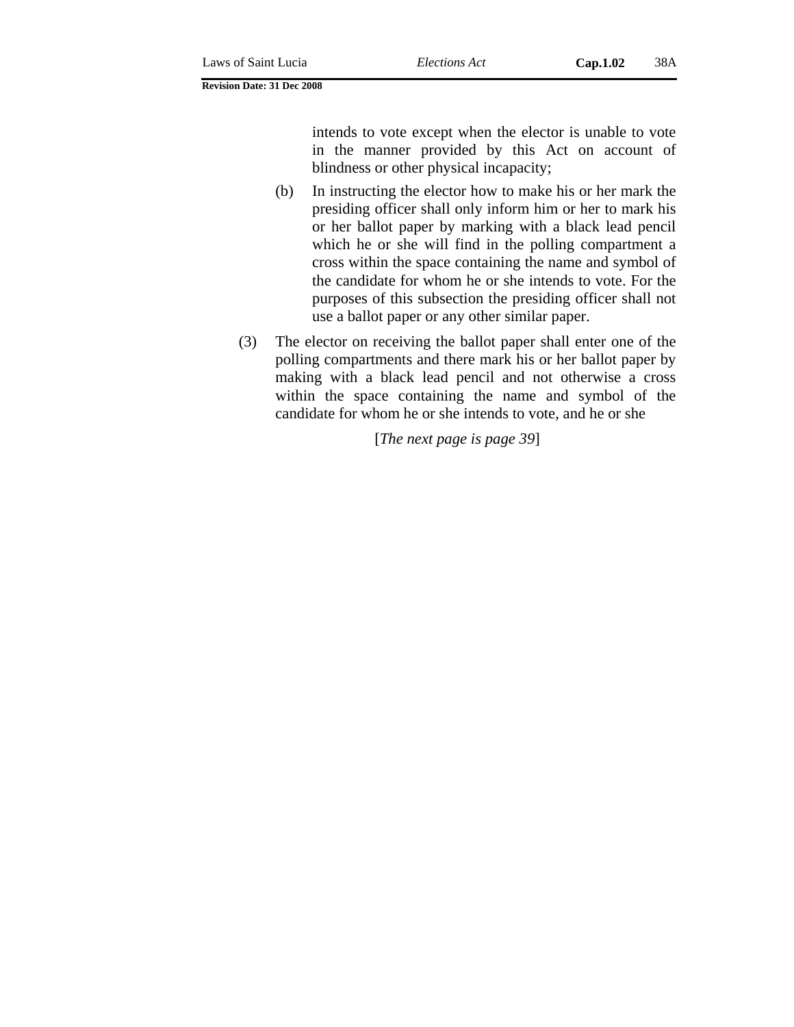intends to vote except when the elector is unable to vote in the manner provided by this Act on account of blindness or other physical incapacity;

(b) In instructing the elector how to make his or her mark the presiding officer shall only inform him or her to mark his or her ballot paper by marking with a black lead pencil which he or she will find in the polling compartment a cross within the space containing the name and symbol of the candidate for whom he or she intends to vote. For the purposes of this subsection the presiding officer shall not use a ballot paper or any other similar paper.

(3) The elector on receiving the ballot paper shall enter one of the polling compartments and there mark his or her ballot paper by making with a black lead pencil and not otherwise a cross within the space containing the name and symbol of the candidate for whom he or she intends to vote, and he or she

[*The next page is page 39*]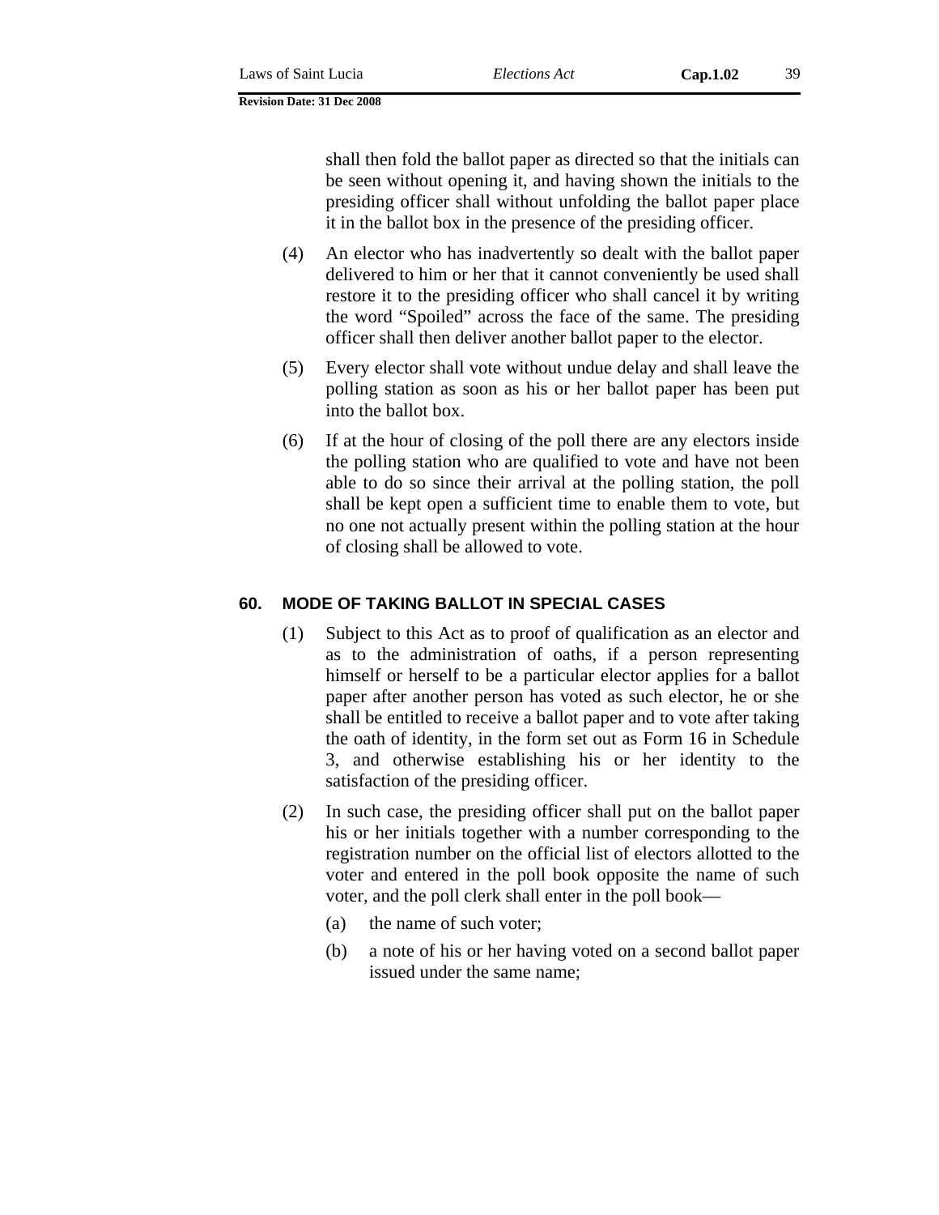shall then fold the ballot paper as directed so that the initials can be seen without opening it, and having shown the initials to the presiding officer shall without unfolding the ballot paper place it in the ballot box in the presence of the presiding officer.

(4) An elector who has inadvertently so dealt with the ballot paper delivered to him or her that it cannot conveniently be used shall restore it to the presiding officer who shall cancel it by writing the word "Spoiled" across the face of the same. The presiding officer shall then deliver another ballot paper to the elector.

(5) Every elector shall vote without undue delay and shall leave the polling station as soon as his or her ballot paper has been put into the ballot box.

(6) If at the hour of closing of the poll there are any electors inside the polling station who are qualified to vote and have not been able to do so since their arrival at the polling station, the poll shall be kept open a sufficient time to enable them to vote, but no one not actually present within the polling station at the hour of closing shall be allowed to vote.

## 60. MODE OF TAKING BALLOT IN SPECIAL CASES

(1) Subject to this Act as to proof of qualification as an elector and as to the administration of oaths, if a person representing himself or herself to be a particular elector applies for a ballot paper after another person has voted as such elector, he or she shall be entitled to receive a ballot paper and to vote after taking the oath of identity, in the form set out as Form 16 in Schedule 3, and otherwise establishing his or her identity to the satisfaction of the presiding officer.

(2) In such case, the presiding officer shall put on the ballot paper his or her initials together with a number corresponding to the registration number on the official list of electors allotted to the voter and entered in the poll book opposite the name of such voter, and the poll clerk shall enter in the poll book—

(a) the name of such voter;

(b) a note of his or her having voted on a second ballot paper issued under the same name;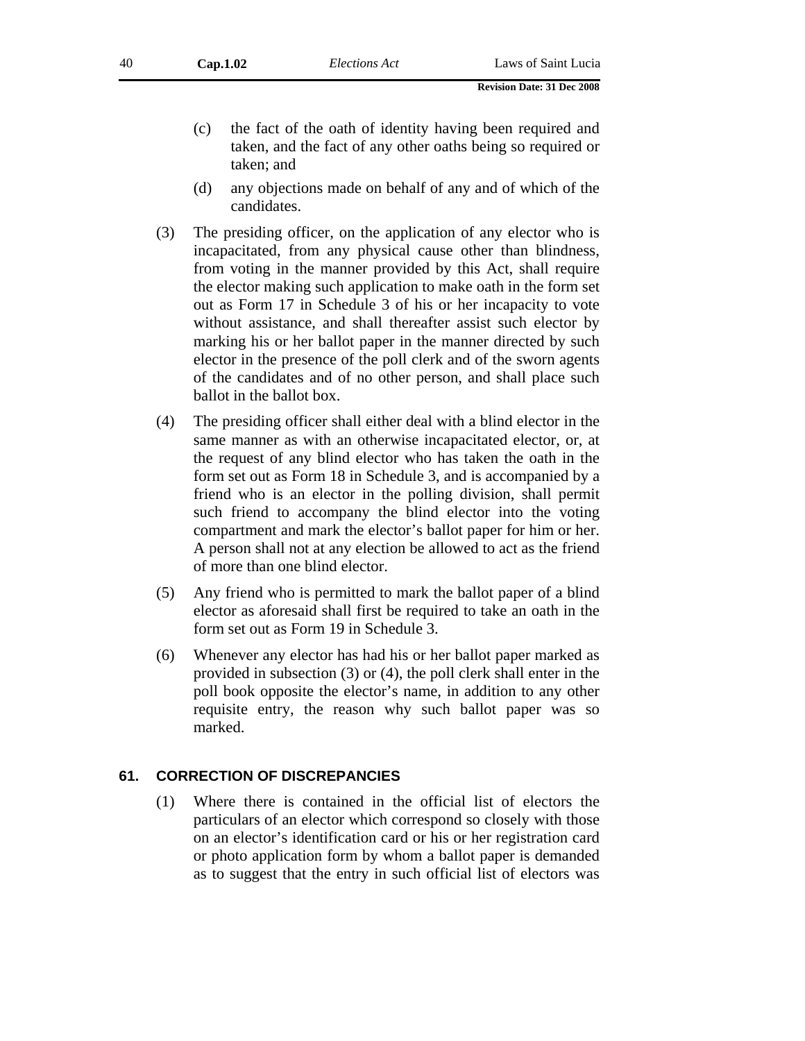(c) the fact of the oath of identity having been required and taken, and the fact of any other oaths being so required or taken; and

(d) any objections made on behalf of any and of which of the candidates.

(3) The presiding officer, on the application of any elector who is incapacitated, from any physical cause other than blindness, from voting in the manner provided by this Act, shall require the elector making such application to make oath in the form set out as Form 17 in Schedule 3 of his or her incapacity to vote without assistance, and shall thereafter assist such elector by marking his or her ballot paper in the manner directed by such elector in the presence of the poll clerk and of the sworn agents of the candidates and of no other person, and shall place such ballot in the ballot box.

(4) The presiding officer shall either deal with a blind elector in the same manner as with an otherwise incapacitated elector, or, at the request of any blind elector who has taken the oath in the form set out as Form 18 in Schedule 3, and is accompanied by a friend who is an elector in the polling division, shall permit such friend to accompany the blind elector into the voting compartment and mark the elector's ballot paper for him or her. A person shall not at any election be allowed to act as the friend of more than one blind elector.

(5) Any friend who is permitted to mark the ballot paper of a blind elector as aforesaid shall first be required to take an oath in the form set out as Form 19 in Schedule 3.

(6) Whenever any elector has had his or her ballot paper marked as provided in subsection (3) or (4), the poll clerk shall enter in the poll book opposite the elector's name, in addition to any other requisite entry, the reason why such ballot paper was so marked.

## 61. CORRECTION OF DISCREPANCIES

(1) Where there is contained in the official list of electors the particulars of an elector which correspond so closely with those on an elector's identification card or his or her registration card or photo application form by whom a ballot paper is demanded as to suggest that the entry in such official list of electors was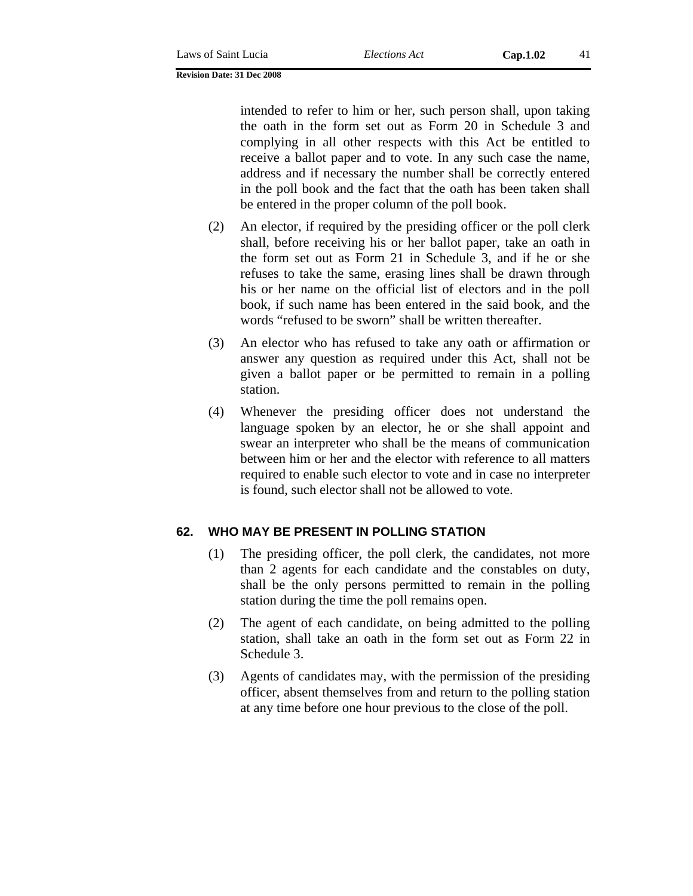intended to refer to him or her, such person shall, upon taking the oath in the form set out as Form 20 in Schedule 3 and complying in all other respects with this Act be entitled to receive a ballot paper and to vote. In any such case the name, address and if necessary the number shall be correctly entered in the poll book and the fact that the oath has been taken shall be entered in the proper column of the poll book.

(2) An elector, if required by the presiding officer or the poll clerk shall, before receiving his or her ballot paper, take an oath in the form set out as Form 21 in Schedule 3, and if he or she refuses to take the same, erasing lines shall be drawn through his or her name on the official list of electors and in the poll book, if such name has been entered in the said book, and the words "refused to be sworn" shall be written thereafter.

(3) An elector who has refused to take any oath or affirmation or answer any question as required under this Act, shall not be given a ballot paper or be permitted to remain in a polling station.

(4) Whenever the presiding officer does not understand the language spoken by an elector, he or she shall appoint and swear an interpreter who shall be the means of communication between him or her and the elector with reference to all matters required to enable such elector to vote and in case no interpreter is found, such elector shall not be allowed to vote.

### 62. WHO MAY BE PRESENT IN POLLING STATION

(1) The presiding officer, the poll clerk, the candidates, not more than 2 agents for each candidate and the constables on duty, shall be the only persons permitted to remain in the polling station during the time the poll remains open.

(2) The agent of each candidate, on being admitted to the polling station, shall take an oath in the form set out as Form 22 in Schedule 3.

(3) Agents of candidates may, with the permission of the presiding officer, absent themselves from and return to the polling station at any time before one hour previous to the close of the poll.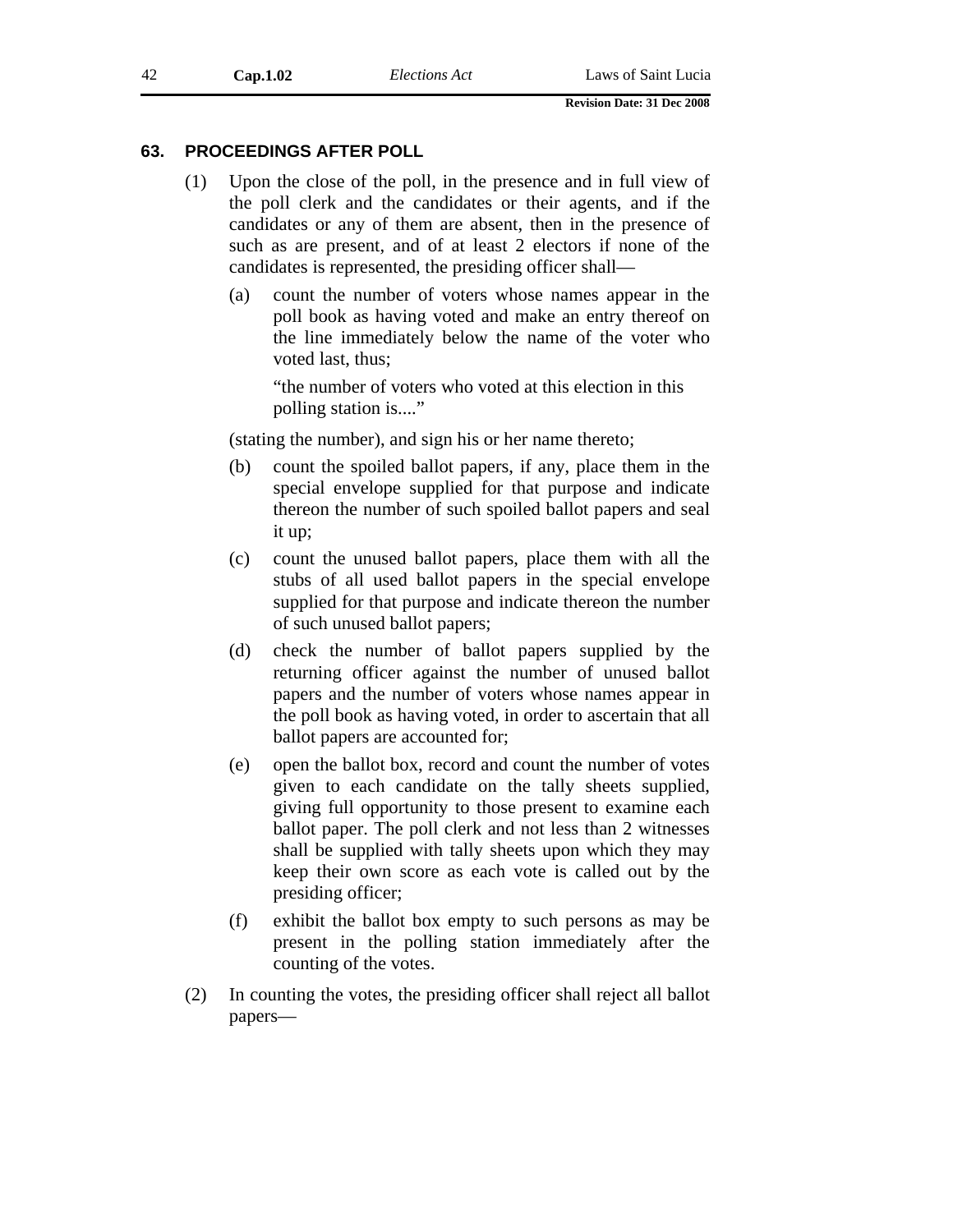### 63. PROCEEDINGS AFTER POLL

(1) Upon the close of the poll, in the presence and in full view of the poll clerk and the candidates or their agents, and if the candidates or any of them are absent, then in the presence of such as are present, and of at least 2 electors if none of the candidates is represented, the presiding officer shall—

(a) count the number of voters whose names appear in the poll book as having voted and make an entry thereof on the line immediately below the name of the voter who voted last, thus;

"the number of voters who voted at this election in this polling station is...."

(stating the number), and sign his or her name thereto;

(b) count the spoiled ballot papers, if any, place them in the special envelope supplied for that purpose and indicate thereon the number of such spoiled ballot papers and seal it up;

(c) count the unused ballot papers, place them with all the stubs of all used ballot papers in the special envelope supplied for that purpose and indicate thereon the number of such unused ballot papers;

(d) check the number of ballot papers supplied by the returning officer against the number of unused ballot papers and the number of voters whose names appear in the poll book as having voted, in order to ascertain that all ballot papers are accounted for;

(e) open the ballot box, record and count the number of votes given to each candidate on the tally sheets supplied, giving full opportunity to those present to examine each ballot paper. The poll clerk and not less than 2 witnesses shall be supplied with tally sheets upon which they may keep their own score as each vote is called out by the presiding officer;

(f) exhibit the ballot box empty to such persons as may be present in the polling station immediately after the counting of the votes.

(2) In counting the votes, the presiding officer shall reject all ballot papers—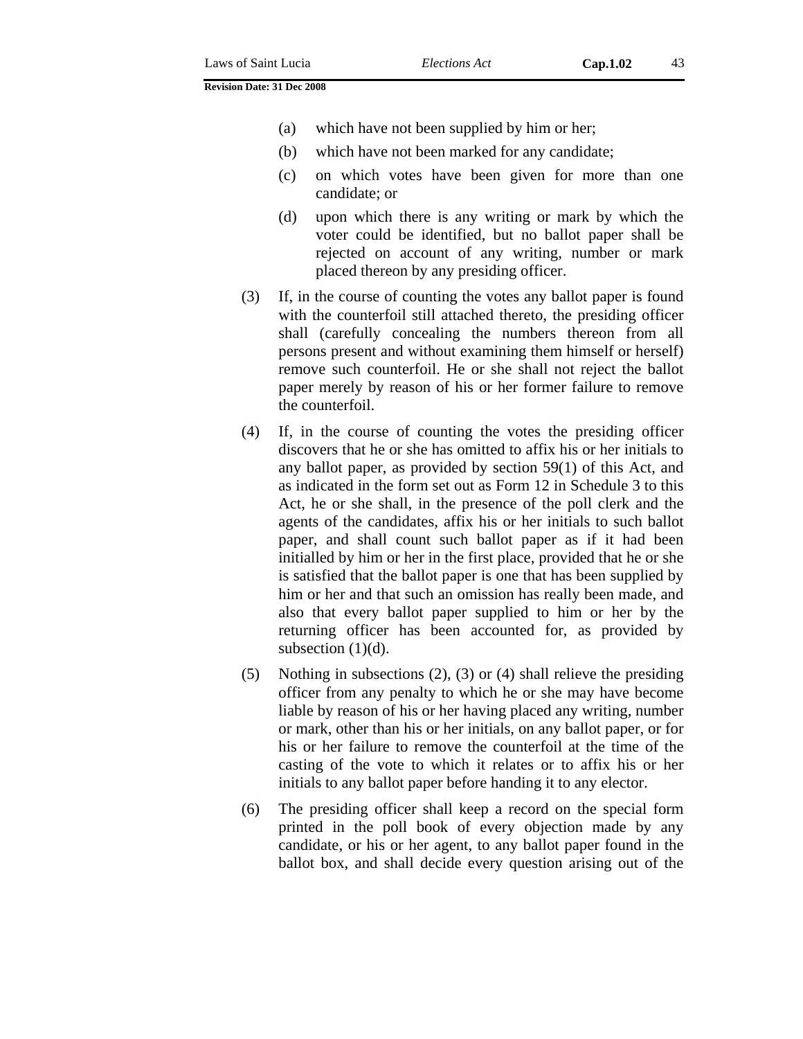(a) which have not been supplied by him or her;

(b) which have not been marked for any candidate;

(c) on which votes have been given for more than one candidate; or

(d) upon which there is any writing or mark by which the voter could be identified, but no ballot paper shall be rejected on account of any writing, number or mark placed thereon by any presiding officer.

(3) If, in the course of counting the votes any ballot paper is found with the counterfoil still attached thereto, the presiding officer shall (carefully concealing the numbers thereon from all persons present and without examining them himself or herself) remove such counterfoil. He or she shall not reject the ballot paper merely by reason of his or her former failure to remove the counterfoil.

(4) If, in the course of counting the votes the presiding officer discovers that he or she has omitted to affix his or her initials to any ballot paper, as provided by section 59(1) of this Act, and as indicated in the form set out as Form 12 in Schedule 3 to this Act, he or she shall, in the presence of the poll clerk and the agents of the candidates, affix his or her initials to such ballot paper, and shall count such ballot paper as if it had been initialled by him or her in the first place, provided that he or she is satisfied that the ballot paper is one that has been supplied by him or her and that such an omission has really been made, and also that every ballot paper supplied to him or her by the returning officer has been accounted for, as provided by subsection (1)(d).

(5) Nothing in subsections (2), (3) or (4) shall relieve the presiding officer from any penalty to which he or she may have become liable by reason of his or her having placed any writing, number or mark, other than his or her initials, on any ballot paper, or for his or her failure to remove the counterfoil at the time of the casting of the vote to which it relates or to affix his or her initials to any ballot paper before handing it to any elector.

(6) The presiding officer shall keep a record on the special form printed in the poll book of every objection made by any candidate, or his or her agent, to any ballot paper found in the ballot box, and shall decide every question arising out of the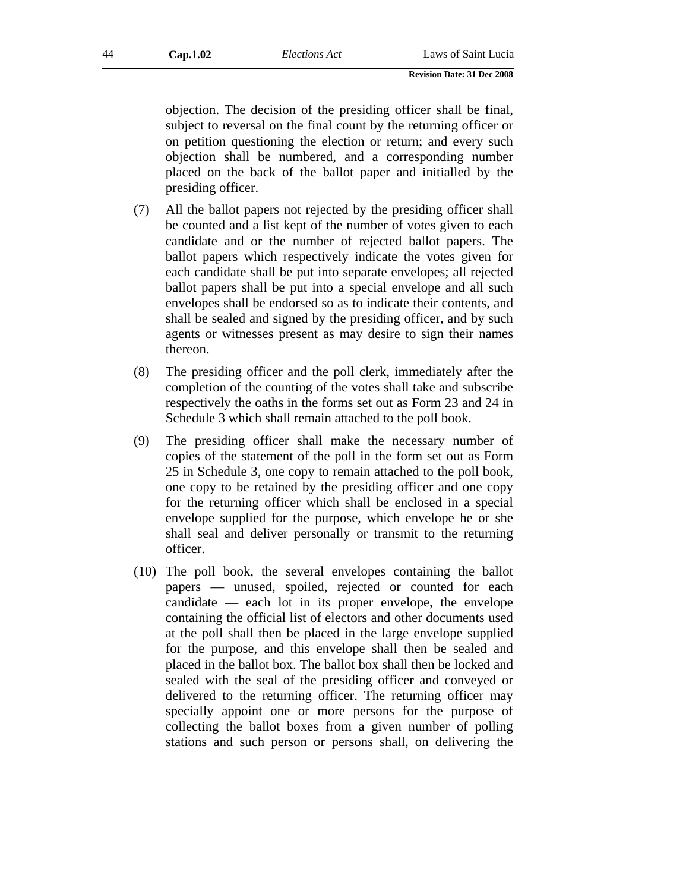objection. The decision of the presiding officer shall be final, subject to reversal on the final count by the returning officer or on petition questioning the election or return; and every such objection shall be numbered, and a corresponding number placed on the back of the ballot paper and initialled by the presiding officer.

(7) All the ballot papers not rejected by the presiding officer shall be counted and a list kept of the number of votes given to each candidate and or the number of rejected ballot papers. The ballot papers which respectively indicate the votes given for each candidate shall be put into separate envelopes; all rejected ballot papers shall be put into a special envelope and all such envelopes shall be endorsed so as to indicate their contents, and shall be sealed and signed by the presiding officer, and by such agents or witnesses present as may desire to sign their names thereon.

(8) The presiding officer and the poll clerk, immediately after the completion of the counting of the votes shall take and subscribe respectively the oaths in the forms set out as Form 23 and 24 in Schedule 3 which shall remain attached to the poll book.

(9) The presiding officer shall make the necessary number of copies of the statement of the poll in the form set out as Form 25 in Schedule 3, one copy to remain attached to the poll book, one copy to be retained by the presiding officer and one copy for the returning officer which shall be enclosed in a special envelope supplied for the purpose, which envelope he or she shall seal and deliver personally or transmit to the returning officer.

(10) The poll book, the several envelopes containing the ballot papers — unused, spoiled, rejected or counted for each candidate — each lot in its proper envelope, the envelope containing the official list of electors and other documents used at the poll shall then be placed in the large envelope supplied for the purpose, and this envelope shall then be sealed and placed in the ballot box. The ballot box shall then be locked and sealed with the seal of the presiding officer and conveyed or delivered to the returning officer. The returning officer may specially appoint one or more persons for the purpose of collecting the ballot boxes from a given number of polling stations and such person or persons shall, on delivering the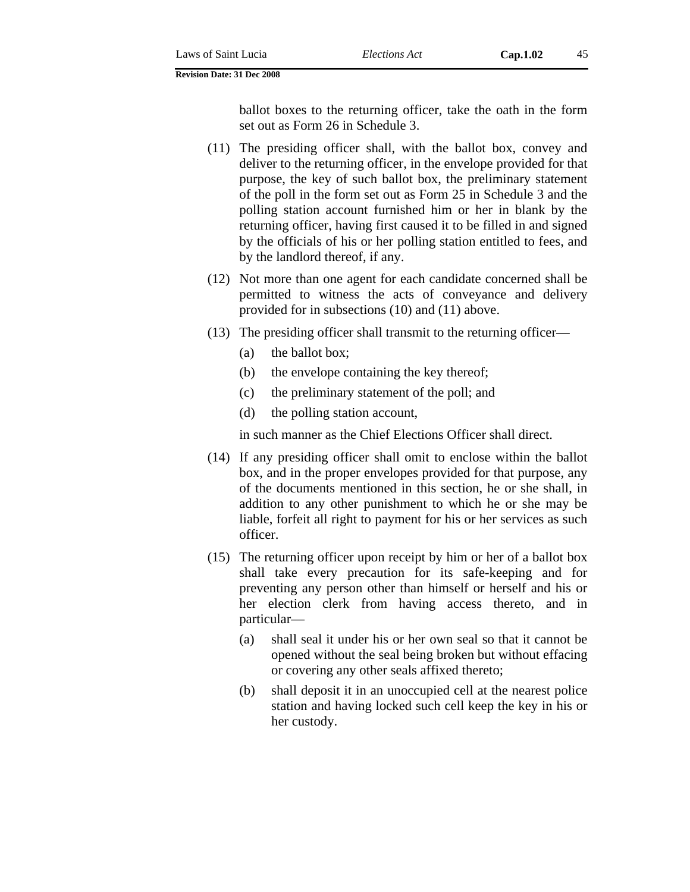ballot boxes to the returning officer, take the oath in the form set out as Form 26 in Schedule 3.

(11) The presiding officer shall, with the ballot box, convey and deliver to the returning officer, in the envelope provided for that purpose, the key of such ballot box, the preliminary statement of the poll in the form set out as Form 25 in Schedule 3 and the polling station account furnished him or her in blank by the returning officer, having first caused it to be filled in and signed by the officials of his or her polling station entitled to fees, and by the landlord thereof, if any.

(12) Not more than one agent for each candidate concerned shall be permitted to witness the acts of conveyance and delivery provided for in subsections (10) and (11) above.

(13) The presiding officer shall transmit to the returning officer—

- (a) the ballot box;
- (b) the envelope containing the key thereof;
- (c) the preliminary statement of the poll; and
- (d) the polling station account,

in such manner as the Chief Elections Officer shall direct.

(14) If any presiding officer shall omit to enclose within the ballot box, and in the proper envelopes provided for that purpose, any of the documents mentioned in this section, he or she shall, in addition to any other punishment to which he or she may be liable, forfeit all right to payment for his or her services as such officer.

(15) The returning officer upon receipt by him or her of a ballot box shall take every precaution for its safe-keeping and for preventing any person other than himself or herself and his or her election clerk from having access thereto, and in particular—

- (a) shall seal it under his or her own seal so that it cannot be opened without the seal being broken but without effacing or covering any other seals affixed thereto;
- (b) shall deposit it in an unoccupied cell at the nearest police station and having locked such cell keep the key in his or her custody.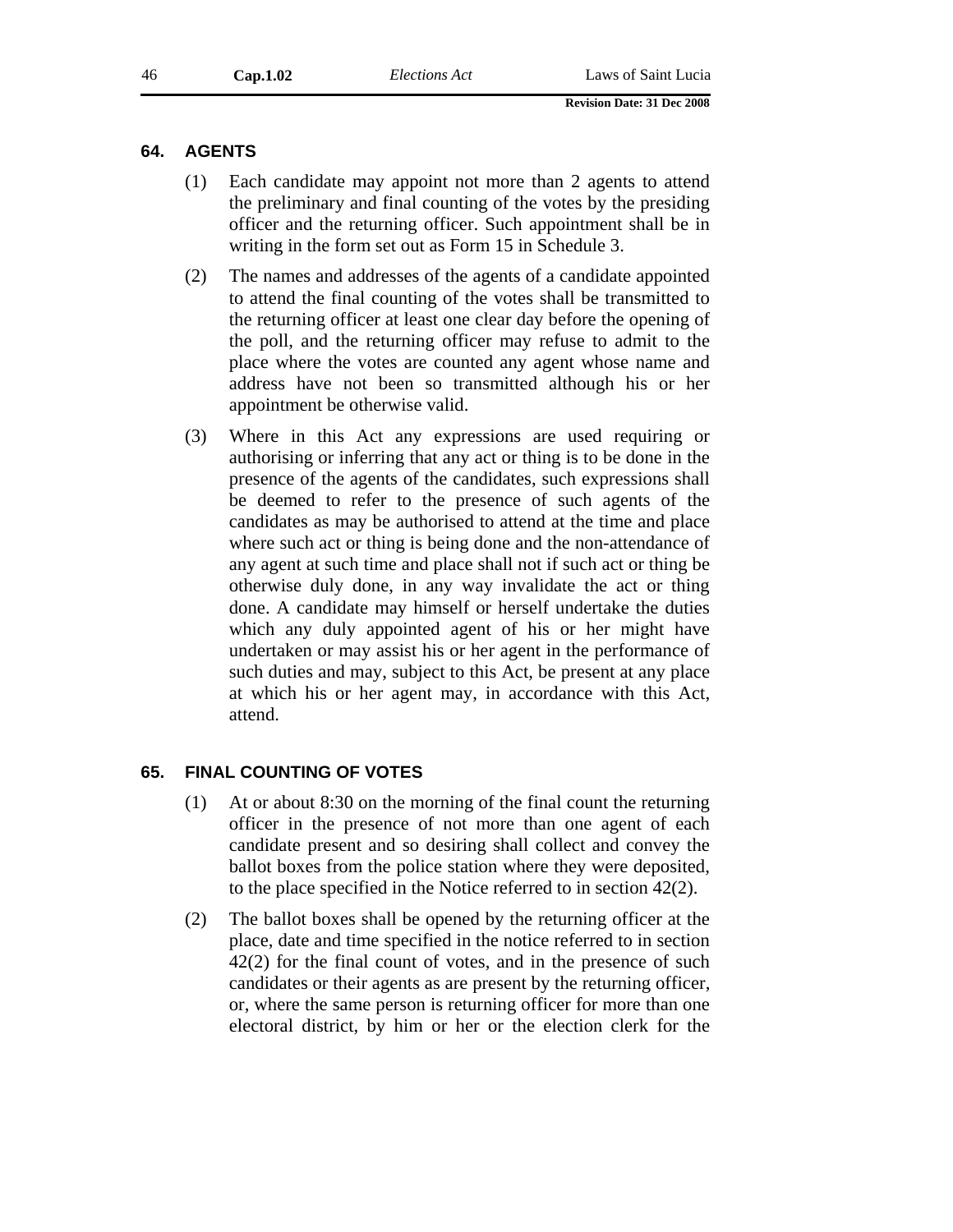## 64. AGENTS

(1) Each candidate may appoint not more than 2 agents to attend the preliminary and final counting of the votes by the presiding officer and the returning officer. Such appointment shall be in writing in the form set out as Form 15 in Schedule 3.

(2) The names and addresses of the agents of a candidate appointed to attend the final counting of the votes shall be transmitted to the returning officer at least one clear day before the opening of the poll, and the returning officer may refuse to admit to the place where the votes are counted any agent whose name and address have not been so transmitted although his or her appointment be otherwise valid.

(3) Where in this Act any expressions are used requiring or authorising or inferring that any act or thing is to be done in the presence of the agents of the candidates, such expressions shall be deemed to refer to the presence of such agents of the candidates as may be authorised to attend at the time and place where such act or thing is being done and the non-attendance of any agent at such time and place shall not if such act or thing be otherwise duly done, in any way invalidate the act or thing done. A candidate may himself or herself undertake the duties which any duly appointed agent of his or her might have undertaken or may assist his or her agent in the performance of such duties and may, subject to this Act, be present at any place at which his or her agent may, in accordance with this Act, attend.

## 65. FINAL COUNTING OF VOTES

(1) At or about 8:30 on the morning of the final count the returning officer in the presence of not more than one agent of each candidate present and so desiring shall collect and convey the ballot boxes from the police station where they were deposited, to the place specified in the Notice referred to in section 42(2).

(2) The ballot boxes shall be opened by the returning officer at the place, date and time specified in the notice referred to in section 42(2) for the final count of votes, and in the presence of such candidates or their agents as are present by the returning officer, or, where the same person is returning officer for more than one electoral district, by him or her or the election clerk for the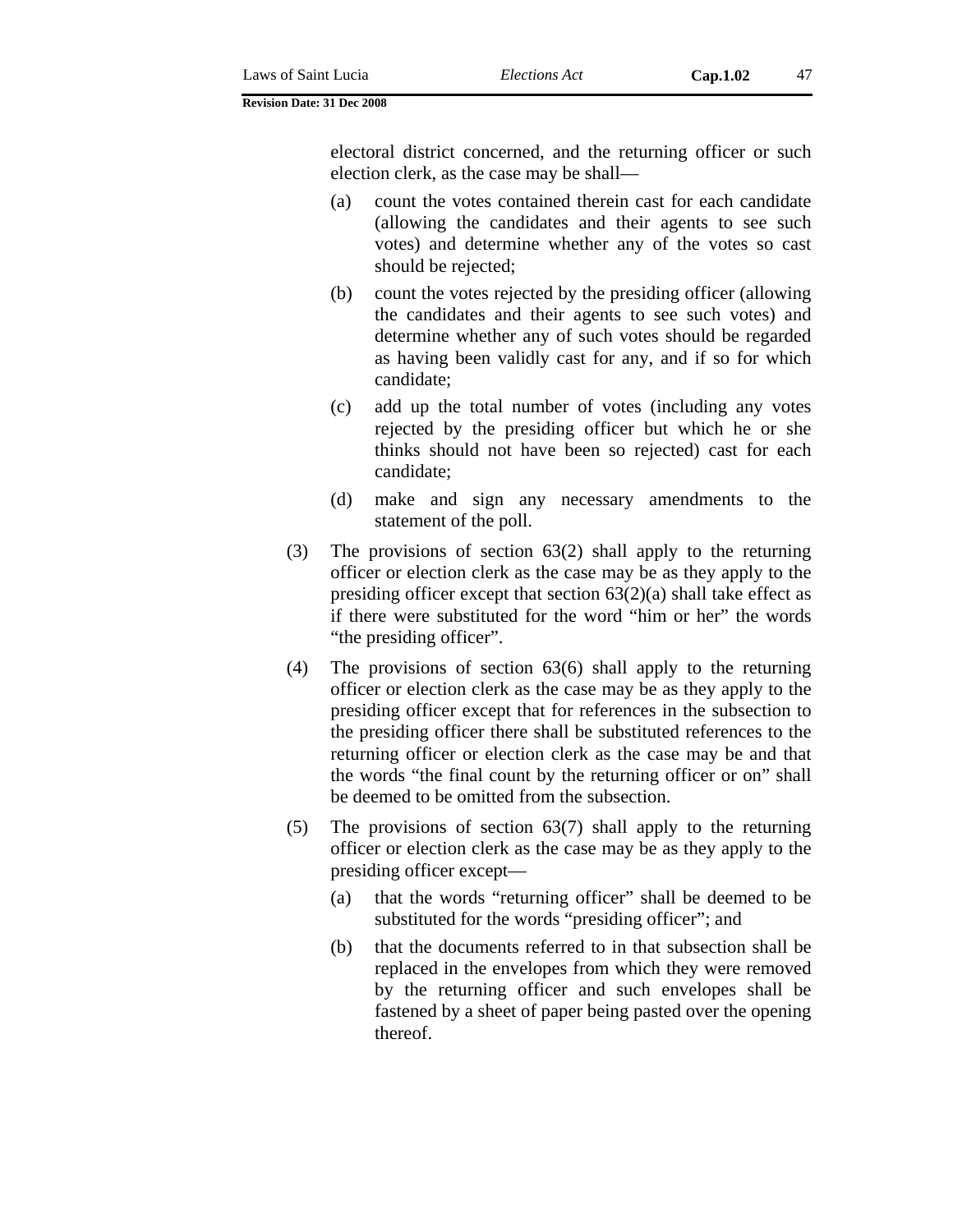electoral district concerned, and the returning officer or such election clerk, as the case may be shall—

(a) count the votes contained therein cast for each candidate (allowing the candidates and their agents to see such votes) and determine whether any of the votes so cast should be rejected;

(b) count the votes rejected by the presiding officer (allowing the candidates and their agents to see such votes) and determine whether any of such votes should be regarded as having been validly cast for any, and if so for which candidate;

(c) add up the total number of votes (including any votes rejected by the presiding officer but which he or she thinks should not have been so rejected) cast for each candidate;

(d) make and sign any necessary amendments to the statement of the poll.

(3) The provisions of section 63(2) shall apply to the returning officer or election clerk as the case may be as they apply to the presiding officer except that section 63(2)(a) shall take effect as if there were substituted for the word "him or her" the words "the presiding officer".

(4) The provisions of section 63(6) shall apply to the returning officer or election clerk as the case may be as they apply to the presiding officer except that for references in the subsection to the presiding officer there shall be substituted references to the returning officer or election clerk as the case may be and that the words "the final count by the returning officer or on" shall be deemed to be omitted from the subsection.

(5) The provisions of section 63(7) shall apply to the returning officer or election clerk as the case may be as they apply to the presiding officer except—

(a) that the words "returning officer" shall be deemed to be substituted for the words "presiding officer"; and

(b) that the documents referred to in that subsection shall be replaced in the envelopes from which they were removed by the returning officer and such envelopes shall be fastened by a sheet of paper being pasted over the opening thereof.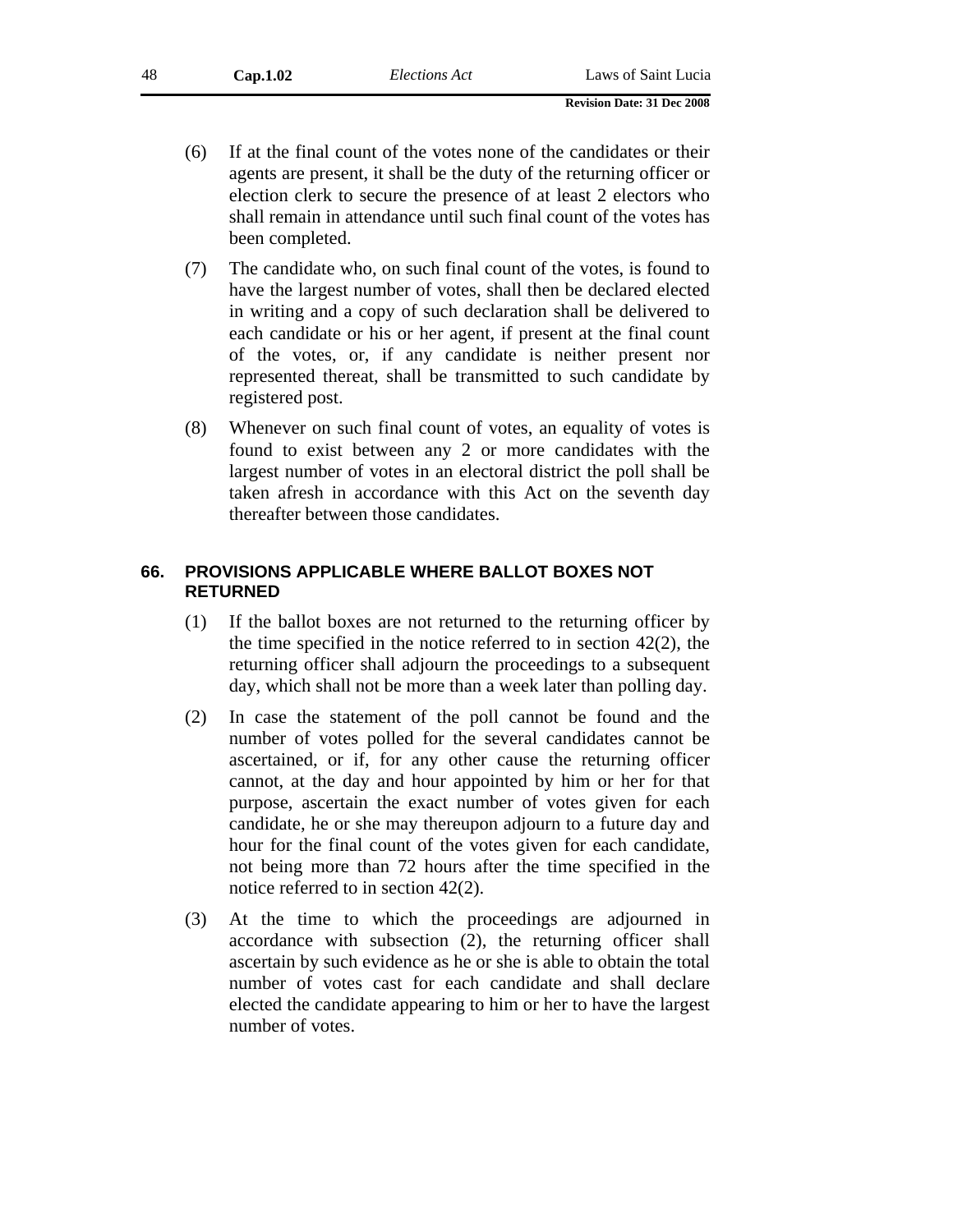(6) If at the final count of the votes none of the candidates or their agents are present, it shall be the duty of the returning officer or election clerk to secure the presence of at least 2 electors who shall remain in attendance until such final count of the votes has been completed.

(7) The candidate who, on such final count of the votes, is found to have the largest number of votes, shall then be declared elected in writing and a copy of such declaration shall be delivered to each candidate or his or her agent, if present at the final count of the votes, or, if any candidate is neither present nor represented thereat, shall be transmitted to such candidate by registered post.

(8) Whenever on such final count of votes, an equality of votes is found to exist between any 2 or more candidates with the largest number of votes in an electoral district the poll shall be taken afresh in accordance with this Act on the seventh day thereafter between those candidates.

## 66. PROVISIONS APPLICABLE WHERE BALLOT BOXES NOT RETURNED

(1) If the ballot boxes are not returned to the returning officer by the time specified in the notice referred to in section 42(2), the returning officer shall adjourn the proceedings to a subsequent day, which shall not be more than a week later than polling day.

(2) In case the statement of the poll cannot be found and the number of votes polled for the several candidates cannot be ascertained, or if, for any other cause the returning officer cannot, at the day and hour appointed by him or her for that purpose, ascertain the exact number of votes given for each candidate, he or she may thereupon adjourn to a future day and hour for the final count of the votes given for each candidate, not being more than 72 hours after the time specified in the notice referred to in section 42(2).

(3) At the time to which the proceedings are adjourned in accordance with subsection (2), the returning officer shall ascertain by such evidence as he or she is able to obtain the total number of votes cast for each candidate and shall declare elected the candidate appearing to him or her to have the largest number of votes.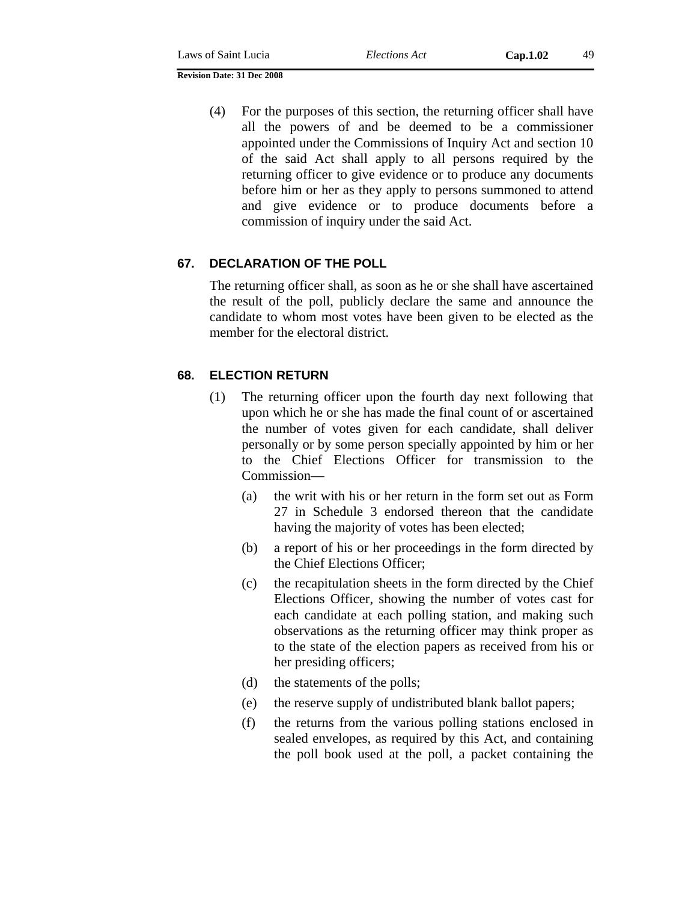(4) For the purposes of this section, the returning officer shall have all the powers of and be deemed to be a commissioner appointed under the Commissions of Inquiry Act and section 10 of the said Act shall apply to all persons required by the returning officer to give evidence or to produce any documents before him or her as they apply to persons summoned to attend and give evidence or to produce documents before a commission of inquiry under the said Act.

## 67. DECLARATION OF THE POLL

The returning officer shall, as soon as he or she shall have ascertained the result of the poll, publicly declare the same and announce the candidate to whom most votes have been given to be elected as the member for the electoral district.

## 68. ELECTION RETURN

(1) The returning officer upon the fourth day next following that upon which he or she has made the final count of or ascertained the number of votes given for each candidate, shall deliver personally or by some person specially appointed by him or her to the Chief Elections Officer for transmission to the Commission—

(a) the writ with his or her return in the form set out as Form 27 in Schedule 3 endorsed thereon that the candidate having the majority of votes has been elected;

(b) a report of his or her proceedings in the form directed by the Chief Elections Officer;

(c) the recapitulation sheets in the form directed by the Chief Elections Officer, showing the number of votes cast for each candidate at each polling station, and making such observations as the returning officer may think proper as to the state of the election papers as received from his or her presiding officers;

(d) the statements of the polls;

(e) the reserve supply of undistributed blank ballot papers;

(f) the returns from the various polling stations enclosed in sealed envelopes, as required by this Act, and containing the poll book used at the poll, a packet containing the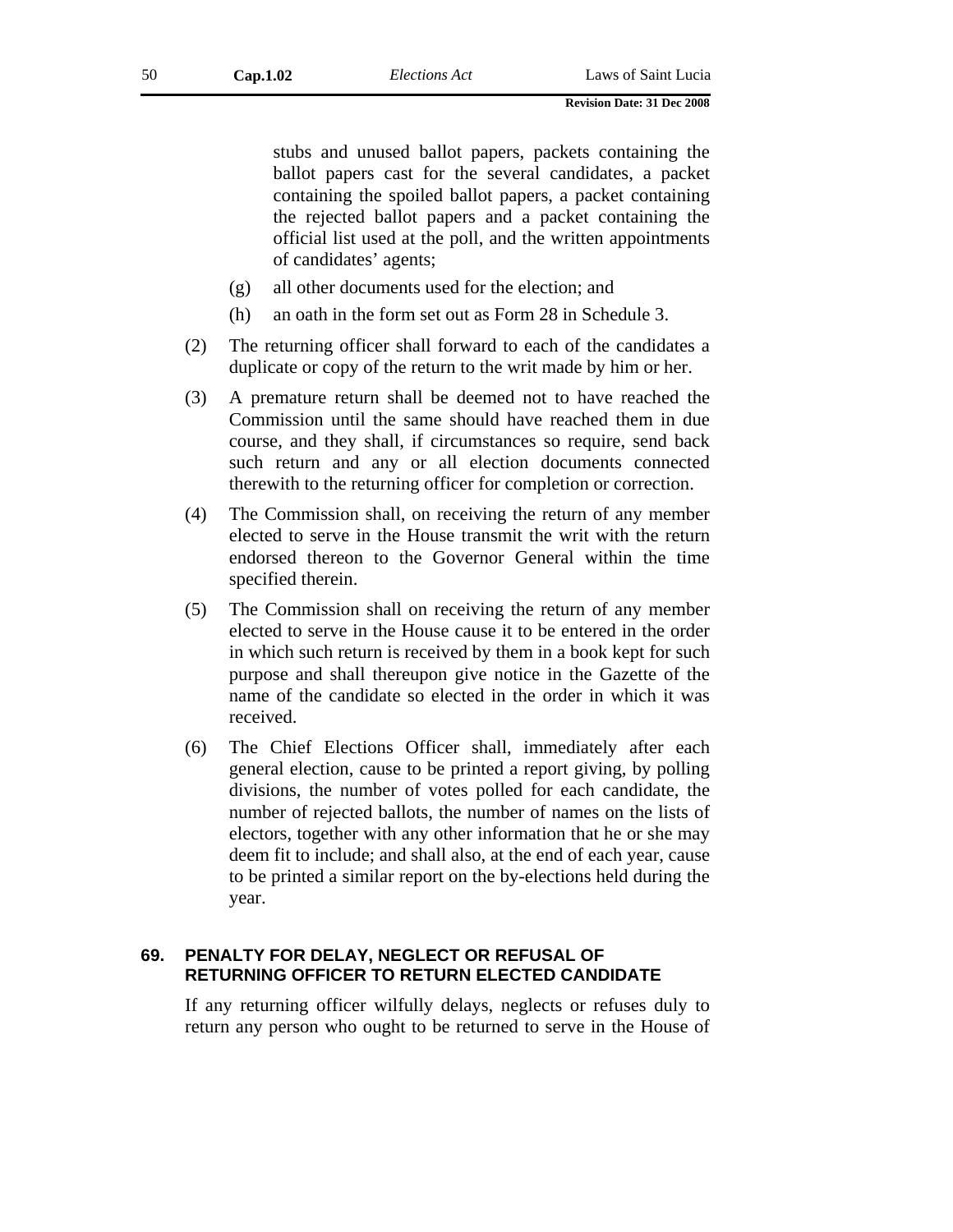stubs and unused ballot papers, packets containing the ballot papers cast for the several candidates, a packet containing the spoiled ballot papers, a packet containing the rejected ballot papers and a packet containing the official list used at the poll, and the written appointments of candidates' agents;

(g) all other documents used for the election; and

(h) an oath in the form set out as Form 28 in Schedule 3.

(2) The returning officer shall forward to each of the candidates a duplicate or copy of the return to the writ made by him or her.

(3) A premature return shall be deemed not to have reached the Commission until the same should have reached them in due course, and they shall, if circumstances so require, send back such return and any or all election documents connected therewith to the returning officer for completion or correction.

(4) The Commission shall, on receiving the return of any member elected to serve in the House transmit the writ with the return endorsed thereon to the Governor General within the time specified therein.

(5) The Commission shall on receiving the return of any member elected to serve in the House cause it to be entered in the order in which such return is received by them in a book kept for such purpose and shall thereupon give notice in the Gazette of the name of the candidate so elected in the order in which it was received.

(6) The Chief Elections Officer shall, immediately after each general election, cause to be printed a report giving, by polling divisions, the number of votes polled for each candidate, the number of rejected ballots, the number of names on the lists of electors, together with any other information that he or she may deem fit to include; and shall also, at the end of each year, cause to be printed a similar report on the by-elections held during the year.

## 69. PENALTY FOR DELAY, NEGLECT OR REFUSAL OF RETURNING OFFICER TO RETURN ELECTED CANDIDATE

If any returning officer wilfully delays, neglects or refuses duly to return any person who ought to be returned to serve in the House of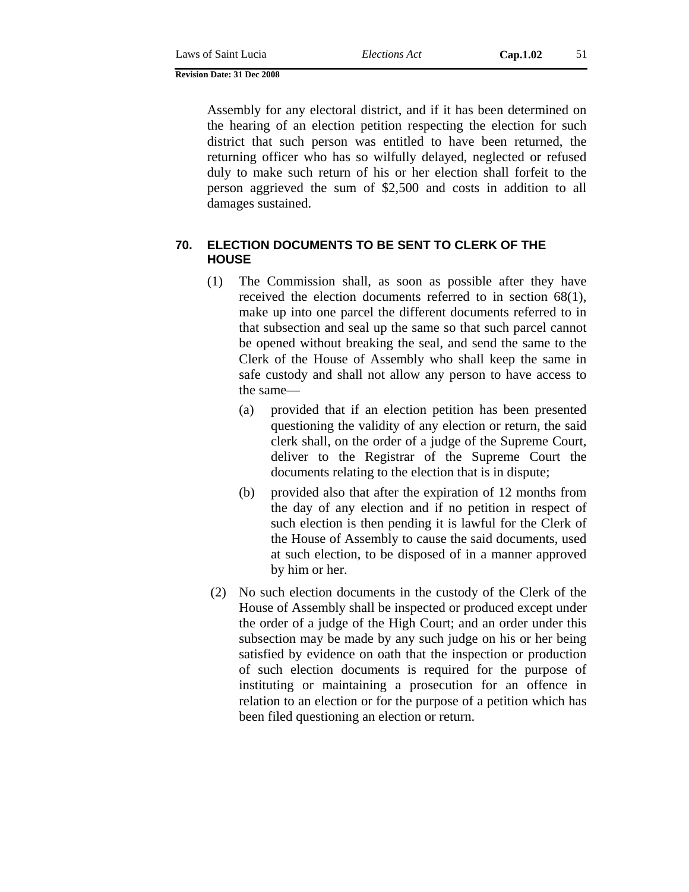Assembly for any electoral district, and if it has been determined on the hearing of an election petition respecting the election for such district that such person was entitled to have been returned, the returning officer who has so wilfully delayed, neglected or refused duly to make such return of his or her election shall forfeit to the person aggrieved the sum of $2,500 and costs in addition to all damages sustained.

## 70. ELECTION DOCUMENTS TO BE SENT TO CLERK OF THE HOUSE

(1) The Commission shall, as soon as possible after they have received the election documents referred to in section 68(1), make up into one parcel the different documents referred to in that subsection and seal up the same so that such parcel cannot be opened without breaking the seal, and send the same to the Clerk of the House of Assembly who shall keep the same in safe custody and shall not allow any person to have access to the same—

(a) provided that if an election petition has been presented questioning the validity of any election or return, the said clerk shall, on the order of a judge of the Supreme Court, deliver to the Registrar of the Supreme Court the documents relating to the election that is in dispute;

(b) provided also that after the expiration of 12 months from the day of any election and if no petition in respect of such election is then pending it is lawful for the Clerk of the House of Assembly to cause the said documents, used at such election, to be disposed of in a manner approved by him or her.

(2) No such election documents in the custody of the Clerk of the House of Assembly shall be inspected or produced except under the order of a judge of the High Court; and an order under this subsection may be made by any such judge on his or her being satisfied by evidence on oath that the inspection or production of such election documents is required for the purpose of instituting or maintaining a prosecution for an offence in relation to an election or for the purpose of a petition which has been filed questioning an election or return.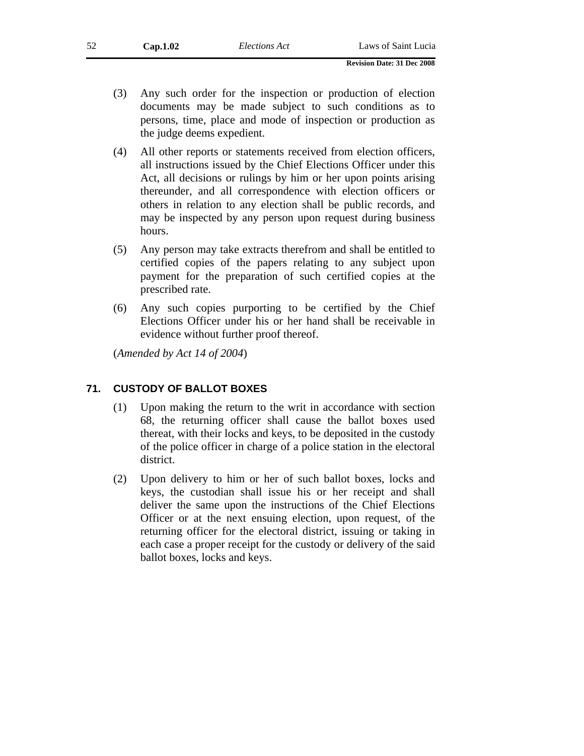(3) Any such order for the inspection or production of election documents may be made subject to such conditions as to persons, time, place and mode of inspection or production as the judge deems expedient.

(4) All other reports or statements received from election officers, all instructions issued by the Chief Elections Officer under this Act, all decisions or rulings by him or her upon points arising thereunder, and all correspondence with election officers or others in relation to any election shall be public records, and may be inspected by any person upon request during business hours.

(5) Any person may take extracts therefrom and shall be entitled to certified copies of the papers relating to any subject upon payment for the preparation of such certified copies at the prescribed rate.

(6) Any such copies purporting to be certified by the Chief Elections Officer under his or her hand shall be receivable in evidence without further proof thereof.

(*Amended by Act 14 of 2004*)

## 71. CUSTODY OF BALLOT BOXES

(1) Upon making the return to the writ in accordance with section 68, the returning officer shall cause the ballot boxes used thereat, with their locks and keys, to be deposited in the custody of the police officer in charge of a police station in the electoral district.

(2) Upon delivery to him or her of such ballot boxes, locks and keys, the custodian shall issue his or her receipt and shall deliver the same upon the instructions of the Chief Elections Officer or at the next ensuing election, upon request, of the returning officer for the electoral district, issuing or taking in each case a proper receipt for the custody or delivery of the said ballot boxes, locks and keys.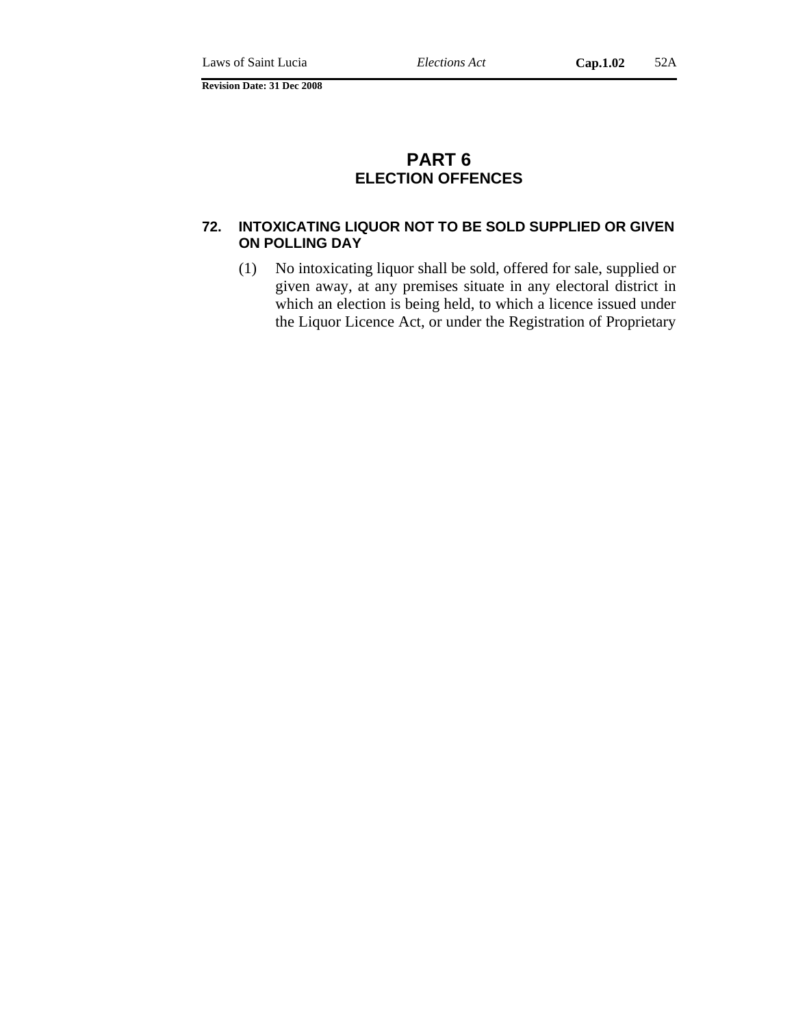# PART 6
## ELECTION OFFENCES

### 72. INTOXICATING LIQUOR NOT TO BE SOLD SUPPLIED OR GIVEN ON POLLING DAY

(1) No intoxicating liquor shall be sold, offered for sale, supplied or given away, at any premises situate in any electoral district in which an election is being held, to which a licence issued under the Liquor Licence Act, or under the Registration of Proprietary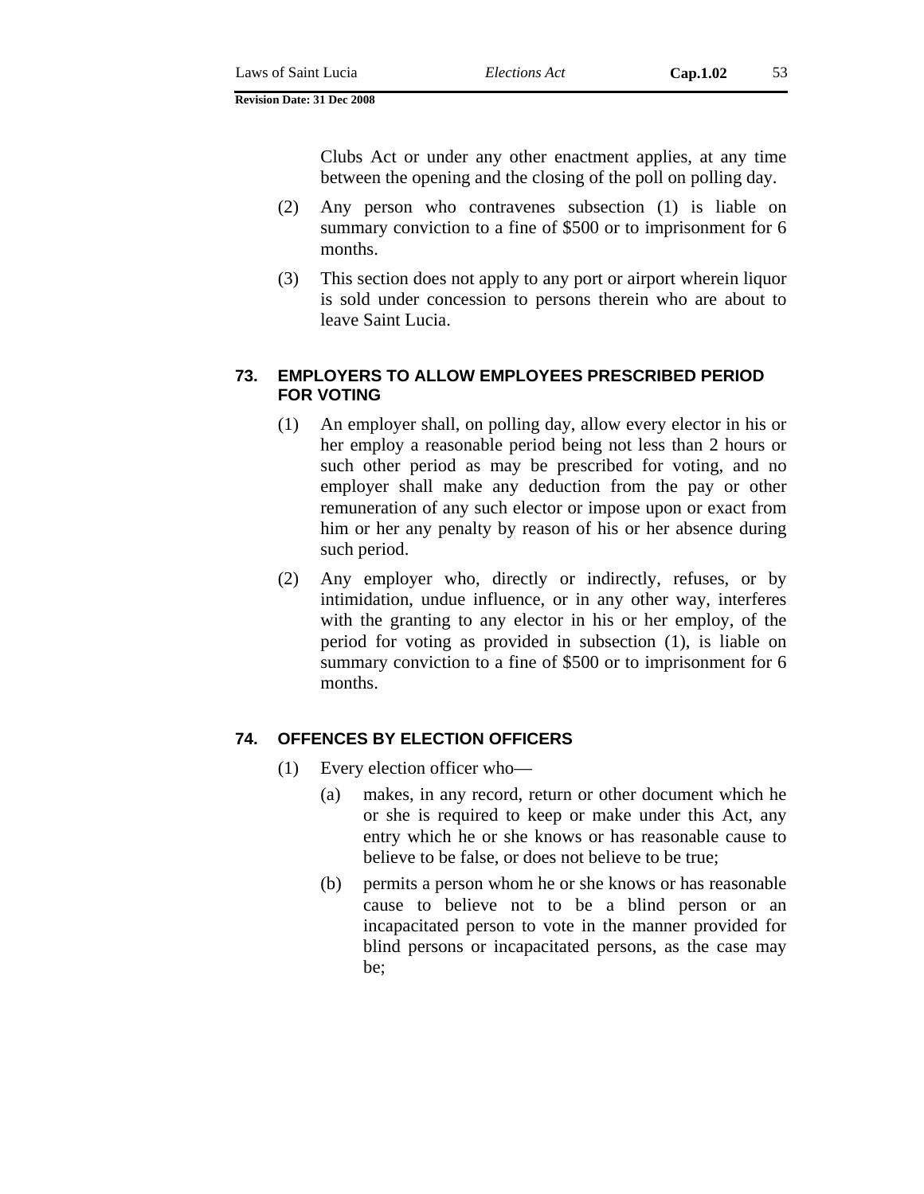Clubs Act or under any other enactment applies, at any time between the opening and the closing of the poll on polling day.

(2) Any person who contravenes subsection (1) is liable on summary conviction to a fine of $500 or to imprisonment for 6 months.

(3) This section does not apply to any port or airport wherein liquor is sold under concession to persons therein who are about to leave Saint Lucia.

## 73. EMPLOYERS TO ALLOW EMPLOYEES PRESCRIBED PERIOD FOR VOTING

(1) An employer shall, on polling day, allow every elector in his or her employ a reasonable period being not less than 2 hours or such other period as may be prescribed for voting, and no employer shall make any deduction from the pay or other remuneration of any such elector or impose upon or exact from him or her any penalty by reason of his or her absence during such period.

(2) Any employer who, directly or indirectly, refuses, or by intimidation, undue influence, or in any other way, interferes with the granting to any elector in his or her employ, of the period for voting as provided in subsection (1), is liable on summary conviction to a fine of $500 or to imprisonment for 6 months.

## 74. OFFENCES BY ELECTION OFFICERS

(1) Every election officer who—

(a) makes, in any record, return or other document which he or she is required to keep or make under this Act, any entry which he or she knows or has reasonable cause to believe to be false, or does not believe to be true;

(b) permits a person whom he or she knows or has reasonable cause to believe not to be a blind person or an incapacitated person to vote in the manner provided for blind persons or incapacitated persons, as the case may be;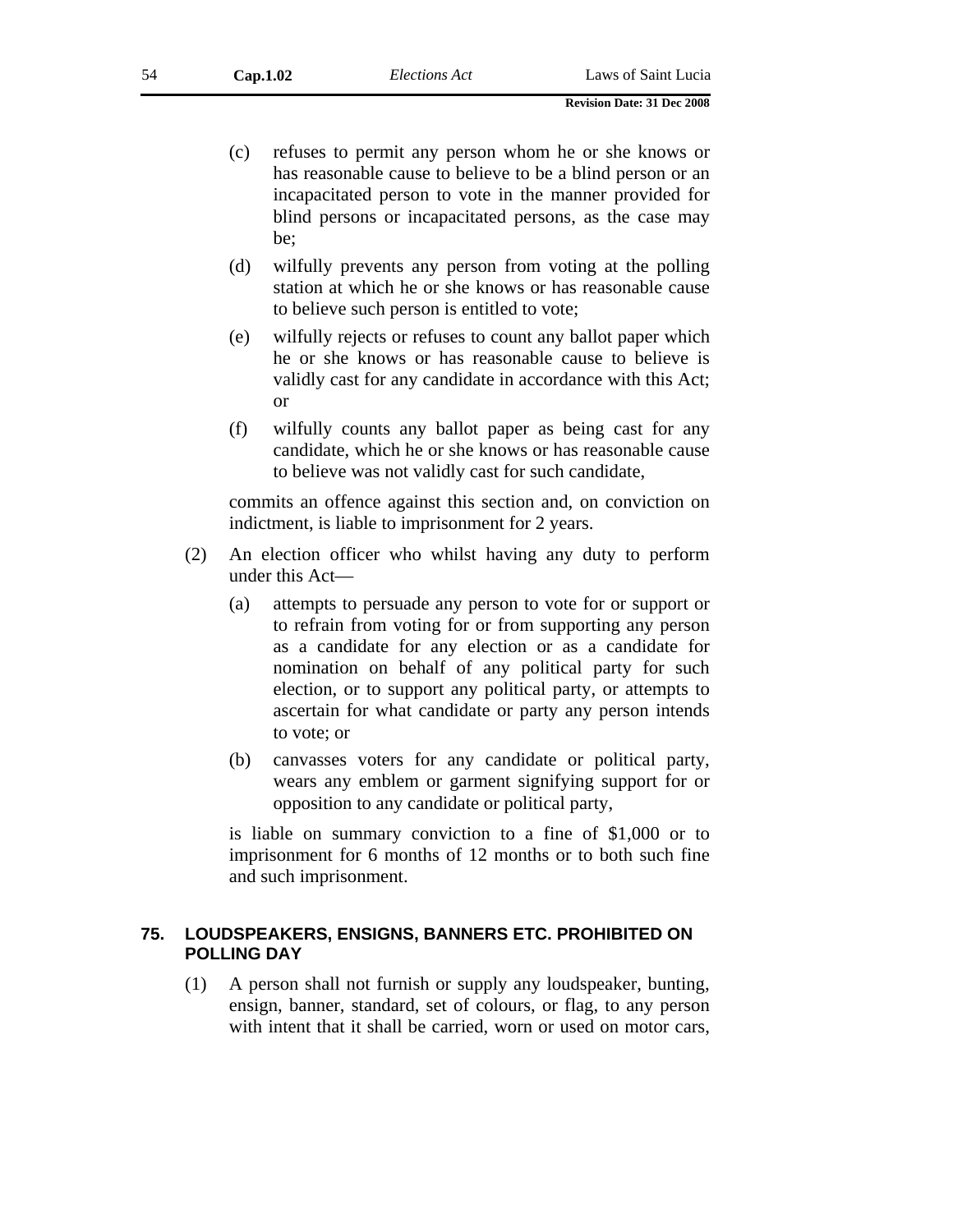(c) refuses to permit any person whom he or she knows or has reasonable cause to believe to be a blind person or an incapacitated person to vote in the manner provided for blind persons or incapacitated persons, as the case may be;

(d) wilfully prevents any person from voting at the polling station at which he or she knows or has reasonable cause to believe such person is entitled to vote;

(e) wilfully rejects or refuses to count any ballot paper which he or she knows or has reasonable cause to believe is validly cast for any candidate in accordance with this Act; or

(f) wilfully counts any ballot paper as being cast for any candidate, which he or she knows or has reasonable cause to believe was not validly cast for such candidate,

commits an offence against this section and, on conviction on indictment, is liable to imprisonment for 2 years.

(2) An election officer who whilst having any duty to perform under this Act—

(a) attempts to persuade any person to vote for or support or to refrain from voting for or from supporting any person as a candidate for any election or as a candidate for nomination on behalf of any political party for such election, or to support any political party, or attempts to ascertain for what candidate or party any person intends to vote; or

(b) canvasses voters for any candidate or political party, wears any emblem or garment signifying support for or opposition to any candidate or political party,

is liable on summary conviction to a fine of $1,000 or to imprisonment for 6 months of 12 months or to both such fine and such imprisonment.

### 75. LOUDSPEAKERS, ENSIGNS, BANNERS ETC. PROHIBITED ON POLLING DAY

(1) A person shall not furnish or supply any loudspeaker, bunting, ensign, banner, standard, set of colours, or flag, to any person with intent that it shall be carried, worn or used on motor cars,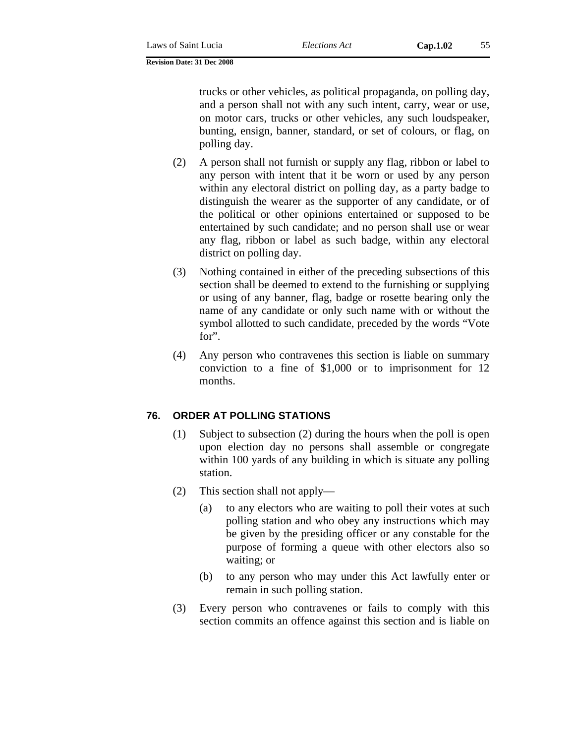trucks or other vehicles, as political propaganda, on polling day, and a person shall not with any such intent, carry, wear or use, on motor cars, trucks or other vehicles, any such loudspeaker, bunting, ensign, banner, standard, or set of colours, or flag, on polling day.

(2) A person shall not furnish or supply any flag, ribbon or label to any person with intent that it be worn or used by any person within any electoral district on polling day, as a party badge to distinguish the wearer as the supporter of any candidate, or of the political or other opinions entertained or supposed to be entertained by such candidate; and no person shall use or wear any flag, ribbon or label as such badge, within any electoral district on polling day.

(3) Nothing contained in either of the preceding subsections of this section shall be deemed to extend to the furnishing or supplying or using of any banner, flag, badge or rosette bearing only the name of any candidate or only such name with or without the symbol allotted to such candidate, preceded by the words "Vote for".

(4) Any person who contravenes this section is liable on summary conviction to a fine of $1,000 or to imprisonment for 12 months.

## 76. ORDER AT POLLING STATIONS

(1) Subject to subsection (2) during the hours when the poll is open upon election day no persons shall assemble or congregate within 100 yards of any building in which is situate any polling station.

(2) This section shall not apply—

(a) to any electors who are waiting to poll their votes at such polling station and who obey any instructions which may be given by the presiding officer or any constable for the purpose of forming a queue with other electors also so waiting; or

(b) to any person who may under this Act lawfully enter or remain in such polling station.

(3) Every person who contravenes or fails to comply with this section commits an offence against this section and is liable on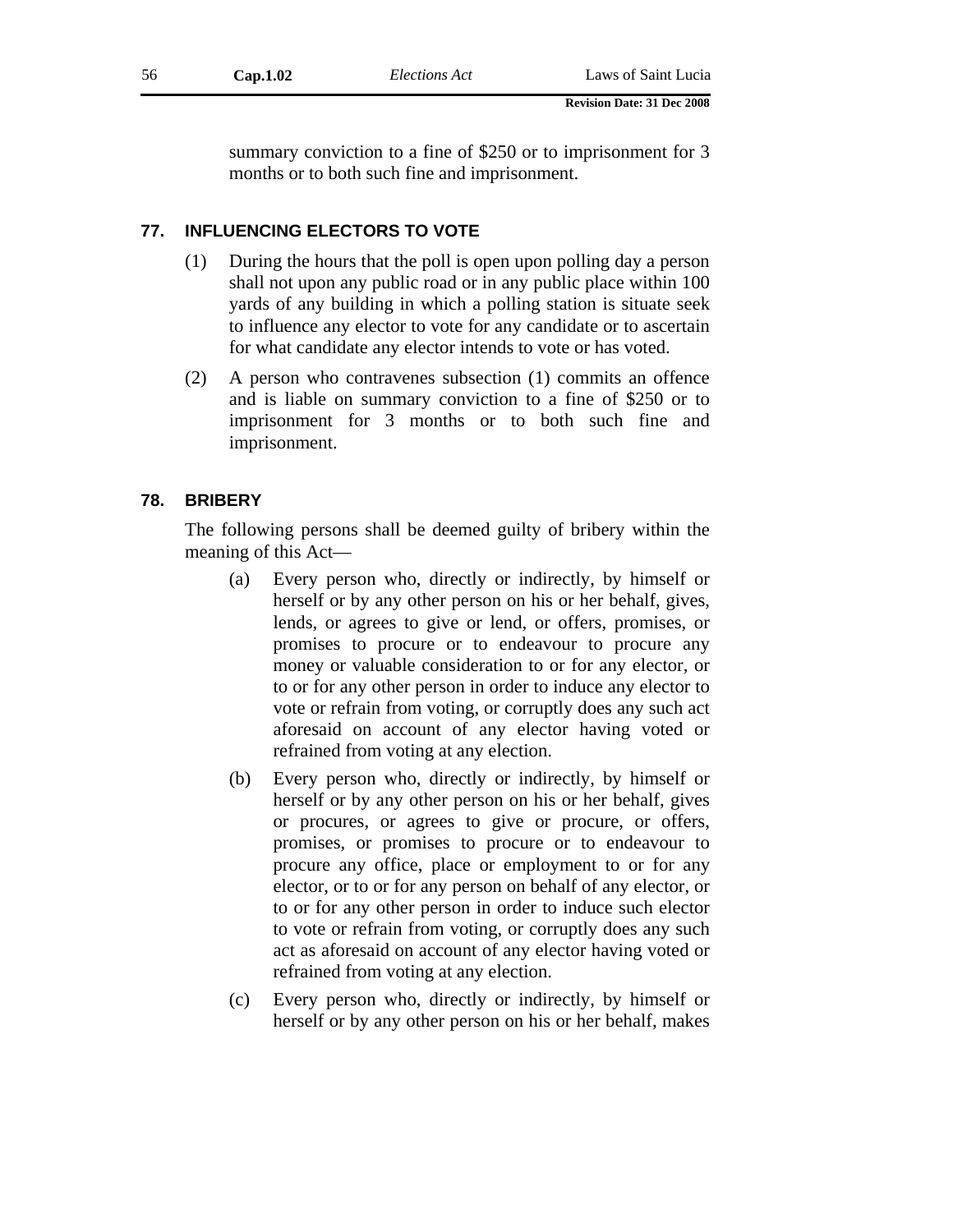summary conviction to a fine of $250 or to imprisonment for 3 months or to both such fine and imprisonment.

### 77. INFLUENCING ELECTORS TO VOTE

(1) During the hours that the poll is open upon polling day a person shall not upon any public road or in any public place within 100 yards of any building in which a polling station is situate seek to influence any elector to vote for any candidate or to ascertain for what candidate any elector intends to vote or has voted.

(2) A person who contravenes subsection (1) commits an offence and is liable on summary conviction to a fine of $250 or to imprisonment for 3 months or to both such fine and imprisonment.

### 78. BRIBERY

The following persons shall be deemed guilty of bribery within the meaning of this Act—

(a) Every person who, directly or indirectly, by himself or herself or by any other person on his or her behalf, gives, lends, or agrees to give or lend, or offers, promises, or promises to procure or to endeavour to procure any money or valuable consideration to or for any elector, or to or for any other person in order to induce any elector to vote or refrain from voting, or corruptly does any such act aforesaid on account of any elector having voted or refrained from voting at any election.

(b) Every person who, directly or indirectly, by himself or herself or by any other person on his or her behalf, gives or procures, or agrees to give or procure, or offers, promises, or promises to procure or to endeavour to procure any office, place or employment to or for any elector, or to or for any person on behalf of any elector, or to or for any other person in order to induce such elector to vote or refrain from voting, or corruptly does any such act as aforesaid on account of any elector having voted or refrained from voting at any election.

(c) Every person who, directly or indirectly, by himself or herself or by any other person on his or her behalf, makes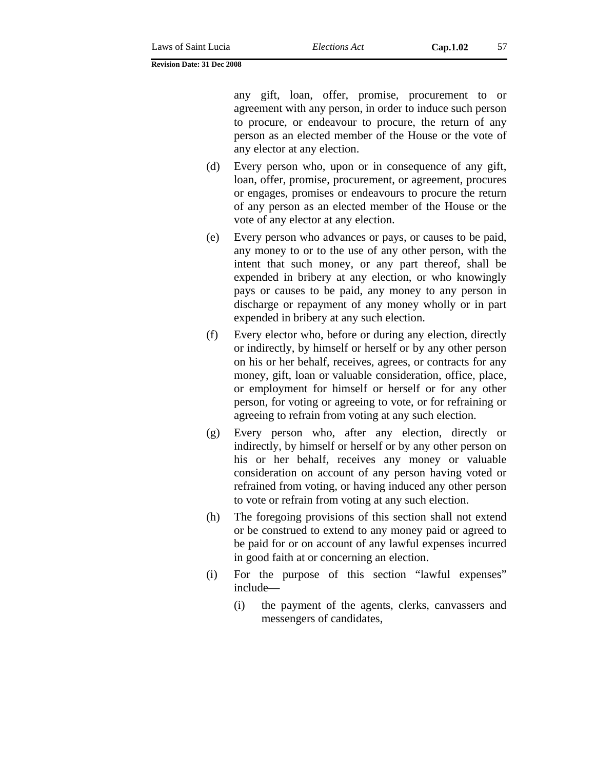any gift, loan, offer, promise, procurement to or agreement with any person, in order to induce such person to procure, or endeavour to procure, the return of any person as an elected member of the House or the vote of any elector at any election.

(d) Every person who, upon or in consequence of any gift, loan, offer, promise, procurement, or agreement, procures or engages, promises or endeavours to procure the return of any person as an elected member of the House or the vote of any elector at any election.

(e) Every person who advances or pays, or causes to be paid, any money to or to the use of any other person, with the intent that such money, or any part thereof, shall be expended in bribery at any election, or who knowingly pays or causes to be paid, any money to any person in discharge or repayment of any money wholly or in part expended in bribery at any such election.

(f) Every elector who, before or during any election, directly or indirectly, by himself or herself or by any other person on his or her behalf, receives, agrees, or contracts for any money, gift, loan or valuable consideration, office, place, or employment for himself or herself or for any other person, for voting or agreeing to vote, or for refraining or agreeing to refrain from voting at any such election.

(g) Every person who, after any election, directly or indirectly, by himself or herself or by any other person on his or her behalf, receives any money or valuable consideration on account of any person having voted or refrained from voting, or having induced any other person to vote or refrain from voting at any such election.

(h) The foregoing provisions of this section shall not extend or be construed to extend to any money paid or agreed to be paid for or on account of any lawful expenses incurred in good faith at or concerning an election.

(i) For the purpose of this section "lawful expenses" include—

  (i) the payment of the agents, clerks, canvassers and messengers of candidates,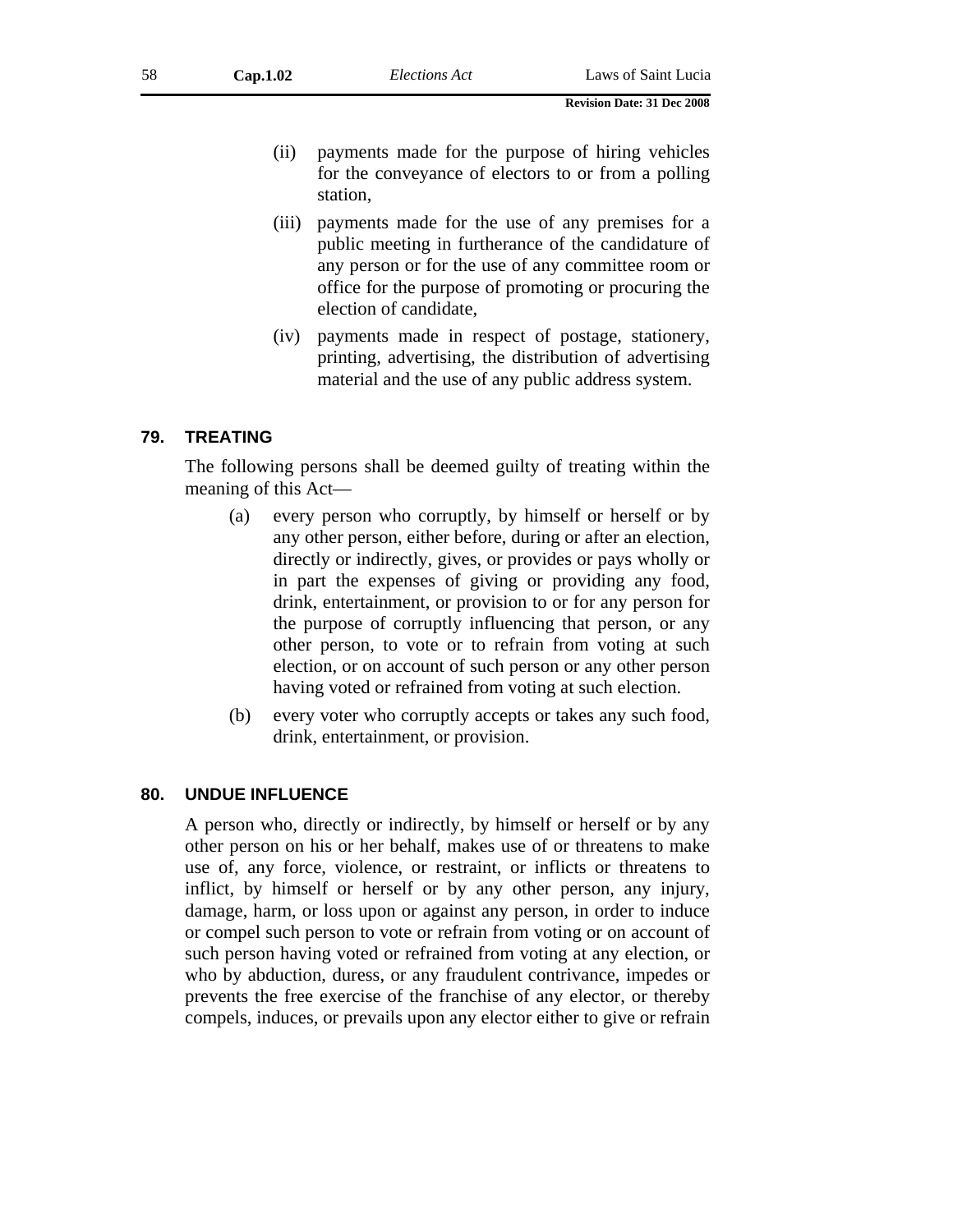(ii) payments made for the purpose of hiring vehicles for the conveyance of electors to or from a polling station,

(iii) payments made for the use of any premises for a public meeting in furtherance of the candidature of any person or for the use of any committee room or office for the purpose of promoting or procuring the election of candidate,

(iv) payments made in respect of postage, stationery, printing, advertising, the distribution of advertising material and the use of any public address system.

## 79. TREATING

The following persons shall be deemed guilty of treating within the meaning of this Act—

(a) every person who corruptly, by himself or herself or by any other person, either before, during or after an election, directly or indirectly, gives, or provides or pays wholly or in part the expenses of giving or providing any food, drink, entertainment, or provision to or for any person for the purpose of corruptly influencing that person, or any other person, to vote or to refrain from voting at such election, or on account of such person or any other person having voted or refrained from voting at such election.

(b) every voter who corruptly accepts or takes any such food, drink, entertainment, or provision.

## 80. UNDUE INFLUENCE

A person who, directly or indirectly, by himself or herself or by any other person on his or her behalf, makes use of or threatens to make use of, any force, violence, or restraint, or inflicts or threatens to inflict, by himself or herself or by any other person, any injury, damage, harm, or loss upon or against any person, in order to induce or compel such person to vote or refrain from voting or on account of such person having voted or refrained from voting at any election, or who by abduction, duress, or any fraudulent contrivance, impedes or prevents the free exercise of the franchise of any elector, or thereby compels, induces, or prevails upon any elector either to give or refrain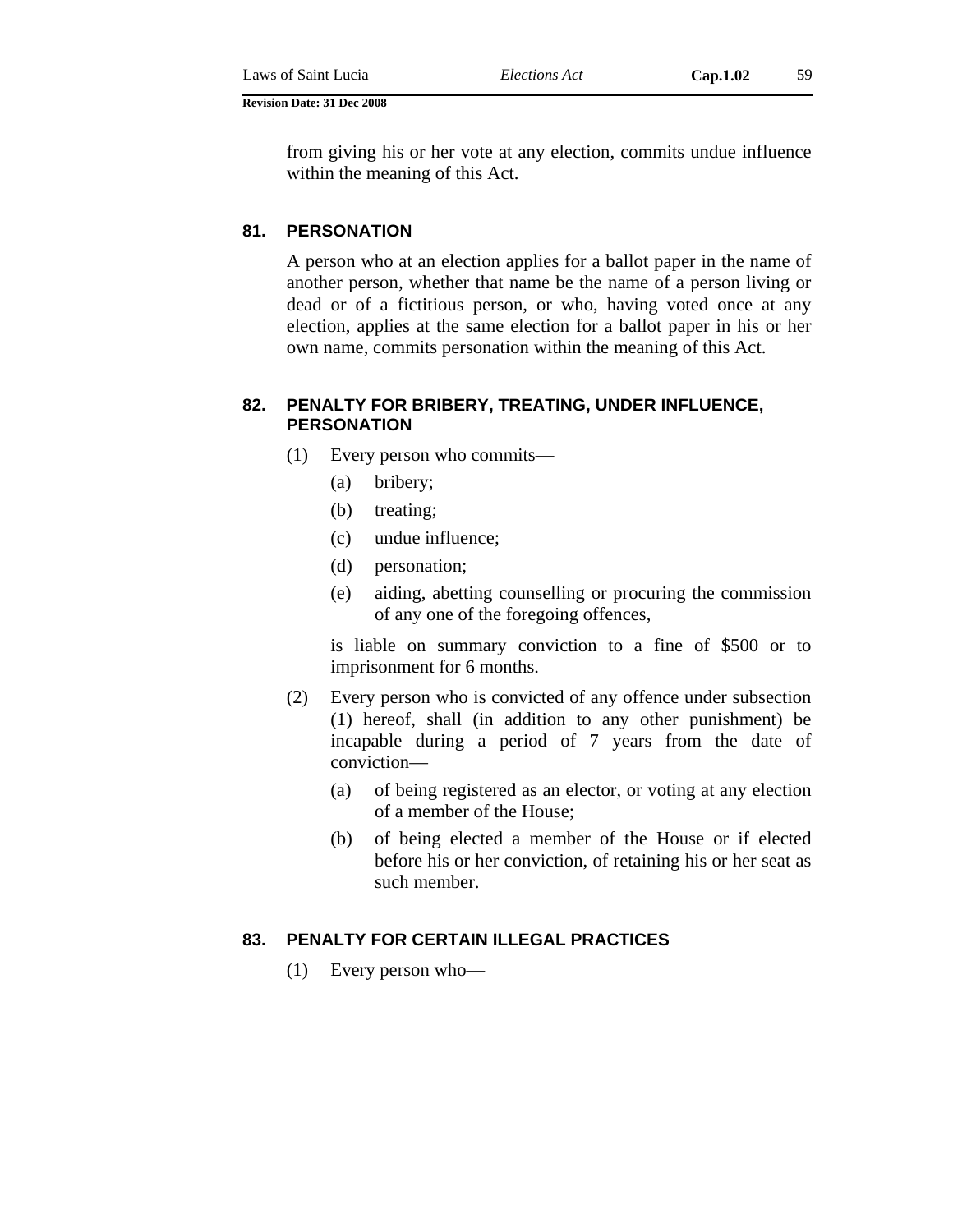from giving his or her vote at any election, commits undue influence within the meaning of this Act.

### 81. PERSONATION

A person who at an election applies for a ballot paper in the name of another person, whether that name be the name of a person living or dead or of a fictitious person, or who, having voted once at any election, applies at the same election for a ballot paper in his or her own name, commits personation within the meaning of this Act.

### 82. PENALTY FOR BRIBERY, TREATING, UNDER INFLUENCE, PERSONATION

(1) Every person who commits—

(a) bribery;

(b) treating;

(c) undue influence;

(d) personation;

(e) aiding, abetting counselling or procuring the commission of any one of the foregoing offences,

is liable on summary conviction to a fine of $500 or to imprisonment for 6 months.

(2) Every person who is convicted of any offence under subsection (1) hereof, shall (in addition to any other punishment) be incapable during a period of 7 years from the date of conviction—

(a) of being registered as an elector, or voting at any election of a member of the House;

(b) of being elected a member of the House or if elected before his or her conviction, of retaining his or her seat as such member.

### 83. PENALTY FOR CERTAIN ILLEGAL PRACTICES

(1) Every person who—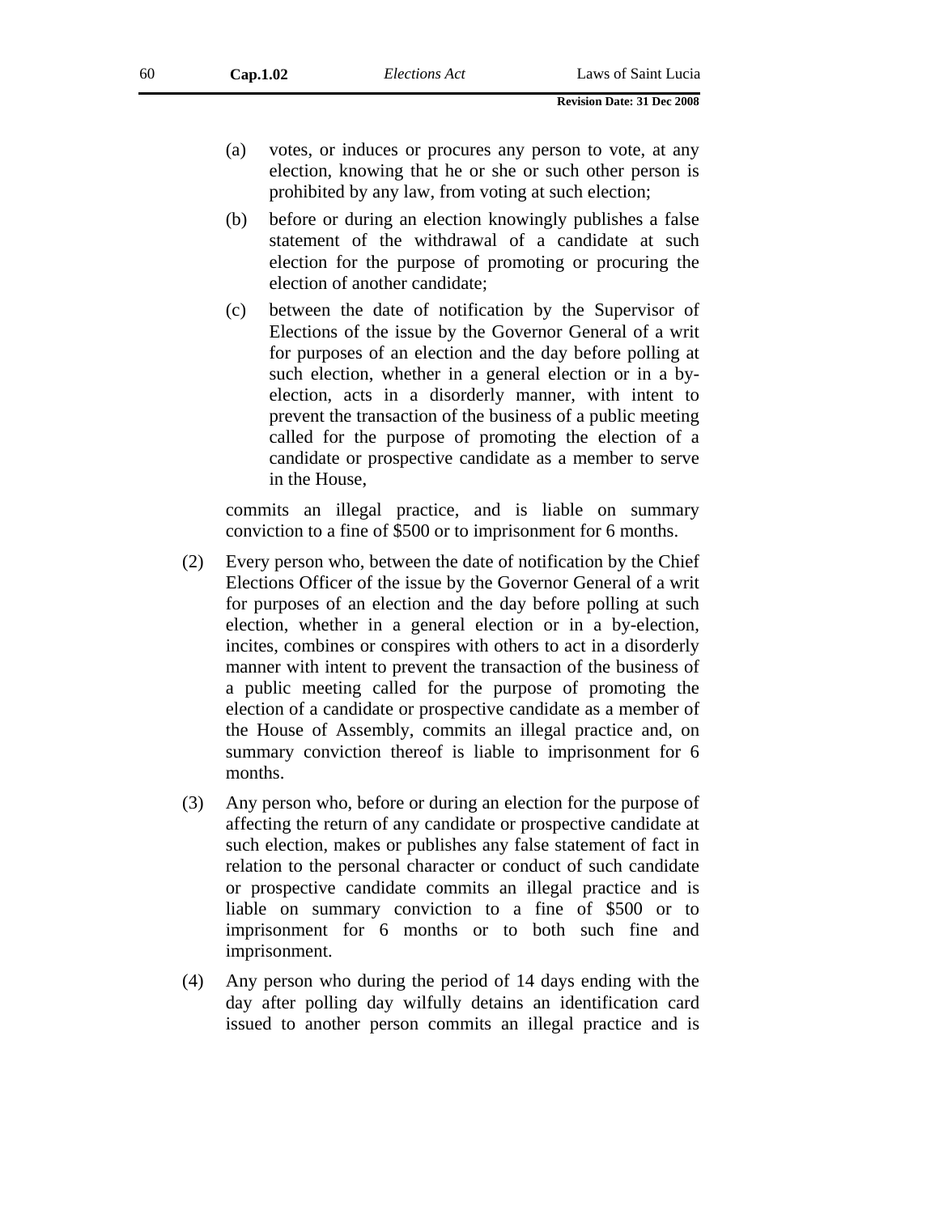(a) votes, or induces or procures any person to vote, at any election, knowing that he or she or such other person is prohibited by any law, from voting at such election;

(b) before or during an election knowingly publishes a false statement of the withdrawal of a candidate at such election for the purpose of promoting or procuring the election of another candidate;

(c) between the date of notification by the Supervisor of Elections of the issue by the Governor General of a writ for purposes of an election and the day before polling at such election, whether in a general election or in a by-election, acts in a disorderly manner, with intent to prevent the transaction of the business of a public meeting called for the purpose of promoting the election of a candidate or prospective candidate as a member to serve in the House,

commits an illegal practice, and is liable on summary conviction to a fine of $500 or to imprisonment for 6 months.

(2) Every person who, between the date of notification by the Chief Elections Officer of the issue by the Governor General of a writ for purposes of an election and the day before polling at such election, whether in a general election or in a by-election, incites, combines or conspires with others to act in a disorderly manner with intent to prevent the transaction of the business of a public meeting called for the purpose of promoting the election of a candidate or prospective candidate as a member of the House of Assembly, commits an illegal practice and, on summary conviction thereof is liable to imprisonment for 6 months.

(3) Any person who, before or during an election for the purpose of affecting the return of any candidate or prospective candidate at such election, makes or publishes any false statement of fact in relation to the personal character or conduct of such candidate or prospective candidate commits an illegal practice and is liable on summary conviction to a fine of $500 or to imprisonment for 6 months or to both such fine and imprisonment.

(4) Any person who during the period of 14 days ending with the day after polling day wilfully detains an identification card issued to another person commits an illegal practice and is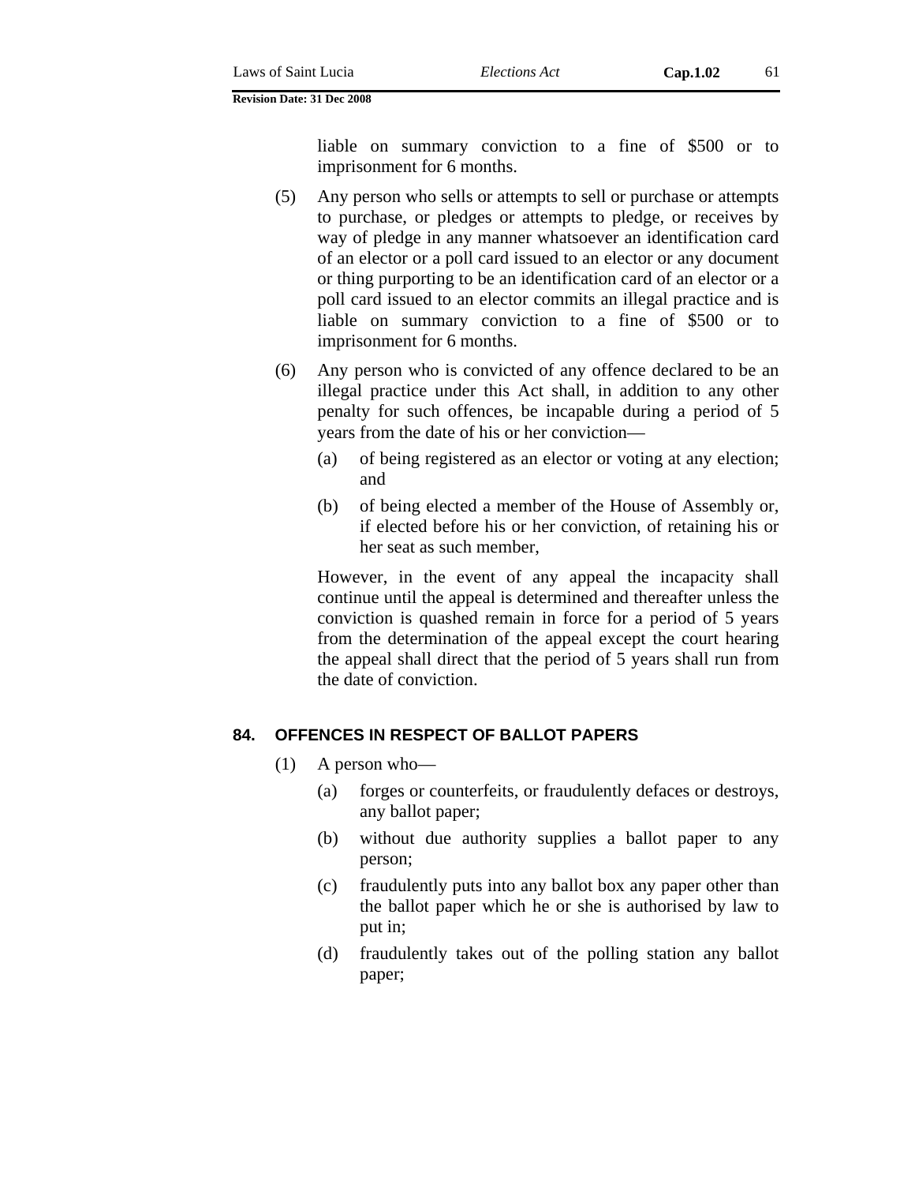liable on summary conviction to a fine of $500 or to imprisonment for 6 months.

(5) Any person who sells or attempts to sell or purchase or attempts to purchase, or pledges or attempts to pledge, or receives by way of pledge in any manner whatsoever an identification card of an elector or a poll card issued to an elector or any document or thing purporting to be an identification card of an elector or a poll card issued to an elector commits an illegal practice and is liable on summary conviction to a fine of $500 or to imprisonment for 6 months.

(6) Any person who is convicted of any offence declared to be an illegal practice under this Act shall, in addition to any other penalty for such offences, be incapable during a period of 5 years from the date of his or her conviction—

(a) of being registered as an elector or voting at any election; and

(b) of being elected a member of the House of Assembly or, if elected before his or her conviction, of retaining his or her seat as such member,

However, in the event of any appeal the incapacity shall continue until the appeal is determined and thereafter unless the conviction is quashed remain in force for a period of 5 years from the determination of the appeal except the court hearing the appeal shall direct that the period of 5 years shall run from the date of conviction.

## 84. OFFENCES IN RESPECT OF BALLOT PAPERS

(1) A person who—

(a) forges or counterfeits, or fraudulently defaces or destroys, any ballot paper;

(b) without due authority supplies a ballot paper to any person;

(c) fraudulently puts into any ballot box any paper other than the ballot paper which he or she is authorised by law to put in;

(d) fraudulently takes out of the polling station any ballot paper;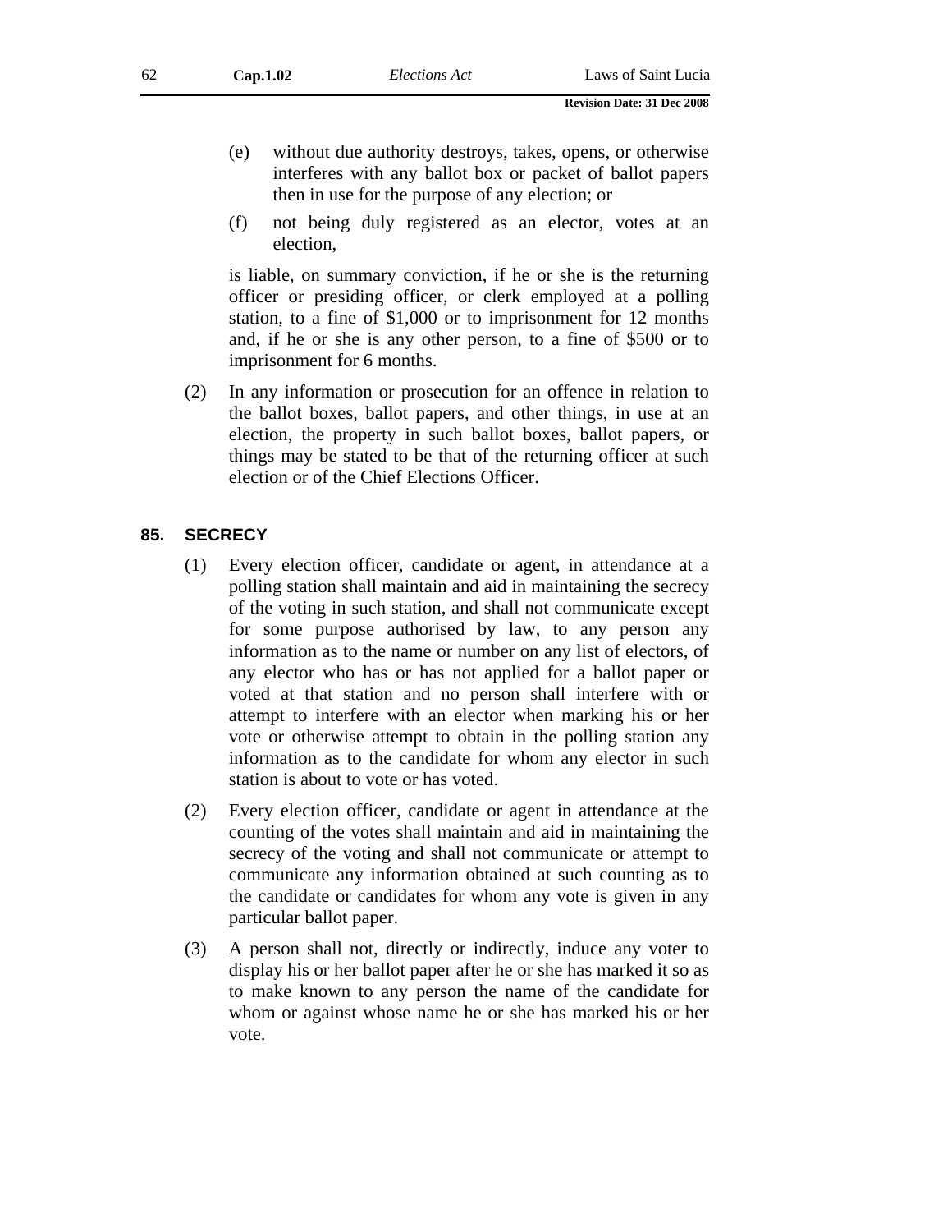(e) without due authority destroys, takes, opens, or otherwise interferes with any ballot box or packet of ballot papers then in use for the purpose of any election; or

(f) not being duly registered as an elector, votes at an election,

is liable, on summary conviction, if he or she is the returning officer or presiding officer, or clerk employed at a polling station, to a fine of $1,000 or to imprisonment for 12 months and, if he or she is any other person, to a fine of $500 or to imprisonment for 6 months.

(2) In any information or prosecution for an offence in relation to the ballot boxes, ballot papers, and other things, in use at an election, the property in such ballot boxes, ballot papers, or things may be stated to be that of the returning officer at such election or of the Chief Elections Officer.

## 85. SECRECY

(1) Every election officer, candidate or agent, in attendance at a polling station shall maintain and aid in maintaining the secrecy of the voting in such station, and shall not communicate except for some purpose authorised by law, to any person any information as to the name or number on any list of electors, of any elector who has or has not applied for a ballot paper or voted at that station and no person shall interfere with or attempt to interfere with an elector when marking his or her vote or otherwise attempt to obtain in the polling station any information as to the candidate for whom any elector in such station is about to vote or has voted.

(2) Every election officer, candidate or agent in attendance at the counting of the votes shall maintain and aid in maintaining the secrecy of the voting and shall not communicate or attempt to communicate any information obtained at such counting as to the candidate or candidates for whom any vote is given in any particular ballot paper.

(3) A person shall not, directly or indirectly, induce any voter to display his or her ballot paper after he or she has marked it so as to make known to any person the name of the candidate for whom or against whose name he or she has marked his or her vote.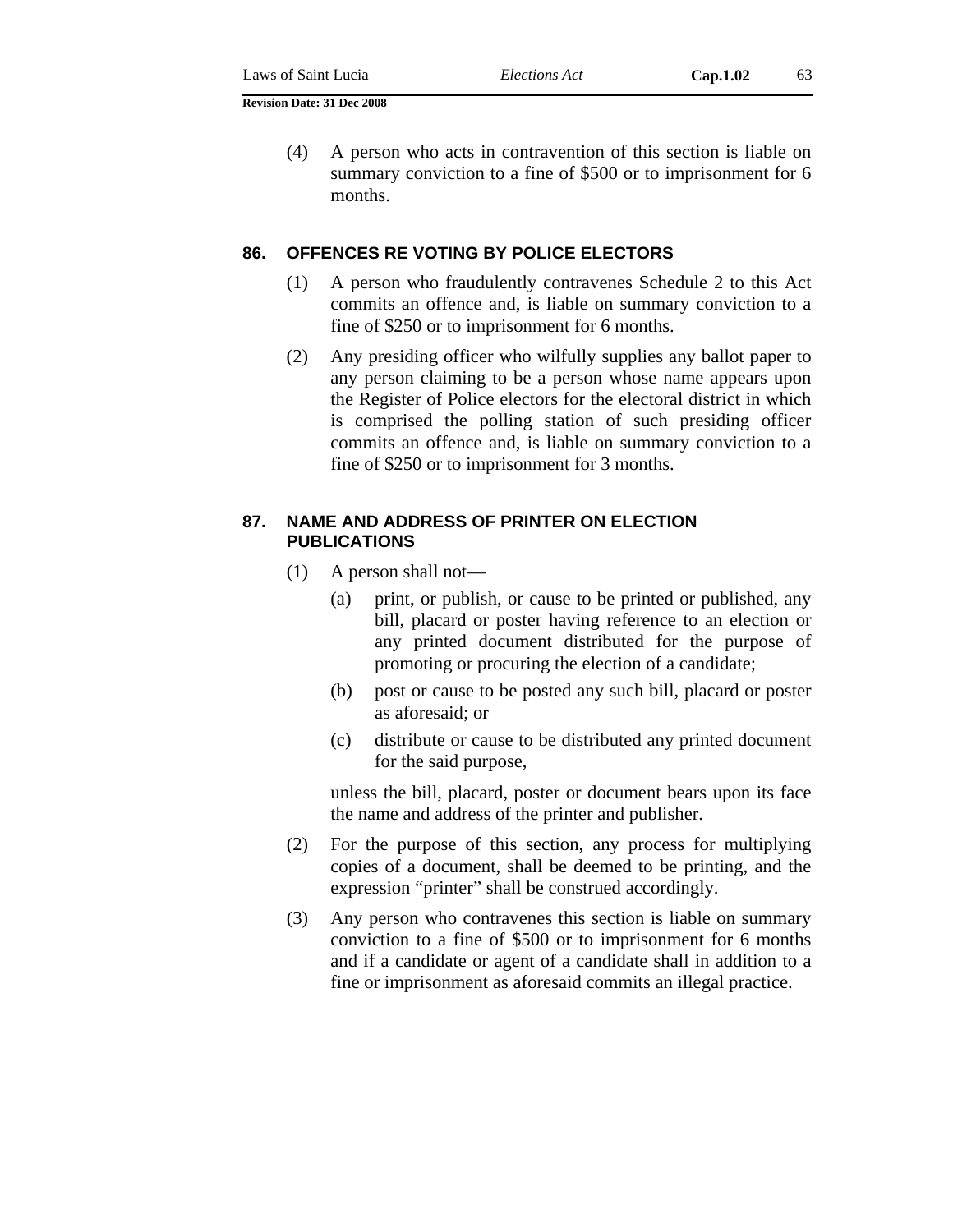(4) A person who acts in contravention of this section is liable on summary conviction to a fine of $500 or to imprisonment for 6 months.

## 86. OFFENCES RE VOTING BY POLICE ELECTORS

(1) A person who fraudulently contravenes Schedule 2 to this Act commits an offence and, is liable on summary conviction to a fine of $250 or to imprisonment for 6 months.

(2) Any presiding officer who wilfully supplies any ballot paper to any person claiming to be a person whose name appears upon the Register of Police electors for the electoral district in which is comprised the polling station of such presiding officer commits an offence and, is liable on summary conviction to a fine of $250 or to imprisonment for 3 months.

## 87. NAME AND ADDRESS OF PRINTER ON ELECTION PUBLICATIONS

(1) A person shall not—

- (a) print, or publish, or cause to be printed or published, any bill, placard or poster having reference to an election or any printed document distributed for the purpose of promoting or procuring the election of a candidate;
- (b) post or cause to be posted any such bill, placard or poster as aforesaid; or
- (c) distribute or cause to be distributed any printed document for the said purpose,

unless the bill, placard, poster or document bears upon its face the name and address of the printer and publisher.

(2) For the purpose of this section, any process for multiplying copies of a document, shall be deemed to be printing, and the expression "printer" shall be construed accordingly.

(3) Any person who contravenes this section is liable on summary conviction to a fine of $500 or to imprisonment for 6 months and if a candidate or agent of a candidate shall in addition to a fine or imprisonment as aforesaid commits an illegal practice.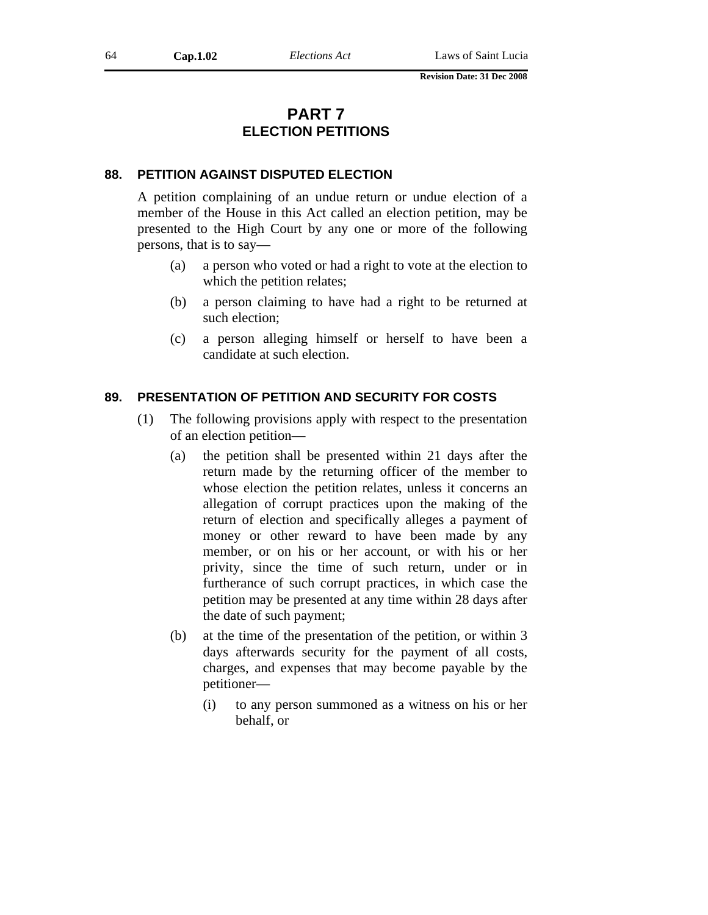# PART 7
## ELECTION PETITIONS

### 88. PETITION AGAINST DISPUTED ELECTION

A petition complaining of an undue return or undue election of a member of the House in this Act called an election petition, may be presented to the High Court by any one or more of the following persons, that is to say—

(a) a person who voted or had a right to vote at the election to which the petition relates;

(b) a person claiming to have had a right to be returned at such election;

(c) a person alleging himself or herself to have been a candidate at such election.

### 89. PRESENTATION OF PETITION AND SECURITY FOR COSTS

(1) The following provisions apply with respect to the presentation of an election petition—

(a) the petition shall be presented within 21 days after the return made by the returning officer of the member to whose election the petition relates, unless it concerns an allegation of corrupt practices upon the making of the return of election and specifically alleges a payment of money or other reward to have been made by any member, or on his or her account, or with his or her privity, since the time of such return, under or in furtherance of such corrupt practices, in which case the petition may be presented at any time within 28 days after the date of such payment;

(b) at the time of the presentation of the petition, or within 3 days afterwards security for the payment of all costs, charges, and expenses that may become payable by the petitioner—

(i) to any person summoned as a witness on his or her behalf, or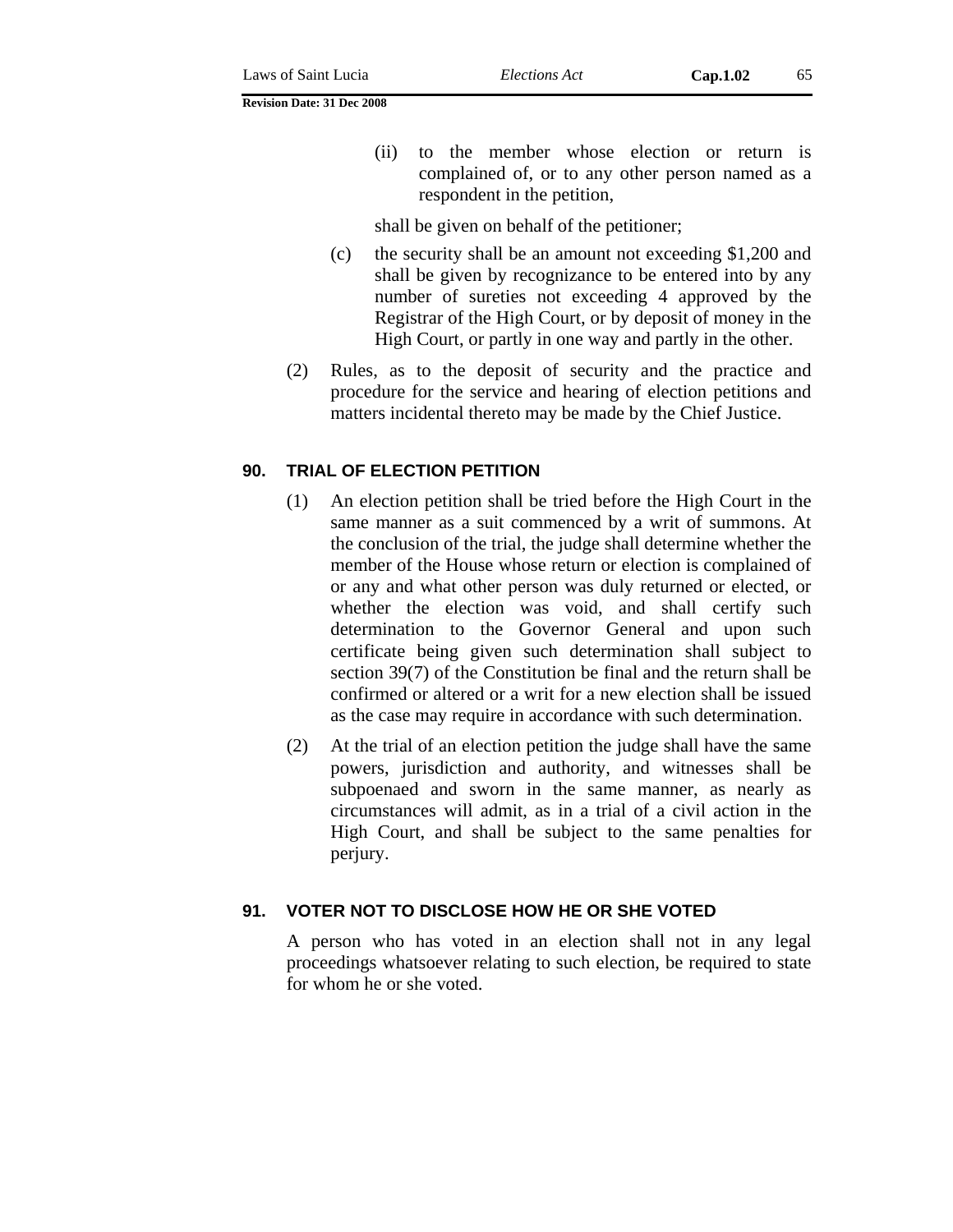(ii) to the member whose election or return is complained of, or to any other person named as a respondent in the petition,

shall be given on behalf of the petitioner;

(c) the security shall be an amount not exceeding $1,200 and shall be given by recognizance to be entered into by any number of sureties not exceeding 4 approved by the Registrar of the High Court, or by deposit of money in the High Court, or partly in one way and partly in the other.

(2) Rules, as to the deposit of security and the practice and procedure for the service and hearing of election petitions and matters incidental thereto may be made by the Chief Justice.

## 90. TRIAL OF ELECTION PETITION

(1) An election petition shall be tried before the High Court in the same manner as a suit commenced by a writ of summons. At the conclusion of the trial, the judge shall determine whether the member of the House whose return or election is complained of or any and what other person was duly returned or elected, or whether the election was void, and shall certify such determination to the Governor General and upon such certificate being given such determination shall subject to section 39(7) of the Constitution be final and the return shall be confirmed or altered or a writ for a new election shall be issued as the case may require in accordance with such determination.

(2) At the trial of an election petition the judge shall have the same powers, jurisdiction and authority, and witnesses shall be subpoenaed and sworn in the same manner, as nearly as circumstances will admit, as in a trial of a civil action in the High Court, and shall be subject to the same penalties for perjury.

## 91. VOTER NOT TO DISCLOSE HOW HE OR SHE VOTED

A person who has voted in an election shall not in any legal proceedings whatsoever relating to such election, be required to state for whom he or she voted.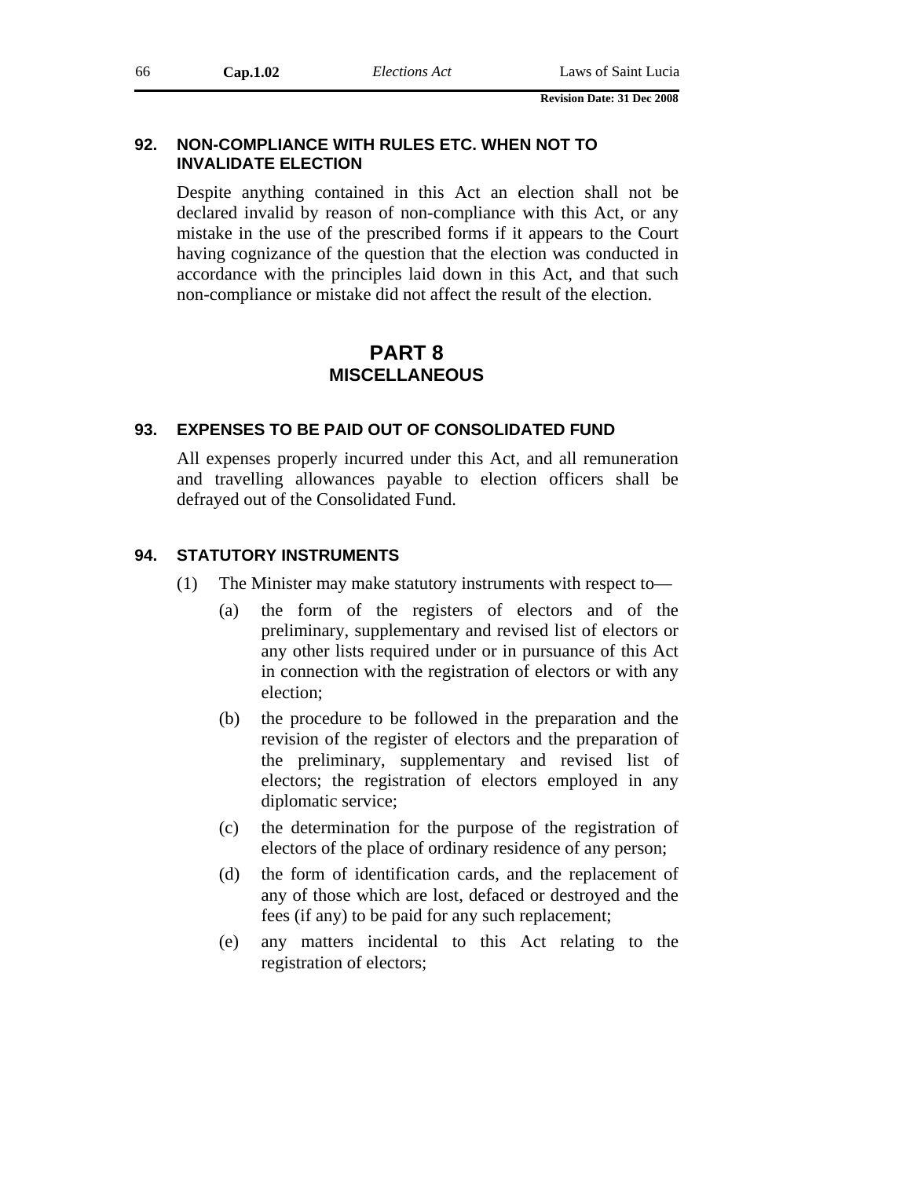### 92. NON-COMPLIANCE WITH RULES ETC. WHEN NOT TO INVALIDATE ELECTION

Despite anything contained in this Act an election shall not be declared invalid by reason of non-compliance with this Act, or any mistake in the use of the prescribed forms if it appears to the Court having cognizance of the question that the election was conducted in accordance with the principles laid down in this Act, and that such non-compliance or mistake did not affect the result of the election.

## PART 8
## MISCELLANEOUS

### 93. EXPENSES TO BE PAID OUT OF CONSOLIDATED FUND

All expenses properly incurred under this Act, and all remuneration and travelling allowances payable to election officers shall be defrayed out of the Consolidated Fund.

### 94. STATUTORY INSTRUMENTS

(1) The Minister may make statutory instruments with respect to—

(a) the form of the registers of electors and of the preliminary, supplementary and revised list of electors or any other lists required under or in pursuance of this Act in connection with the registration of electors or with any election;

(b) the procedure to be followed in the preparation and the revision of the register of electors and the preparation of the preliminary, supplementary and revised list of electors; the registration of electors employed in any diplomatic service;

(c) the determination for the purpose of the registration of electors of the place of ordinary residence of any person;

(d) the form of identification cards, and the replacement of any of those which are lost, defaced or destroyed and the fees (if any) to be paid for any such replacement;

(e) any matters incidental to this Act relating to the registration of electors;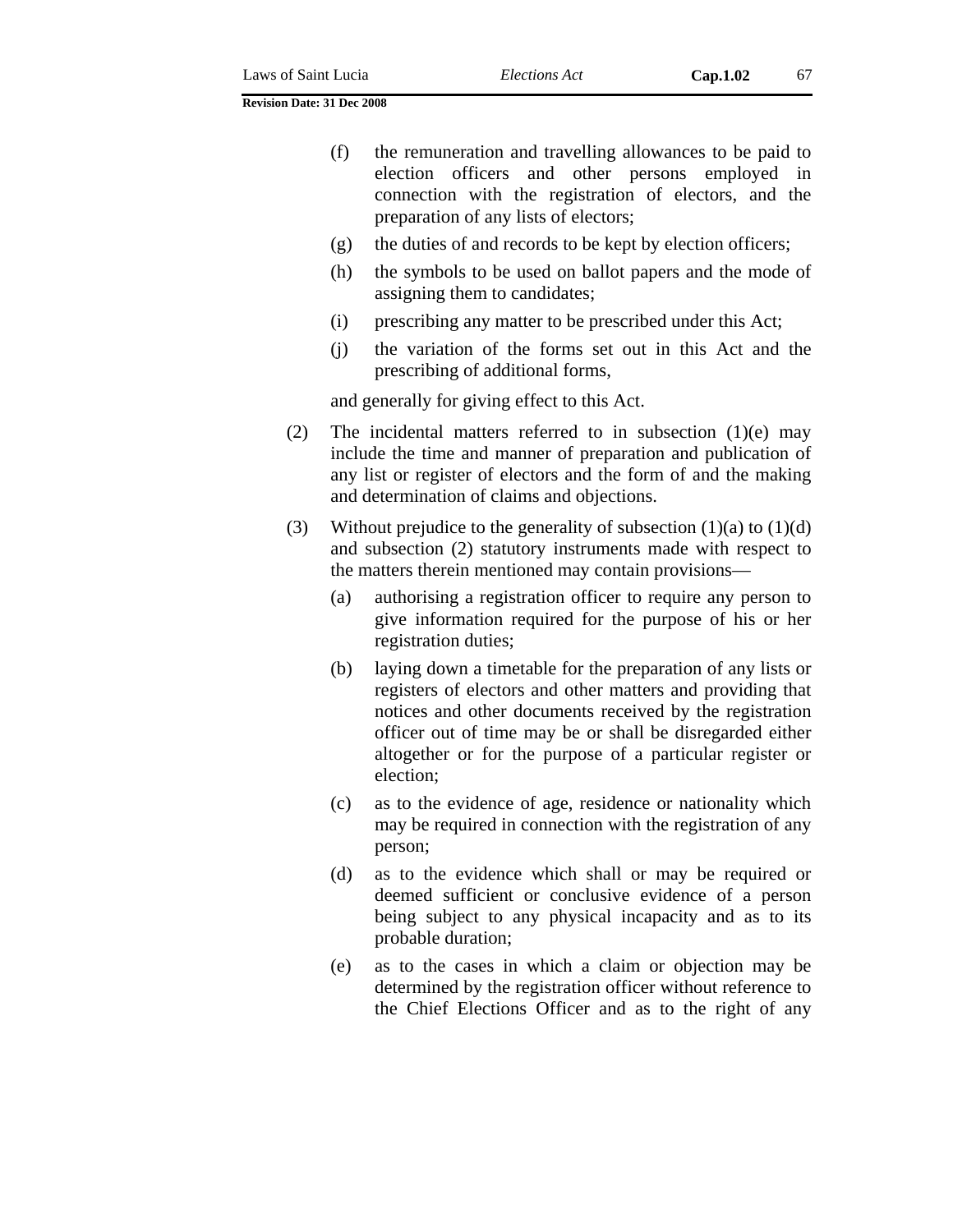(f) the remuneration and travelling allowances to be paid to election officers and other persons employed in connection with the registration of electors, and the preparation of any lists of electors;

(g) the duties of and records to be kept by election officers;

(h) the symbols to be used on ballot papers and the mode of assigning them to candidates;

(i) prescribing any matter to be prescribed under this Act;

(j) the variation of the forms set out in this Act and the prescribing of additional forms,

and generally for giving effect to this Act.

(2) The incidental matters referred to in subsection (1)(e) may include the time and manner of preparation and publication of any list or register of electors and the form of and the making and determination of claims and objections.

(3) Without prejudice to the generality of subsection (1)(a) to (1)(d) and subsection (2) statutory instruments made with respect to the matters therein mentioned may contain provisions—

(a) authorising a registration officer to require any person to give information required for the purpose of his or her registration duties;

(b) laying down a timetable for the preparation of any lists or registers of electors and other matters and providing that notices and other documents received by the registration officer out of time may be or shall be disregarded either altogether or for the purpose of a particular register or election;

(c) as to the evidence of age, residence or nationality which may be required in connection with the registration of any person;

(d) as to the evidence which shall or may be required or deemed sufficient or conclusive evidence of a person being subject to any physical incapacity and as to its probable duration;

(e) as to the cases in which a claim or objection may be determined by the registration officer without reference to the Chief Elections Officer and as to the right of any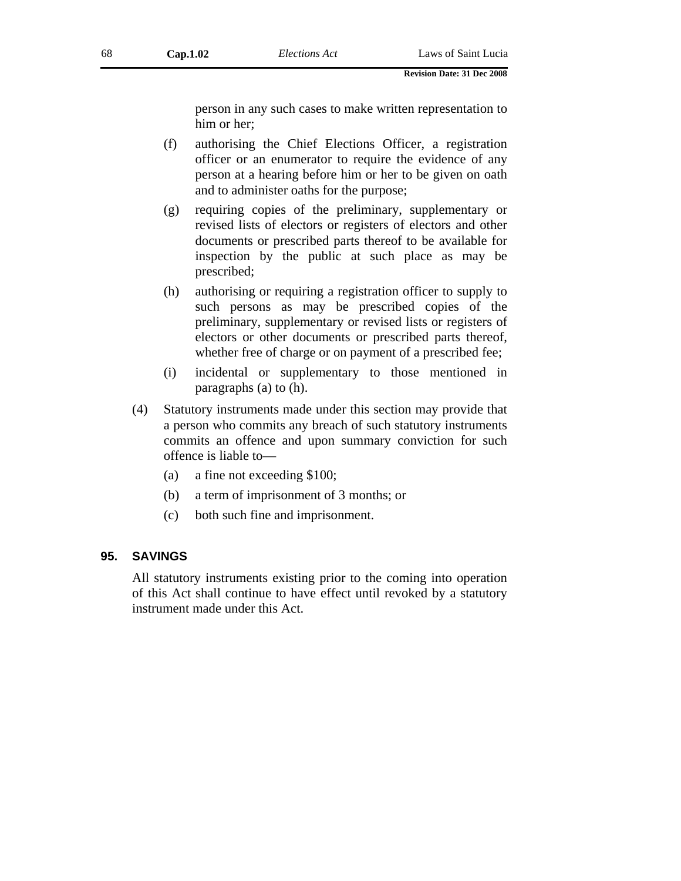person in any such cases to make written representation to him or her;

(f) authorising the Chief Elections Officer, a registration officer or an enumerator to require the evidence of any person at a hearing before him or her to be given on oath and to administer oaths for the purpose;

(g) requiring copies of the preliminary, supplementary or revised lists of electors or registers of electors and other documents or prescribed parts thereof to be available for inspection by the public at such place as may be prescribed;

(h) authorising or requiring a registration officer to supply to such persons as may be prescribed copies of the preliminary, supplementary or revised lists or registers of electors or other documents or prescribed parts thereof, whether free of charge or on payment of a prescribed fee;

(i) incidental or supplementary to those mentioned in paragraphs (a) to (h).

(4) Statutory instruments made under this section may provide that a person who commits any breach of such statutory instruments commits an offence and upon summary conviction for such offence is liable to—

(a) a fine not exceeding $100;

(b) a term of imprisonment of 3 months; or

(c) both such fine and imprisonment.

## 95. SAVINGS

All statutory instruments existing prior to the coming into operation of this Act shall continue to have effect until revoked by a statutory instrument made under this Act.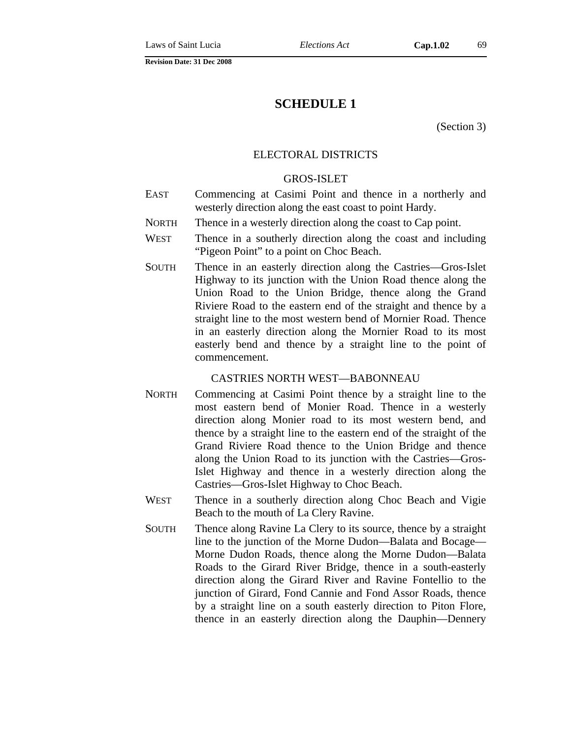# SCHEDULE 1

(Section 3)

## ELECTORAL DISTRICTS

### GROS-ISLET

EAST — Commencing at Casimi Point and thence in a northerly and westerly direction along the east coast to point Hardy.

NORTH — Thence in a westerly direction along the coast to Cap point.

WEST — Thence in a southerly direction along the coast and including "Pigeon Point" to a point on Choc Beach.

SOUTH — Thence in an easterly direction along the Castries—Gros-Islet Highway to its junction with the Union Road thence along the Union Road to the Union Bridge, thence along the Grand Riviere Road to the eastern end of the straight and thence by a straight line to the most western bend of Mornier Road. Thence in an easterly direction along the Mornier Road to its most easterly bend and thence by a straight line to the point of commencement.

### CASTRIES NORTH WEST—BABONNEAU

NORTH — Commencing at Casimi Point thence by a straight line to the most eastern bend of Monier Road. Thence in a westerly direction along Monier road to its most western bend, and thence by a straight line to the eastern end of the straight of the Grand Riviere Road thence to the Union Bridge and thence along the Union Road to its junction with the Castries—Gros-Islet Highway and thence in a westerly direction along the Castries—Gros-Islet Highway to Choc Beach.

WEST — Thence in a southerly direction along Choc Beach and Vigie Beach to the mouth of La Clery Ravine.

SOUTH — Thence along Ravine La Clery to its source, thence by a straight line to the junction of the Morne Dudon—Balata and Bocage—Morne Dudon Roads, thence along the Morne Dudon—Balata Roads to the Girard River Bridge, thence in a south-easterly direction along the Girard River and Ravine Fontellio to the junction of Girard, Fond Cannie and Fond Assor Roads, thence by a straight line on a south easterly direction to Piton Flore, thence in an easterly direction along the Dauphin—Dennery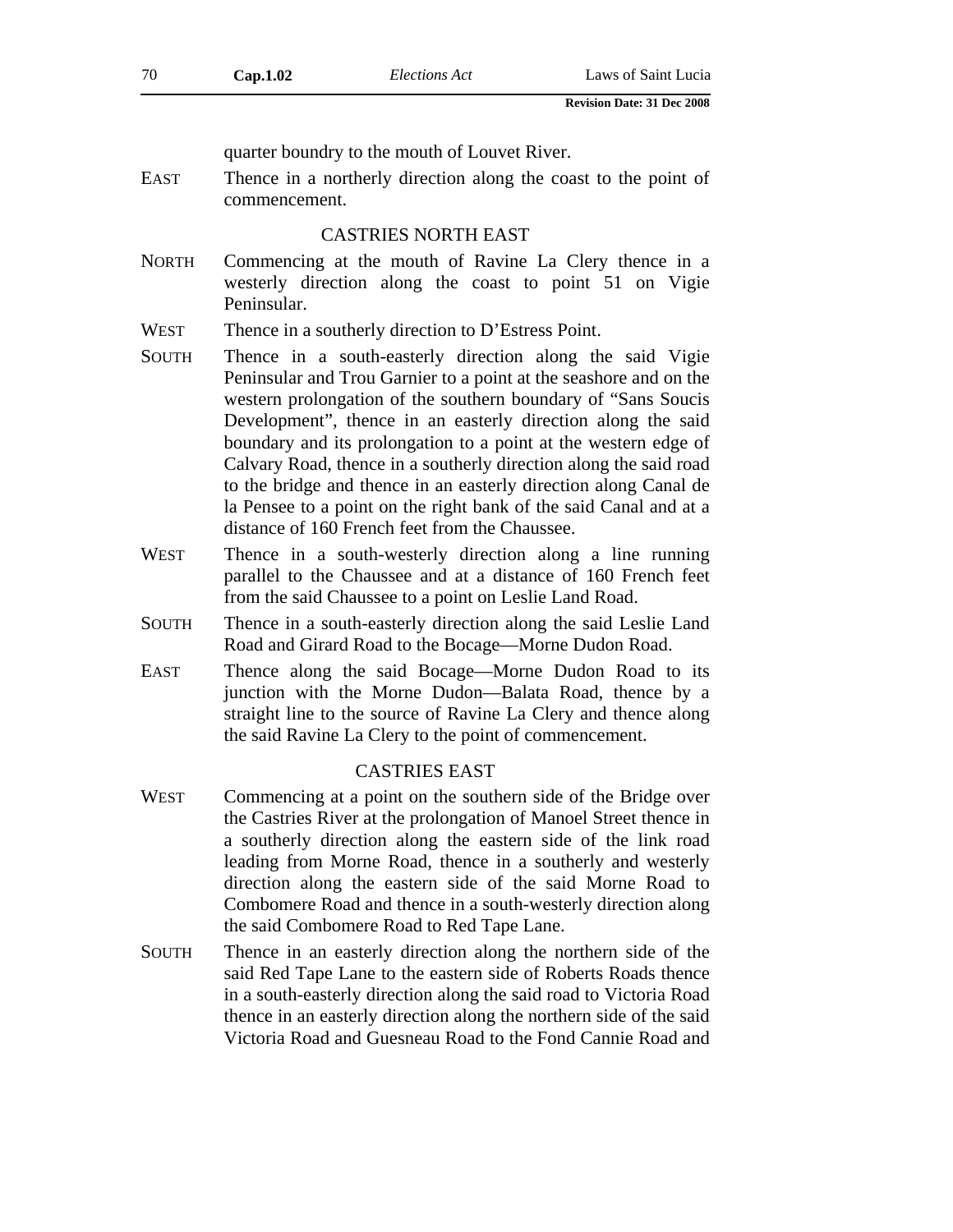quarter boundry to the mouth of Louvet River.

EAST Thence in a northerly direction along the coast to the point of commencement.

### CASTRIES NORTH EAST

NORTH Commencing at the mouth of Ravine La Clery thence in a westerly direction along the coast to point 51 on Vigie Peninsular.

WEST Thence in a southerly direction to D'Estress Point.

SOUTH Thence in a south-easterly direction along the said Vigie Peninsular and Trou Garnier to a point at the seashore and on the western prolongation of the southern boundary of "Sans Soucis Development", thence in an easterly direction along the said boundary and its prolongation to a point at the western edge of Calvary Road, thence in a southerly direction along the said road to the bridge and thence in an easterly direction along Canal de la Pensee to a point on the right bank of the said Canal and at a distance of 160 French feet from the Chaussee.

WEST Thence in a south-westerly direction along a line running parallel to the Chaussee and at a distance of 160 French feet from the said Chaussee to a point on Leslie Land Road.

SOUTH Thence in a south-easterly direction along the said Leslie Land Road and Girard Road to the Bocage—Morne Dudon Road.

EAST Thence along the said Bocage—Morne Dudon Road to its junction with the Morne Dudon—Balata Road, thence by a straight line to the source of Ravine La Clery and thence along the said Ravine La Clery to the point of commencement.

### CASTRIES EAST

WEST Commencing at a point on the southern side of the Bridge over the Castries River at the prolongation of Manoel Street thence in a southerly direction along the eastern side of the link road leading from Morne Road, thence in a southerly and westerly direction along the eastern side of the said Morne Road to Combomere Road and thence in a south-westerly direction along the said Combomere Road to Red Tape Lane.

SOUTH Thence in an easterly direction along the northern side of the said Red Tape Lane to the eastern side of Roberts Roads thence in a south-easterly direction along the said road to Victoria Road thence in an easterly direction along the northern side of the said Victoria Road and Guesneau Road to the Fond Cannie Road and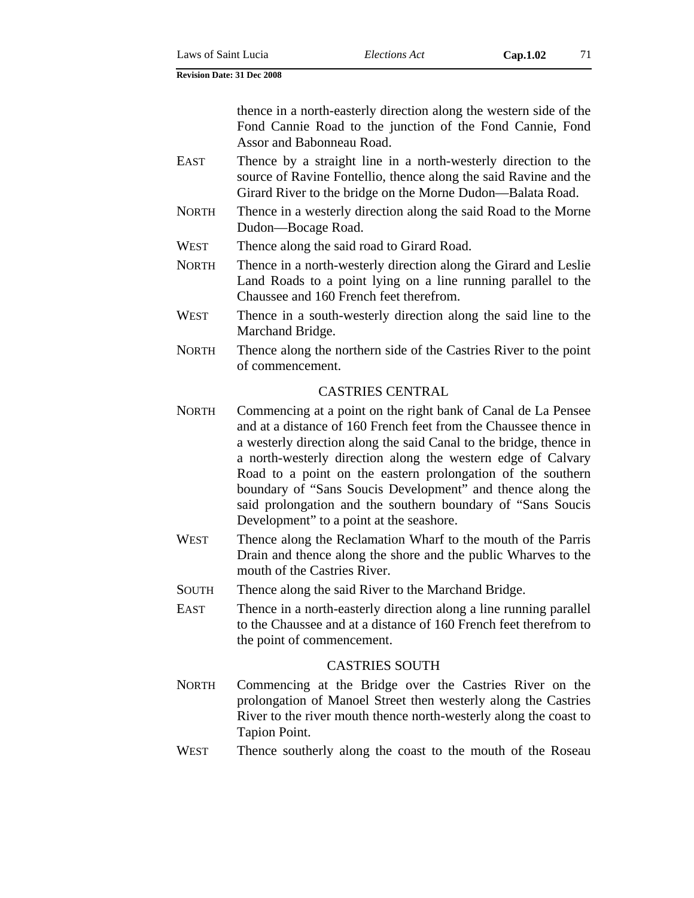thence in a north-easterly direction along the western side of the Fond Cannie Road to the junction of the Fond Cannie, Fond Assor and Babonneau Road.

EAST Thence by a straight line in a north-westerly direction to the source of Ravine Fontellio, thence along the said Ravine and the Girard River to the bridge on the Morne Dudon—Balata Road.

NORTH Thence in a westerly direction along the said Road to the Morne Dudon—Bocage Road.

WEST Thence along the said road to Girard Road.

NORTH Thence in a north-westerly direction along the Girard and Leslie Land Roads to a point lying on a line running parallel to the Chaussee and 160 French feet therefrom.

WEST Thence in a south-westerly direction along the said line to the Marchand Bridge.

NORTH Thence along the northern side of the Castries River to the point of commencement.

### CASTRIES CENTRAL

NORTH Commencing at a point on the right bank of Canal de La Pensee and at a distance of 160 French feet from the Chaussee thence in a westerly direction along the said Canal to the bridge, thence in a north-westerly direction along the western edge of Calvary Road to a point on the eastern prolongation of the southern boundary of "Sans Soucis Development" and thence along the said prolongation and the southern boundary of "Sans Soucis Development" to a point at the seashore.

WEST Thence along the Reclamation Wharf to the mouth of the Parris Drain and thence along the shore and the public Wharves to the mouth of the Castries River.

SOUTH Thence along the said River to the Marchand Bridge.

EAST Thence in a north-easterly direction along a line running parallel to the Chaussee and at a distance of 160 French feet therefrom to the point of commencement.

### CASTRIES SOUTH

NORTH Commencing at the Bridge over the Castries River on the prolongation of Manoel Street then westerly along the Castries River to the river mouth thence north-westerly along the coast to Tapion Point.

WEST Thence southerly along the coast to the mouth of the Roseau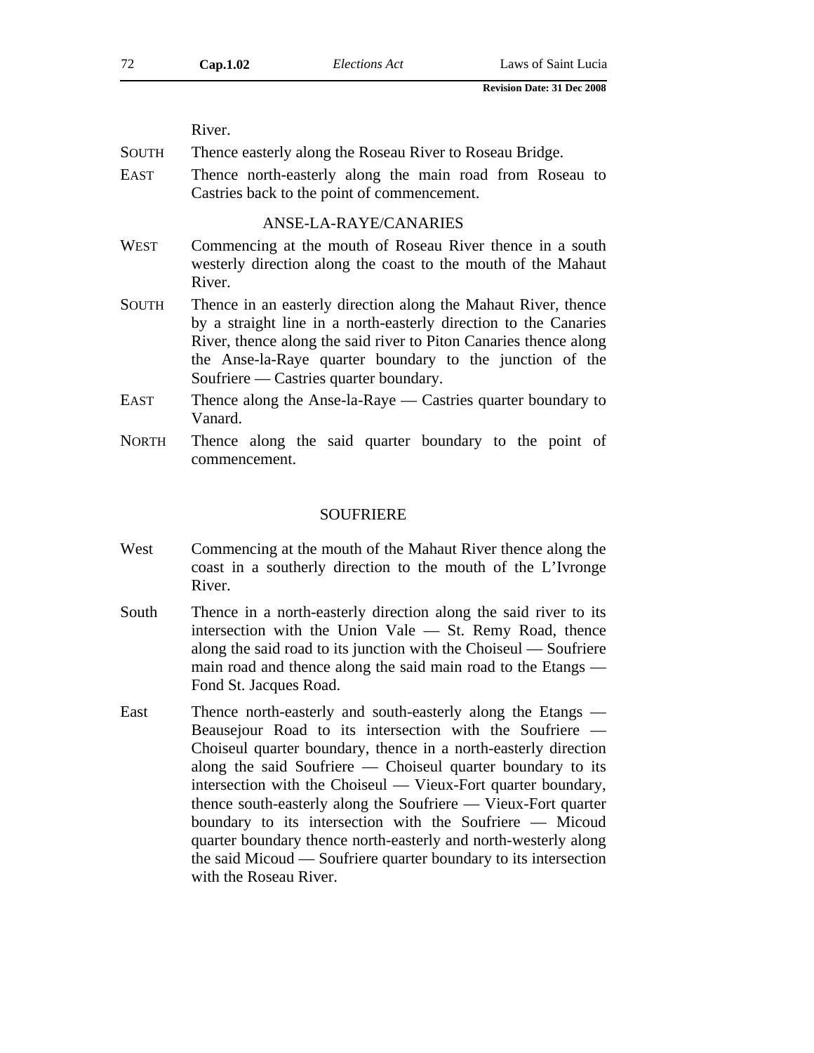River.

SOUTH Thence easterly along the Roseau River to Roseau Bridge.

EAST Thence north-easterly along the main road from Roseau to Castries back to the point of commencement.

### ANSE-LA-RAYE/CANARIES

WEST Commencing at the mouth of Roseau River thence in a south westerly direction along the coast to the mouth of the Mahaut River.

SOUTH Thence in an easterly direction along the Mahaut River, thence by a straight line in a north-easterly direction to the Canaries River, thence along the said river to Piton Canaries thence along the Anse-la-Raye quarter boundary to the junction of the Soufriere — Castries quarter boundary.

EAST Thence along the Anse-la-Raye — Castries quarter boundary to Vanard.

NORTH Thence along the said quarter boundary to the point of commencement.

### SOUFRIERE

West Commencing at the mouth of the Mahaut River thence along the coast in a southerly direction to the mouth of the L'Ivronge River.

South Thence in a north-easterly direction along the said river to its intersection with the Union Vale — St. Remy Road, thence along the said road to its junction with the Choiseul — Soufriere main road and thence along the said main road to the Etangs — Fond St. Jacques Road.

East Thence north-easterly and south-easterly along the Etangs — Beausejour Road to its intersection with the Soufriere — Choiseul quarter boundary, thence in a north-easterly direction along the said Soufriere — Choiseul quarter boundary to its intersection with the Choiseul — Vieux-Fort quarter boundary, thence south-easterly along the Soufriere — Vieux-Fort quarter boundary to its intersection with the Soufriere — Micoud quarter boundary thence north-easterly and north-westerly along the said Micoud — Soufriere quarter boundary to its intersection with the Roseau River.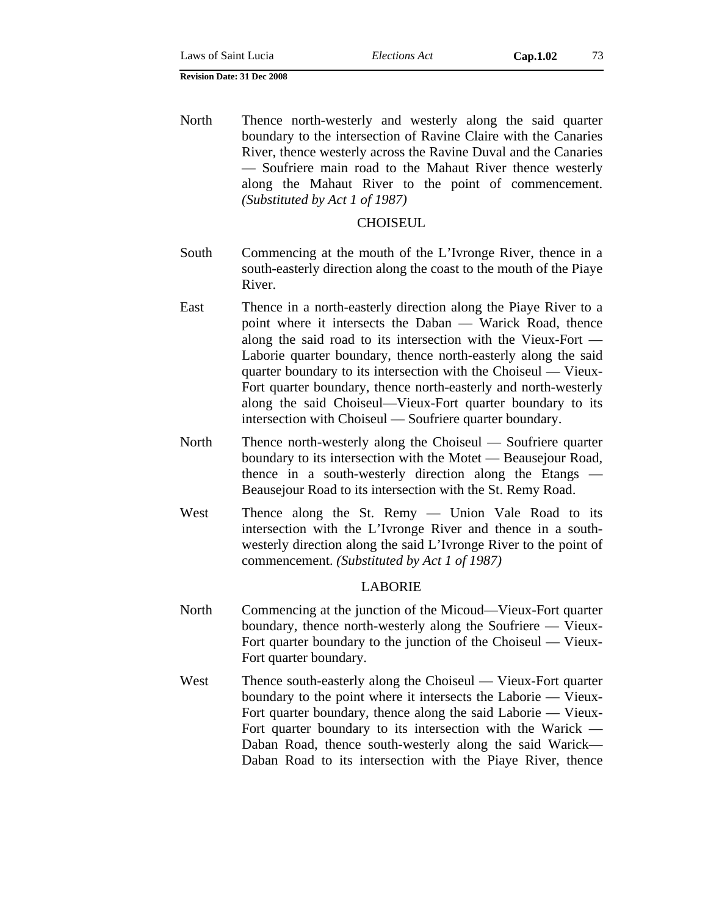North Thence north-westerly and westerly along the said quarter boundary to the intersection of Ravine Claire with the Canaries River, thence westerly across the Ravine Duval and the Canaries — Soufriere main road to the Mahaut River thence westerly along the Mahaut River to the point of commencement. *(Substituted by Act 1 of 1987)*

## CHOISEUL

South Commencing at the mouth of the L'Ivronge River, thence in a south-easterly direction along the coast to the mouth of the Piaye River.

East Thence in a north-easterly direction along the Piaye River to a point where it intersects the Daban — Warick Road, thence along the said road to its intersection with the Vieux-Fort — Laborie quarter boundary, thence north-easterly along the said quarter boundary to its intersection with the Choiseul — Vieux-Fort quarter boundary, thence north-easterly and north-westerly along the said Choiseul—Vieux-Fort quarter boundary to its intersection with Choiseul — Soufriere quarter boundary.

North Thence north-westerly along the Choiseul — Soufriere quarter boundary to its intersection with the Motet — Beausejour Road, thence in a south-westerly direction along the Etangs — Beausejour Road to its intersection with the St. Remy Road.

West Thence along the St. Remy — Union Vale Road to its intersection with the L'Ivronge River and thence in a south-westerly direction along the said L'Ivronge River to the point of commencement. *(Substituted by Act 1 of 1987)*

## LABORIE

North Commencing at the junction of the Micoud—Vieux-Fort quarter boundary, thence north-westerly along the Soufriere — Vieux-Fort quarter boundary to the junction of the Choiseul — Vieux-Fort quarter boundary.

West Thence south-easterly along the Choiseul — Vieux-Fort quarter boundary to the point where it intersects the Laborie — Vieux-Fort quarter boundary, thence along the said Laborie — Vieux-Fort quarter boundary to its intersection with the Warick — Daban Road, thence south-westerly along the said Warick— Daban Road to its intersection with the Piaye River, thence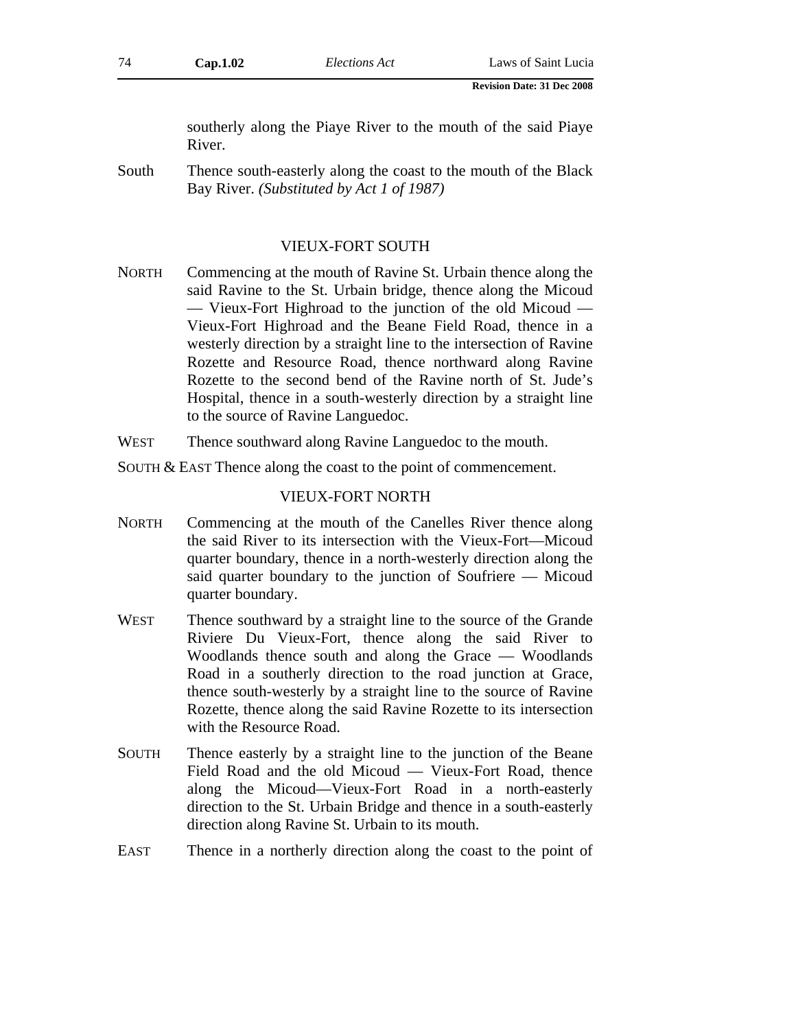southerly along the Piaye River to the mouth of the said Piaye River.

South Thence south-easterly along the coast to the mouth of the Black Bay River. *(Substituted by Act 1 of 1987)*

### VIEUX-FORT SOUTH

NORTH Commencing at the mouth of Ravine St. Urbain thence along the said Ravine to the St. Urbain bridge, thence along the Micoud — Vieux-Fort Highroad to the junction of the old Micoud — Vieux-Fort Highroad and the Beane Field Road, thence in a westerly direction by a straight line to the intersection of Ravine Rozette and Resource Road, thence northward along Ravine Rozette to the second bend of the Ravine north of St. Jude's Hospital, thence in a south-westerly direction by a straight line to the source of Ravine Languedoc.

WEST Thence southward along Ravine Languedoc to the mouth.

SOUTH & EAST Thence along the coast to the point of commencement.

### VIEUX-FORT NORTH

NORTH Commencing at the mouth of the Canelles River thence along the said River to its intersection with the Vieux-Fort—Micoud quarter boundary, thence in a north-westerly direction along the said quarter boundary to the junction of Soufriere — Micoud quarter boundary.

WEST Thence southward by a straight line to the source of the Grande Riviere Du Vieux-Fort, thence along the said River to Woodlands thence south and along the Grace — Woodlands Road in a southerly direction to the road junction at Grace, thence south-westerly by a straight line to the source of Ravine Rozette, thence along the said Ravine Rozette to its intersection with the Resource Road.

SOUTH Thence easterly by a straight line to the junction of the Beane Field Road and the old Micoud — Vieux-Fort Road, thence along the Micoud—Vieux-Fort Road in a north-easterly direction to the St. Urbain Bridge and thence in a south-easterly direction along Ravine St. Urbain to its mouth.

EAST Thence in a northerly direction along the coast to the point of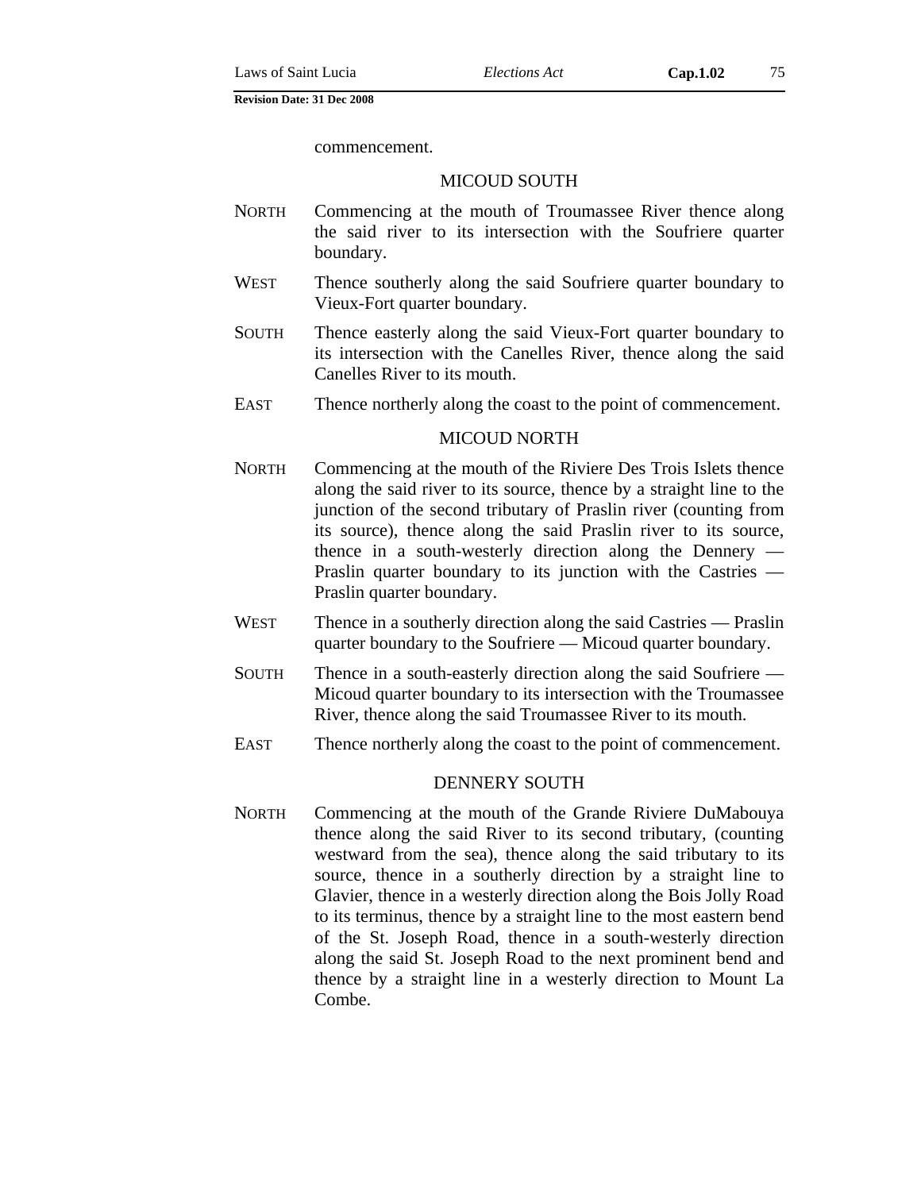commencement.

MICOUD SOUTH

NORTH Commencing at the mouth of Troumassee River thence along the said river to its intersection with the Soufriere quarter boundary.

WEST Thence southerly along the said Soufriere quarter boundary to Vieux-Fort quarter boundary.

SOUTH Thence easterly along the said Vieux-Fort quarter boundary to its intersection with the Canelles River, thence along the said Canelles River to its mouth.

EAST Thence northerly along the coast to the point of commencement.

MICOUD NORTH

NORTH Commencing at the mouth of the Riviere Des Trois Islets thence along the said river to its source, thence by a straight line to the junction of the second tributary of Praslin river (counting from its source), thence along the said Praslin river to its source, thence in a south-westerly direction along the Dennery — Praslin quarter boundary to its junction with the Castries — Praslin quarter boundary.

WEST Thence in a southerly direction along the said Castries — Praslin quarter boundary to the Soufriere — Micoud quarter boundary.

SOUTH Thence in a south-easterly direction along the said Soufriere — Micoud quarter boundary to its intersection with the Troumassee River, thence along the said Troumassee River to its mouth.

EAST Thence northerly along the coast to the point of commencement.

DENNERY SOUTH

NORTH Commencing at the mouth of the Grande Riviere DuMabouya thence along the said River to its second tributary, (counting westward from the sea), thence along the said tributary to its source, thence in a southerly direction by a straight line to Glavier, thence in a westerly direction along the Bois Jolly Road to its terminus, thence by a straight line to the most eastern bend of the St. Joseph Road, thence in a south-westerly direction along the said St. Joseph Road to the next prominent bend and thence by a straight line in a westerly direction to Mount La Combe.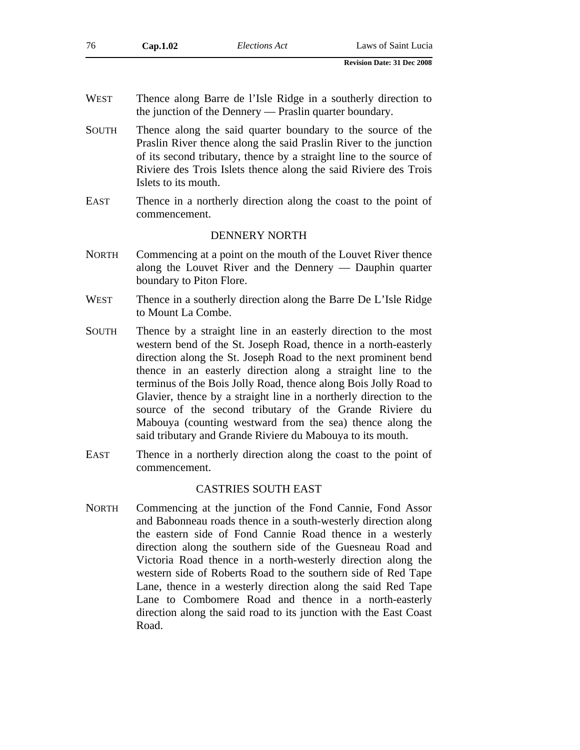**WEST** Thence along Barre de l'Isle Ridge in a southerly direction to the junction of the Dennery — Praslin quarter boundary.

**SOUTH** Thence along the said quarter boundary to the source of the Praslin River thence along the said Praslin River to the junction of its second tributary, thence by a straight line to the source of Riviere des Trois Islets thence along the said Riviere des Trois Islets to its mouth.

**EAST** Thence in a northerly direction along the coast to the point of commencement.

### DENNERY NORTH

**NORTH** Commencing at a point on the mouth of the Louvet River thence along the Louvet River and the Dennery — Dauphin quarter boundary to Piton Flore.

**WEST** Thence in a southerly direction along the Barre De L'Isle Ridge to Mount La Combe.

**SOUTH** Thence by a straight line in an easterly direction to the most western bend of the St. Joseph Road, thence in a north-easterly direction along the St. Joseph Road to the next prominent bend thence in an easterly direction along a straight line to the terminus of the Bois Jolly Road, thence along Bois Jolly Road to Glavier, thence by a straight line in a northerly direction to the source of the second tributary of the Grande Riviere du Mabouya (counting westward from the sea) thence along the said tributary and Grande Riviere du Mabouya to its mouth.

**EAST** Thence in a northerly direction along the coast to the point of commencement.

### CASTRIES SOUTH EAST

**NORTH** Commencing at the junction of the Fond Cannie, Fond Assor and Babonneau roads thence in a south-westerly direction along the eastern side of Fond Cannie Road thence in a westerly direction along the southern side of the Guesneau Road and Victoria Road thence in a north-westerly direction along the western side of Roberts Road to the southern side of Red Tape Lane, thence in a westerly direction along the said Red Tape Lane to Combomere Road and thence in a north-easterly direction along the said road to its junction with the East Coast Road.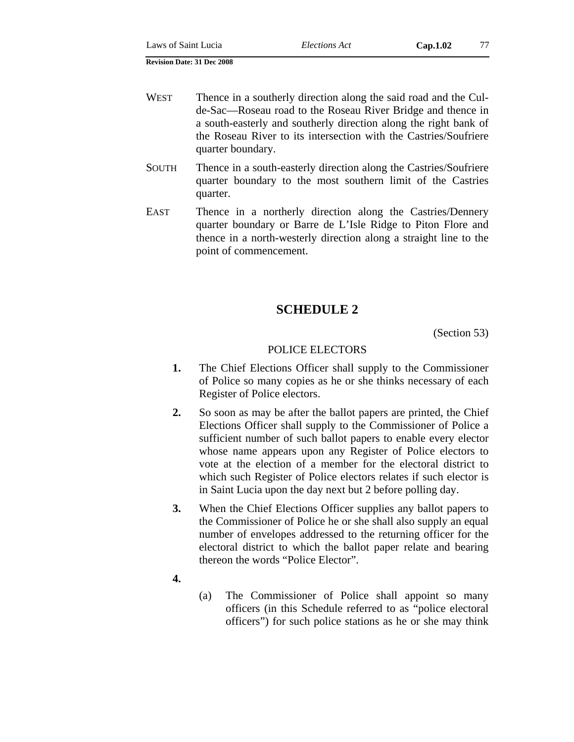WEST Thence in a southerly direction along the said road and the Cul-de-Sac—Roseau road to the Roseau River Bridge and thence in a south-easterly and southerly direction along the right bank of the Roseau River to its intersection with the Castries/Soufriere quarter boundary.

SOUTH Thence in a south-easterly direction along the Castries/Soufriere quarter boundary to the most southern limit of the Castries quarter.

EAST Thence in a northerly direction along the Castries/Dennery quarter boundary or Barre de L'Isle Ridge to Piton Flore and thence in a north-westerly direction along a straight line to the point of commencement.

## SCHEDULE 2

(Section 53)

POLICE ELECTORS

**1.** The Chief Elections Officer shall supply to the Commissioner of Police so many copies as he or she thinks necessary of each Register of Police electors.

**2.** So soon as may be after the ballot papers are printed, the Chief Elections Officer shall supply to the Commissioner of Police a sufficient number of such ballot papers to enable every elector whose name appears upon any Register of Police electors to vote at the election of a member for the electoral district to which such Register of Police electors relates if such elector is in Saint Lucia upon the day next but 2 before polling day.

**3.** When the Chief Elections Officer supplies any ballot papers to the Commissioner of Police he or she shall also supply an equal number of envelopes addressed to the returning officer for the electoral district to which the ballot paper relate and bearing thereon the words "Police Elector".

**4.**

(a) The Commissioner of Police shall appoint so many officers (in this Schedule referred to as "police electoral officers") for such police stations as he or she may think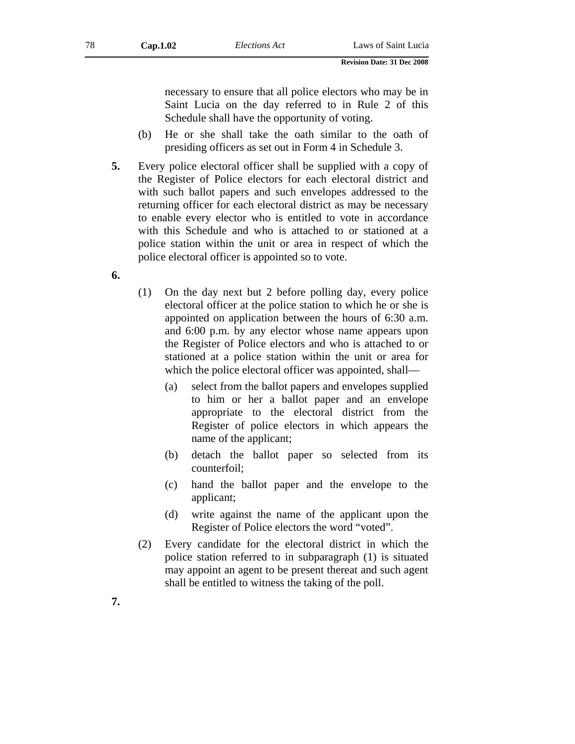necessary to ensure that all police electors who may be in Saint Lucia on the day referred to in Rule 2 of this Schedule shall have the opportunity of voting.

(b) He or she shall take the oath similar to the oath of presiding officers as set out in Form 4 in Schedule 3.

**5.** Every police electoral officer shall be supplied with a copy of the Register of Police electors for each electoral district and with such ballot papers and such envelopes addressed to the returning officer for each electoral district as may be necessary to enable every elector who is entitled to vote in accordance with this Schedule and who is attached to or stationed at a police station within the unit or area in respect of which the police electoral officer is appointed so to vote.

**6.**

(1) On the day next but 2 before polling day, every police electoral officer at the police station to which he or she is appointed on application between the hours of 6:30 a.m. and 6:00 p.m. by any elector whose name appears upon the Register of Police electors and who is attached to or stationed at a police station within the unit or area for which the police electoral officer was appointed, shall—

(a) select from the ballot papers and envelopes supplied to him or her a ballot paper and an envelope appropriate to the electoral district from the Register of police electors in which appears the name of the applicant;

(b) detach the ballot paper so selected from its counterfoil;

(c) hand the ballot paper and the envelope to the applicant;

(d) write against the name of the applicant upon the Register of Police electors the word "voted".

(2) Every candidate for the electoral district in which the police station referred to in subparagraph (1) is situated may appoint an agent to be present thereat and such agent shall be entitled to witness the taking of the poll.

**7.**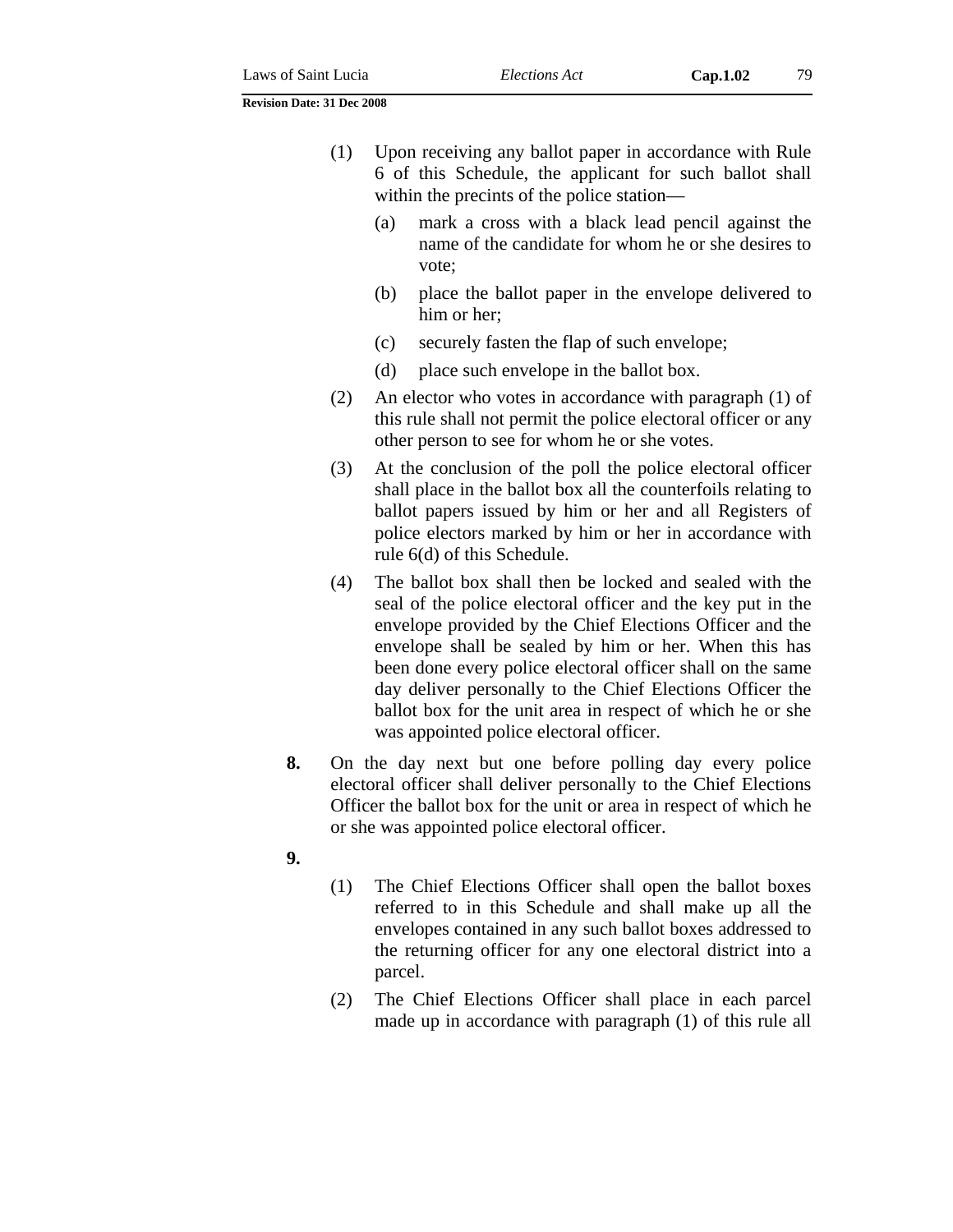(1) Upon receiving any ballot paper in accordance with Rule 6 of this Schedule, the applicant for such ballot shall within the precints of the police station—

(a) mark a cross with a black lead pencil against the name of the candidate for whom he or she desires to vote;

(b) place the ballot paper in the envelope delivered to him or her;

(c) securely fasten the flap of such envelope;

(d) place such envelope in the ballot box.

(2) An elector who votes in accordance with paragraph (1) of this rule shall not permit the police electoral officer or any other person to see for whom he or she votes.

(3) At the conclusion of the poll the police electoral officer shall place in the ballot box all the counterfoils relating to ballot papers issued by him or her and all Registers of police electors marked by him or her in accordance with rule 6(d) of this Schedule.

(4) The ballot box shall then be locked and sealed with the seal of the police electoral officer and the key put in the envelope provided by the Chief Elections Officer and the envelope shall be sealed by him or her. When this has been done every police electoral officer shall on the same day deliver personally to the Chief Elections Officer the ballot box for the unit area in respect of which he or she was appointed police electoral officer.

**8.** On the day next but one before polling day every police electoral officer shall deliver personally to the Chief Elections Officer the ballot box for the unit or area in respect of which he or she was appointed police electoral officer.

**9.**

(1) The Chief Elections Officer shall open the ballot boxes referred to in this Schedule and shall make up all the envelopes contained in any such ballot boxes addressed to the returning officer for any one electoral district into a parcel.

(2) The Chief Elections Officer shall place in each parcel made up in accordance with paragraph (1) of this rule all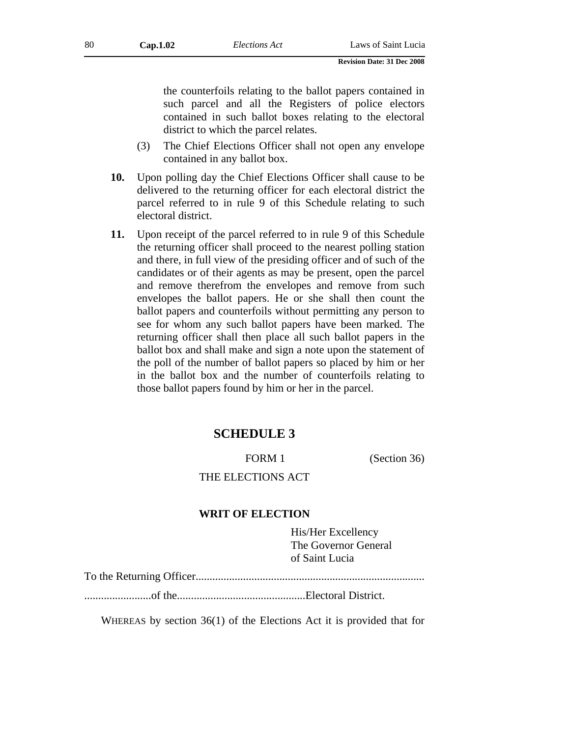the counterfoils relating to the ballot papers contained in such parcel and all the Registers of police electors contained in such ballot boxes relating to the electoral district to which the parcel relates.

(3) The Chief Elections Officer shall not open any envelope contained in any ballot box.

**10.** Upon polling day the Chief Elections Officer shall cause to be delivered to the returning officer for each electoral district the parcel referred to in rule 9 of this Schedule relating to such electoral district.

**11.** Upon receipt of the parcel referred to in rule 9 of this Schedule the returning officer shall proceed to the nearest polling station and there, in full view of the presiding officer and of such of the candidates or of their agents as may be present, open the parcel and remove therefrom the envelopes and remove from such envelopes the ballot papers. He or she shall then count the ballot papers and counterfoils without permitting any person to see for whom any such ballot papers have been marked. The returning officer shall then place all such ballot papers in the ballot box and shall make and sign a note upon the statement of the poll of the number of ballot papers so placed by him or her in the ballot box and the number of counterfoils relating to those ballot papers found by him or her in the parcel.

## SCHEDULE 3

FORM 1 (Section 36)

THE ELECTIONS ACT

**WRIT OF ELECTION**

His/Her Excellency
The Governor General
of Saint Lucia

To the Returning Officer..................................................................................

........................of the.............................................Electoral District.

WHEREAS by section 36(1) of the Elections Act it is provided that for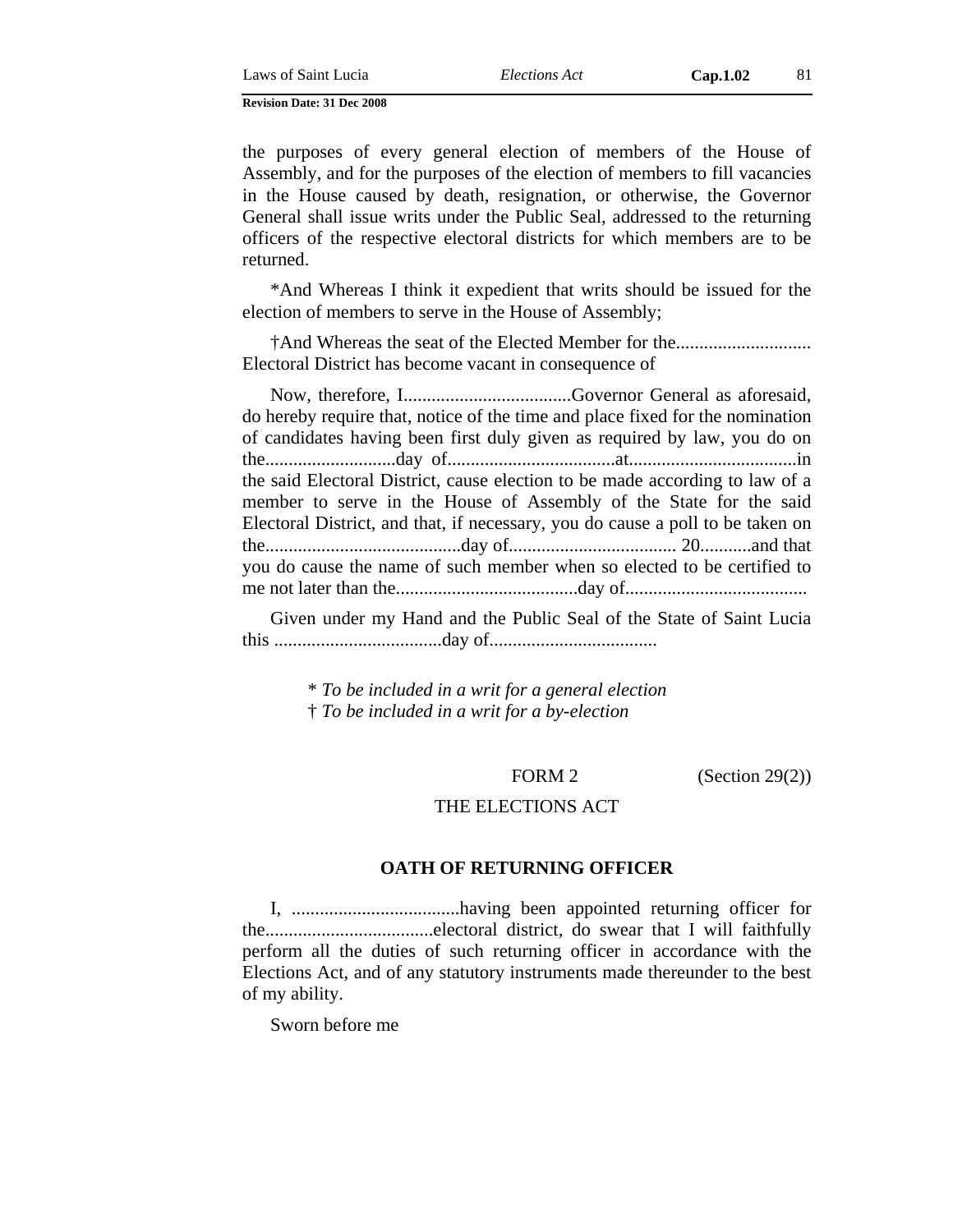the purposes of every general election of members of the House of Assembly, and for the purposes of the election of members to fill vacancies in the House caused by death, resignation, or otherwise, the Governor General shall issue writs under the Public Seal, addressed to the returning officers of the respective electoral districts for which members are to be returned.

*And Whereas I think it expedient that writs should be issued for the election of members to serve in the House of Assembly;

†And Whereas the seat of the Elected Member for the............................ Electoral District has become vacant in consequence of

Now, therefore, I....................................Governor General as aforesaid, do hereby require that, notice of the time and place fixed for the nomination of candidates having been first duly given as required by law, you do on the...........................day of....................................at....................................in the said Electoral District, cause election to be made according to law of a member to serve in the House of Assembly of the State for the said Electoral District, and that, if necessary, you do cause a poll to be taken on the..........................................day of.................................... 20...........and that you do cause the name of such member when so elected to be certified to me not later than the.......................................day of.......................................

Given under my Hand and the Public Seal of the State of Saint Lucia this ....................................day of....................................

\* *To be included in a writ for a general election*
† *To be included in a writ for a by-election*

FORM 2 (Section 29(2))

THE ELECTIONS ACT

**OATH OF RETURNING OFFICER**

I, ....................................having been appointed returning officer for the....................................electoral district, do swear that I will faithfully perform all the duties of such returning officer in accordance with the Elections Act, and of any statutory instruments made thereunder to the best of my ability.

Sworn before me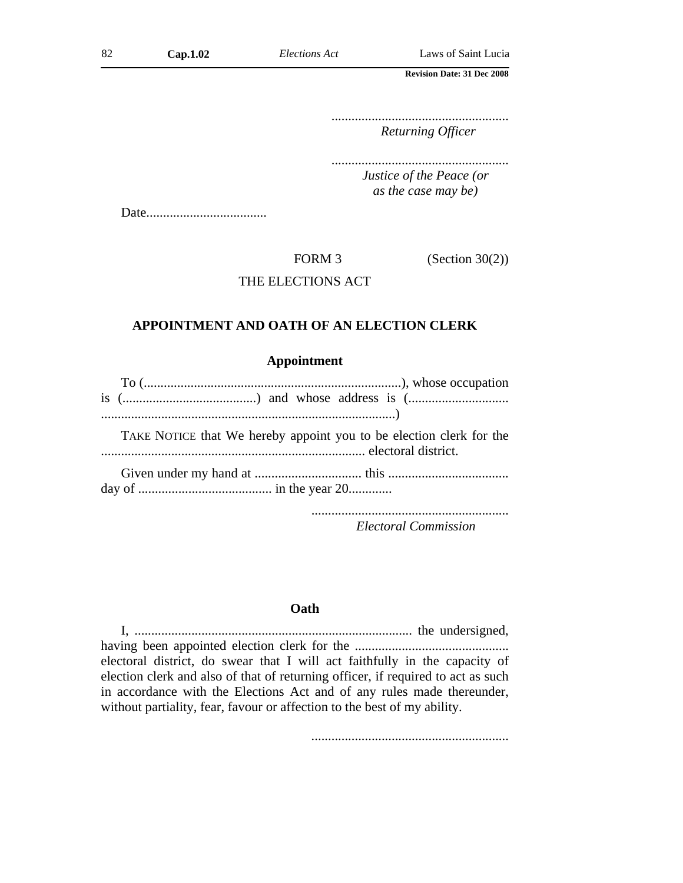.....................................................
*Returning Officer*

.....................................................
*Justice of the Peace (or as the case may be)*

Date....................................

FORM 3 (Section 30(2))

THE ELECTIONS ACT

## APPOINTMENT AND OATH OF AN ELECTION CLERK

### Appointment

To (.............................................................................), whose occupation is (........................................) and whose address is (.............................. .......................................................................................)

TAKE NOTICE that We hereby appoint you to be election clerk for the .............................................................................. electoral district.

Given under my hand at ................................ this .................................... day of ........................................ in the year 20.............

...........................................................
*Electoral Commission*

### Oath

I, .................................................................................. the undersigned, having been appointed election clerk for the .............................................. electoral district, do swear that I will act faithfully in the capacity of election clerk and also of that of returning officer, if required to act as such in accordance with the Elections Act and of any rules made thereunder, without partiality, fear, favour or affection to the best of my ability.

...........................................................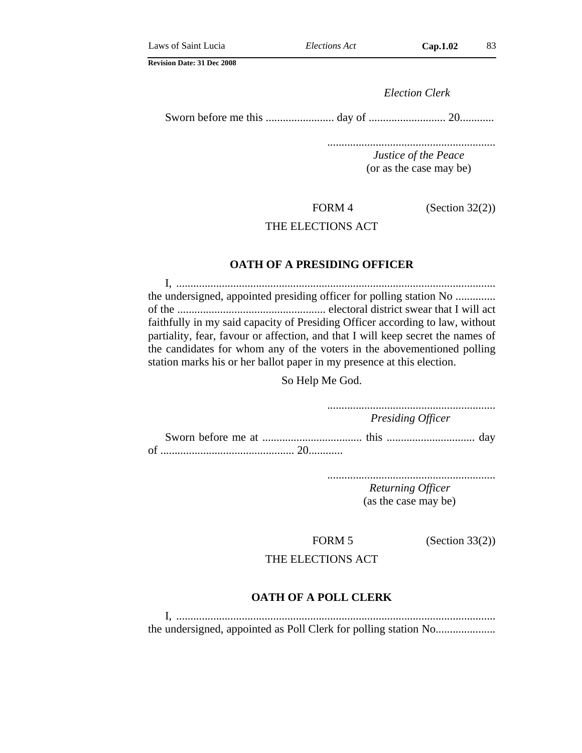*Election Clerk*

Sworn before me this ........................ day of ........................... 20............

...........................................................
*Justice of the Peace*
(or as the case may be)

FORM 4 (Section 32(2))

THE ELECTIONS ACT

**OATH OF A PRESIDING OFFICER**

I, ................................................................................................................ the undersigned, appointed presiding officer for polling station No .............. of the .................................................... electoral district swear that I will act faithfully in my said capacity of Presiding Officer according to law, without partiality, fear, favour or affection, and that I will keep secret the names of the candidates for whom any of the voters in the abovementioned polling station marks his or her ballot paper in my presence at this election.

So Help Me God.

...........................................................
*Presiding Officer*

Sworn before me at ................................... this ............................... day of ............................................... 20............

...........................................................
*Returning Officer*
(as the case may be)

FORM 5 (Section 33(2))

THE ELECTIONS ACT

**OATH OF A POLL CLERK**

I, ................................................................................................................ the undersigned, appointed as Poll Clerk for polling station No.....................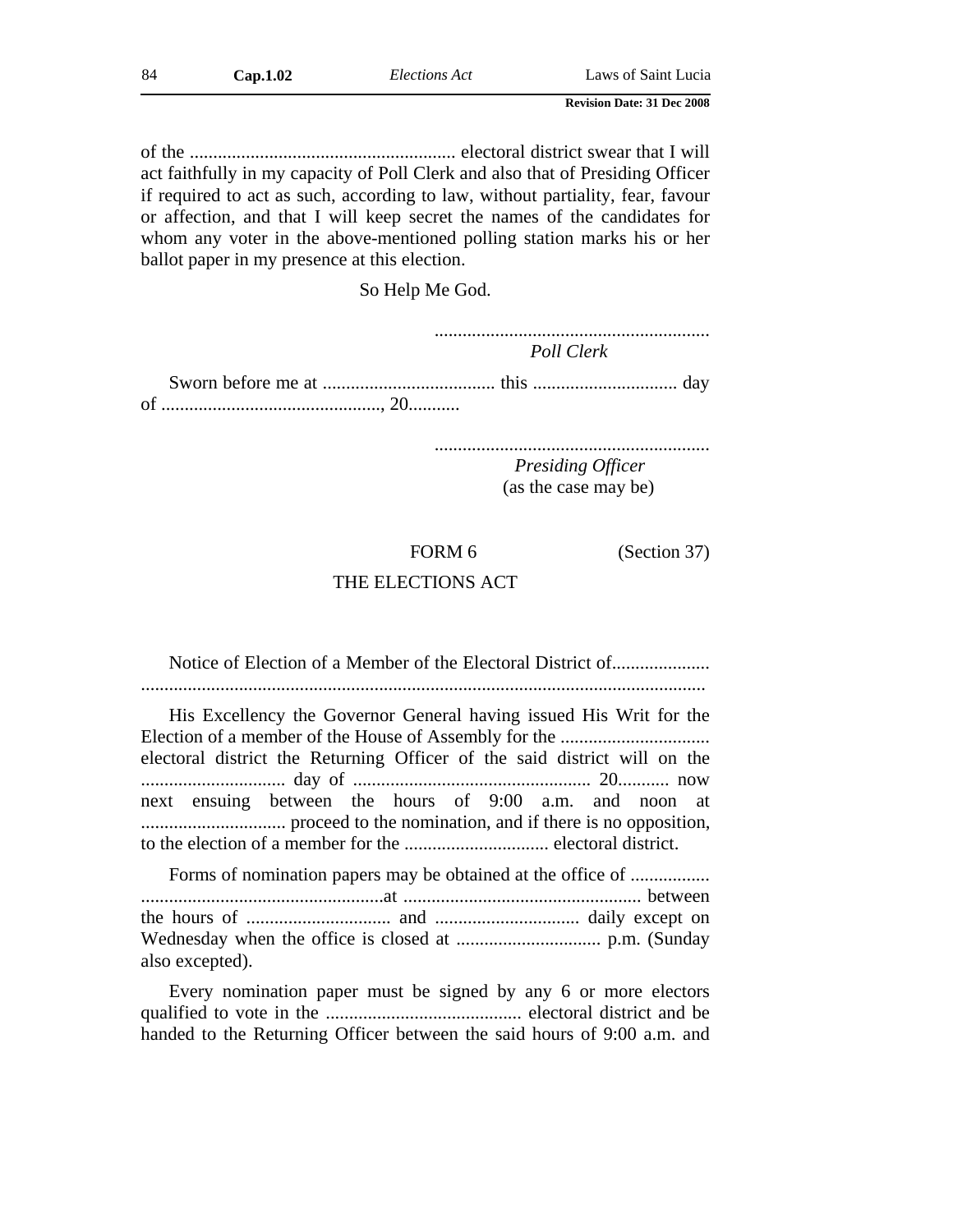of the ........................................................ electoral district swear that I will act faithfully in my capacity of Poll Clerk and also that of Presiding Officer if required to act as such, according to law, without partiality, fear, favour or affection, and that I will keep secret the names of the candidates for whom any voter in the above-mentioned polling station marks his or her ballot paper in my presence at this election.

So Help Me God.

..........................................................
*Poll Clerk*

Sworn before me at ..................................... this ............................... day of ..............................................., 20...........

..........................................................
*Presiding Officer*
(as the case may be)

FORM 6 (Section 37)

THE ELECTIONS ACT

Notice of Election of a Member of the Electoral District of.....................
.........................................................................................................................

His Excellency the Governor General having issued His Writ for the Election of a member of the House of Assembly for the ................................ electoral district the Returning Officer of the said district will on the .............................. day of .................................................. 20........... now next ensuing between the hours of 9:00 a.m. and noon at ............................... proceed to the nomination, and if there is no opposition, to the election of a member for the ............................... electoral district.

Forms of nomination papers may be obtained at the office of ................. ...................................................at .................................................. between the hours of .............................. and ............................... daily except on Wednesday when the office is closed at ............................... p.m. (Sunday also excepted).

Every nomination paper must be signed by any 6 or more electors qualified to vote in the .......................................... electoral district and be handed to the Returning Officer between the said hours of 9:00 a.m. and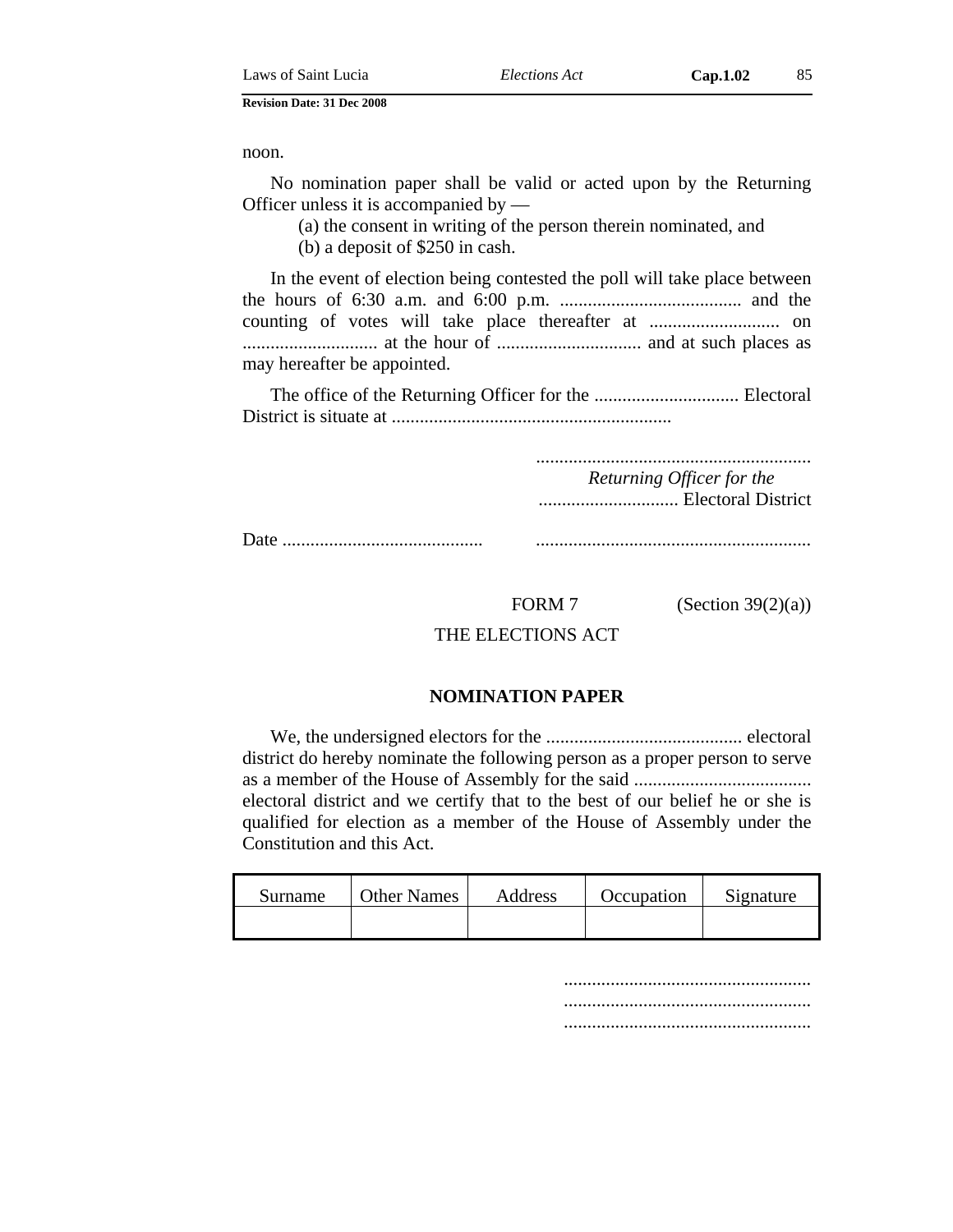noon.

No nomination paper shall be valid or acted upon by the Returning Officer unless it is accompanied by —

(a) the consent in writing of the person therein nominated, and

(b) a deposit of $250 in cash.

In the event of election being contested the poll will take place between the hours of 6:30 a.m. and 6:00 p.m. ....................................... and the counting of votes will take place thereafter at ............................ on ............................ at the hour of ............................... and at such places as may hereafter be appointed.

The office of the Returning Officer for the ............................... Electoral District is situate at ...........................................................

...........................................................
*Returning Officer for the*
.............................. Electoral District

Date ...........................................  ...........................................................

FORM 7 (Section 39(2)(a))

THE ELECTIONS ACT

**NOMINATION PAPER**

We, the undersigned electors for the .......................................... electoral district do hereby nominate the following person as a proper person to serve as a member of the House of Assembly for the said ...................................... electoral district and we certify that to the best of our belief he or she is qualified for election as a member of the House of Assembly under the Constitution and this Act.

| Surname | Other Names | Address | Occupation | Signature |
|---|---|---|---|---|
| | | | | |

.....................................................
.....................................................
.....................................................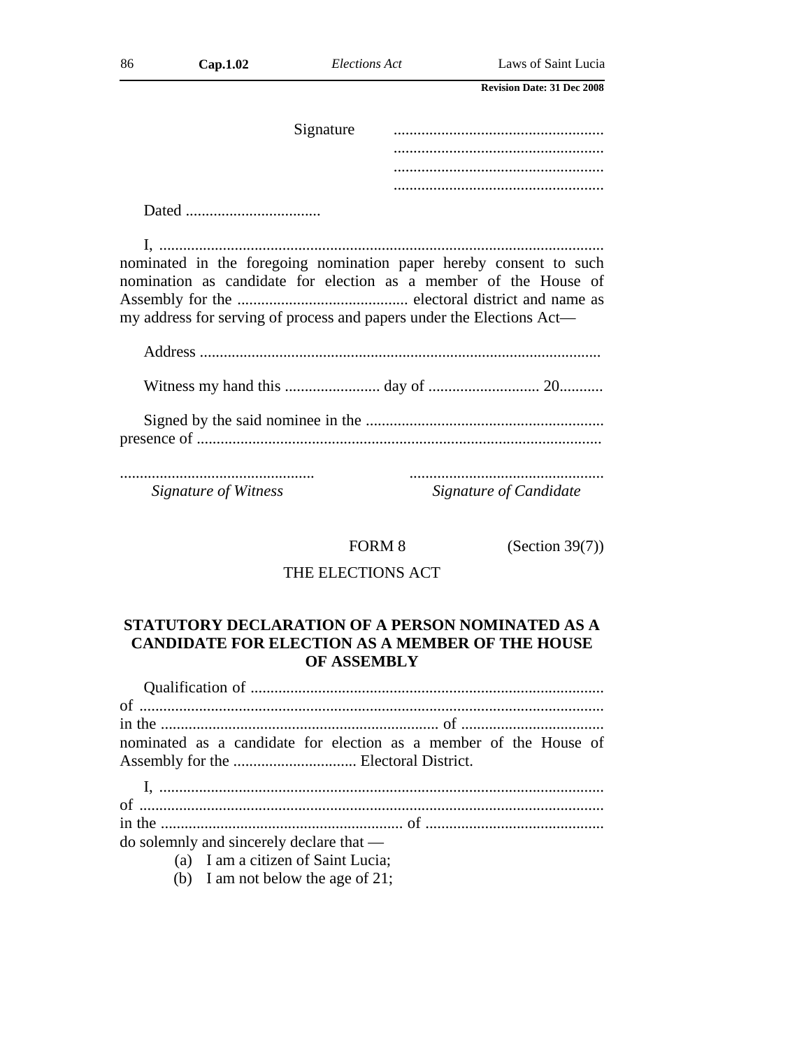Signature .....................................................
.....................................................
.....................................................
.....................................................

Dated ..................................

I, ............................................................................................................... nominated in the foregoing nomination paper hereby consent to such nomination as candidate for election as a member of the House of Assembly for the ........................................... electoral district and name as my address for serving of process and papers under the Elections Act—

Address ....................................................................................................

Witness my hand this ........................ day of ............................ 20...........

Signed by the said nominee in the ........................................................... presence of ....................................................................................................

| ................................................ | ................................................ |
|---|---|
| *Signature of Witness* | *Signature of Candidate* |

FORM 8 (Section 39(7))

THE ELECTIONS ACT

**STATUTORY DECLARATION OF A PERSON NOMINATED AS A CANDIDATE FOR ELECTION AS A MEMBER OF THE HOUSE OF ASSEMBLY**

Qualification of ........................................................................................ of .................................................................................................................... in the .................................................................... of ................................... nominated as a candidate for election as a member of the House of Assembly for the ............................... Electoral District.

I, ............................................................................................................... of .................................................................................................................... in the ............................................................ of ............................................ do solemnly and sincerely declare that —

(a) I am a citizen of Saint Lucia;
(b) I am not below the age of 21;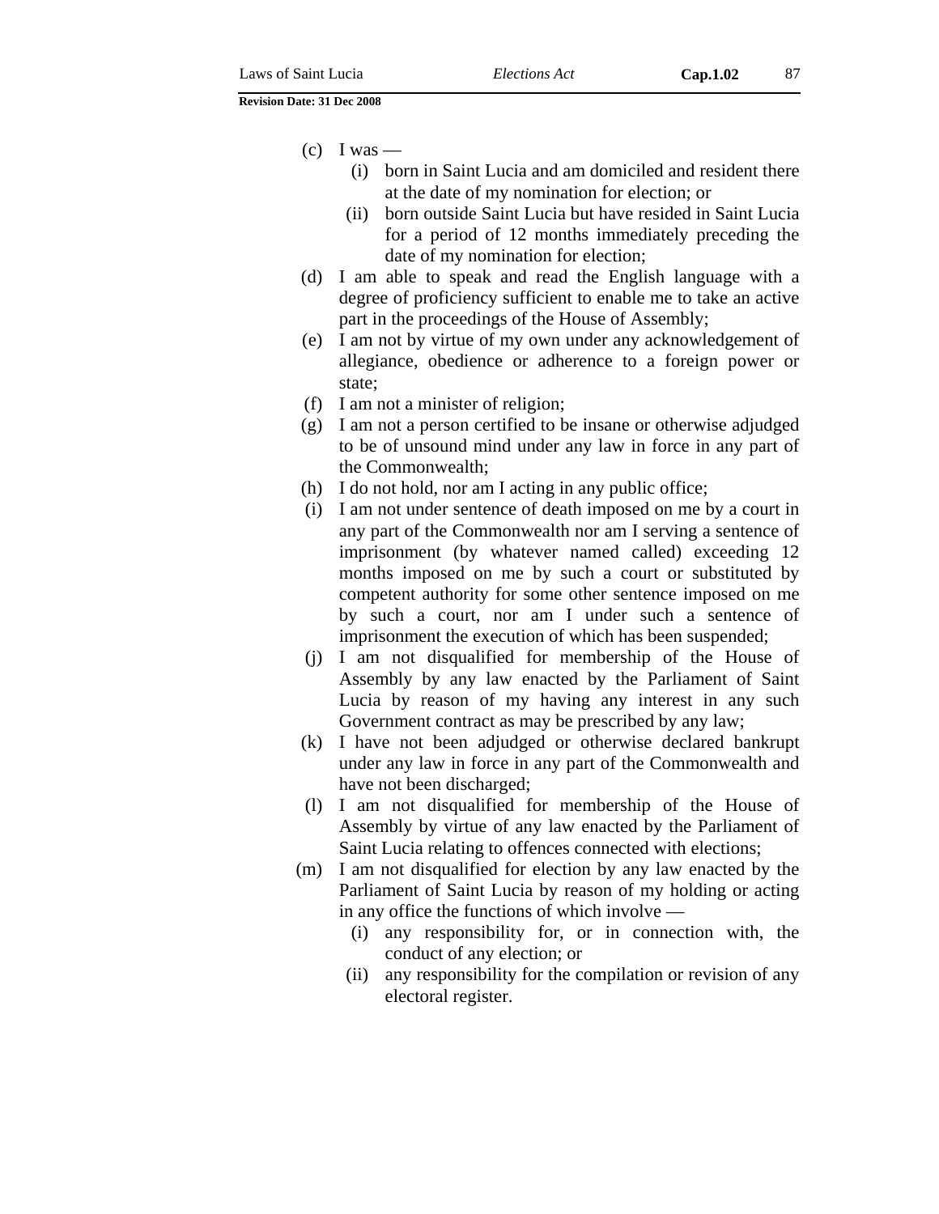(c) I was —

  (i) born in Saint Lucia and am domiciled and resident there at the date of my nomination for election; or

  (ii) born outside Saint Lucia but have resided in Saint Lucia for a period of 12 months immediately preceding the date of my nomination for election;

(d) I am able to speak and read the English language with a degree of proficiency sufficient to enable me to take an active part in the proceedings of the House of Assembly;

(e) I am not by virtue of my own under any acknowledgement of allegiance, obedience or adherence to a foreign power or state;

(f) I am not a minister of religion;

(g) I am not a person certified to be insane or otherwise adjudged to be of unsound mind under any law in force in any part of the Commonwealth;

(h) I do not hold, nor am I acting in any public office;

(i) I am not under sentence of death imposed on me by a court in any part of the Commonwealth nor am I serving a sentence of imprisonment (by whatever named called) exceeding 12 months imposed on me by such a court or substituted by competent authority for some other sentence imposed on me by such a court, nor am I under such a sentence of imprisonment the execution of which has been suspended;

(j) I am not disqualified for membership of the House of Assembly by any law enacted by the Parliament of Saint Lucia by reason of my having any interest in any such Government contract as may be prescribed by any law;

(k) I have not been adjudged or otherwise declared bankrupt under any law in force in any part of the Commonwealth and have not been discharged;

(l) I am not disqualified for membership of the House of Assembly by virtue of any law enacted by the Parliament of Saint Lucia relating to offences connected with elections;

(m) I am not disqualified for election by any law enacted by the Parliament of Saint Lucia by reason of my holding or acting in any office the functions of which involve —

  (i) any responsibility for, or in connection with, the conduct of any election; or

  (ii) any responsibility for the compilation or revision of any electoral register.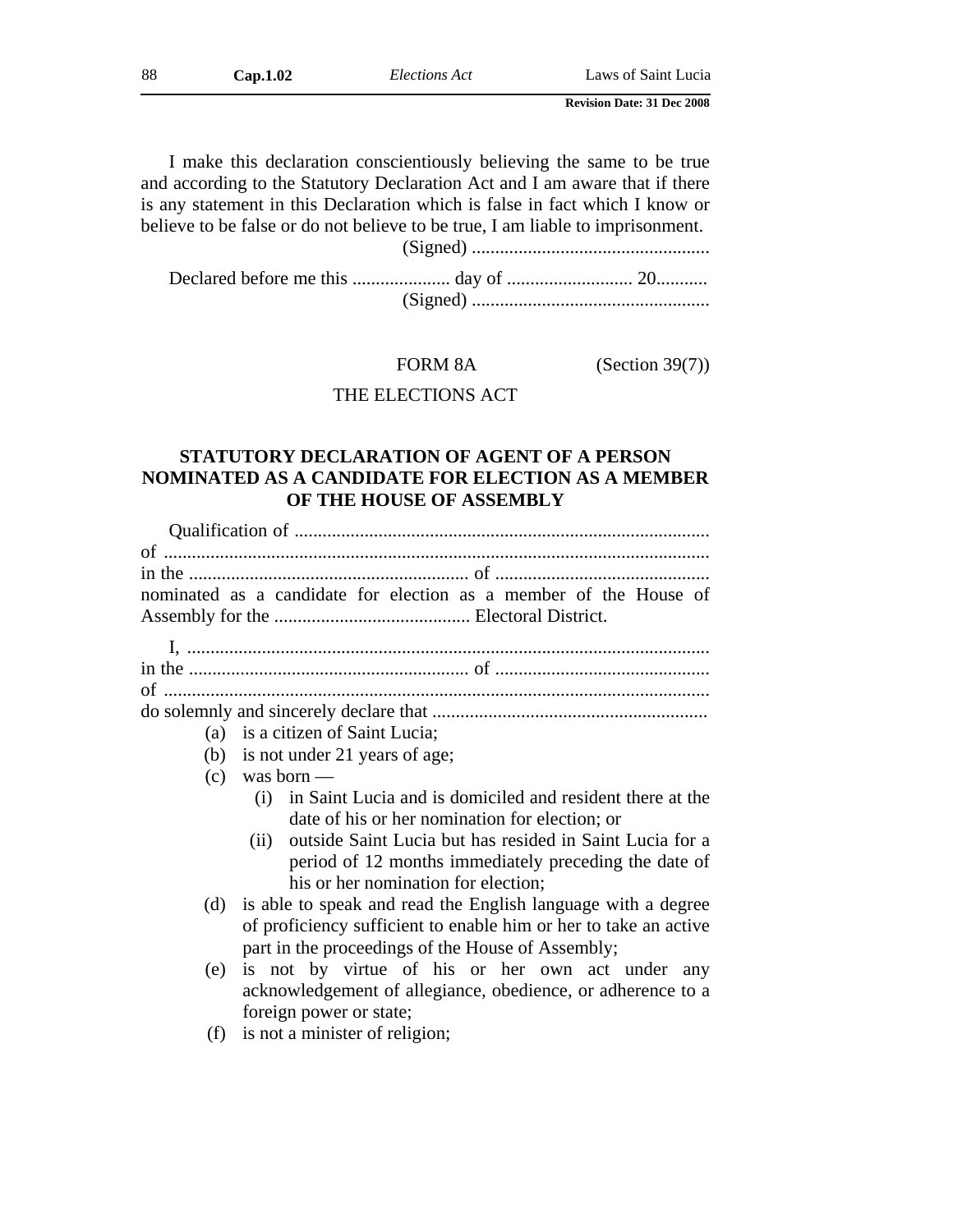I make this declaration conscientiously believing the same to be true and according to the Statutory Declaration Act and I am aware that if there is any statement in this Declaration which is false in fact which I know or believe to be false or do not believe to be true, I am liable to imprisonment.

(Signed) ...................................................

Declared before me this ..................... day of ........................... 20...........

(Signed) ...................................................

FORM 8A (Section 39(7))

THE ELECTIONS ACT

## STATUTORY DECLARATION OF AGENT OF A PERSON NOMINATED AS A CANDIDATE FOR ELECTION AS A MEMBER OF THE HOUSE OF ASSEMBLY

Qualification of ........................................................................................
of ....................................................................................................................
in the ............................................................ of .............................................
nominated as a candidate for election as a member of the House of Assembly for the .......................................... Electoral District.

I, ...............................................................................................................
in the ............................................................ of .............................................
of ....................................................................................................................
do solemnly and sincerely declare that ..........................................................

- (a) is a citizen of Saint Lucia;
- (b) is not under 21 years of age;
- (c) was born —
  - (i) in Saint Lucia and is domiciled and resident there at the date of his or her nomination for election; or
  - (ii) outside Saint Lucia but has resided in Saint Lucia for a period of 12 months immediately preceding the date of his or her nomination for election;
- (d) is able to speak and read the English language with a degree of proficiency sufficient to enable him or her to take an active part in the proceedings of the House of Assembly;
- (e) is not by virtue of his or her own act under any acknowledgement of allegiance, obedience, or adherence to a foreign power or state;
- (f) is not a minister of religion;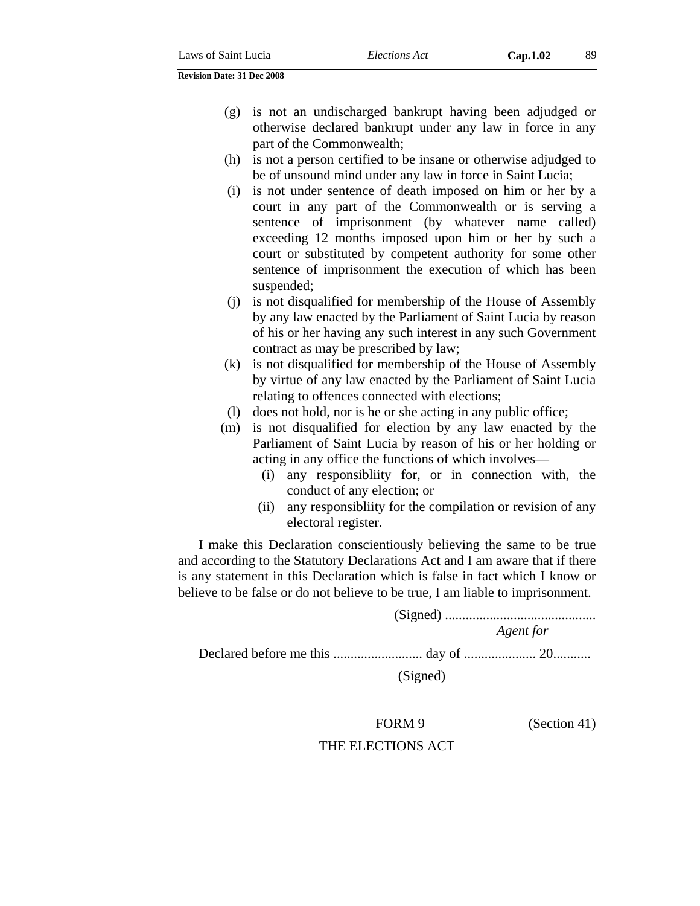(g) is not an undischarged bankrupt having been adjudged or otherwise declared bankrupt under any law in force in any part of the Commonwealth;

(h) is not a person certified to be insane or otherwise adjudged to be of unsound mind under any law in force in Saint Lucia;

(i) is not under sentence of death imposed on him or her by a court in any part of the Commonwealth or is serving a sentence of imprisonment (by whatever name called) exceeding 12 months imposed upon him or her by such a court or substituted by competent authority for some other sentence of imprisonment the execution of which has been suspended;

(j) is not disqualified for membership of the House of Assembly by any law enacted by the Parliament of Saint Lucia by reason of his or her having any such interest in any such Government contract as may be prescribed by law;

(k) is not disqualified for membership of the House of Assembly by virtue of any law enacted by the Parliament of Saint Lucia relating to offences connected with elections;

(l) does not hold, nor is he or she acting in any public office;

(m) is not disqualified for election by any law enacted by the Parliament of Saint Lucia by reason of his or her holding or acting in any office the functions of which involves—

   (i) any responsibliity for, or in connection with, the conduct of any election; or

   (ii) any responsibliity for the compilation or revision of any electoral register.

I make this Declaration conscientiously believing the same to be true and according to the Statutory Declarations Act and I am aware that if there is any statement in this Declaration which is false in fact which I know or believe to be false or do not believe to be true, I am liable to imprisonment.

(Signed) ............................................

*Agent for*

Declared before me this .......................... day of ..................... 20...........

(Signed)

FORM 9 (Section 41)

THE ELECTIONS ACT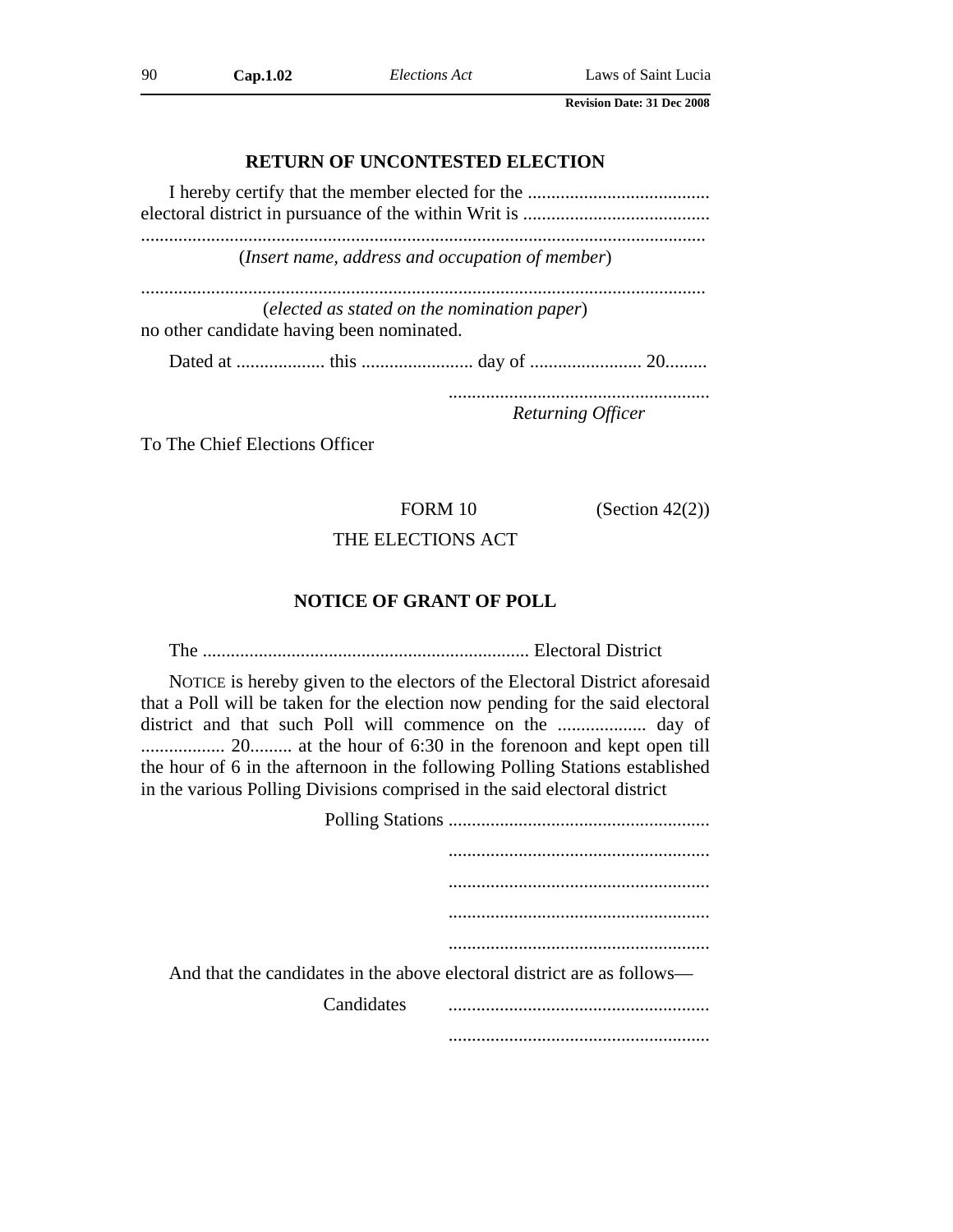## RETURN OF UNCONTESTED ELECTION

I hereby certify that the member elected for the ....................................... electoral district in pursuance of the within Writ is ........................................

.........................................................................................................................

(*Insert name, address and occupation of member*)

.........................................................................................................................

(*elected as stated on the nomination paper*)

no other candidate having been nominated.

Dated at ................... this ........................ day of ........................ 20.........

........................................................

*Returning Officer*

To The Chief Elections Officer

FORM 10 (Section 42(2))

THE ELECTIONS ACT

## NOTICE OF GRANT OF POLL

The ...................................................................... Electoral District

NOTICE is hereby given to the electors of the Electoral District aforesaid that a Poll will be taken for the election now pending for the said electoral district and that such Poll will commence on the ................... day of .................. 20......... at the hour of 6:30 in the forenoon and kept open till the hour of 6 in the afternoon in the following Polling Stations established in the various Polling Divisions comprised in the said electoral district

Polling Stations ........................................................

........................................................

........................................................

........................................................

........................................................

And that the candidates in the above electoral district are as follows—

Candidates ........................................................

........................................................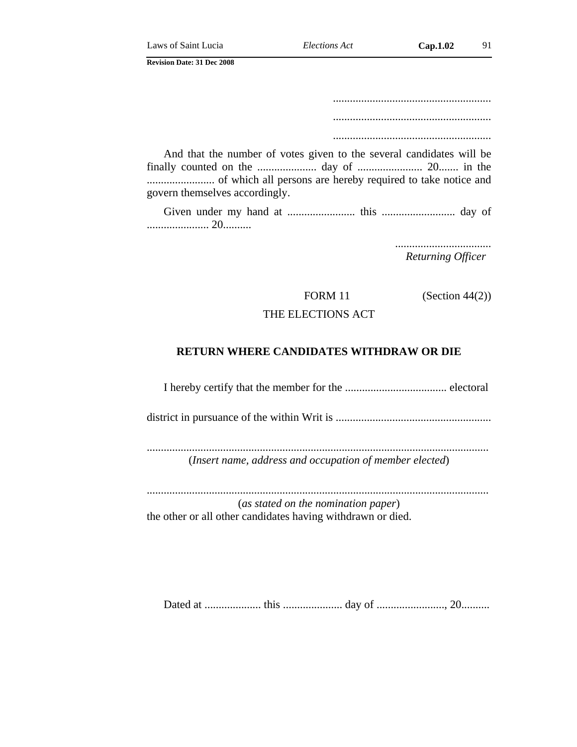........................................................

........................................................

........................................................

And that the number of votes given to the several candidates will be finally counted on the ..................... day of ....................... 20....... in the ........................ of which all persons are hereby required to take notice and govern themselves accordingly.

Given under my hand at ........................ this .......................... day of ...................... 20..........

..................................
*Returning Officer*

FORM 11 (Section 44(2))

THE ELECTIONS ACT

**RETURN WHERE CANDIDATES WITHDRAW OR DIE**

I hereby certify that the member for the .................................... electoral

district in pursuance of the within Writ is .......................................................

........................................................................................................................
(*Insert name, address and occupation of member elected*)

........................................................................................................................
(*as stated on the nomination paper*)
the other or all other candidates having withdrawn or died.

Dated at .................... this ..................... day of ........................, 20..........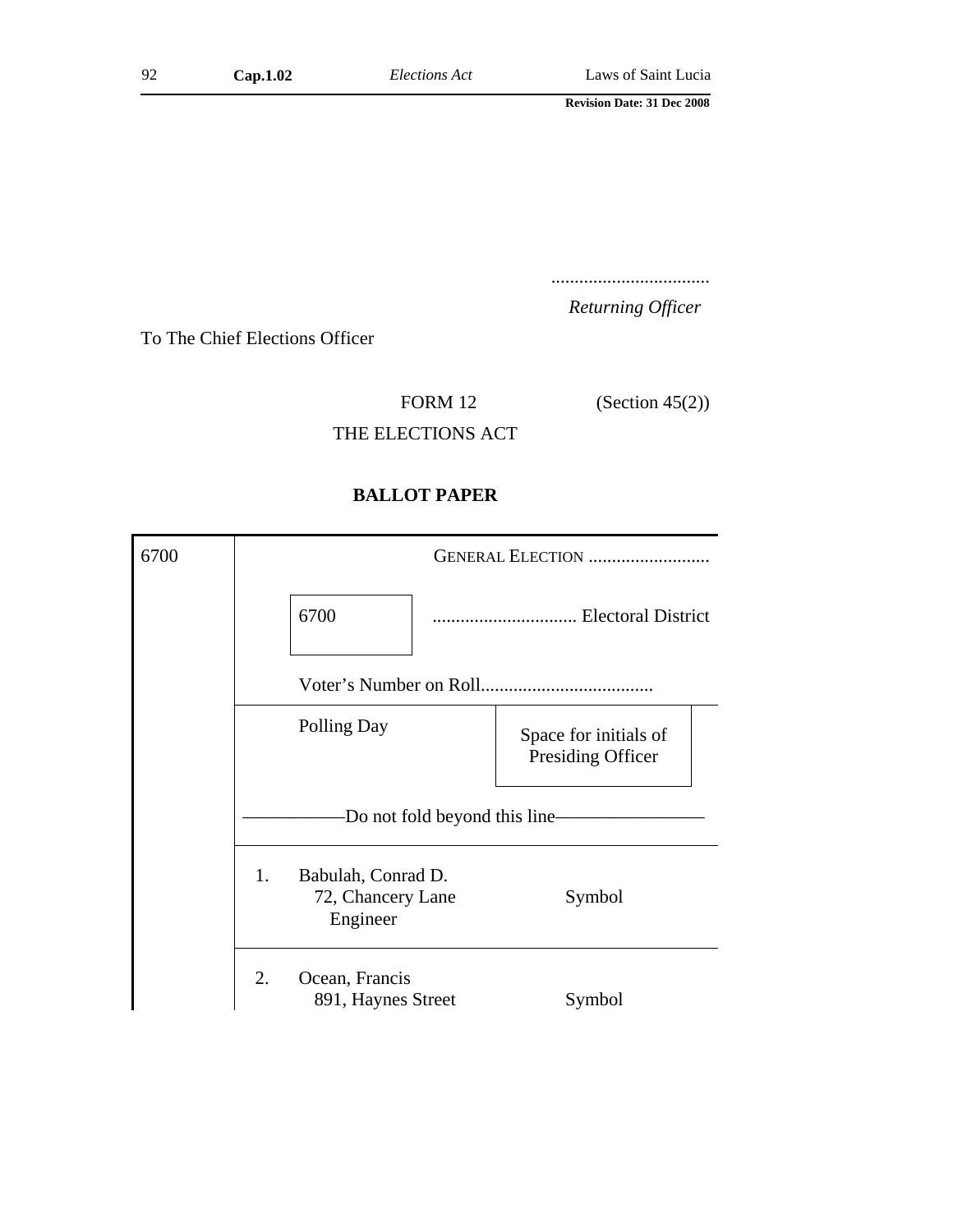..................................

*Returning Officer*

To The Chief Elections Officer

FORM 12 (Section 45(2))

THE ELECTIONS ACT

**BALLOT PAPER**

| 6700 | | GENERAL ELECTION .......................... |
|---|---|---|
| | 6700 | ............................... Electoral District |
| | Voter's Number on Roll..................................... | |
| | Polling Day | Space for initials of Presiding Officer |
| | ——————Do not fold beyond this line———————— | |
| | 1. Babulah, Conrad D. 72, Chancery Lane Engineer | Symbol |
| | 2. Ocean, Francis 891, Haynes Street | Symbol |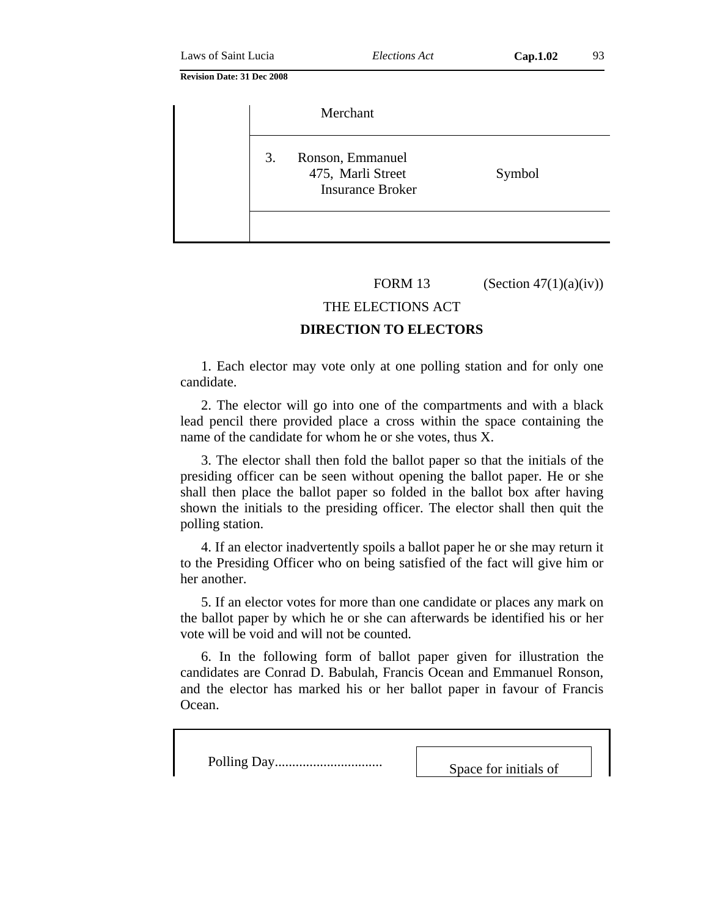| | Merchant | |
|---|---|---|
| | 3. Ronson, Emmanuel<br>475, Marli Street<br>Insurance Broker | Symbol |
| | | |

FORM 13 (Section 47(1)(a)(iv))

THE ELECTIONS ACT

**DIRECTION TO ELECTORS**

1. Each elector may vote only at one polling station and for only one candidate.

2. The elector will go into one of the compartments and with a black lead pencil there provided place a cross within the space containing the name of the candidate for whom he or she votes, thus X.

3. The elector shall then fold the ballot paper so that the initials of the presiding officer can be seen without opening the ballot paper. He or she shall then place the ballot paper so folded in the ballot box after having shown the initials to the presiding officer. The elector shall then quit the polling station.

4. If an elector inadvertently spoils a ballot paper he or she may return it to the Presiding Officer who on being satisfied of the fact will give him or her another.

5. If an elector votes for more than one candidate or places any mark on the ballot paper by which he or she can afterwards be identified his or her vote will be void and will not be counted.

6. In the following form of ballot paper given for illustration the candidates are Conrad D. Babulah, Francis Ocean and Emmanuel Ronson, and the elector has marked his or her ballot paper in favour of Francis Ocean.

| Polling Day............................... | Space for initials of |
|---|---|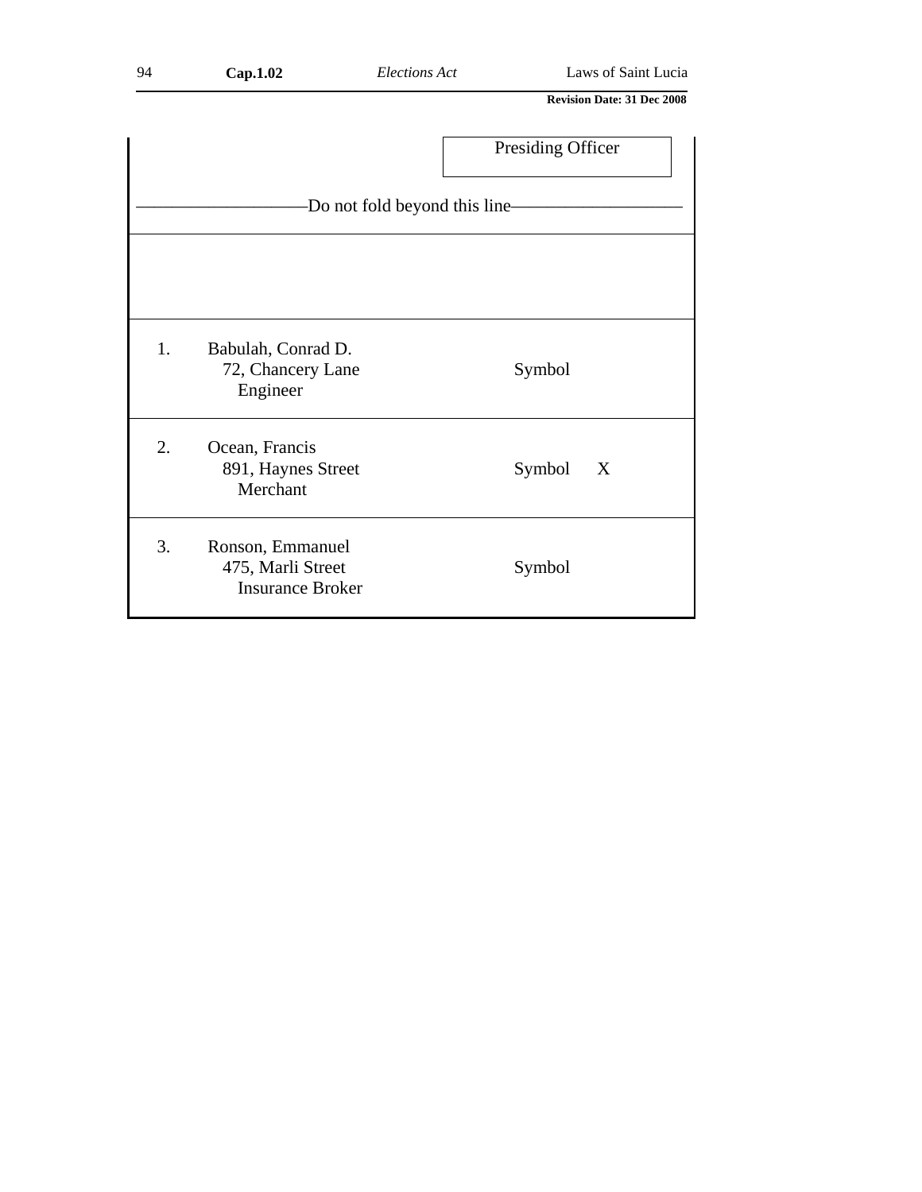Presiding Officer

——————————Do not fold beyond this line——————————

| | | | |
|---|---|---|---|
| 1. | Babulah, Conrad D.<br>72, Chancery Lane<br>Engineer | Symbol | |
| 2. | Ocean, Francis<br>891, Haynes Street<br>Merchant | Symbol | X |
| 3. | Ronson, Emmanuel<br>475, Marli Street<br>Insurance Broker | Symbol | |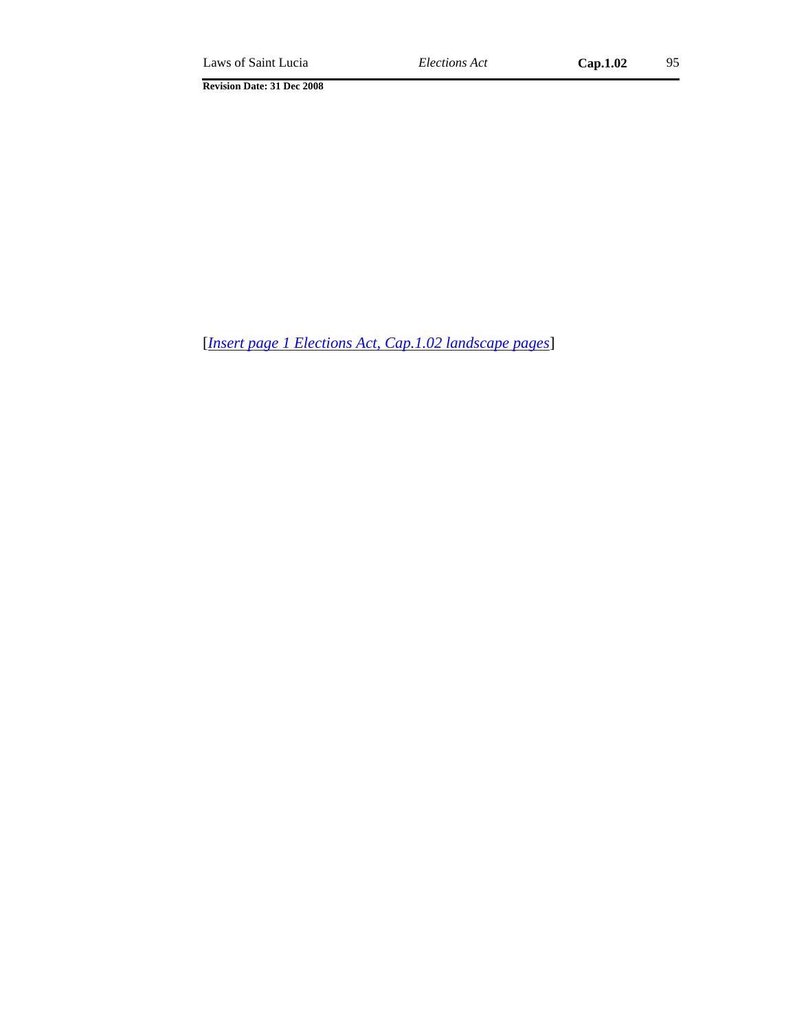[*Insert page 1 Elections Act, Cap.1.02 landscape pages*]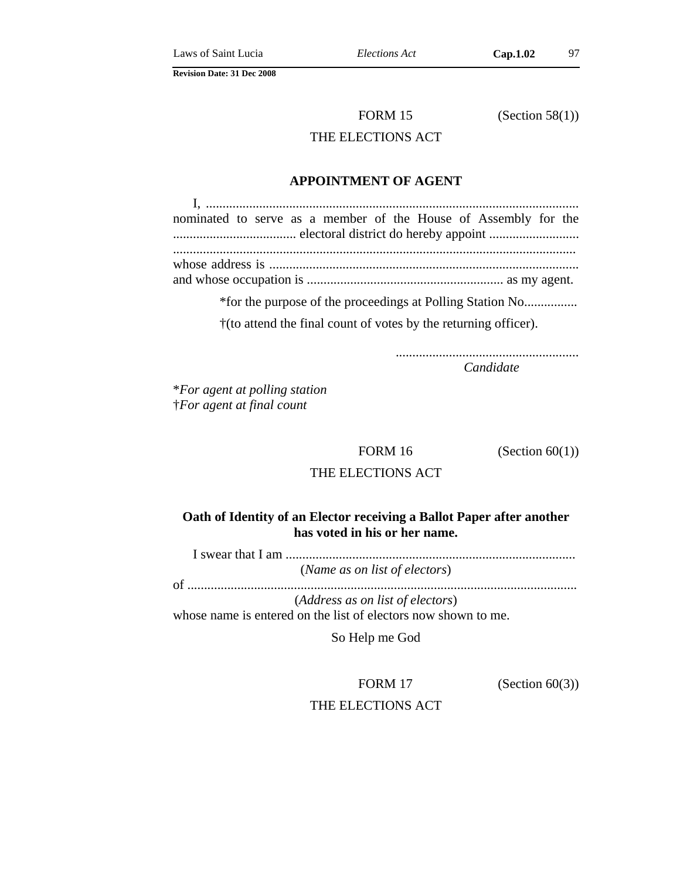FORM 15 (Section 58(1))

THE ELECTIONS ACT

**APPOINTMENT OF AGENT**

I, ................................................................................................................
nominated to serve as a member of the House of Assembly for the ..................................... electoral district do hereby appoint ...........................
.........................................................................................................................
whose address is ............................................................................................
and whose occupation is ........................................................... as my agent.

*for the purpose of the proceedings at Polling Station No................

†(to attend the final count of votes by the returning officer).

.......................................................
*Candidate*

**For agent at polling station*
†*For agent at final count*

FORM 16 (Section 60(1))

THE ELECTIONS ACT

**Oath of Identity of an Elector receiving a Ballot Paper after another has voted in his or her name.**

I swear that I am .......................................................................................
(*Name as on list of electors*)
of .....................................................................................................................
(*Address as on list of electors*)
whose name is entered on the list of electors now shown to me.

So Help me God

FORM 17 (Section 60(3))

THE ELECTIONS ACT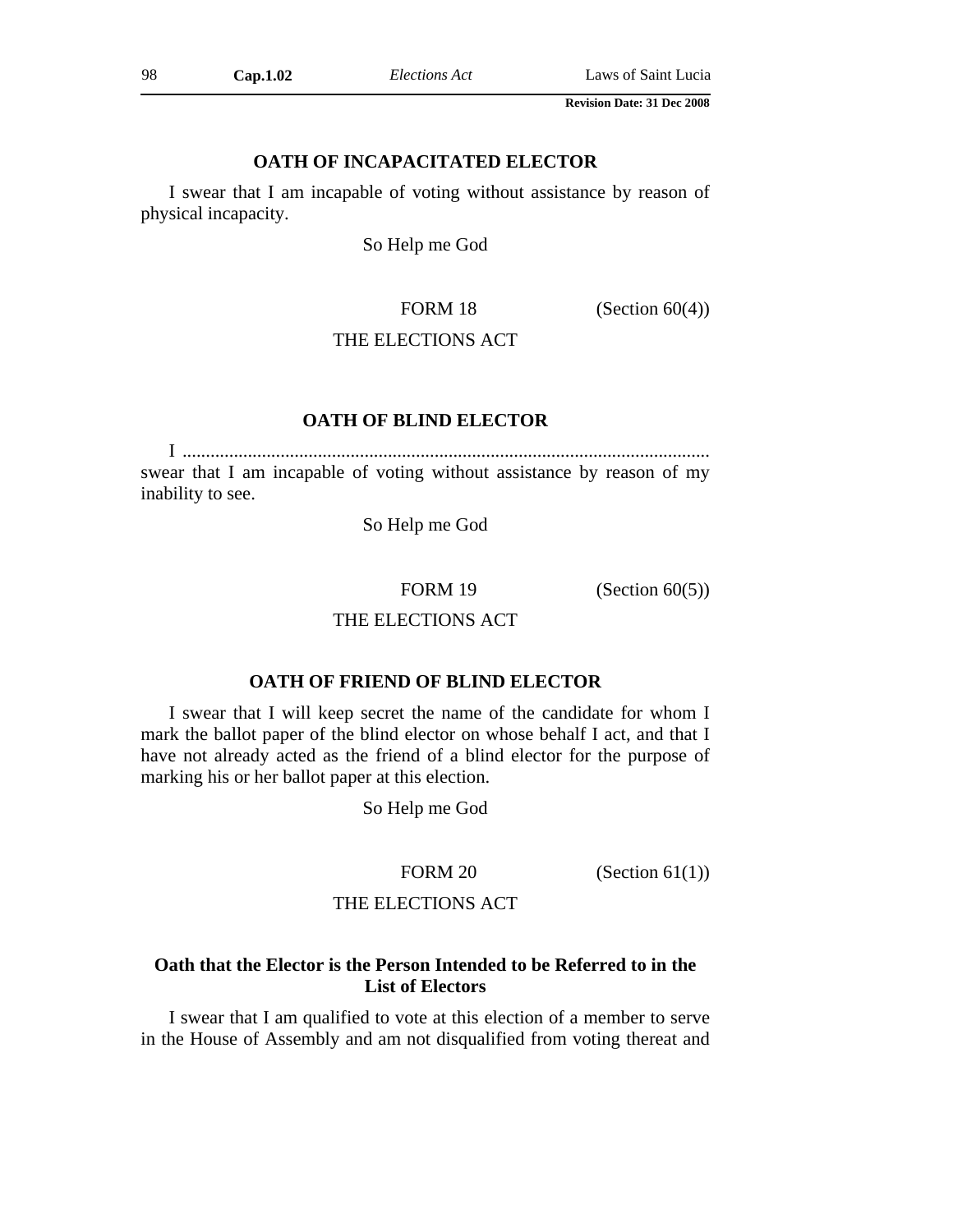### OATH OF INCAPACITATED ELECTOR

I swear that I am incapable of voting without assistance by reason of physical incapacity.

So Help me God

FORM 18 (Section 60(4))

THE ELECTIONS ACT

### OATH OF BLIND ELECTOR

I ................................................................................................................ swear that I am incapable of voting without assistance by reason of my inability to see.

So Help me God

FORM 19 (Section 60(5))

THE ELECTIONS ACT

### OATH OF FRIEND OF BLIND ELECTOR

I swear that I will keep secret the name of the candidate for whom I mark the ballot paper of the blind elector on whose behalf I act, and that I have not already acted as the friend of a blind elector for the purpose of marking his or her ballot paper at this election.

So Help me God

FORM 20 (Section 61(1))

THE ELECTIONS ACT

### Oath that the Elector is the Person Intended to be Referred to in the List of Electors

I swear that I am qualified to vote at this election of a member to serve in the House of Assembly and am not disqualified from voting thereat and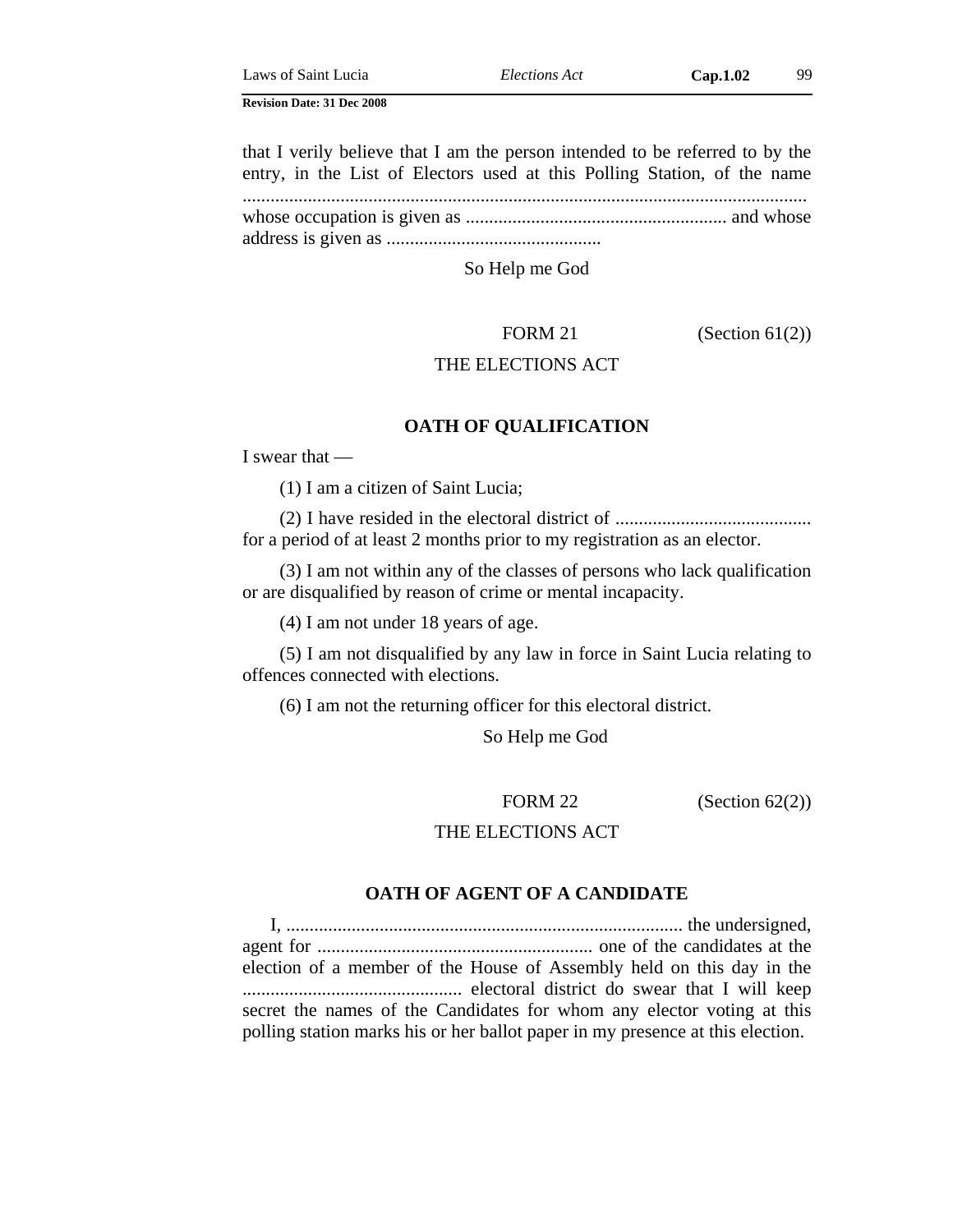that I verily believe that I am the person intended to be referred to by the entry, in the List of Electors used at this Polling Station, of the name ........................................................................................................................ whose occupation is given as ........................................................ and whose address is given as .............................................

So Help me God

FORM 21 (Section 61(2))

THE ELECTIONS ACT

**OATH OF QUALIFICATION**

I swear that —

(1) I am a citizen of Saint Lucia;

(2) I have resided in the electoral district of .......................................... for a period of at least 2 months prior to my registration as an elector.

(3) I am not within any of the classes of persons who lack qualification or are disqualified by reason of crime or mental incapacity.

(4) I am not under 18 years of age.

(5) I am not disqualified by any law in force in Saint Lucia relating to offences connected with elections.

(6) I am not the returning officer for this electoral district.

So Help me God

FORM 22 (Section 62(2))

THE ELECTIONS ACT

**OATH OF AGENT OF A CANDIDATE**

I, .................................................................................... the undersigned, agent for ........................................................... one of the candidates at the election of a member of the House of Assembly held on this day in the .............................................. electoral district do swear that I will keep secret the names of the Candidates for whom any elector voting at this polling station marks his or her ballot paper in my presence at this election.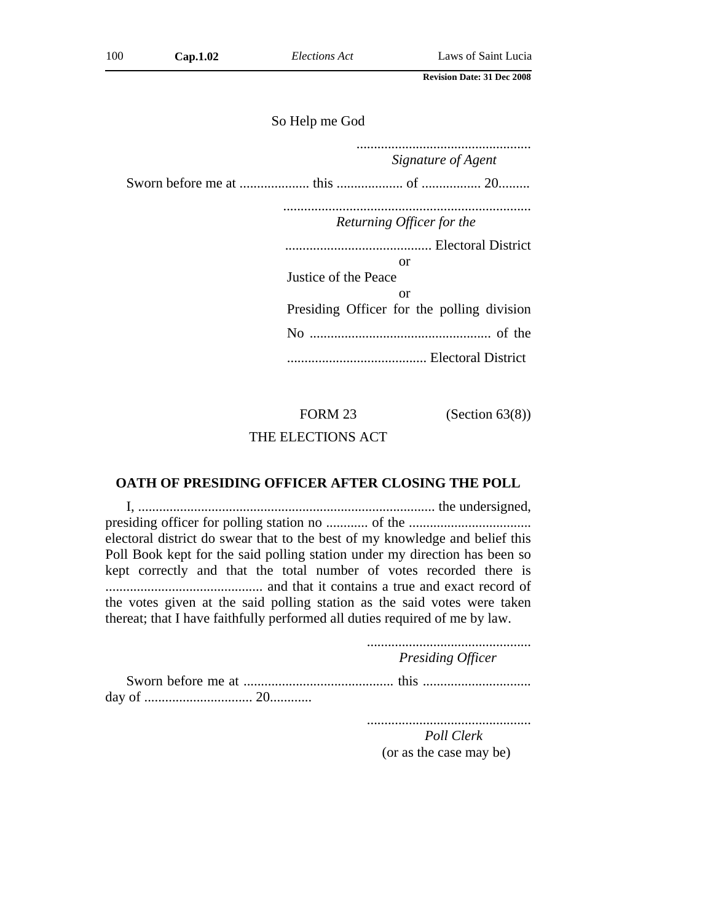So Help me God

..................................................
*Signature of Agent*

Sworn before me at .................... this ................... of ................. 20.........

.......................................................................
*Returning Officer for the*

.......................................... Electoral District

or

Justice of the Peace

or

Presiding Officer for the polling division

No .................................................... of the

........................................ Electoral District

FORM 23 (Section 63(8))

THE ELECTIONS ACT

**OATH OF PRESIDING OFFICER AFTER CLOSING THE POLL**

I, ..................................................................................... the undersigned, presiding officer for polling station no ............ of the ................................... electoral district do swear that to the best of my knowledge and belief this Poll Book kept for the said polling station under my direction has been so kept correctly and that the total number of votes recorded there is ............................................ and that it contains a true and exact record of the votes given at the said polling station as the said votes were taken thereat; that I have faithfully performed all duties required of me by law.

...............................................
*Presiding Officer*

Sworn before me at ........................................... this ............................... day of ............................... 20............

...............................................
*Poll Clerk*
(or as the case may be)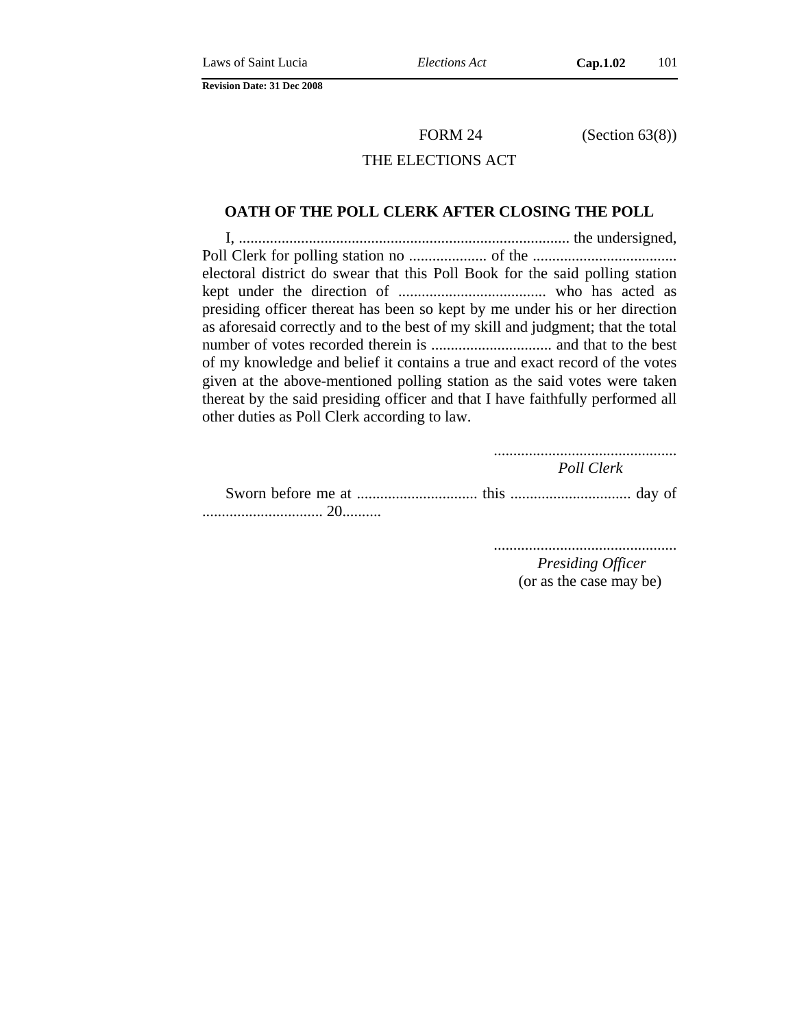FORM 24 (Section 63(8))

THE ELECTIONS ACT

## OATH OF THE POLL CLERK AFTER CLOSING THE POLL

I, ..................................................................................... the undersigned, Poll Clerk for polling station no .................... of the ..................................... electoral district do swear that this Poll Book for the said polling station kept under the direction of ...................................... who has acted as presiding officer thereat has been so kept by me under his or her direction as aforesaid correctly and to the best of my skill and judgment; that the total number of votes recorded therein is ............................... and that to the best of my knowledge and belief it contains a true and exact record of the votes given at the above-mentioned polling station as the said votes were taken thereat by the said presiding officer and that I have faithfully performed all other duties as Poll Clerk according to law.

...............................................
*Poll Clerk*

Sworn before me at ............................... this ............................... day of ............................... 20..........

...............................................
*Presiding Officer*
(or as the case may be)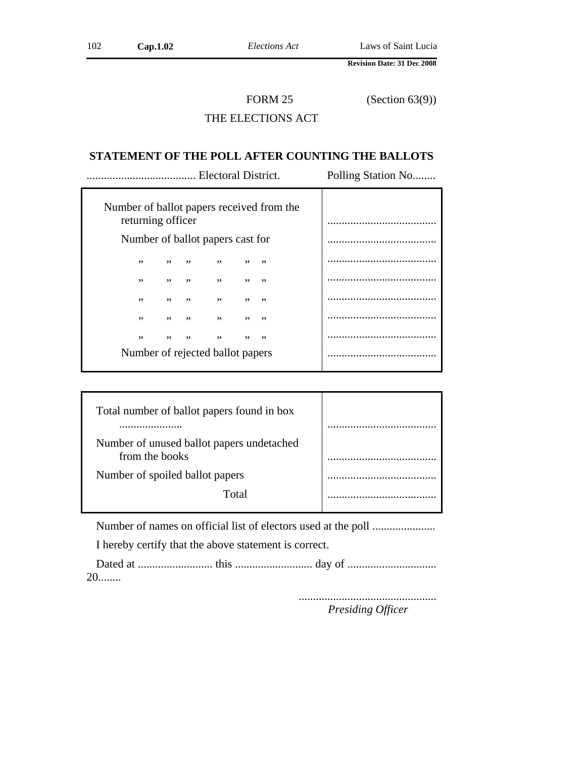FORM 25 (Section 63(9))

THE ELECTIONS ACT

## STATEMENT OF THE POLL AFTER COUNTING THE BALLOTS

...................................... Electoral District. Polling Station No........

| | |
|---|---|
| Number of ballot papers received from the returning officer | ...................................... |
| Number of ballot papers cast for | ...................................... |
| ,, ,, ,, ,, ,, ,, | ...................................... |
| ,, ,, ,, ,, ,, ,, | ...................................... |
| ,, ,, ,, ,, ,, ,, | ...................................... |
| ,, ,, ,, ,, ,, ,, | ...................................... |
| ,, ,, ,, ,, ,, ,, | ...................................... |
| Number of rejected ballot papers | ...................................... |

| | |
|---|---|
| Total number of ballot papers found in box ...................... | ...................................... |
| Number of unused ballot papers undetached from the books | ...................................... |
| Number of spoiled ballot papers | ...................................... |
| Total | ...................................... |

Number of names on official list of electors used at the poll ......................

I hereby certify that the above statement is correct.

Dated at .......................... this ........................... day of .............................. 20........

...............................................
*Presiding Officer*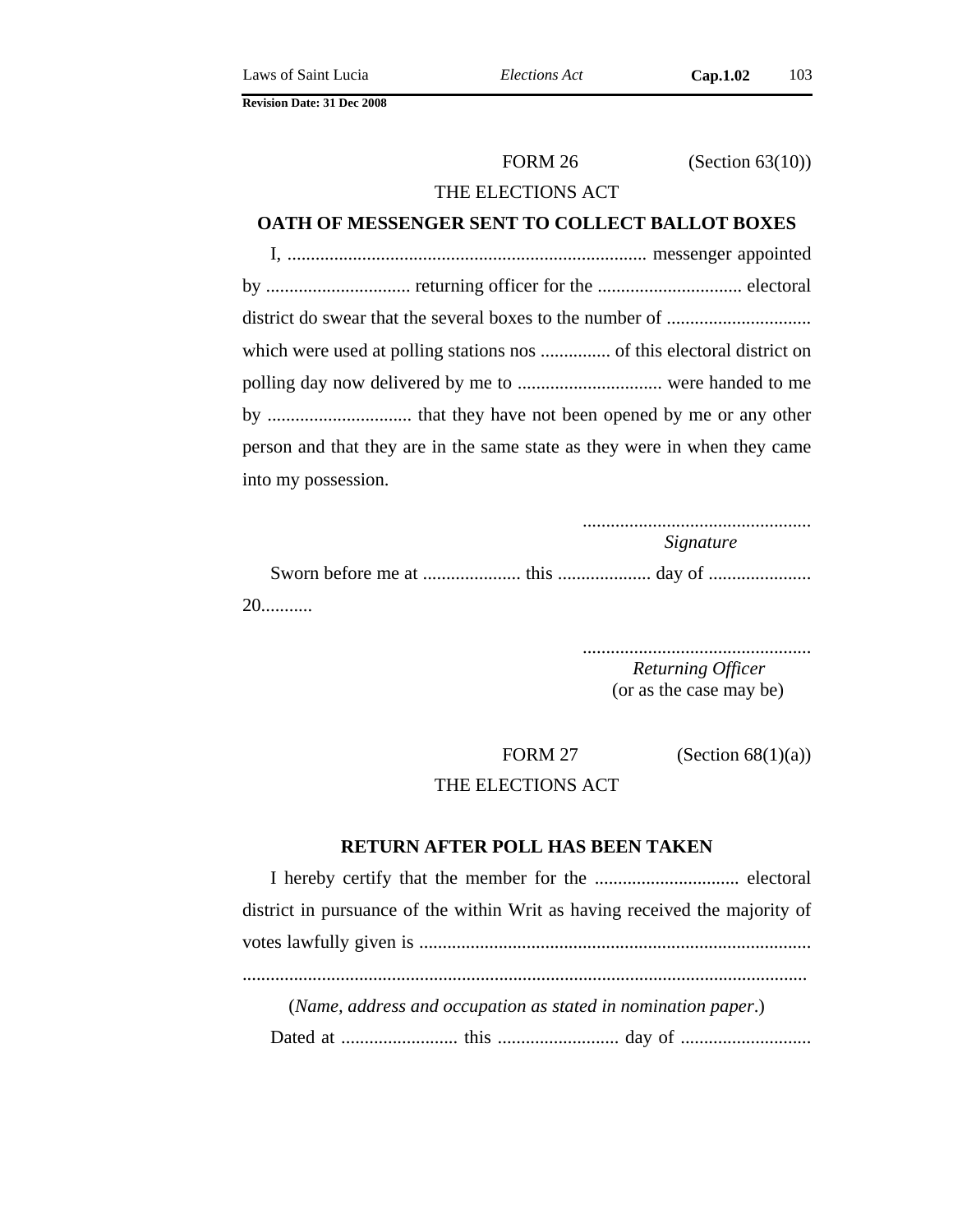FORM 26 (Section 63(10))

THE ELECTIONS ACT

**OATH OF MESSENGER SENT TO COLLECT BALLOT BOXES**

I, ............................................................................ messenger appointed by ............................... returning officer for the ............................... electoral district do swear that the several boxes to the number of ............................... which were used at polling stations nos ............... of this electoral district on polling day now delivered by me to ............................... were handed to me by ............................... that they have not been opened by me or any other person and that they are in the same state as they were in when they came into my possession.

.................................................
*Signature*

Sworn before me at ..................... this .................... day of ...................... 20...........

.................................................
*Returning Officer*
(or as the case may be)

FORM 27 (Section 68(1)(a))

THE ELECTIONS ACT

**RETURN AFTER POLL HAS BEEN TAKEN**

I hereby certify that the member for the ............................... electoral district in pursuance of the within Writ as having received the majority of votes lawfully given is ....................................................................................
........................................................................................................................

(*Name, address and occupation as stated in nomination paper*.)

Dated at ......................... this .......................... day of ............................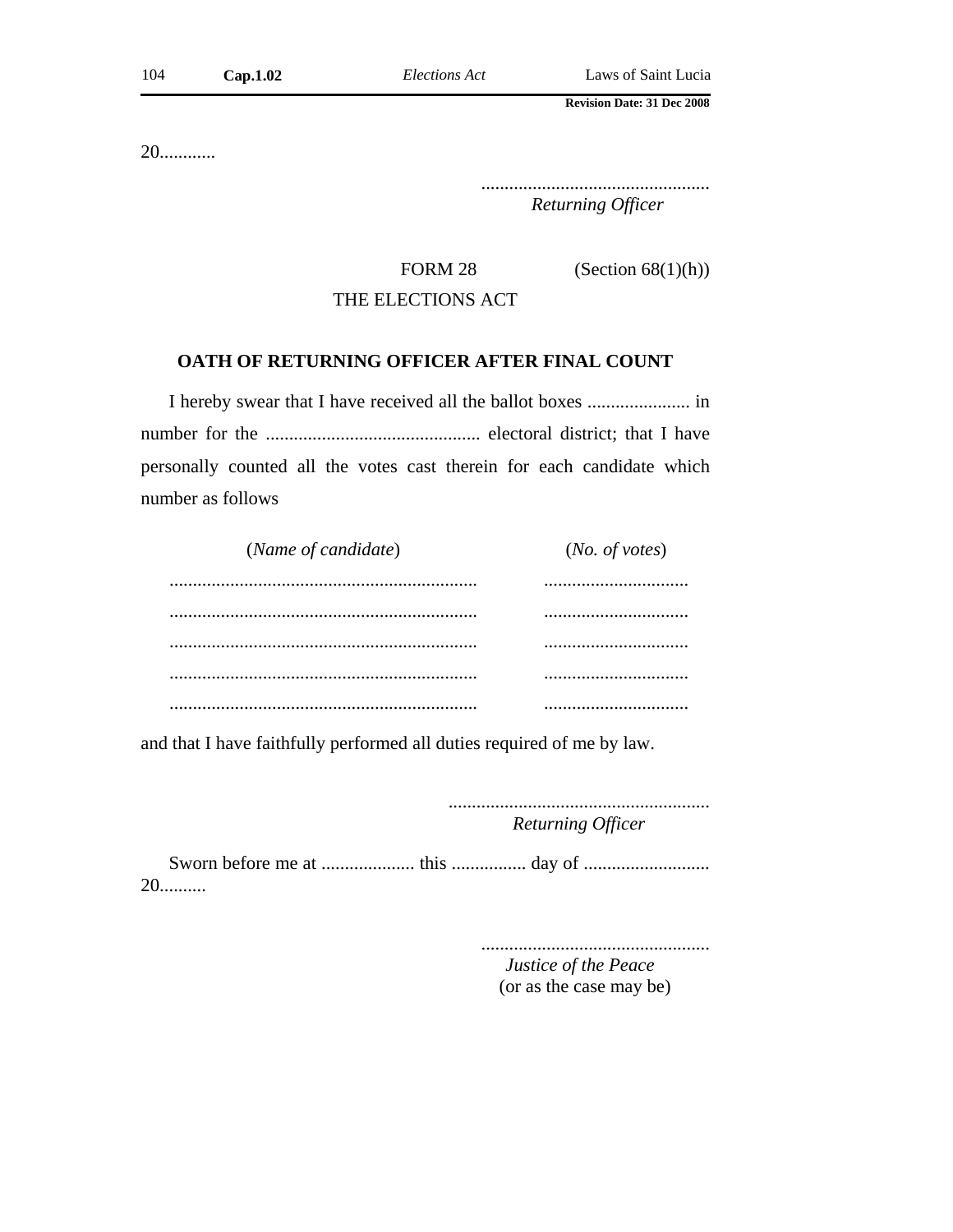20............

.................................................
*Returning Officer*

FORM 28 (Section 68(1)(h))

THE ELECTIONS ACT

**OATH OF RETURNING OFFICER AFTER FINAL COUNT**

I hereby swear that I have received all the ballot boxes ...................... in number for the .............................................. electoral district; that I have personally counted all the votes cast therein for each candidate which number as follows

| (*Name of candidate*) | (*No. of votes*) |
|---|---|
| .................................................................. | ............................... |
| .................................................................. | ............................... |
| .................................................................. | ............................... |
| .................................................................. | ............................... |
| .................................................................. | ............................... |

and that I have faithfully performed all duties required of me by law.

.......................................................
*Returning Officer*

Sworn before me at .................... this ................ day of ........................... 20..........

.................................................
*Justice of the Peace*
(or as the case may be)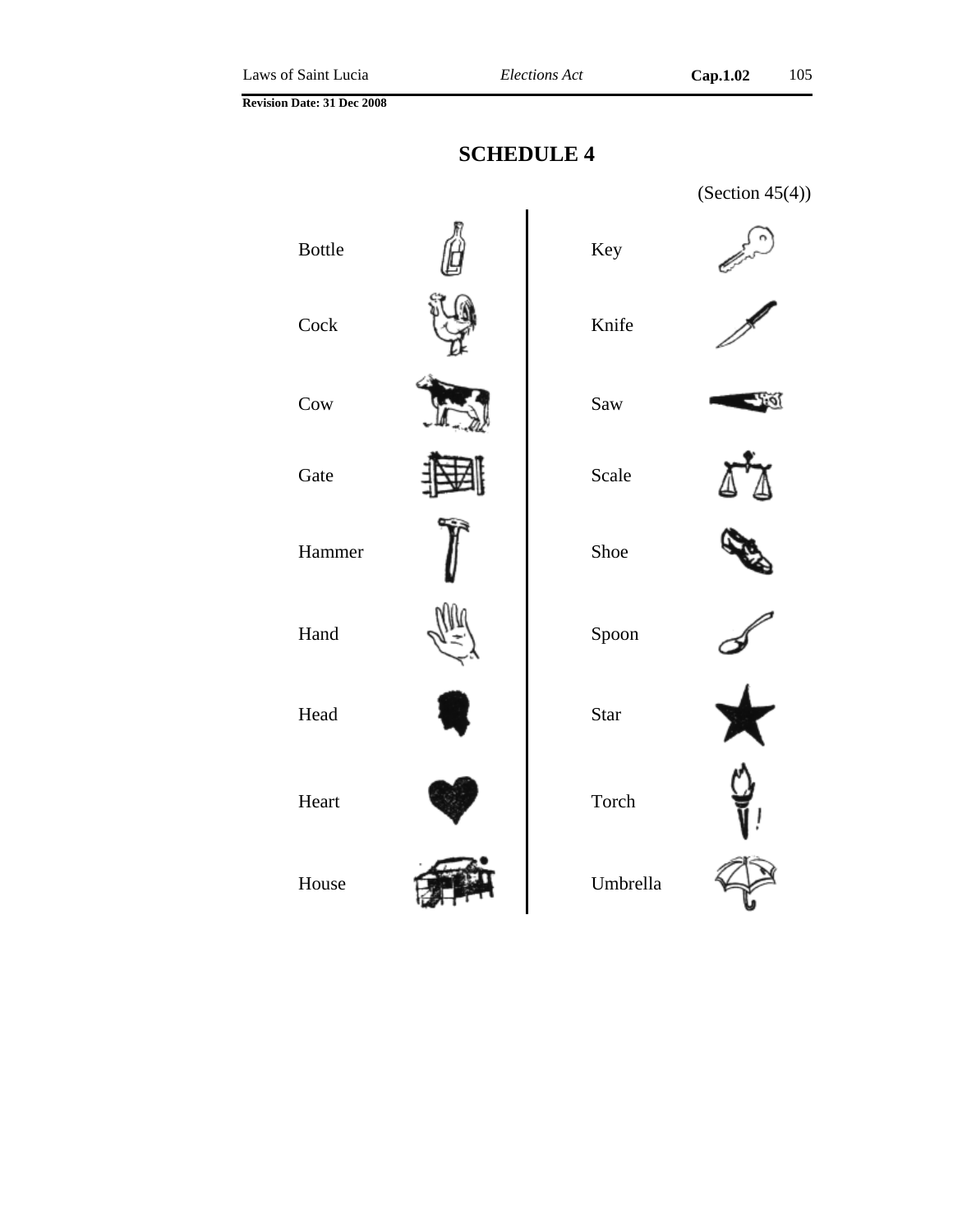# SCHEDULE 4

(Section 45(4))

| | |
|---|---|
| Bottle | Key |
| Cock | Knife |
| Cow | Saw |
| Gate | Scale |
| Hammer | Shoe |
| Hand | Spoon |
| Head | Star |
| Heart | Torch |
| House | Umbrella |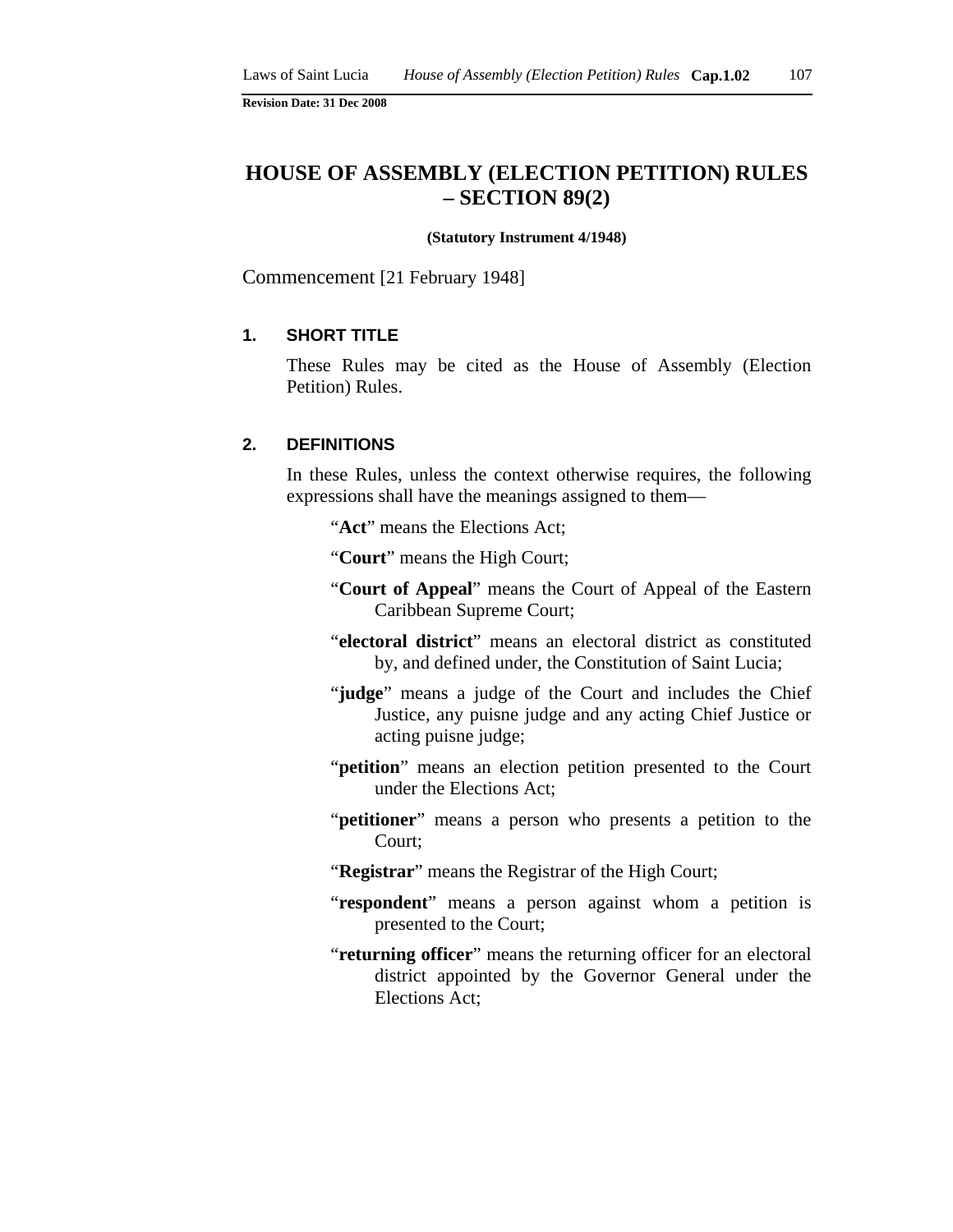# HOUSE OF ASSEMBLY (ELECTION PETITION) RULES – SECTION 89(2)

**(Statutory Instrument 4/1948)**

Commencement [21 February 1948]

### 1. SHORT TITLE

These Rules may be cited as the House of Assembly (Election Petition) Rules.

### 2. DEFINITIONS

In these Rules, unless the context otherwise requires, the following expressions shall have the meanings assigned to them—

"**Act**" means the Elections Act;

"**Court**" means the High Court;

"**Court of Appeal**" means the Court of Appeal of the Eastern Caribbean Supreme Court;

"**electoral district**" means an electoral district as constituted by, and defined under, the Constitution of Saint Lucia;

"**judge**" means a judge of the Court and includes the Chief Justice, any puisne judge and any acting Chief Justice or acting puisne judge;

"**petition**" means an election petition presented to the Court under the Elections Act;

"**petitioner**" means a person who presents a petition to the Court;

"**Registrar**" means the Registrar of the High Court;

"**respondent**" means a person against whom a petition is presented to the Court;

"**returning officer**" means the returning officer for an electoral district appointed by the Governor General under the Elections Act;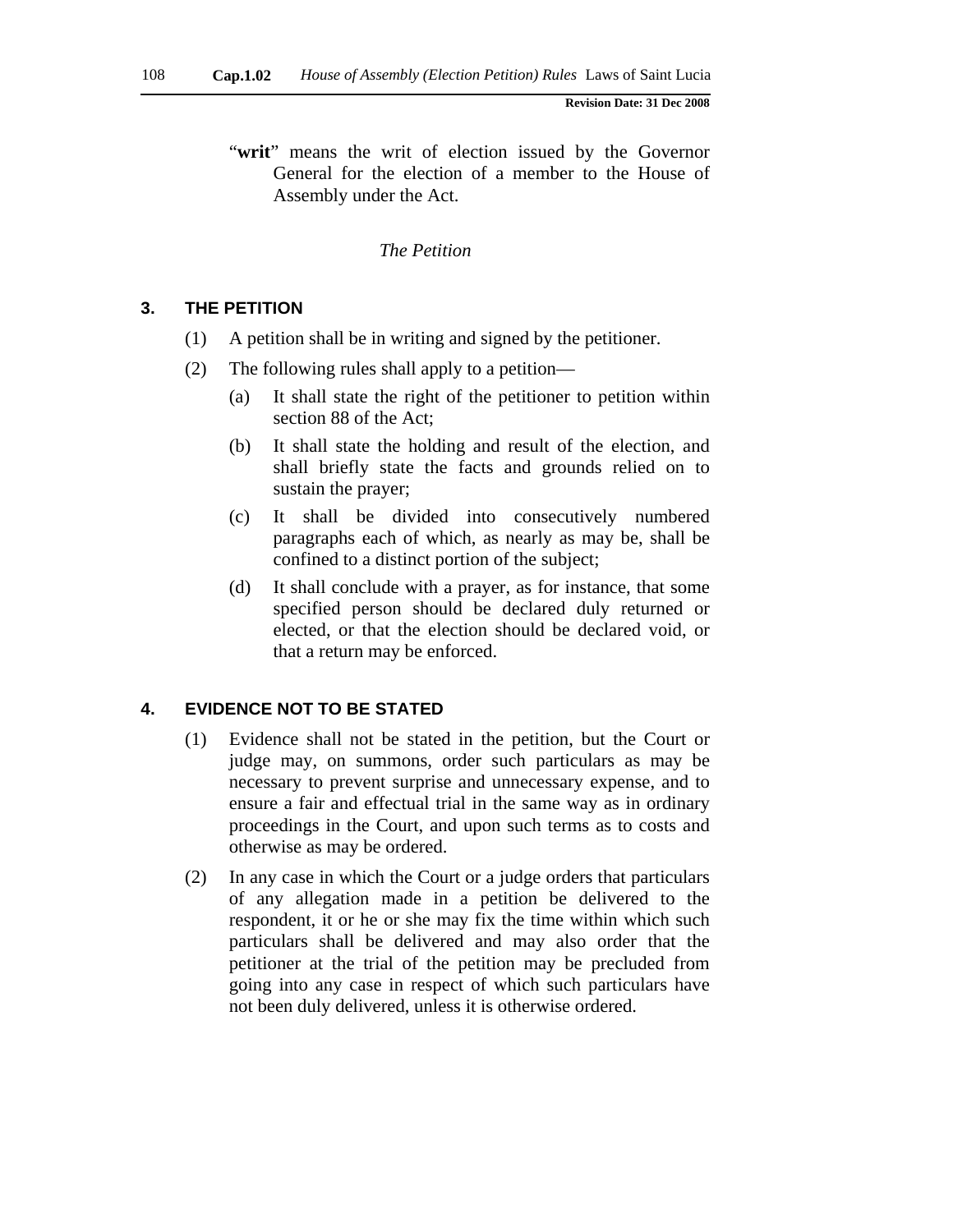"**writ**" means the writ of election issued by the Governor General for the election of a member to the House of Assembly under the Act.

*The Petition*

### 3. THE PETITION

(1) A petition shall be in writing and signed by the petitioner.

(2) The following rules shall apply to a petition—

(a) It shall state the right of the petitioner to petition within section 88 of the Act;

(b) It shall state the holding and result of the election, and shall briefly state the facts and grounds relied on to sustain the prayer;

(c) It shall be divided into consecutively numbered paragraphs each of which, as nearly as may be, shall be confined to a distinct portion of the subject;

(d) It shall conclude with a prayer, as for instance, that some specified person should be declared duly returned or elected, or that the election should be declared void, or that a return may be enforced.

### 4. EVIDENCE NOT TO BE STATED

(1) Evidence shall not be stated in the petition, but the Court or judge may, on summons, order such particulars as may be necessary to prevent surprise and unnecessary expense, and to ensure a fair and effectual trial in the same way as in ordinary proceedings in the Court, and upon such terms as to costs and otherwise as may be ordered.

(2) In any case in which the Court or a judge orders that particulars of any allegation made in a petition be delivered to the respondent, it or he or she may fix the time within which such particulars shall be delivered and may also order that the petitioner at the trial of the petition may be precluded from going into any case in respect of which such particulars have not been duly delivered, unless it is otherwise ordered.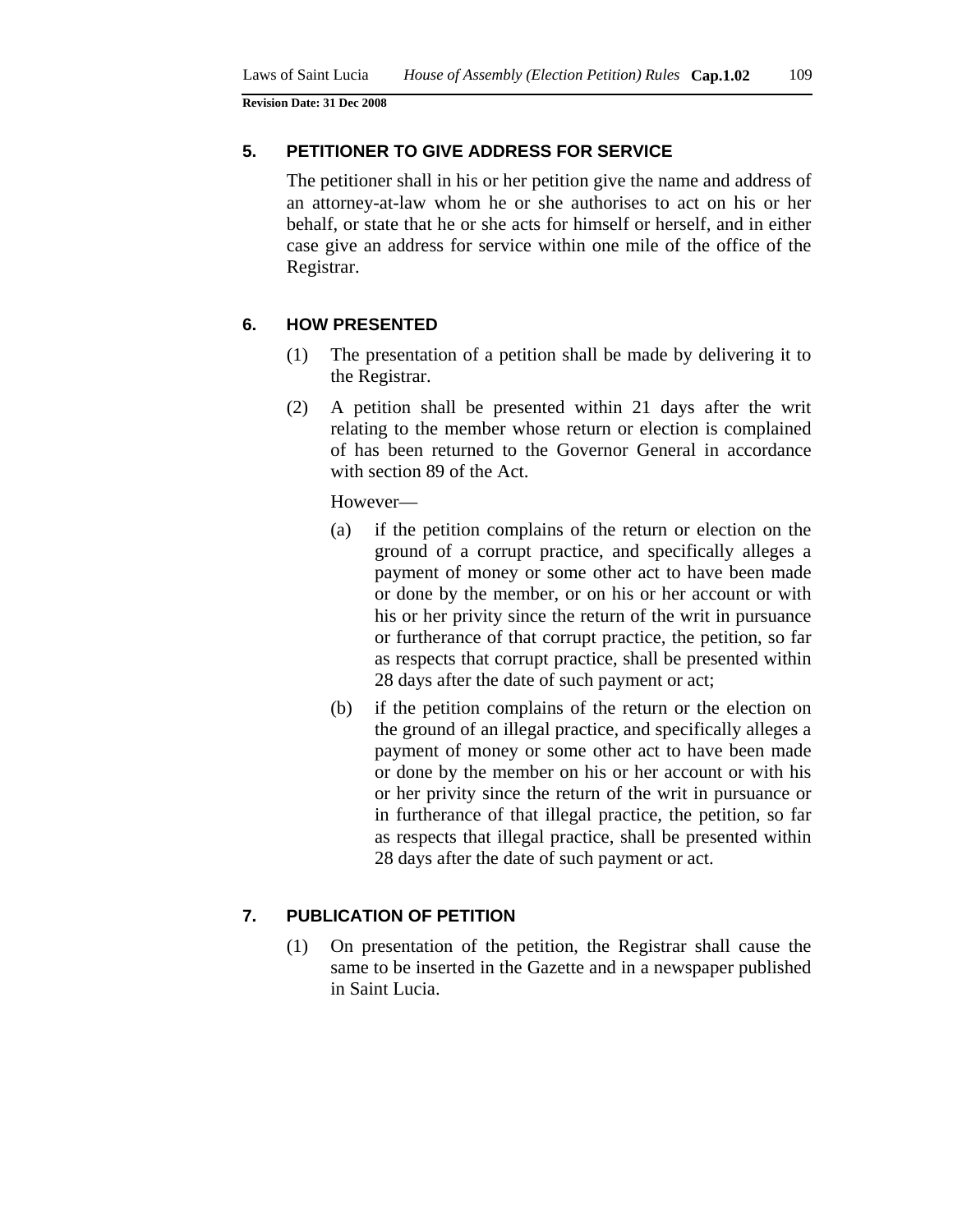**Revision Date: 31 Dec 2008**

### 5. PETITIONER TO GIVE ADDRESS FOR SERVICE

The petitioner shall in his or her petition give the name and address of an attorney-at-law whom he or she authorises to act on his or her behalf, or state that he or she acts for himself or herself, and in either case give an address for service within one mile of the office of the Registrar.

### 6. HOW PRESENTED

(1) The presentation of a petition shall be made by delivering it to the Registrar.

(2) A petition shall be presented within 21 days after the writ relating to the member whose return or election is complained of has been returned to the Governor General in accordance with section 89 of the Act.

However—

(a) if the petition complains of the return or election on the ground of a corrupt practice, and specifically alleges a payment of money or some other act to have been made or done by the member, or on his or her account or with his or her privity since the return of the writ in pursuance or furtherance of that corrupt practice, the petition, so far as respects that corrupt practice, shall be presented within 28 days after the date of such payment or act;

(b) if the petition complains of the return or the election on the ground of an illegal practice, and specifically alleges a payment of money or some other act to have been made or done by the member on his or her account or with his or her privity since the return of the writ in pursuance or in furtherance of that illegal practice, the petition, so far as respects that illegal practice, shall be presented within 28 days after the date of such payment or act.

### 7. PUBLICATION OF PETITION

(1) On presentation of the petition, the Registrar shall cause the same to be inserted in the Gazette and in a newspaper published in Saint Lucia.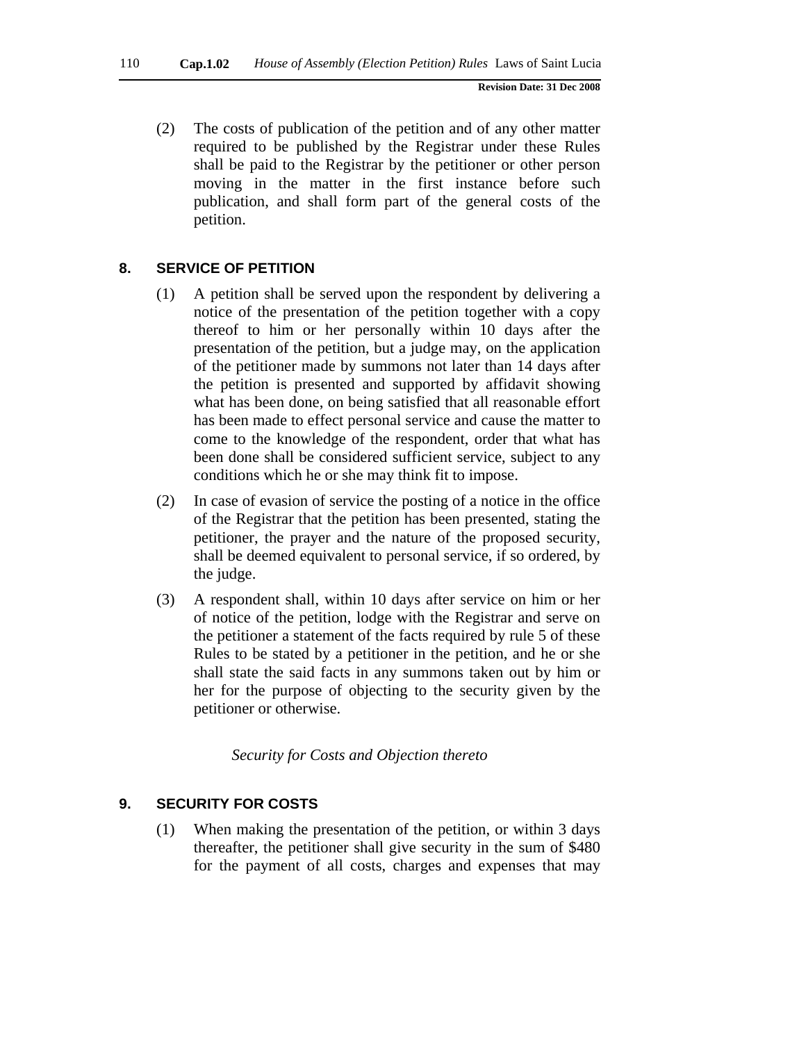(2) The costs of publication of the petition and of any other matter required to be published by the Registrar under these Rules shall be paid to the Registrar by the petitioner or other person moving in the matter in the first instance before such publication, and shall form part of the general costs of the petition.

## 8. SERVICE OF PETITION

(1) A petition shall be served upon the respondent by delivering a notice of the presentation of the petition together with a copy thereof to him or her personally within 10 days after the presentation of the petition, but a judge may, on the application of the petitioner made by summons not later than 14 days after the petition is presented and supported by affidavit showing what has been done, on being satisfied that all reasonable effort has been made to effect personal service and cause the matter to come to the knowledge of the respondent, order that what has been done shall be considered sufficient service, subject to any conditions which he or she may think fit to impose.

(2) In case of evasion of service the posting of a notice in the office of the Registrar that the petition has been presented, stating the petitioner, the prayer and the nature of the proposed security, shall be deemed equivalent to personal service, if so ordered, by the judge.

(3) A respondent shall, within 10 days after service on him or her of notice of the petition, lodge with the Registrar and serve on the petitioner a statement of the facts required by rule 5 of these Rules to be stated by a petitioner in the petition, and he or she shall state the said facts in any summons taken out by him or her for the purpose of objecting to the security given by the petitioner or otherwise.

*Security for Costs and Objection thereto*

## 9. SECURITY FOR COSTS

(1) When making the presentation of the petition, or within 3 days thereafter, the petitioner shall give security in the sum of $480 for the payment of all costs, charges and expenses that may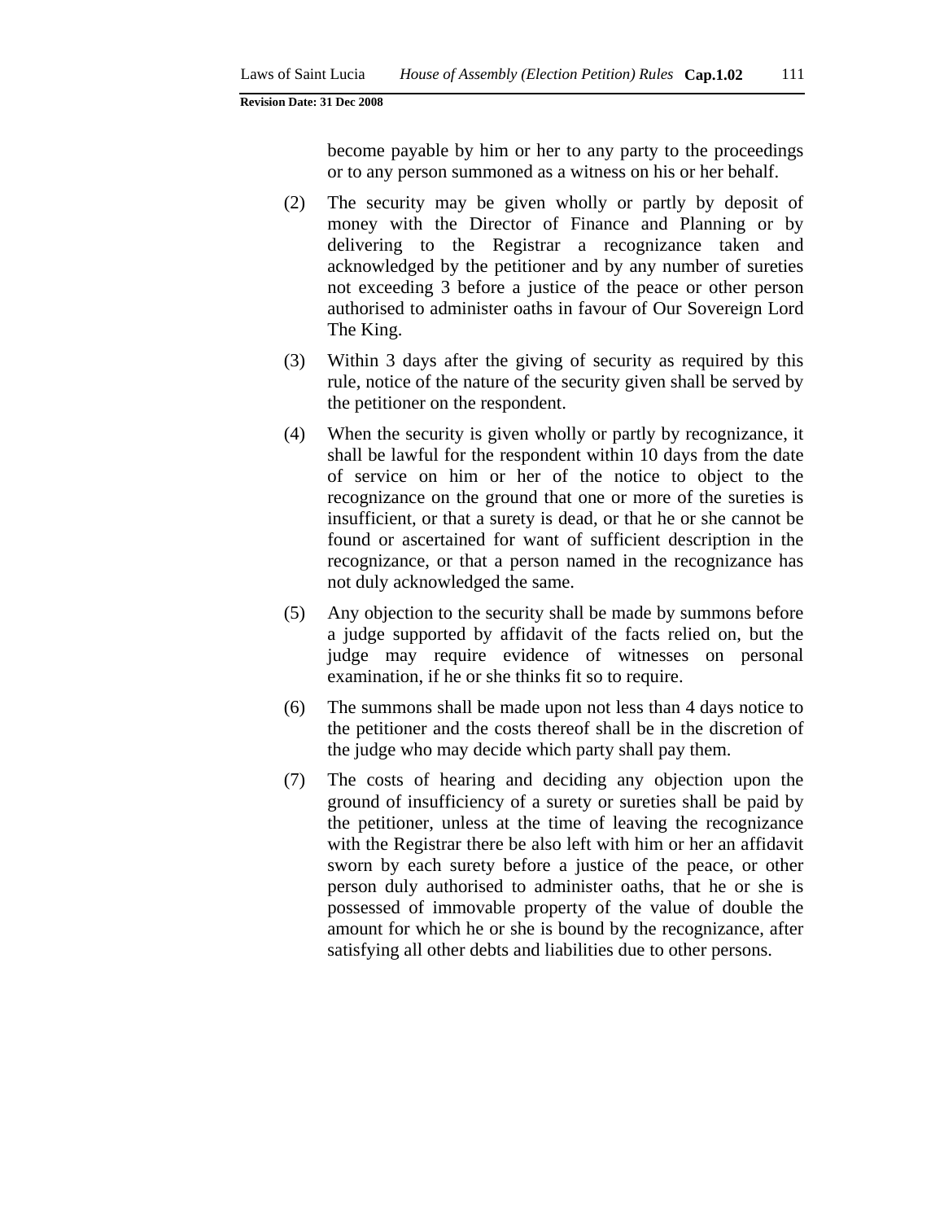become payable by him or her to any party to the proceedings or to any person summoned as a witness on his or her behalf.

(2) The security may be given wholly or partly by deposit of money with the Director of Finance and Planning or by delivering to the Registrar a recognizance taken and acknowledged by the petitioner and by any number of sureties not exceeding 3 before a justice of the peace or other person authorised to administer oaths in favour of Our Sovereign Lord The King.

(3) Within 3 days after the giving of security as required by this rule, notice of the nature of the security given shall be served by the petitioner on the respondent.

(4) When the security is given wholly or partly by recognizance, it shall be lawful for the respondent within 10 days from the date of service on him or her of the notice to object to the recognizance on the ground that one or more of the sureties is insufficient, or that a surety is dead, or that he or she cannot be found or ascertained for want of sufficient description in the recognizance, or that a person named in the recognizance has not duly acknowledged the same.

(5) Any objection to the security shall be made by summons before a judge supported by affidavit of the facts relied on, but the judge may require evidence of witnesses on personal examination, if he or she thinks fit so to require.

(6) The summons shall be made upon not less than 4 days notice to the petitioner and the costs thereof shall be in the discretion of the judge who may decide which party shall pay them.

(7) The costs of hearing and deciding any objection upon the ground of insufficiency of a surety or sureties shall be paid by the petitioner, unless at the time of leaving the recognizance with the Registrar there be also left with him or her an affidavit sworn by each surety before a justice of the peace, or other person duly authorised to administer oaths, that he or she is possessed of immovable property of the value of double the amount for which he or she is bound by the recognizance, after satisfying all other debts and liabilities due to other persons.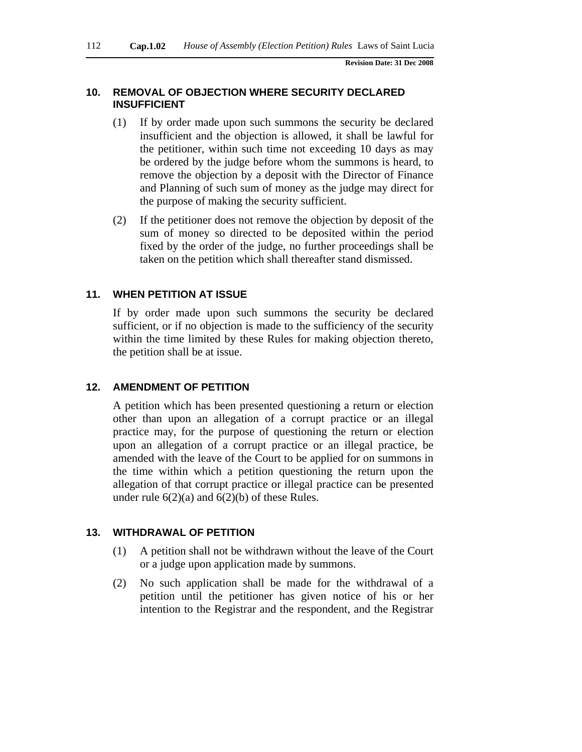### 10. REMOVAL OF OBJECTION WHERE SECURITY DECLARED INSUFFICIENT

(1) If by order made upon such summons the security be declared insufficient and the objection is allowed, it shall be lawful for the petitioner, within such time not exceeding 10 days as may be ordered by the judge before whom the summons is heard, to remove the objection by a deposit with the Director of Finance and Planning of such sum of money as the judge may direct for the purpose of making the security sufficient.

(2) If the petitioner does not remove the objection by deposit of the sum of money so directed to be deposited within the period fixed by the order of the judge, no further proceedings shall be taken on the petition which shall thereafter stand dismissed.

### 11. WHEN PETITION AT ISSUE

If by order made upon such summons the security be declared sufficient, or if no objection is made to the sufficiency of the security within the time limited by these Rules for making objection thereto, the petition shall be at issue.

### 12. AMENDMENT OF PETITION

A petition which has been presented questioning a return or election other than upon an allegation of a corrupt practice or an illegal practice may, for the purpose of questioning the return or election upon an allegation of a corrupt practice or an illegal practice, be amended with the leave of the Court to be applied for on summons in the time within which a petition questioning the return upon the allegation of that corrupt practice or illegal practice can be presented under rule 6(2)(a) and 6(2)(b) of these Rules.

### 13. WITHDRAWAL OF PETITION

(1) A petition shall not be withdrawn without the leave of the Court or a judge upon application made by summons.

(2) No such application shall be made for the withdrawal of a petition until the petitioner has given notice of his or her intention to the Registrar and the respondent, and the Registrar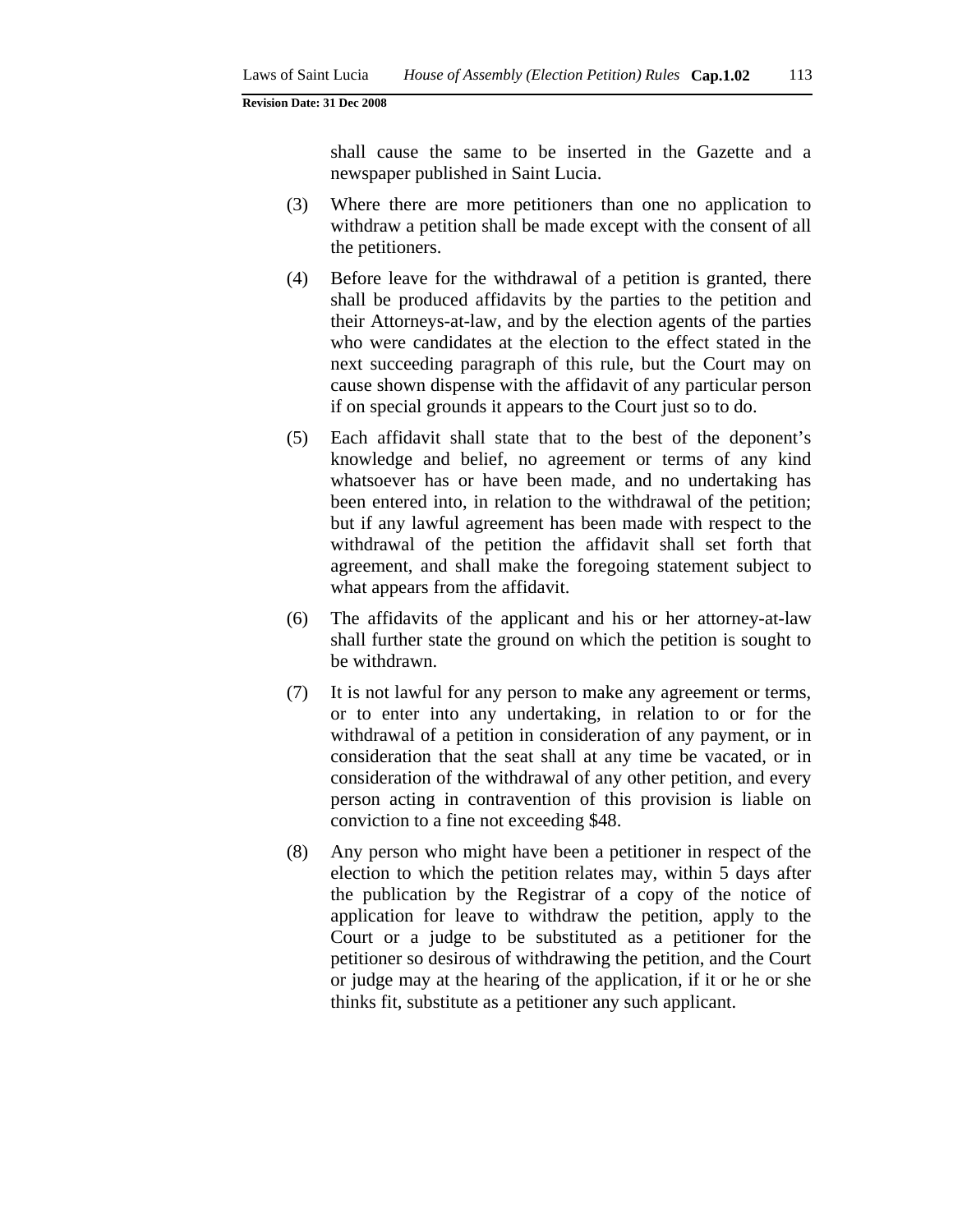shall cause the same to be inserted in the Gazette and a newspaper published in Saint Lucia.

(3) Where there are more petitioners than one no application to withdraw a petition shall be made except with the consent of all the petitioners.

(4) Before leave for the withdrawal of a petition is granted, there shall be produced affidavits by the parties to the petition and their Attorneys-at-law, and by the election agents of the parties who were candidates at the election to the effect stated in the next succeeding paragraph of this rule, but the Court may on cause shown dispense with the affidavit of any particular person if on special grounds it appears to the Court just so to do.

(5) Each affidavit shall state that to the best of the deponent's knowledge and belief, no agreement or terms of any kind whatsoever has or have been made, and no undertaking has been entered into, in relation to the withdrawal of the petition; but if any lawful agreement has been made with respect to the withdrawal of the petition the affidavit shall set forth that agreement, and shall make the foregoing statement subject to what appears from the affidavit.

(6) The affidavits of the applicant and his or her attorney-at-law shall further state the ground on which the petition is sought to be withdrawn.

(7) It is not lawful for any person to make any agreement or terms, or to enter into any undertaking, in relation to or for the withdrawal of a petition in consideration of any payment, or in consideration that the seat shall at any time be vacated, or in consideration of the withdrawal of any other petition, and every person acting in contravention of this provision is liable on conviction to a fine not exceeding $48.

(8) Any person who might have been a petitioner in respect of the election to which the petition relates may, within 5 days after the publication by the Registrar of a copy of the notice of application for leave to withdraw the petition, apply to the Court or a judge to be substituted as a petitioner for the petitioner so desirous of withdrawing the petition, and the Court or judge may at the hearing of the application, if it or he or she thinks fit, substitute as a petitioner any such applicant.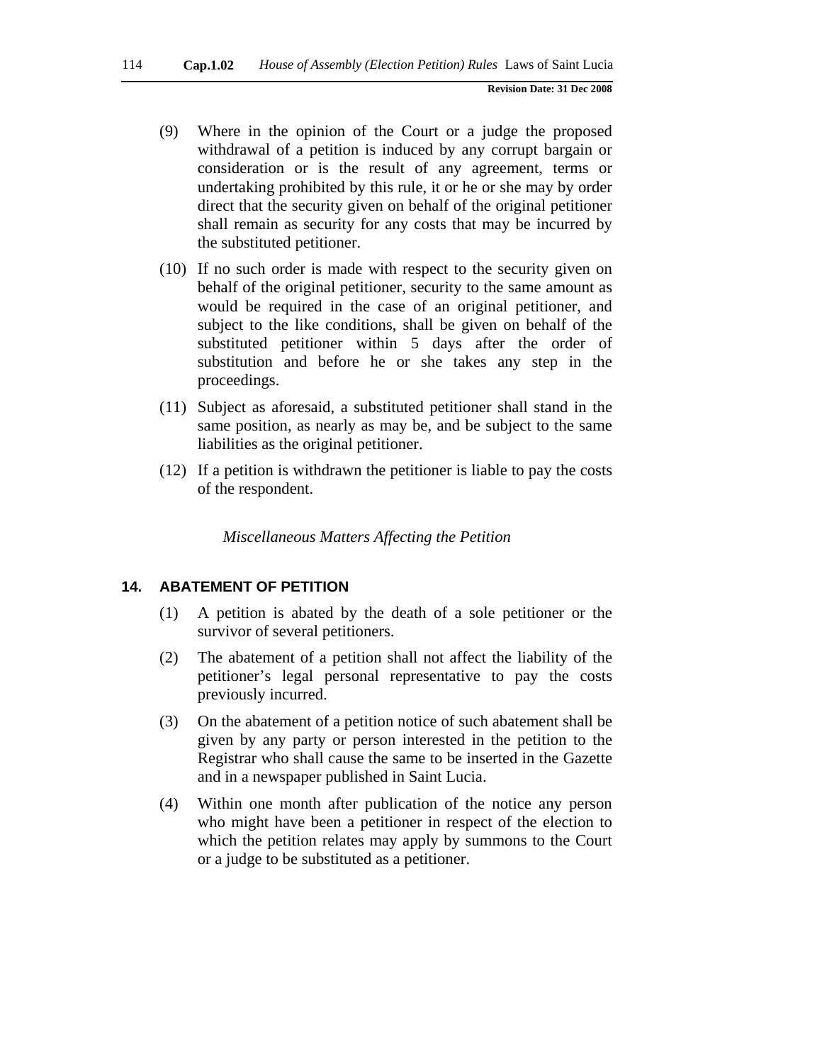(9) Where in the opinion of the Court or a judge the proposed withdrawal of a petition is induced by any corrupt bargain or consideration or is the result of any agreement, terms or undertaking prohibited by this rule, it or he or she may by order direct that the security given on behalf of the original petitioner shall remain as security for any costs that may be incurred by the substituted petitioner.

(10) If no such order is made with respect to the security given on behalf of the original petitioner, security to the same amount as would be required in the case of an original petitioner, and subject to the like conditions, shall be given on behalf of the substituted petitioner within 5 days after the order of substitution and before he or she takes any step in the proceedings.

(11) Subject as aforesaid, a substituted petitioner shall stand in the same position, as nearly as may be, and be subject to the same liabilities as the original petitioner.

(12) If a petition is withdrawn the petitioner is liable to pay the costs of the respondent.

*Miscellaneous Matters Affecting the Petition*

## 14. ABATEMENT OF PETITION

(1) A petition is abated by the death of a sole petitioner or the survivor of several petitioners.

(2) The abatement of a petition shall not affect the liability of the petitioner's legal personal representative to pay the costs previously incurred.

(3) On the abatement of a petition notice of such abatement shall be given by any party or person interested in the petition to the Registrar who shall cause the same to be inserted in the Gazette and in a newspaper published in Saint Lucia.

(4) Within one month after publication of the notice any person who might have been a petitioner in respect of the election to which the petition relates may apply by summons to the Court or a judge to be substituted as a petitioner.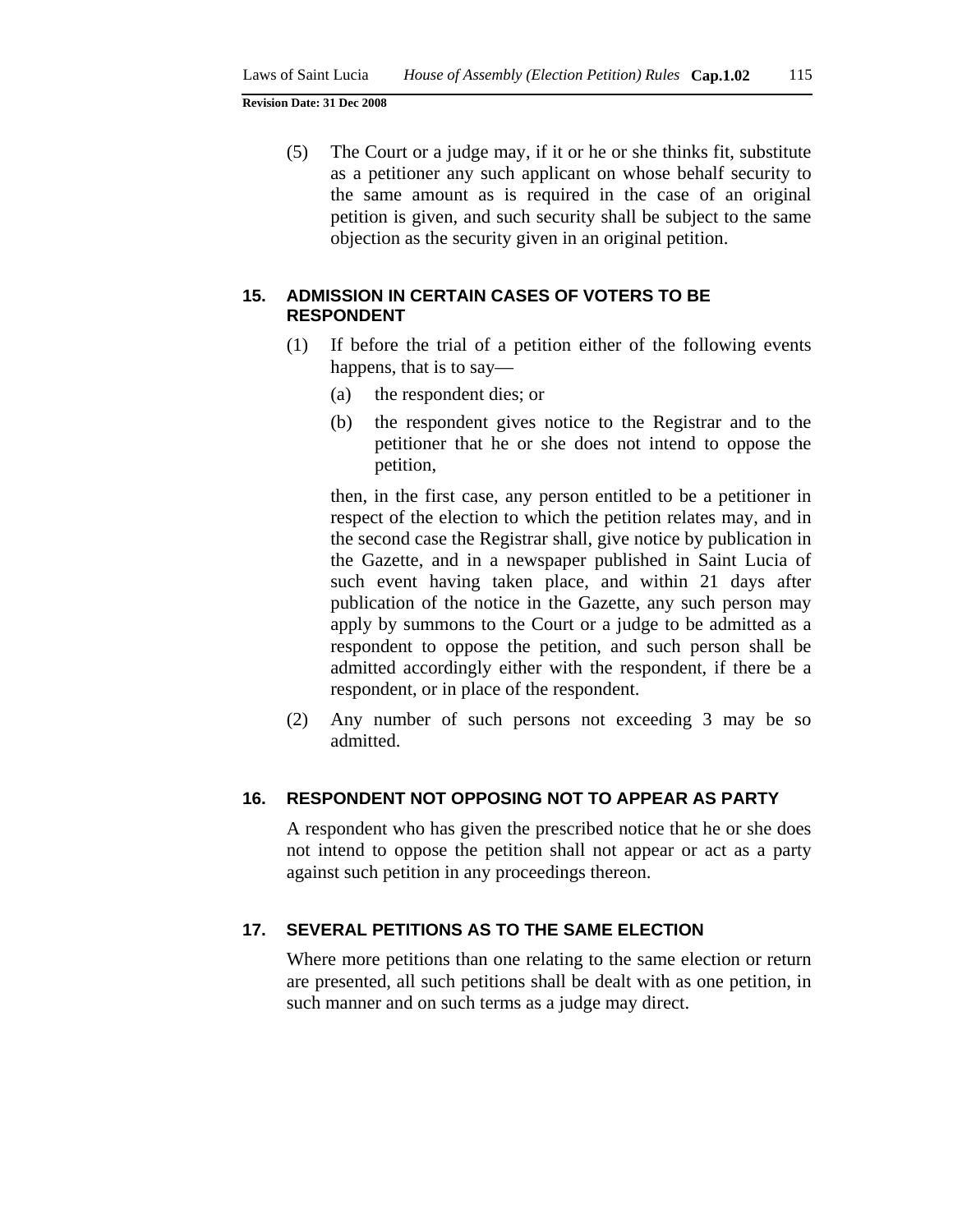(5) The Court or a judge may, if it or he or she thinks fit, substitute as a petitioner any such applicant on whose behalf security to the same amount as is required in the case of an original petition is given, and such security shall be subject to the same objection as the security given in an original petition.

## 15. ADMISSION IN CERTAIN CASES OF VOTERS TO BE RESPONDENT

(1) If before the trial of a petition either of the following events happens, that is to say—

   (a) the respondent dies; or

   (b) the respondent gives notice to the Registrar and to the petitioner that he or she does not intend to oppose the petition,

then, in the first case, any person entitled to be a petitioner in respect of the election to which the petition relates may, and in the second case the Registrar shall, give notice by publication in the Gazette, and in a newspaper published in Saint Lucia of such event having taken place, and within 21 days after publication of the notice in the Gazette, any such person may apply by summons to the Court or a judge to be admitted as a respondent to oppose the petition, and such person shall be admitted accordingly either with the respondent, if there be a respondent, or in place of the respondent.

(2) Any number of such persons not exceeding 3 may be so admitted.

## 16. RESPONDENT NOT OPPOSING NOT TO APPEAR AS PARTY

A respondent who has given the prescribed notice that he or she does not intend to oppose the petition shall not appear or act as a party against such petition in any proceedings thereon.

## 17. SEVERAL PETITIONS AS TO THE SAME ELECTION

Where more petitions than one relating to the same election or return are presented, all such petitions shall be dealt with as one petition, in such manner and on such terms as a judge may direct.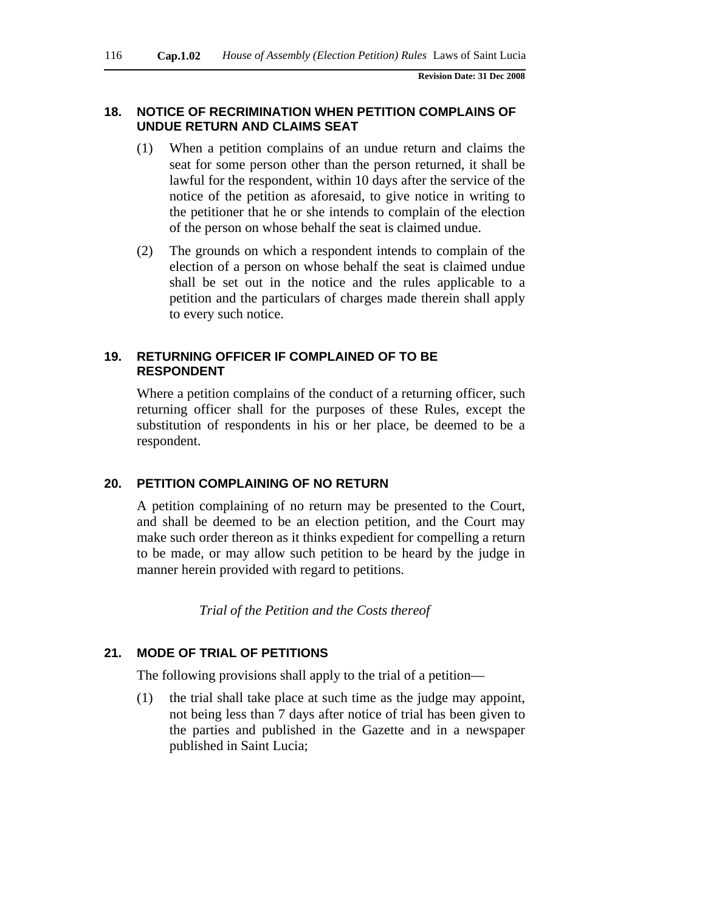## 18. NOTICE OF RECRIMINATION WHEN PETITION COMPLAINS OF UNDUE RETURN AND CLAIMS SEAT

(1) When a petition complains of an undue return and claims the seat for some person other than the person returned, it shall be lawful for the respondent, within 10 days after the service of the notice of the petition as aforesaid, to give notice in writing to the petitioner that he or she intends to complain of the election of the person on whose behalf the seat is claimed undue.

(2) The grounds on which a respondent intends to complain of the election of a person on whose behalf the seat is claimed undue shall be set out in the notice and the rules applicable to a petition and the particulars of charges made therein shall apply to every such notice.

## 19. RETURNING OFFICER IF COMPLAINED OF TO BE RESPONDENT

Where a petition complains of the conduct of a returning officer, such returning officer shall for the purposes of these Rules, except the substitution of respondents in his or her place, be deemed to be a respondent.

## 20. PETITION COMPLAINING OF NO RETURN

A petition complaining of no return may be presented to the Court, and shall be deemed to be an election petition, and the Court may make such order thereon as it thinks expedient for compelling a return to be made, or may allow such petition to be heard by the judge in manner herein provided with regard to petitions.

*Trial of the Petition and the Costs thereof*

## 21. MODE OF TRIAL OF PETITIONS

The following provisions shall apply to the trial of a petition—

(1) the trial shall take place at such time as the judge may appoint, not being less than 7 days after notice of trial has been given to the parties and published in the Gazette and in a newspaper published in Saint Lucia;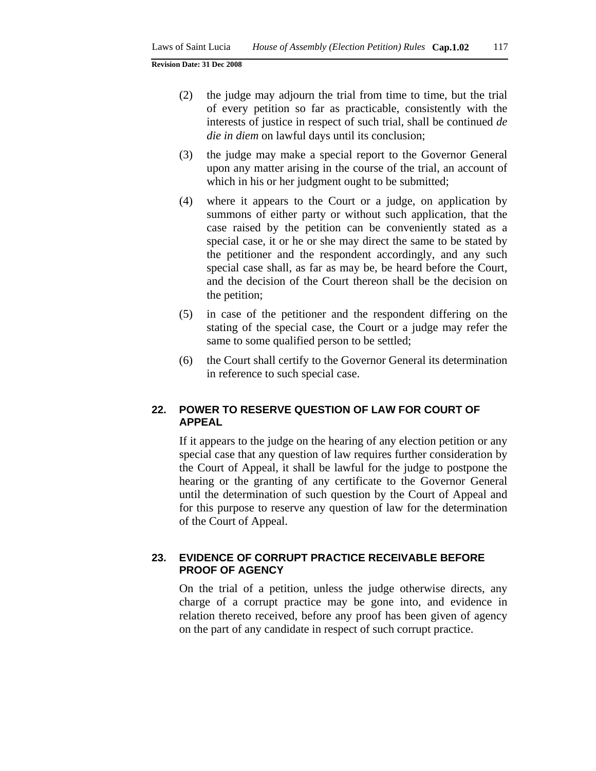(2) the judge may adjourn the trial from time to time, but the trial of every petition so far as practicable, consistently with the interests of justice in respect of such trial, shall be continued *de die in diem* on lawful days until its conclusion;

(3) the judge may make a special report to the Governor General upon any matter arising in the course of the trial, an account of which in his or her judgment ought to be submitted;

(4) where it appears to the Court or a judge, on application by summons of either party or without such application, that the case raised by the petition can be conveniently stated as a special case, it or he or she may direct the same to be stated by the petitioner and the respondent accordingly, and any such special case shall, as far as may be, be heard before the Court, and the decision of the Court thereon shall be the decision on the petition;

(5) in case of the petitioner and the respondent differing on the stating of the special case, the Court or a judge may refer the same to some qualified person to be settled;

(6) the Court shall certify to the Governor General its determination in reference to such special case.

## 22. POWER TO RESERVE QUESTION OF LAW FOR COURT OF APPEAL

If it appears to the judge on the hearing of any election petition or any special case that any question of law requires further consideration by the Court of Appeal, it shall be lawful for the judge to postpone the hearing or the granting of any certificate to the Governor General until the determination of such question by the Court of Appeal and for this purpose to reserve any question of law for the determination of the Court of Appeal.

## 23. EVIDENCE OF CORRUPT PRACTICE RECEIVABLE BEFORE PROOF OF AGENCY

On the trial of a petition, unless the judge otherwise directs, any charge of a corrupt practice may be gone into, and evidence in relation thereto received, before any proof has been given of agency on the part of any candidate in respect of such corrupt practice.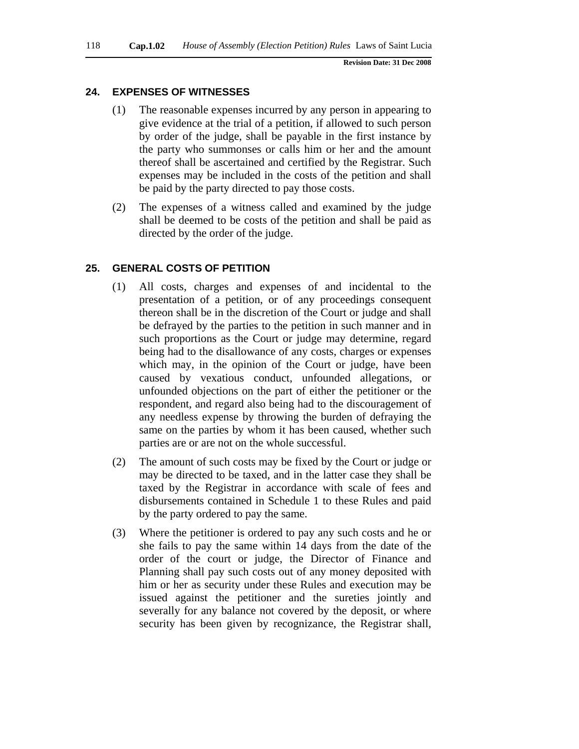## 24. EXPENSES OF WITNESSES

(1) The reasonable expenses incurred by any person in appearing to give evidence at the trial of a petition, if allowed to such person by order of the judge, shall be payable in the first instance by the party who summonses or calls him or her and the amount thereof shall be ascertained and certified by the Registrar. Such expenses may be included in the costs of the petition and shall be paid by the party directed to pay those costs.

(2) The expenses of a witness called and examined by the judge shall be deemed to be costs of the petition and shall be paid as directed by the order of the judge.

## 25. GENERAL COSTS OF PETITION

(1) All costs, charges and expenses of and incidental to the presentation of a petition, or of any proceedings consequent thereon shall be in the discretion of the Court or judge and shall be defrayed by the parties to the petition in such manner and in such proportions as the Court or judge may determine, regard being had to the disallowance of any costs, charges or expenses which may, in the opinion of the Court or judge, have been caused by vexatious conduct, unfounded allegations, or unfounded objections on the part of either the petitioner or the respondent, and regard also being had to the discouragement of any needless expense by throwing the burden of defraying the same on the parties by whom it has been caused, whether such parties are or are not on the whole successful.

(2) The amount of such costs may be fixed by the Court or judge or may be directed to be taxed, and in the latter case they shall be taxed by the Registrar in accordance with scale of fees and disbursements contained in Schedule 1 to these Rules and paid by the party ordered to pay the same.

(3) Where the petitioner is ordered to pay any such costs and he or she fails to pay the same within 14 days from the date of the order of the court or judge, the Director of Finance and Planning shall pay such costs out of any money deposited with him or her as security under these Rules and execution may be issued against the petitioner and the sureties jointly and severally for any balance not covered by the deposit, or where security has been given by recognizance, the Registrar shall,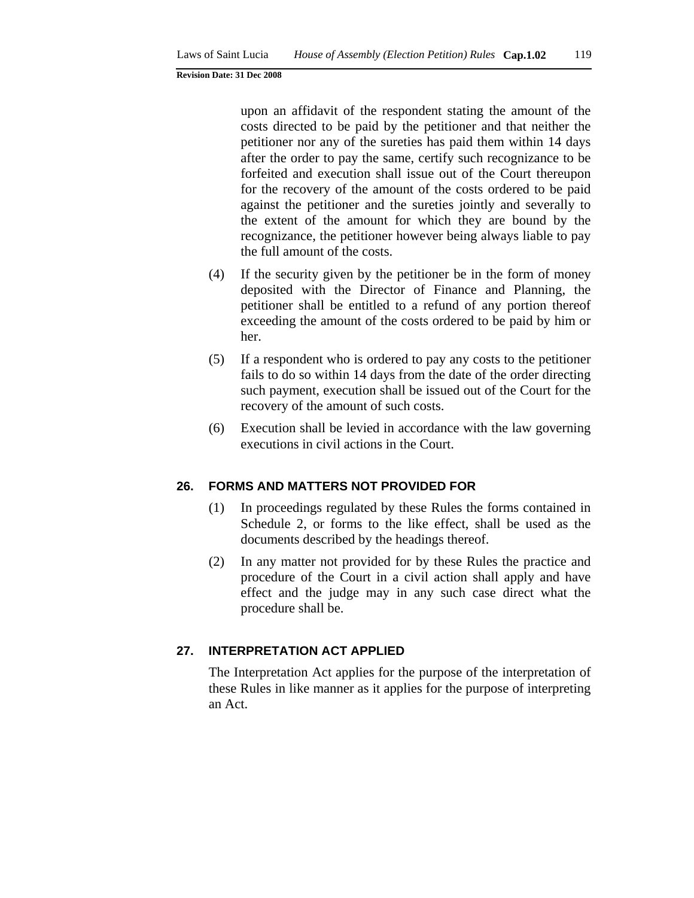upon an affidavit of the respondent stating the amount of the costs directed to be paid by the petitioner and that neither the petitioner nor any of the sureties has paid them within 14 days after the order to pay the same, certify such recognizance to be forfeited and execution shall issue out of the Court thereupon for the recovery of the amount of the costs ordered to be paid against the petitioner and the sureties jointly and severally to the extent of the amount for which they are bound by the recognizance, the petitioner however being always liable to pay the full amount of the costs.

(4) If the security given by the petitioner be in the form of money deposited with the Director of Finance and Planning, the petitioner shall be entitled to a refund of any portion thereof exceeding the amount of the costs ordered to be paid by him or her.

(5) If a respondent who is ordered to pay any costs to the petitioner fails to do so within 14 days from the date of the order directing such payment, execution shall be issued out of the Court for the recovery of the amount of such costs.

(6) Execution shall be levied in accordance with the law governing executions in civil actions in the Court.

## 26. FORMS AND MATTERS NOT PROVIDED FOR

(1) In proceedings regulated by these Rules the forms contained in Schedule 2, or forms to the like effect, shall be used as the documents described by the headings thereof.

(2) In any matter not provided for by these Rules the practice and procedure of the Court in a civil action shall apply and have effect and the judge may in any such case direct what the procedure shall be.

## 27. INTERPRETATION ACT APPLIED

The Interpretation Act applies for the purpose of the interpretation of these Rules in like manner as it applies for the purpose of interpreting an Act.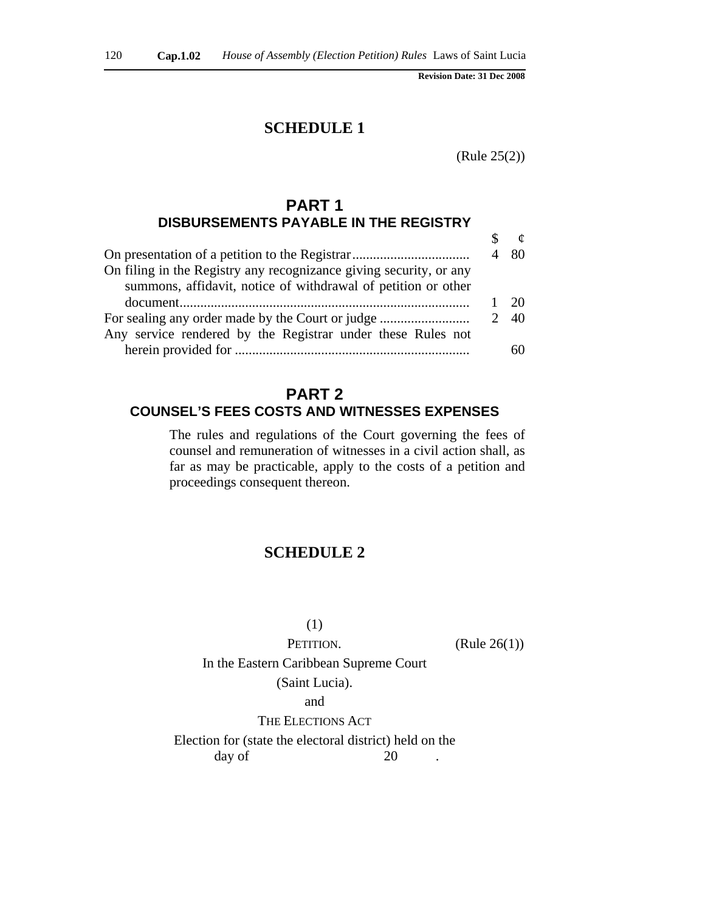# SCHEDULE 1

(Rule 25(2))

## PART 1
### DISBURSEMENTS PAYABLE IN THE REGISTRY

| | $ | ¢ |
|---|---|---|
| On presentation of a petition to the Registrar | 4 | 80 |
| On filing in the Registry any recognizance giving security, or any summons, affidavit, notice of withdrawal of petition or other document | 1 | 20 |
| For sealing any order made by the Court or judge | 2 | 40 |
| Any service rendered by the Registrar under these Rules not herein provided for | | 60 |

## PART 2
### COUNSEL'S FEES COSTS AND WITNESSES EXPENSES

The rules and regulations of the Court governing the fees of counsel and remuneration of witnesses in a civil action shall, as far as may be practicable, apply to the costs of a petition and proceedings consequent thereon.

# SCHEDULE 2

(1)

PETITION. (Rule 26(1))

In the Eastern Caribbean Supreme Court

(Saint Lucia).

and

THE ELECTIONS ACT

Election for (state the electoral district) held on the day of 20 .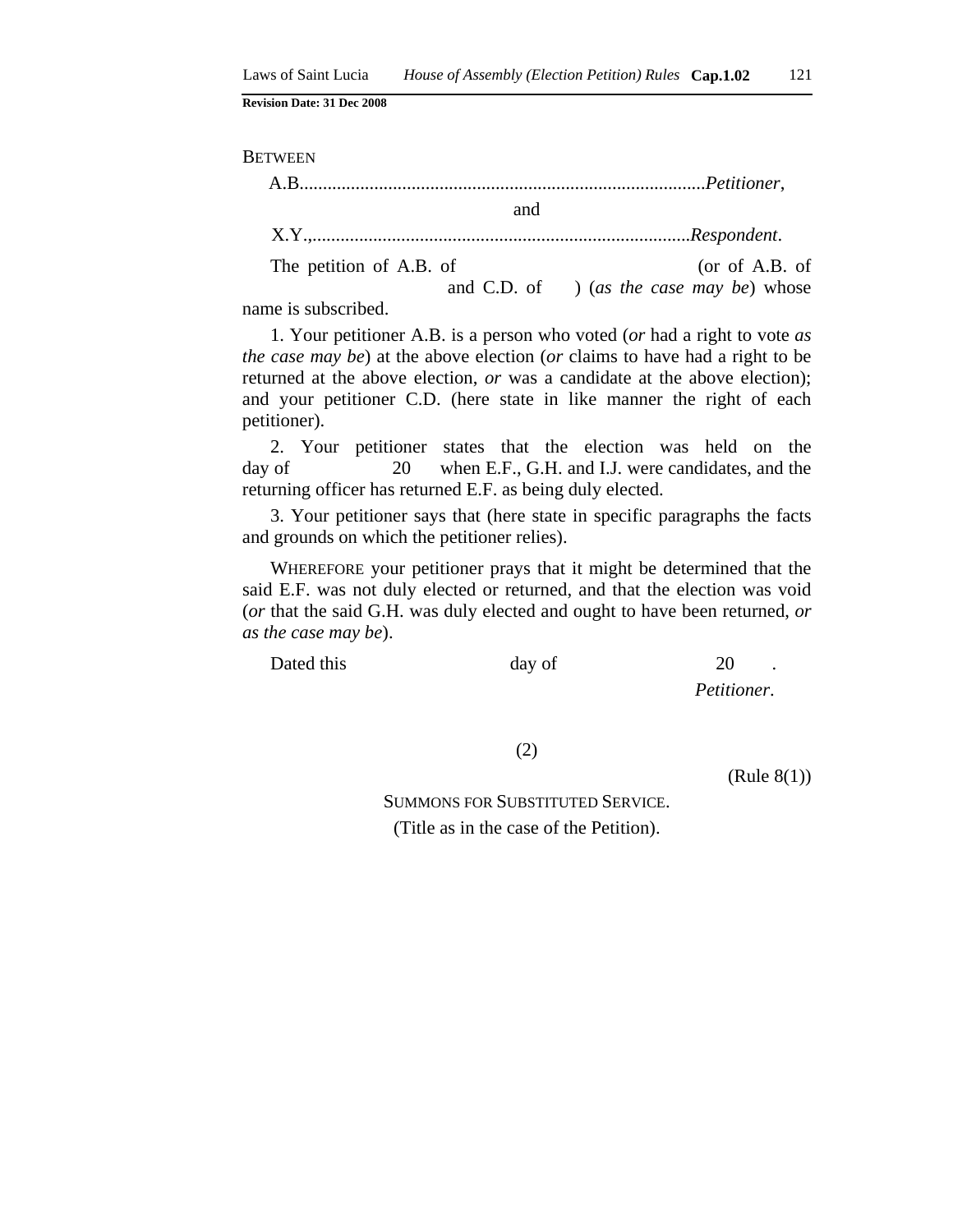BETWEEN

A.B.......................................................................................*Petitioner*,

and

X.Y.,.................................................................................*Respondent*.

The petition of A.B. of (or of A.B. of and C.D. of ) (*as the case may be*) whose name is subscribed.

1. Your petitioner A.B. is a person who voted (*or* had a right to vote *as the case may be*) at the above election (*or* claims to have had a right to be returned at the above election, *or* was a candidate at the above election); and your petitioner C.D. (here state in like manner the right of each petitioner).

2. Your petitioner states that the election was held on the day of 20 when E.F., G.H. and I.J. were candidates, and the returning officer has returned E.F. as being duly elected.

3. Your petitioner says that (here state in specific paragraphs the facts and grounds on which the petitioner relies).

WHEREFORE your petitioner prays that it might be determined that the said E.F. was not duly elected or returned, and that the election was void (*or* that the said G.H. was duly elected and ought to have been returned, *or as the case may be*).

Dated this day of 20 .

*Petitioner*.

(2)

(Rule 8(1))

SUMMONS FOR SUBSTITUTED SERVICE.

(Title as in the case of the Petition).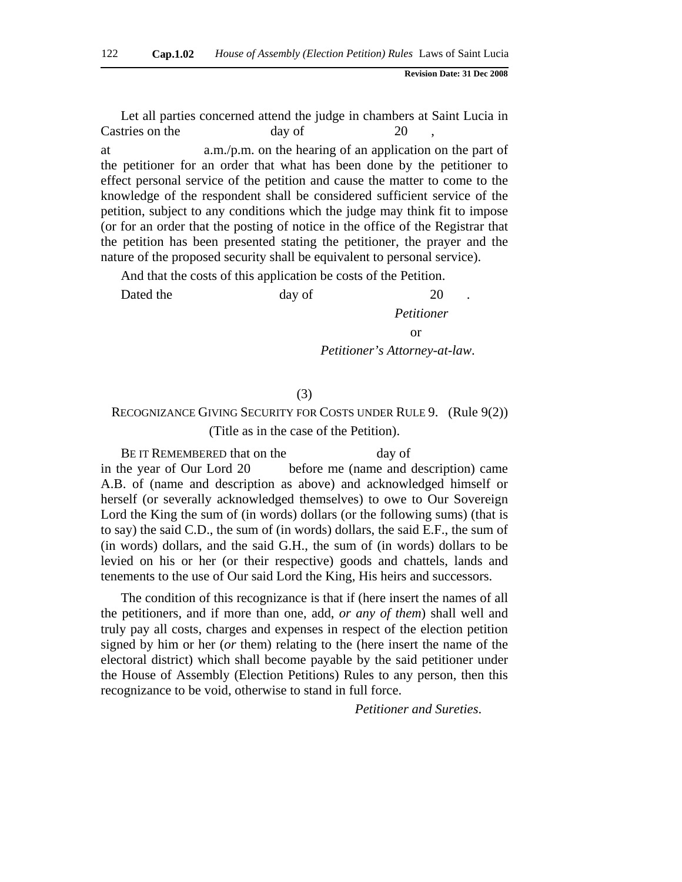Let all parties concerned attend the judge in chambers at Saint Lucia in Castries on the day of 20 ,

at a.m./p.m. on the hearing of an application on the part of the petitioner for an order that what has been done by the petitioner to effect personal service of the petition and cause the matter to come to the knowledge of the respondent shall be considered sufficient service of the petition, subject to any conditions which the judge may think fit to impose (or for an order that the posting of notice in the office of the Registrar that the petition has been presented stating the petitioner, the prayer and the nature of the proposed security shall be equivalent to personal service).

And that the costs of this application be costs of the Petition.

Dated the day of 20 .

*Petitioner*

or

*Petitioner's Attorney-at-law*.

(3)

RECOGNIZANCE GIVING SECURITY FOR COSTS UNDER RULE 9. (Rule 9(2))

(Title as in the case of the Petition).

BE IT REMEMBERED that on the day of in the year of Our Lord 20 before me (name and description) came A.B. of (name and description as above) and acknowledged himself or herself (or severally acknowledged themselves) to owe to Our Sovereign Lord the King the sum of (in words) dollars (or the following sums) (that is to say) the said C.D., the sum of (in words) dollars, the said E.F., the sum of (in words) dollars, and the said G.H., the sum of (in words) dollars to be levied on his or her (or their respective) goods and chattels, lands and tenements to the use of Our said Lord the King, His heirs and successors.

The condition of this recognizance is that if (here insert the names of all the petitioners, and if more than one, add, *or any of them*) shall well and truly pay all costs, charges and expenses in respect of the election petition signed by him or her (*or* them) relating to the (here insert the name of the electoral district) which shall become payable by the said petitioner under the House of Assembly (Election Petitions) Rules to any person, then this recognizance to be void, otherwise to stand in full force.

*Petitioner and Sureties*.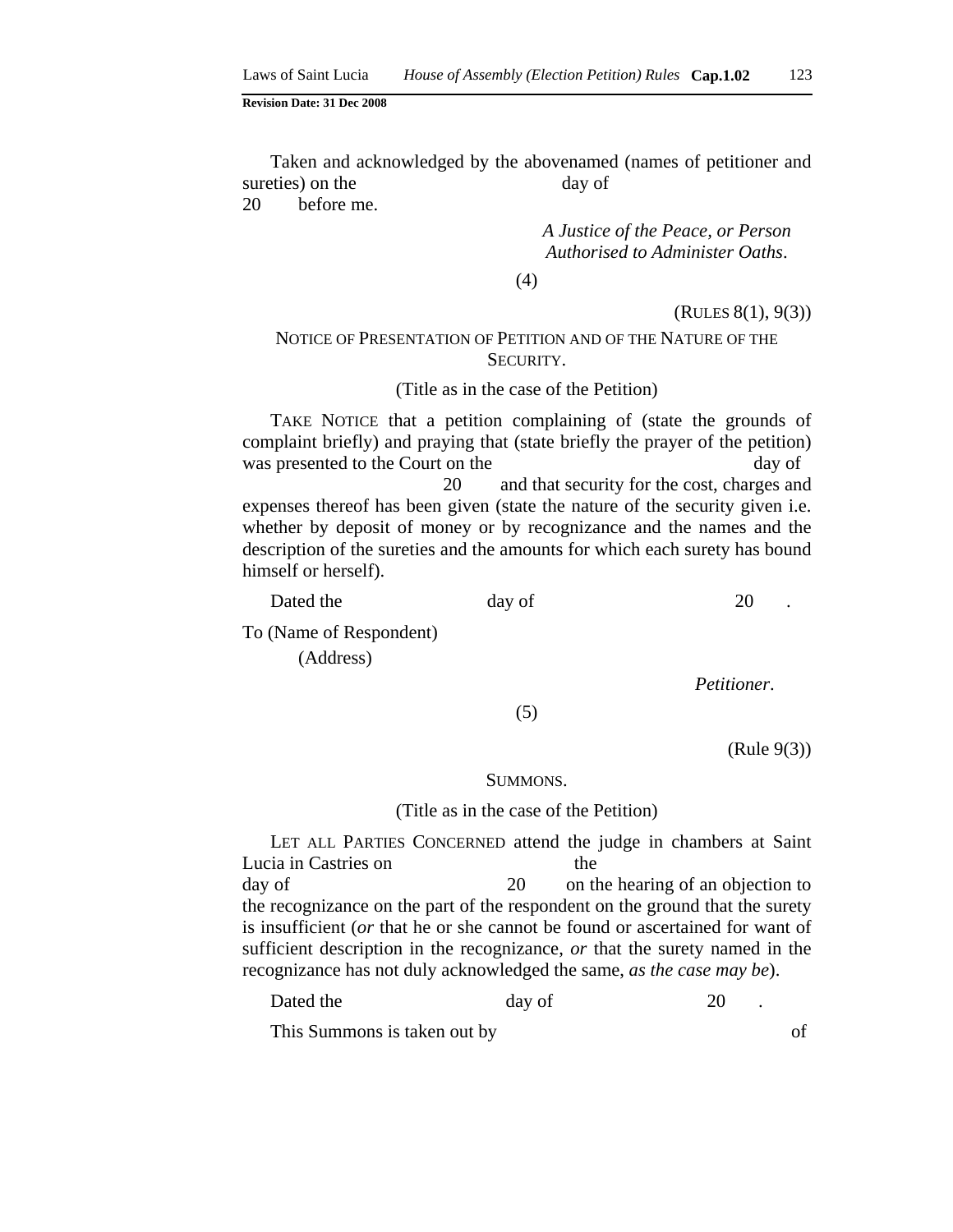Taken and acknowledged by the abovenamed (names of petitioner and sureties) on the day of 20 before me.

*A Justice of the Peace, or Person Authorised to Administer Oaths*.

(4)

(RULES 8(1), 9(3))

NOTICE OF PRESENTATION OF PETITION AND OF THE NATURE OF THE SECURITY.

(Title as in the case of the Petition)

TAKE NOTICE that a petition complaining of (state the grounds of complaint briefly) and praying that (state briefly the prayer of the petition) was presented to the Court on the day of 20 and that security for the cost, charges and expenses thereof has been given (state the nature of the security given i.e. whether by deposit of money or by recognizance and the names and the description of the sureties and the amounts for which each surety has bound himself or herself).

Dated the day of 20 .

To (Name of Respondent)

(Address)

*Petitioner*.

(5)

(Rule 9(3))

SUMMONS.

(Title as in the case of the Petition)

LET ALL PARTIES CONCERNED attend the judge in chambers at Saint Lucia in Castries on the day of 20 on the hearing of an objection to the recognizance on the part of the respondent on the ground that the surety is insufficient (*or* that he or she cannot be found or ascertained for want of sufficient description in the recognizance, *or* that the surety named in the recognizance has not duly acknowledged the same, *as the case may be*).

Dated the day of 20 .

This Summons is taken out by of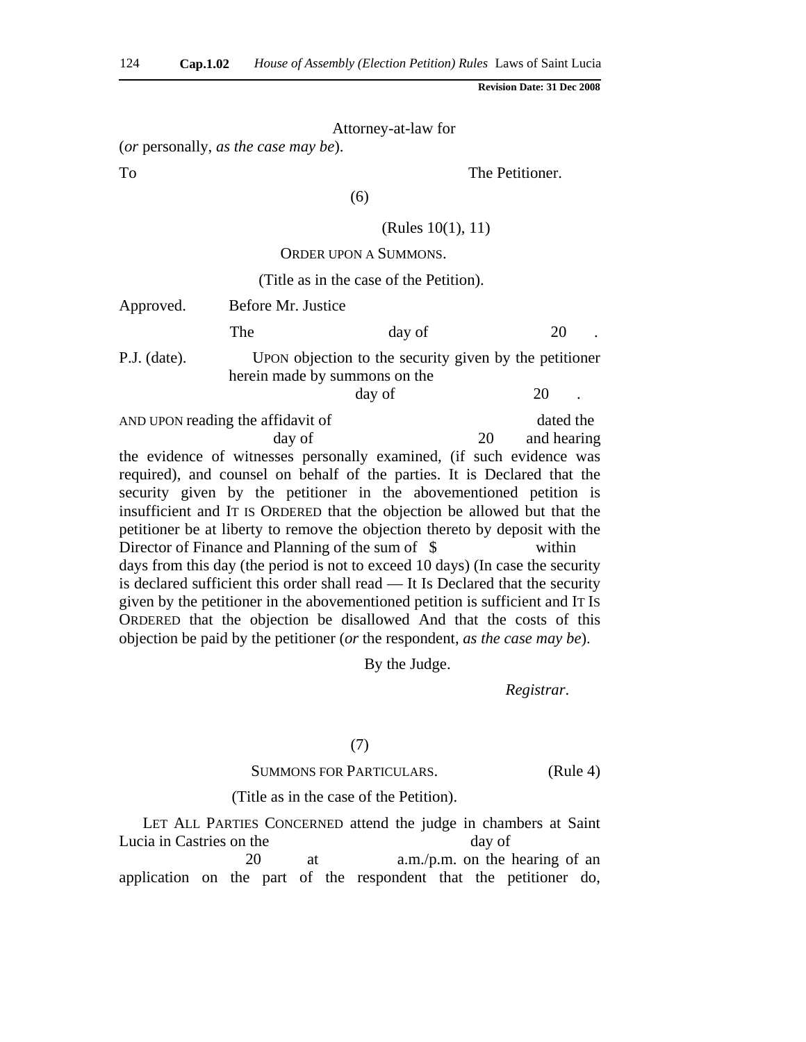Attorney-at-law for

(*or* personally, *as the case may be*).

To The Petitioner.

(6)

(Rules 10(1), 11)

ORDER UPON A SUMMONS.

(Title as in the case of the Petition).

Approved. Before Mr. Justice

The day of 20 .

P.J. (date). UPON objection to the security given by the petitioner herein made by summons on the day of 20 .

AND UPON reading the affidavit of dated the day of 20 and hearing the evidence of witnesses personally examined, (if such evidence was required), and counsel on behalf of the parties. It is Declared that the security given by the petitioner in the abovementioned petition is insufficient and IT IS ORDERED that the objection be allowed but that the petitioner be at liberty to remove the objection thereto by deposit with the Director of Finance and Planning of the sum of $ within days from this day (the period is not to exceed 10 days) (In case the security is declared sufficient this order shall read — It Is Declared that the security given by the petitioner in the abovementioned petition is sufficient and IT IS ORDERED that the objection be disallowed And that the costs of this objection be paid by the petitioner (*or* the respondent, *as the case may be*).

By the Judge.

*Registrar*.

(7)

SUMMONS FOR PARTICULARS. (Rule 4)

(Title as in the case of the Petition).

LET ALL PARTIES CONCERNED attend the judge in chambers at Saint Lucia in Castries on the day of 20 at a.m./p.m. on the hearing of an application on the part of the respondent that the petitioner do,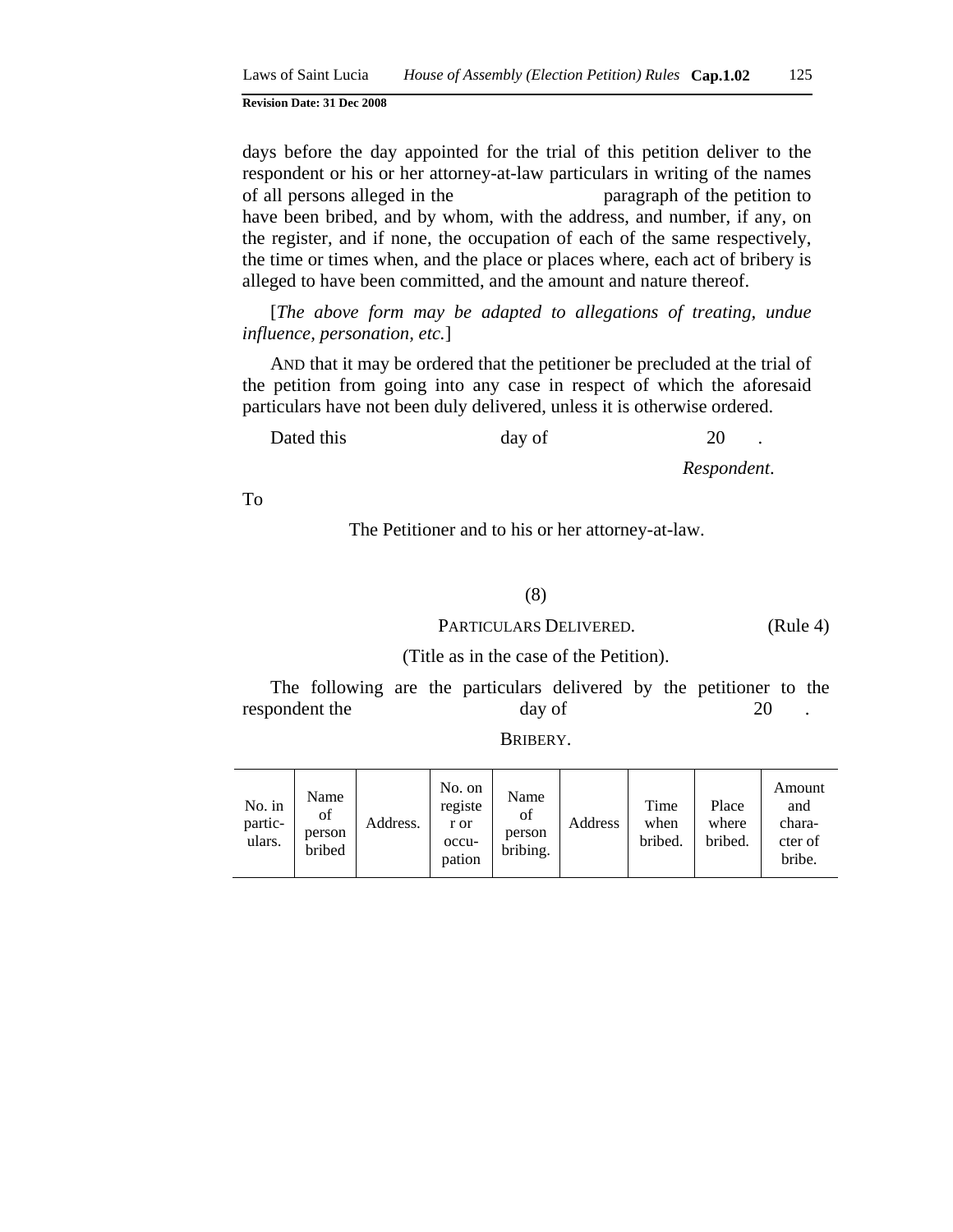days before the day appointed for the trial of this petition deliver to the respondent or his or her attorney-at-law particulars in writing of the names of all persons alleged in the                              paragraph of the petition to have been bribed, and by whom, with the address, and number, if any, on the register, and if none, the occupation of each of the same respectively, the time or times when, and the place or places where, each act of bribery is alleged to have been committed, and the amount and nature thereof.

[*The above form may be adapted to allegations of treating, undue influence, personation, etc.*]

AND that it may be ordered that the petitioner be precluded at the trial of the petition from going into any case in respect of which the aforesaid particulars have not been duly delivered, unless it is otherwise ordered.

Dated this                    day of                    20    .

*Respondent*.

To

The Petitioner and to his or her attorney-at-law.

(8)

PARTICULARS DELIVERED. (Rule 4)

(Title as in the case of the Petition).

The following are the particulars delivered by the petitioner to the respondent the                    day of                    20    .

BRIBERY.

| No. in partic-ulars. | Name of person bribed | Address. | No. on register or occu-pation | Name of person bribing. | Address | Time when bribed. | Place where bribed. | Amount and chara-cter of bribe. |
|---|---|---|---|---|---|---|---|---|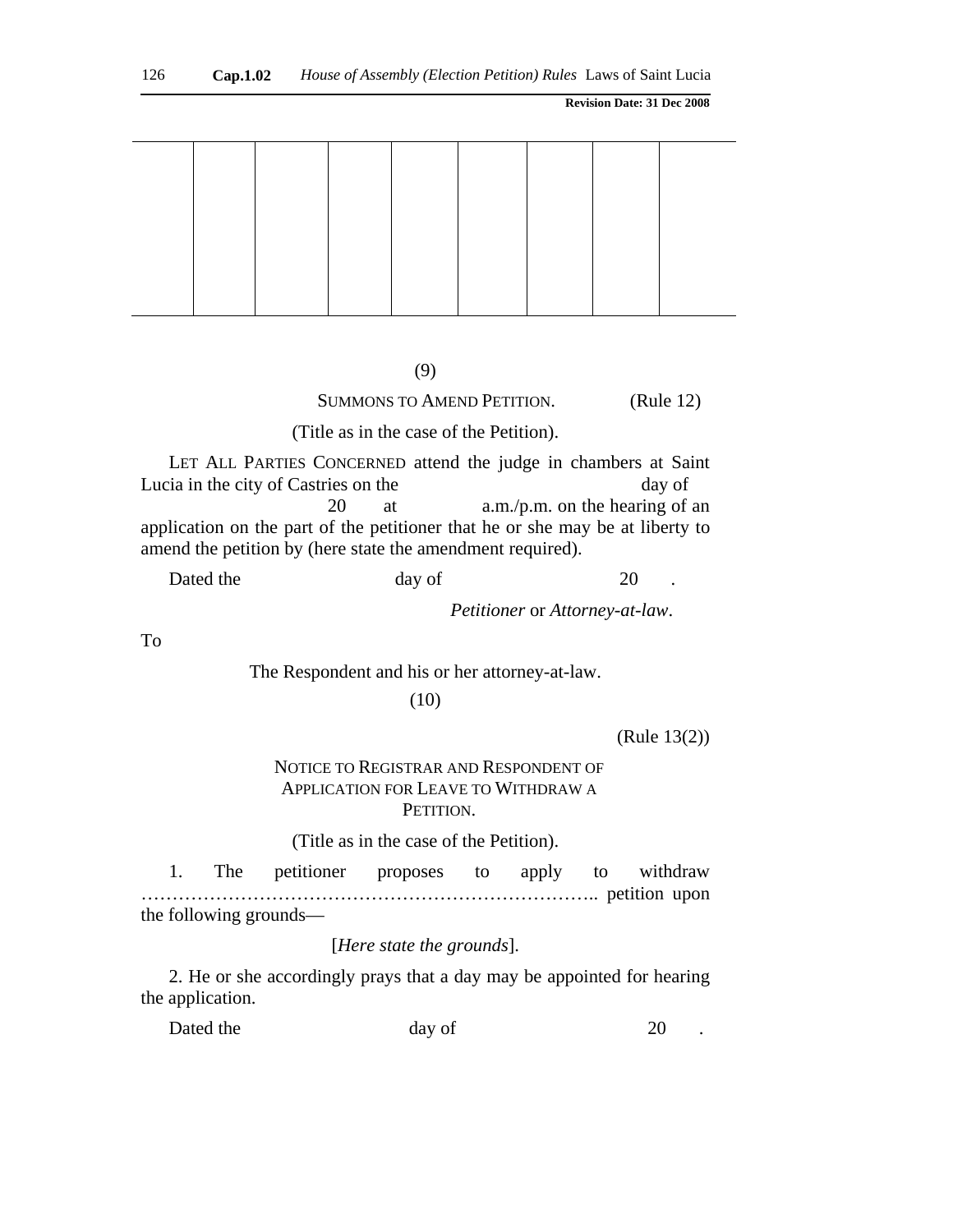| | | | | | | | | |
|---|---|---|---|---|---|---|---|---|
| | | | | | | | | |

(9)

SUMMONS TO AMEND PETITION. (Rule 12)

(Title as in the case of the Petition).

LET ALL PARTIES CONCERNED attend the judge in chambers at Saint Lucia in the city of Castries on the day of 20 at a.m./p.m. on the hearing of an application on the part of the petitioner that he or she may be at liberty to amend the petition by (here state the amendment required).

Dated the day of 20 .

*Petitioner* or *Attorney-at-law*.

To

The Respondent and his or her attorney-at-law.

(10)

(Rule 13(2))

NOTICE TO REGISTRAR AND RESPONDENT OF APPLICATION FOR LEAVE TO WITHDRAW A PETITION.

(Title as in the case of the Petition).

1. The petitioner proposes to apply to withdraw ………………………………………………………………. petition upon the following grounds—

[*Here state the grounds*].

2. He or she accordingly prays that a day may be appointed for hearing the application.

Dated the day of 20 .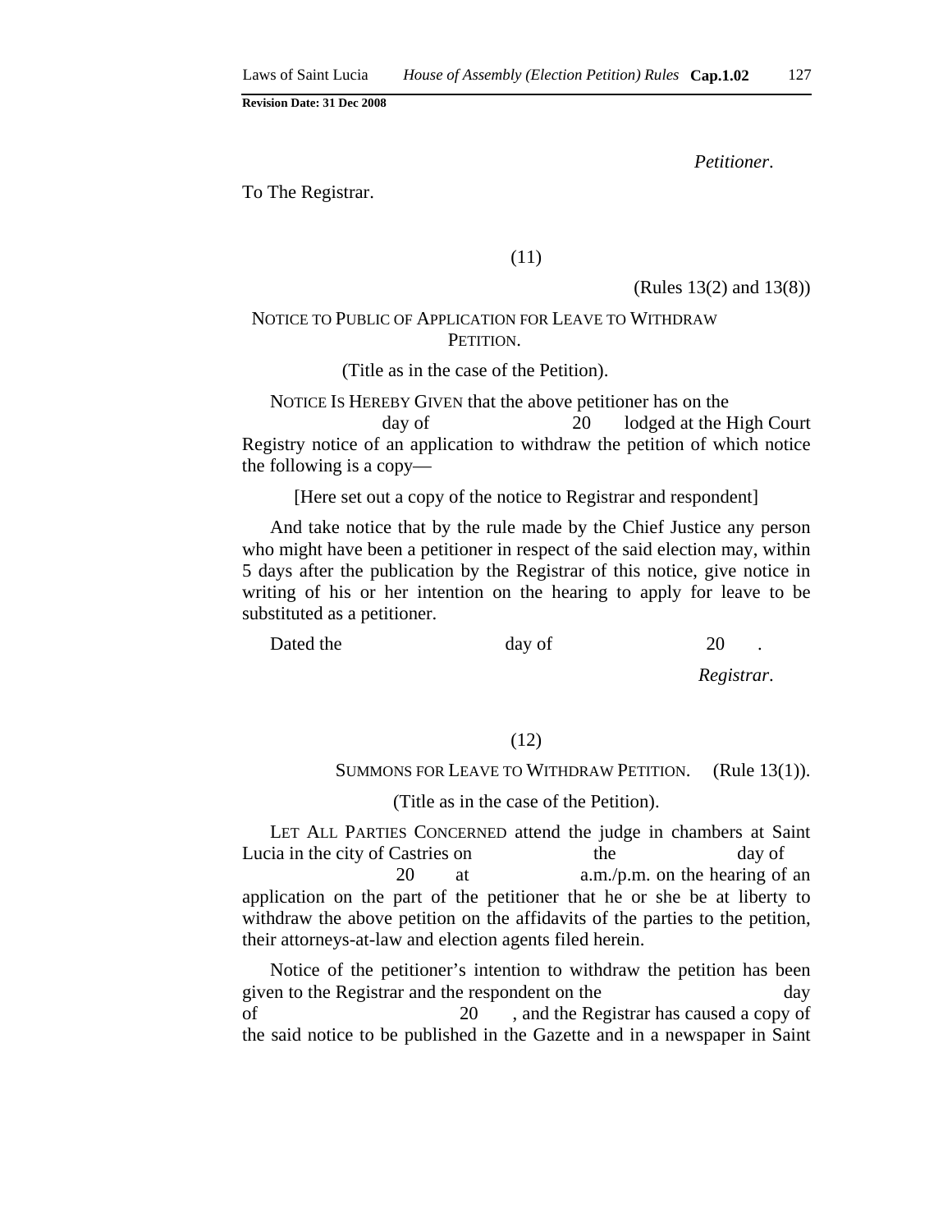*Petitioner*.

To The Registrar.

(11)

(Rules 13(2) and 13(8))

NOTICE TO PUBLIC OF APPLICATION FOR LEAVE TO WITHDRAW PETITION.

(Title as in the case of the Petition).

NOTICE IS HEREBY GIVEN that the above petitioner has on the day of 20 lodged at the High Court Registry notice of an application to withdraw the petition of which notice the following is a copy—

[Here set out a copy of the notice to Registrar and respondent]

And take notice that by the rule made by the Chief Justice any person who might have been a petitioner in respect of the said election may, within 5 days after the publication by the Registrar of this notice, give notice in writing of his or her intention on the hearing to apply for leave to be substituted as a petitioner.

Dated the day of 20 .

*Registrar*.

(12)

SUMMONS FOR LEAVE TO WITHDRAW PETITION. (Rule 13(1)).

(Title as in the case of the Petition).

LET ALL PARTIES CONCERNED attend the judge in chambers at Saint Lucia in the city of Castries on the day of 20 at a.m./p.m. on the hearing of an application on the part of the petitioner that he or she be at liberty to withdraw the above petition on the affidavits of the parties to the petition, their attorneys-at-law and election agents filed herein.

Notice of the petitioner's intention to withdraw the petition has been given to the Registrar and the respondent on the day of 20 , and the Registrar has caused a copy of the said notice to be published in the Gazette and in a newspaper in Saint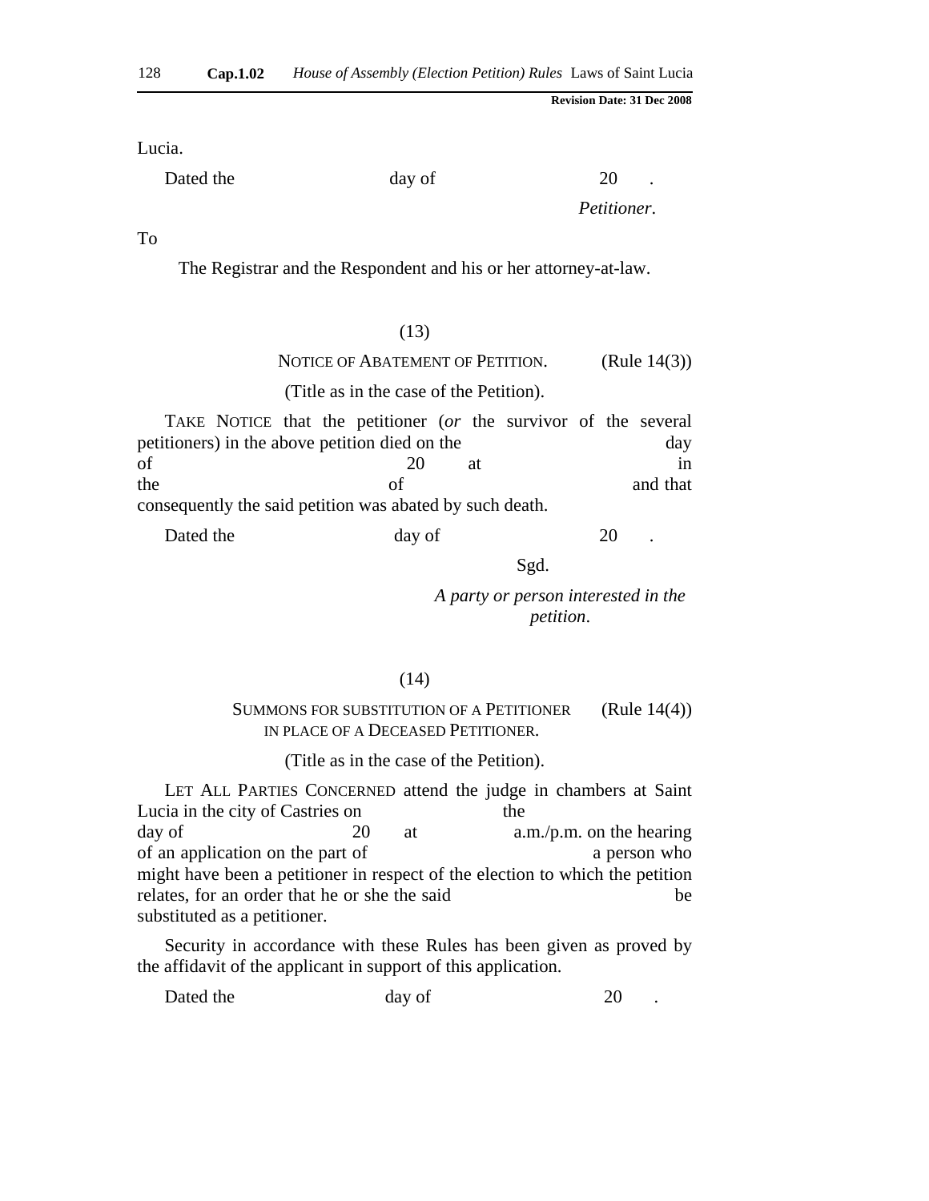Lucia.

Dated the day of 20 .

*Petitioner*.

To

The Registrar and the Respondent and his or her attorney-at-law.

(13)

NOTICE OF ABATEMENT OF PETITION. (Rule 14(3))

(Title as in the case of the Petition).

TAKE NOTICE that the petitioner (*or* the survivor of the several petitioners) in the above petition died on the day of 20 at in the of and that consequently the said petition was abated by such death.

Dated the day of 20 .

Sgd.

*A party or person interested in the petition*.

(14)

SUMMONS FOR SUBSTITUTION OF A PETITIONER IN PLACE OF A DECEASED PETITIONER. (Rule 14(4))

(Title as in the case of the Petition).

LET ALL PARTIES CONCERNED attend the judge in chambers at Saint Lucia in the city of Castries on the day of 20 at a.m./p.m. on the hearing of an application on the part of a person who might have been a petitioner in respect of the election to which the petition relates, for an order that he or she the said be substituted as a petitioner.

Security in accordance with these Rules has been given as proved by the affidavit of the applicant in support of this application.

Dated the day of 20 .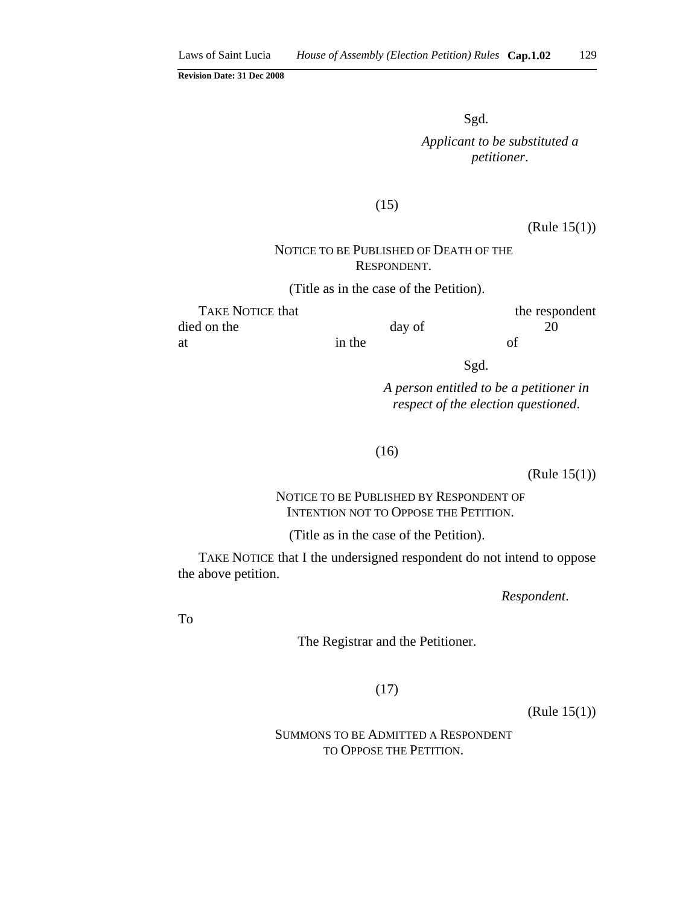Sgd.

*Applicant to be substituted a petitioner*.

(15)

(Rule 15(1))

NOTICE TO BE PUBLISHED OF DEATH OF THE RESPONDENT.

(Title as in the case of the Petition).

TAKE NOTICE that the respondent died on the day of 20 at in the of

Sgd.

*A person entitled to be a petitioner in respect of the election questioned*.

(16)

(Rule 15(1))

NOTICE TO BE PUBLISHED BY RESPONDENT OF INTENTION NOT TO OPPOSE THE PETITION.

(Title as in the case of the Petition).

TAKE NOTICE that I the undersigned respondent do not intend to oppose the above petition.

*Respondent*.

To

The Registrar and the Petitioner.

(17)

(Rule 15(1))

SUMMONS TO BE ADMITTED A RESPONDENT TO OPPOSE THE PETITION.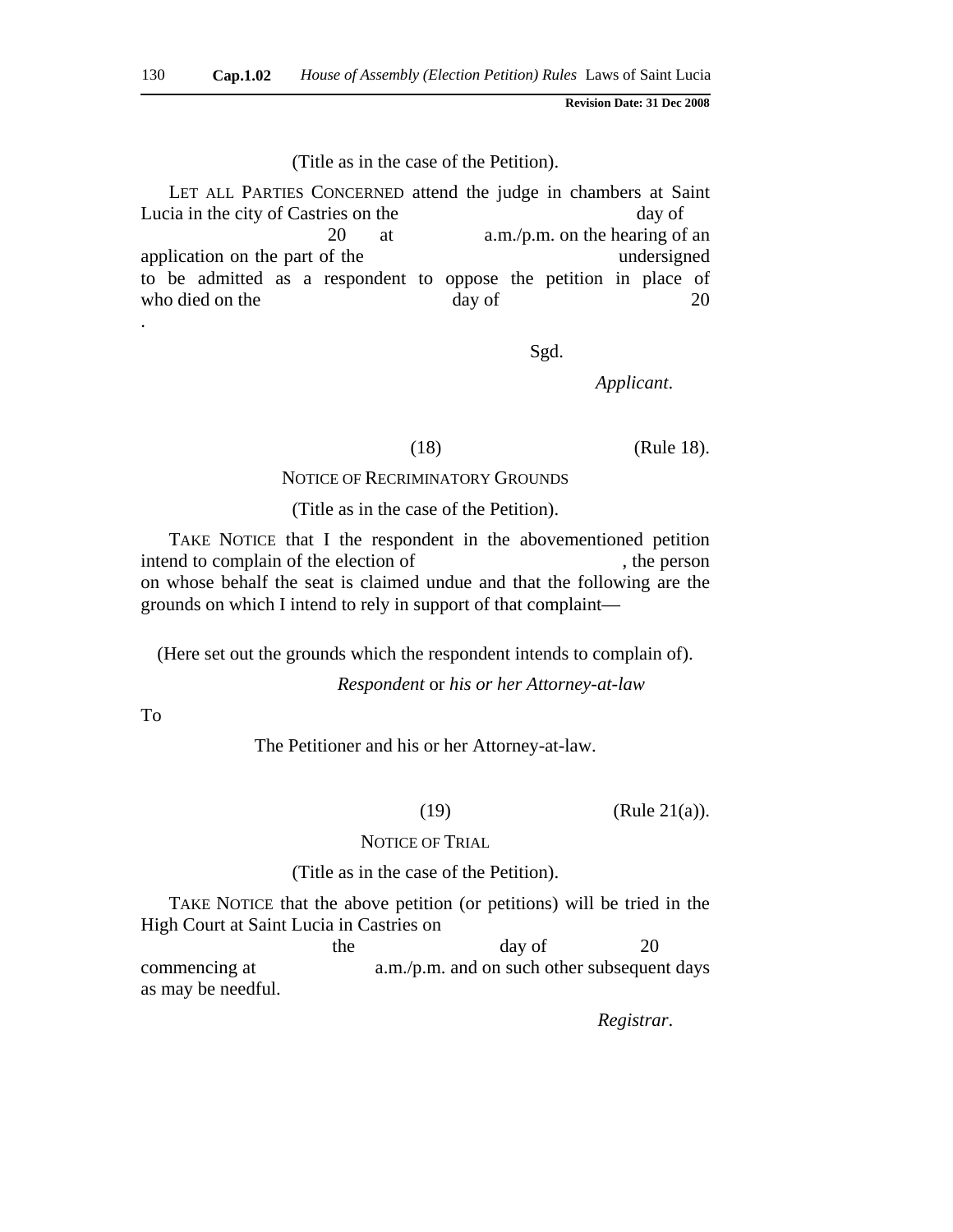(Title as in the case of the Petition).

LET ALL PARTIES CONCERNED attend the judge in chambers at Saint Lucia in the city of Castries on the day of 20 at a.m./p.m. on the hearing of an application on the part of the undersigned to be admitted as a respondent to oppose the petition in place of who died on the day of 20 .

Sgd.

*Applicant*.

(18) (Rule 18).

NOTICE OF RECRIMINATORY GROUNDS

(Title as in the case of the Petition).

TAKE NOTICE that I the respondent in the abovementioned petition intend to complain of the election of , the person on whose behalf the seat is claimed undue and that the following are the grounds on which I intend to rely in support of that complaint—

(Here set out the grounds which the respondent intends to complain of).

*Respondent* or *his or her Attorney-at-law*

To

The Petitioner and his or her Attorney-at-law.

(19) (Rule 21(a)).

NOTICE OF TRIAL

(Title as in the case of the Petition).

TAKE NOTICE that the above petition (or petitions) will be tried in the High Court at Saint Lucia in Castries on the day of 20 commencing at a.m./p.m. and on such other subsequent days as may be needful.

*Registrar*.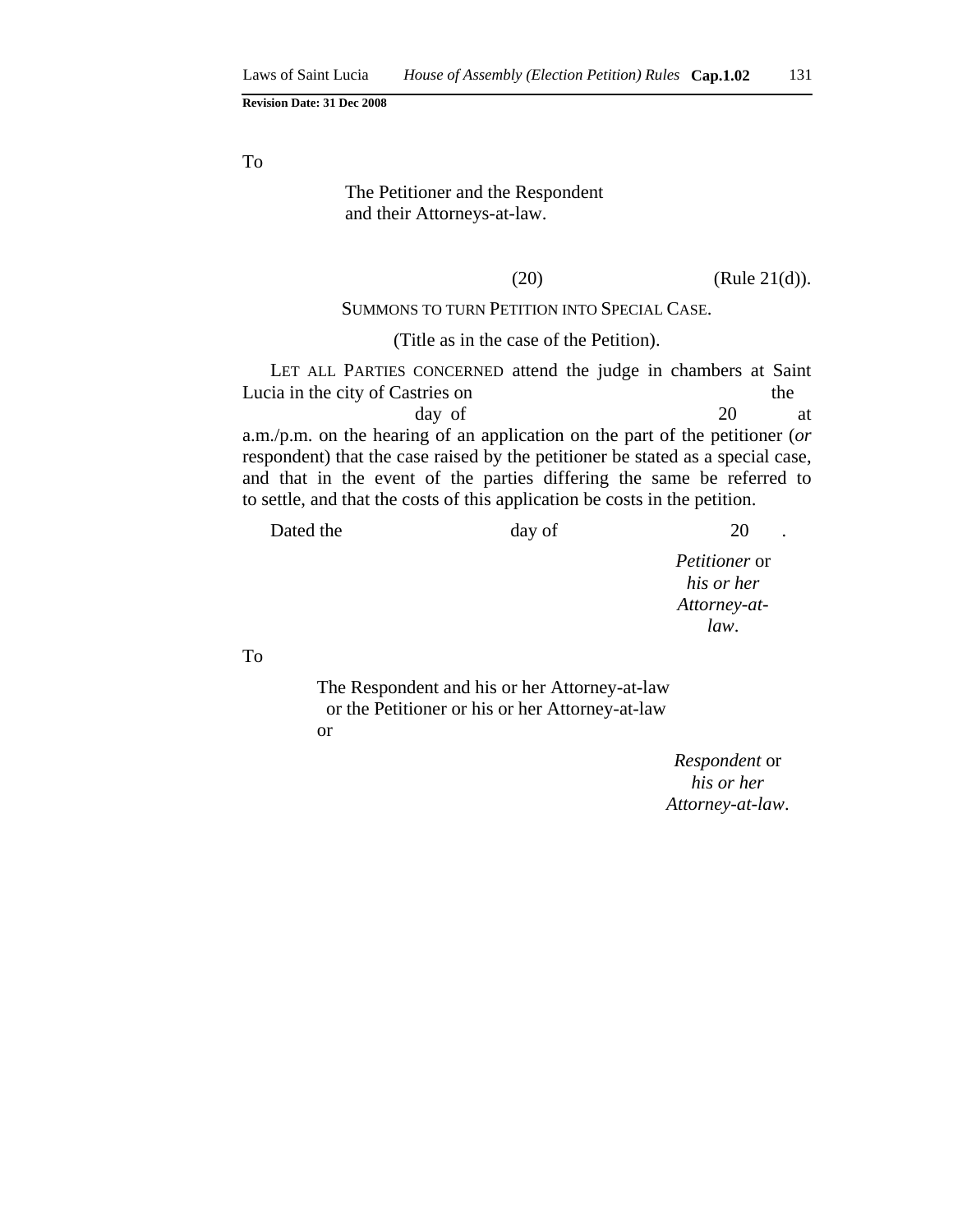To

The Petitioner and the Respondent
and their Attorneys-at-law.

(20) (Rule 21(d)).

SUMMONS TO TURN PETITION INTO SPECIAL CASE.

(Title as in the case of the Petition).

LET ALL PARTIES CONCERNED attend the judge in chambers at Saint Lucia in the city of Castries on the day of 20 at a.m./p.m. on the hearing of an application on the part of the petitioner (*or* respondent) that the case raised by the petitioner be stated as a special case, and that in the event of the parties differing the same be referred to to settle, and that the costs of this application be costs in the petition.

Dated the day of 20 .

*Petitioner* or
*his or her*
*Attorney-at-law*.

To

The Respondent and his or her Attorney-at-law
or the Petitioner or his or her Attorney-at-law
or

*Respondent* or
*his or her*
*Attorney-at-law*.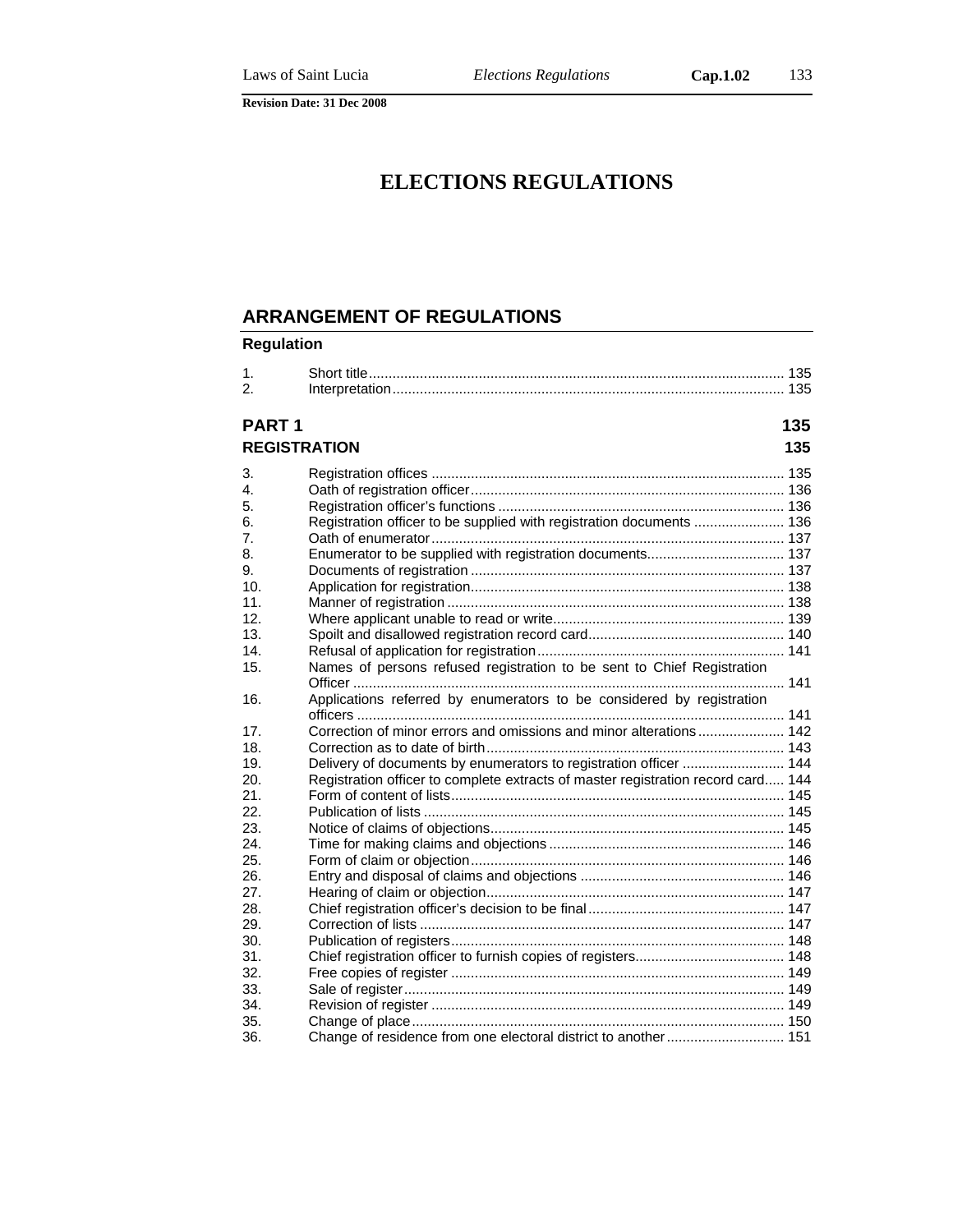# ELECTIONS REGULATIONS

## ARRANGEMENT OF REGULATIONS

**Regulation**

| | | |
|---|---|---|
| 1. | Short title | 135 |
| 2. | Interpretation | 135 |

### PART 1 — 135

### REGISTRATION — 135

| | | |
|---|---|---|
| 3. | Registration offices | 135 |
| 4. | Oath of registration officer | 136 |
| 5. | Registration officer's functions | 136 |
| 6. | Registration officer to be supplied with registration documents | 136 |
| 7. | Oath of enumerator | 137 |
| 8. | Enumerator to be supplied with registration documents | 137 |
| 9. | Documents of registration | 137 |
| 10. | Application for registration | 138 |
| 11. | Manner of registration | 138 |
| 12. | Where applicant unable to read or write | 139 |
| 13. | Spoilt and disallowed registration record card | 140 |
| 14. | Refusal of application for registration | 141 |
| 15. | Names of persons refused registration to be sent to Chief Registration Officer | 141 |
| 16. | Applications referred by enumerators to be considered by registration officers | 141 |
| 17. | Correction of minor errors and omissions and minor alterations | 142 |
| 18. | Correction as to date of birth | 143 |
| 19. | Delivery of documents by enumerators to registration officer | 144 |
| 20. | Registration officer to complete extracts of master registration record card | 144 |
| 21. | Form of content of lists | 145 |
| 22. | Publication of lists | 145 |
| 23. | Notice of claims of objections | 145 |
| 24. | Time for making claims and objections | 146 |
| 25. | Form of claim or objection | 146 |
| 26. | Entry and disposal of claims and objections | 146 |
| 27. | Hearing of claim or objection | 147 |
| 28. | Chief registration officer's decision to be final | 147 |
| 29. | Correction of lists | 147 |
| 30. | Publication of registers | 148 |
| 31. | Chief registration officer to furnish copies of registers | 148 |
| 32. | Free copies of register | 149 |
| 33. | Sale of register | 149 |
| 34. | Revision of register | 149 |
| 35. | Change of place | 150 |
| 36. | Change of residence from one electoral district to another | 151 |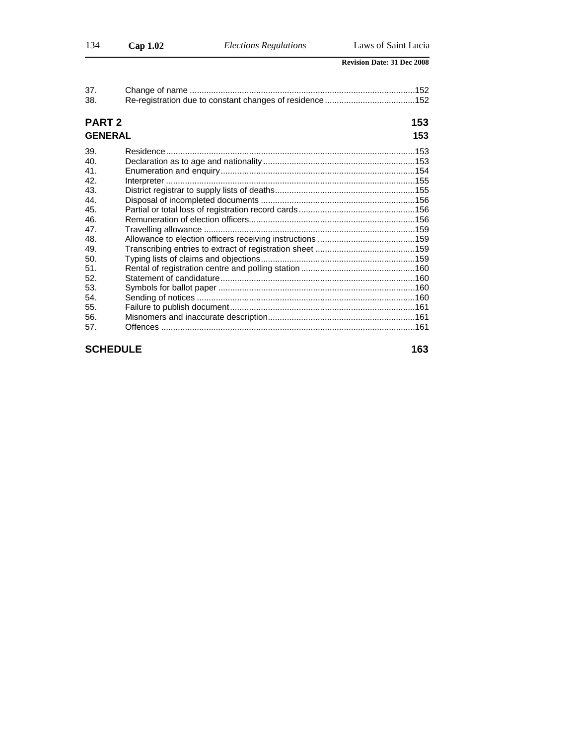| | | |
|---|---|---|
| 37. | Change of name | 152 |
| 38. | Re-registration due to constant changes of residence | 152 |

## PART 2 — 153

## GENERAL — 153

| | | |
|---|---|---|
| 39. | Residence | 153 |
| 40. | Declaration as to age and nationality | 153 |
| 41. | Enumeration and enquiry | 154 |
| 42. | Interpreter | 155 |
| 43. | District registrar to supply lists of deaths | 155 |
| 44. | Disposal of incompleted documents | 156 |
| 45. | Partial or total loss of registration record cards | 156 |
| 46. | Remuneration of election officers | 156 |
| 47. | Travelling allowance | 159 |
| 48. | Allowance to election officers receiving instructions | 159 |
| 49. | Transcribing entries to extract of registration sheet | 159 |
| 50. | Typing lists of claims and objections | 159 |
| 51. | Rental of registration centre and polling station | 160 |
| 52. | Statement of candidature | 160 |
| 53. | Symbols for ballot paper | 160 |
| 54. | Sending of notices | 160 |
| 55. | Failure to publish document | 161 |
| 56. | Misnomers and inaccurate description | 161 |
| 57. | Offences | 161 |

## SCHEDULE — 163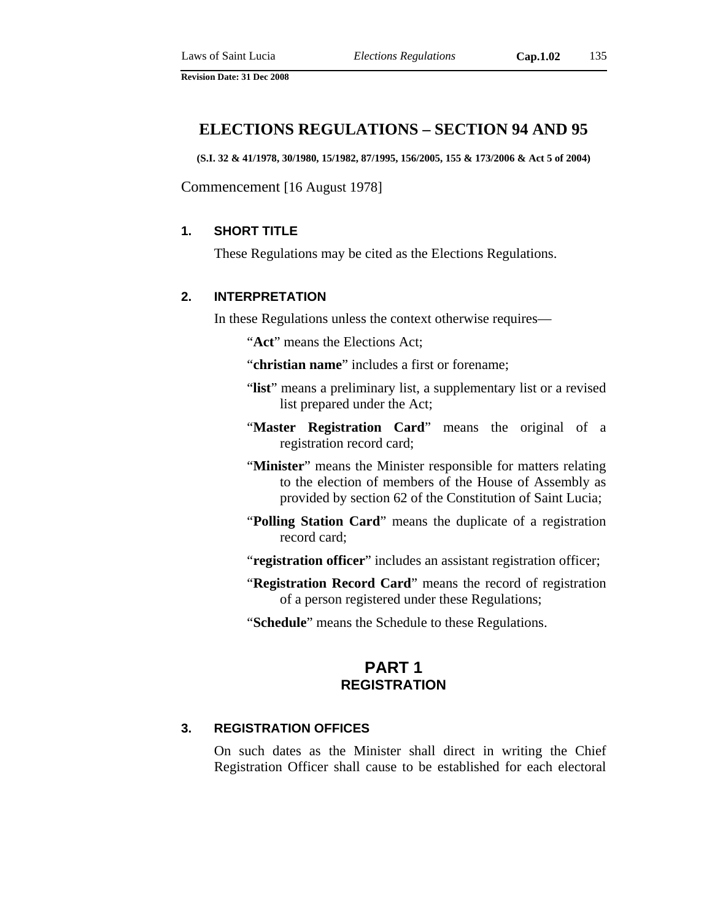# ELECTIONS REGULATIONS – SECTION 94 AND 95

**(S.I. 32 & 41/1978, 30/1980, 15/1982, 87/1995, 156/2005, 155 & 173/2006 & Act 5 of 2004)**

Commencement [16 August 1978]

### 1. SHORT TITLE

These Regulations may be cited as the Elections Regulations.

### 2. INTERPRETATION

In these Regulations unless the context otherwise requires—

"**Act**" means the Elections Act;

"**christian name**" includes a first or forename;

"**list**" means a preliminary list, a supplementary list or a revised list prepared under the Act;

"**Master Registration Card**" means the original of a registration record card;

"**Minister**" means the Minister responsible for matters relating to the election of members of the House of Assembly as provided by section 62 of the Constitution of Saint Lucia;

"**Polling Station Card**" means the duplicate of a registration record card;

"**registration officer**" includes an assistant registration officer;

"**Registration Record Card**" means the record of registration of a person registered under these Regulations;

"**Schedule**" means the Schedule to these Regulations.

## PART 1
## REGISTRATION

### 3. REGISTRATION OFFICES

On such dates as the Minister shall direct in writing the Chief Registration Officer shall cause to be established for each electoral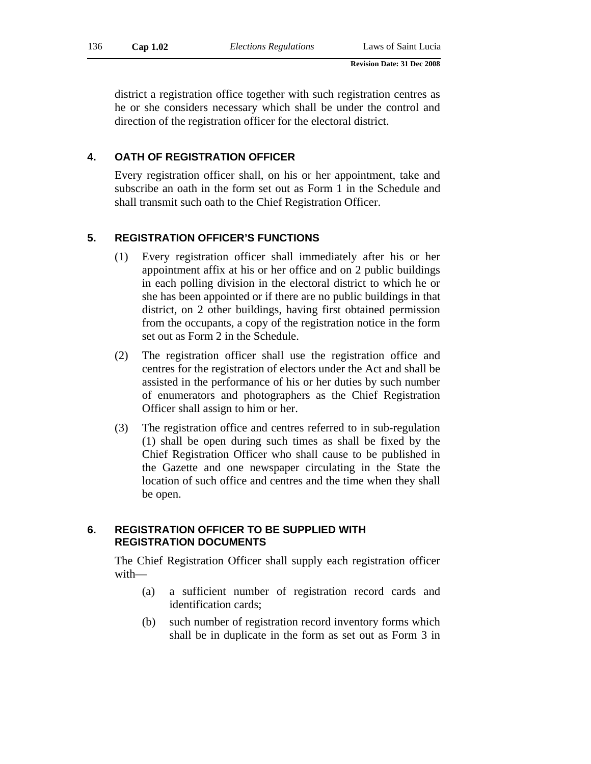district a registration office together with such registration centres as he or she considers necessary which shall be under the control and direction of the registration officer for the electoral district.

### 4. OATH OF REGISTRATION OFFICER

Every registration officer shall, on his or her appointment, take and subscribe an oath in the form set out as Form 1 in the Schedule and shall transmit such oath to the Chief Registration Officer.

### 5. REGISTRATION OFFICER'S FUNCTIONS

(1) Every registration officer shall immediately after his or her appointment affix at his or her office and on 2 public buildings in each polling division in the electoral district to which he or she has been appointed or if there are no public buildings in that district, on 2 other buildings, having first obtained permission from the occupants, a copy of the registration notice in the form set out as Form 2 in the Schedule.

(2) The registration officer shall use the registration office and centres for the registration of electors under the Act and shall be assisted in the performance of his or her duties by such number of enumerators and photographers as the Chief Registration Officer shall assign to him or her.

(3) The registration office and centres referred to in sub-regulation (1) shall be open during such times as shall be fixed by the Chief Registration Officer who shall cause to be published in the Gazette and one newspaper circulating in the State the location of such office and centres and the time when they shall be open.

### 6. REGISTRATION OFFICER TO BE SUPPLIED WITH REGISTRATION DOCUMENTS

The Chief Registration Officer shall supply each registration officer with—

(a) a sufficient number of registration record cards and identification cards;

(b) such number of registration record inventory forms which shall be in duplicate in the form as set out as Form 3 in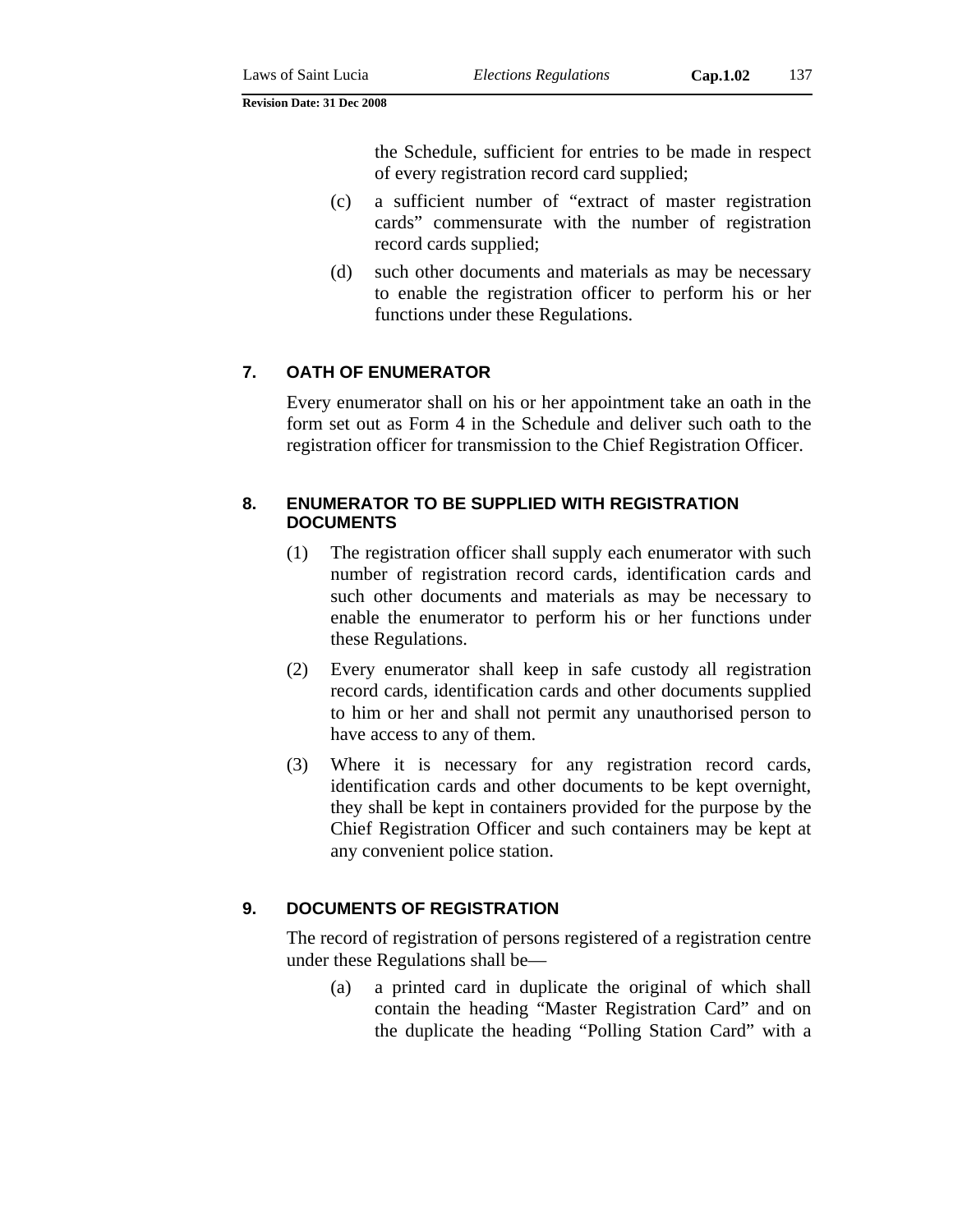the Schedule, sufficient for entries to be made in respect of every registration record card supplied;

(c) a sufficient number of "extract of master registration cards" commensurate with the number of registration record cards supplied;

(d) such other documents and materials as may be necessary to enable the registration officer to perform his or her functions under these Regulations.

### 7. OATH OF ENUMERATOR

Every enumerator shall on his or her appointment take an oath in the form set out as Form 4 in the Schedule and deliver such oath to the registration officer for transmission to the Chief Registration Officer.

### 8. ENUMERATOR TO BE SUPPLIED WITH REGISTRATION DOCUMENTS

(1) The registration officer shall supply each enumerator with such number of registration record cards, identification cards and such other documents and materials as may be necessary to enable the enumerator to perform his or her functions under these Regulations.

(2) Every enumerator shall keep in safe custody all registration record cards, identification cards and other documents supplied to him or her and shall not permit any unauthorised person to have access to any of them.

(3) Where it is necessary for any registration record cards, identification cards and other documents to be kept overnight, they shall be kept in containers provided for the purpose by the Chief Registration Officer and such containers may be kept at any convenient police station.

### 9. DOCUMENTS OF REGISTRATION

The record of registration of persons registered of a registration centre under these Regulations shall be—

(a) a printed card in duplicate the original of which shall contain the heading "Master Registration Card" and on the duplicate the heading "Polling Station Card" with a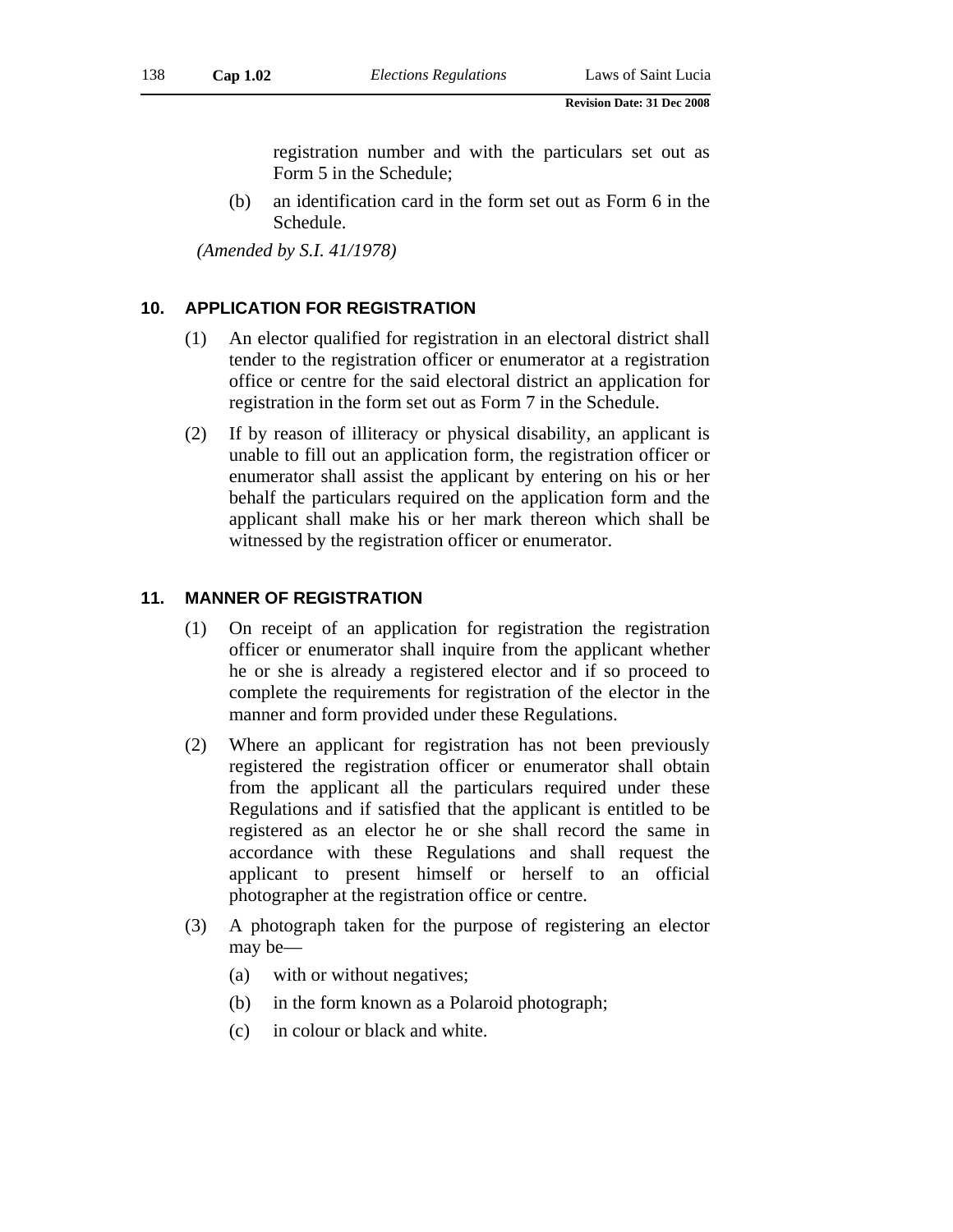registration number and with the particulars set out as Form 5 in the Schedule;

(b) an identification card in the form set out as Form 6 in the Schedule.

*(Amended by S.I. 41/1978)*

## 10. APPLICATION FOR REGISTRATION

(1) An elector qualified for registration in an electoral district shall tender to the registration officer or enumerator at a registration office or centre for the said electoral district an application for registration in the form set out as Form 7 in the Schedule.

(2) If by reason of illiteracy or physical disability, an applicant is unable to fill out an application form, the registration officer or enumerator shall assist the applicant by entering on his or her behalf the particulars required on the application form and the applicant shall make his or her mark thereon which shall be witnessed by the registration officer or enumerator.

## 11. MANNER OF REGISTRATION

(1) On receipt of an application for registration the registration officer or enumerator shall inquire from the applicant whether he or she is already a registered elector and if so proceed to complete the requirements for registration of the elector in the manner and form provided under these Regulations.

(2) Where an applicant for registration has not been previously registered the registration officer or enumerator shall obtain from the applicant all the particulars required under these Regulations and if satisfied that the applicant is entitled to be registered as an elector he or she shall record the same in accordance with these Regulations and shall request the applicant to present himself or herself to an official photographer at the registration office or centre.

(3) A photograph taken for the purpose of registering an elector may be—

(a) with or without negatives;

(b) in the form known as a Polaroid photograph;

(c) in colour or black and white.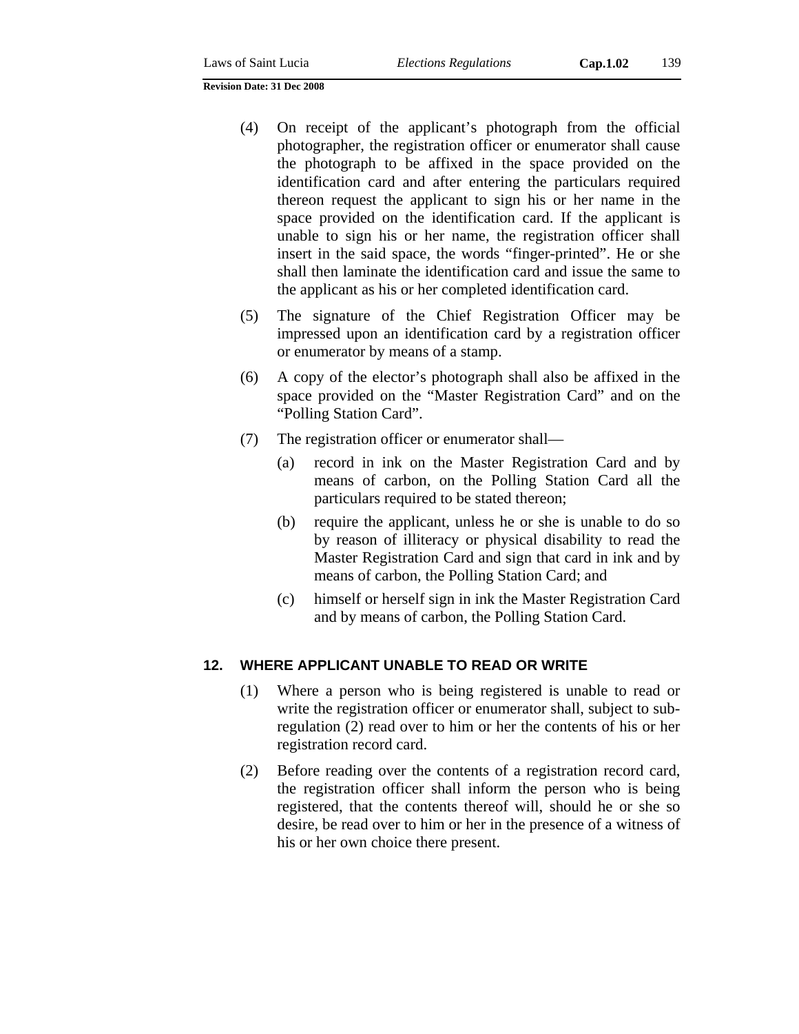(4) On receipt of the applicant's photograph from the official photographer, the registration officer or enumerator shall cause the photograph to be affixed in the space provided on the identification card and after entering the particulars required thereon request the applicant to sign his or her name in the space provided on the identification card. If the applicant is unable to sign his or her name, the registration officer shall insert in the said space, the words "finger-printed". He or she shall then laminate the identification card and issue the same to the applicant as his or her completed identification card.

(5) The signature of the Chief Registration Officer may be impressed upon an identification card by a registration officer or enumerator by means of a stamp.

(6) A copy of the elector's photograph shall also be affixed in the space provided on the "Master Registration Card" and on the "Polling Station Card".

(7) The registration officer or enumerator shall—

(a) record in ink on the Master Registration Card and by means of carbon, on the Polling Station Card all the particulars required to be stated thereon;

(b) require the applicant, unless he or she is unable to do so by reason of illiteracy or physical disability to read the Master Registration Card and sign that card in ink and by means of carbon, the Polling Station Card; and

(c) himself or herself sign in ink the Master Registration Card and by means of carbon, the Polling Station Card.

## 12. WHERE APPLICANT UNABLE TO READ OR WRITE

(1) Where a person who is being registered is unable to read or write the registration officer or enumerator shall, subject to sub-regulation (2) read over to him or her the contents of his or her registration record card.

(2) Before reading over the contents of a registration record card, the registration officer shall inform the person who is being registered, that the contents thereof will, should he or she so desire, be read over to him or her in the presence of a witness of his or her own choice there present.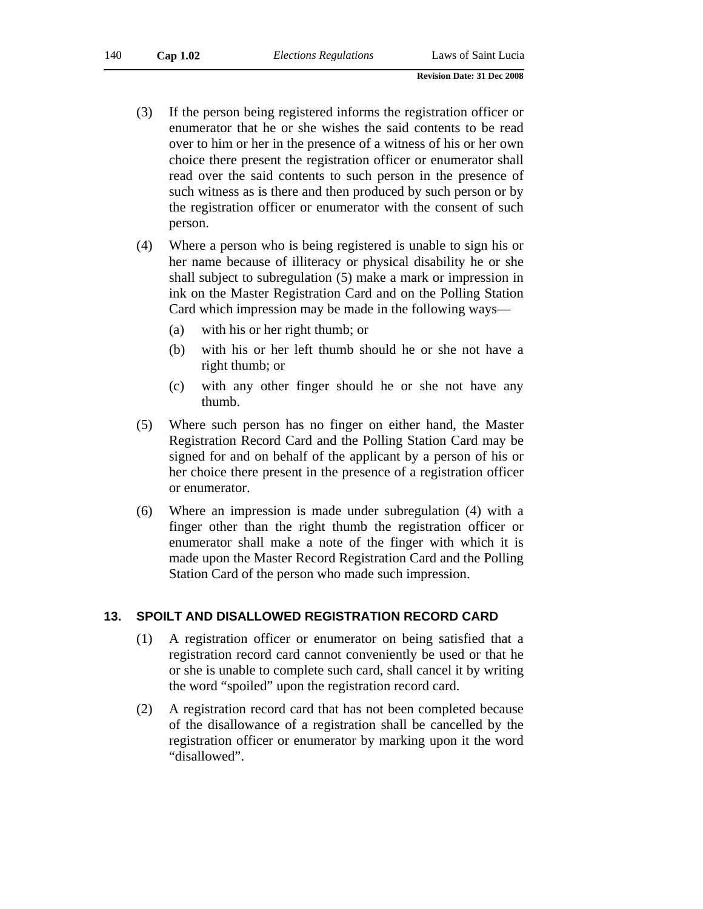(3) If the person being registered informs the registration officer or enumerator that he or she wishes the said contents to be read over to him or her in the presence of a witness of his or her own choice there present the registration officer or enumerator shall read over the said contents to such person in the presence of such witness as is there and then produced by such person or by the registration officer or enumerator with the consent of such person.

(4) Where a person who is being registered is unable to sign his or her name because of illiteracy or physical disability he or she shall subject to subregulation (5) make a mark or impression in ink on the Master Registration Card and on the Polling Station Card which impression may be made in the following ways—

(a) with his or her right thumb; or

(b) with his or her left thumb should he or she not have a right thumb; or

(c) with any other finger should he or she not have any thumb.

(5) Where such person has no finger on either hand, the Master Registration Record Card and the Polling Station Card may be signed for and on behalf of the applicant by a person of his or her choice there present in the presence of a registration officer or enumerator.

(6) Where an impression is made under subregulation (4) with a finger other than the right thumb the registration officer or enumerator shall make a note of the finger with which it is made upon the Master Record Registration Card and the Polling Station Card of the person who made such impression.

## 13. SPOILT AND DISALLOWED REGISTRATION RECORD CARD

(1) A registration officer or enumerator on being satisfied that a registration record card cannot conveniently be used or that he or she is unable to complete such card, shall cancel it by writing the word "spoiled" upon the registration record card.

(2) A registration record card that has not been completed because of the disallowance of a registration shall be cancelled by the registration officer or enumerator by marking upon it the word "disallowed".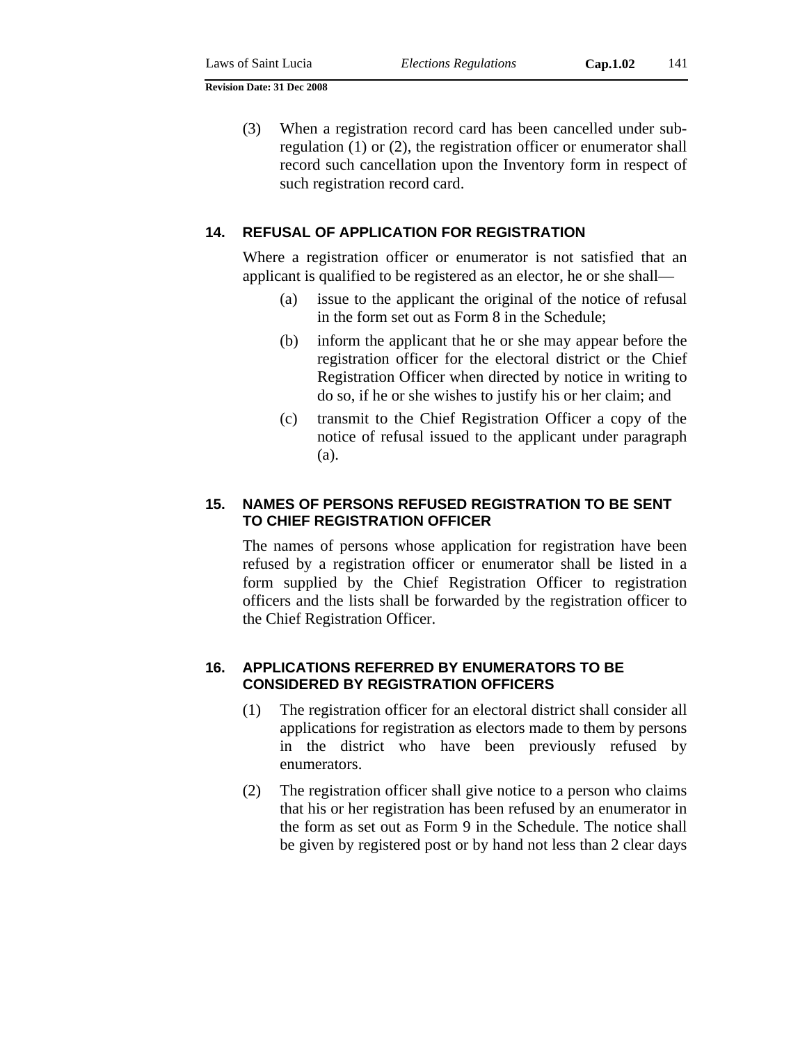(3) When a registration record card has been cancelled under sub-regulation (1) or (2), the registration officer or enumerator shall record such cancellation upon the Inventory form in respect of such registration record card.

### 14. REFUSAL OF APPLICATION FOR REGISTRATION

Where a registration officer or enumerator is not satisfied that an applicant is qualified to be registered as an elector, he or she shall—

(a) issue to the applicant the original of the notice of refusal in the form set out as Form 8 in the Schedule;

(b) inform the applicant that he or she may appear before the registration officer for the electoral district or the Chief Registration Officer when directed by notice in writing to do so, if he or she wishes to justify his or her claim; and

(c) transmit to the Chief Registration Officer a copy of the notice of refusal issued to the applicant under paragraph (a).

### 15. NAMES OF PERSONS REFUSED REGISTRATION TO BE SENT TO CHIEF REGISTRATION OFFICER

The names of persons whose application for registration have been refused by a registration officer or enumerator shall be listed in a form supplied by the Chief Registration Officer to registration officers and the lists shall be forwarded by the registration officer to the Chief Registration Officer.

### 16. APPLICATIONS REFERRED BY ENUMERATORS TO BE CONSIDERED BY REGISTRATION OFFICERS

(1) The registration officer for an electoral district shall consider all applications for registration as electors made to them by persons in the district who have been previously refused by enumerators.

(2) The registration officer shall give notice to a person who claims that his or her registration has been refused by an enumerator in the form as set out as Form 9 in the Schedule. The notice shall be given by registered post or by hand not less than 2 clear days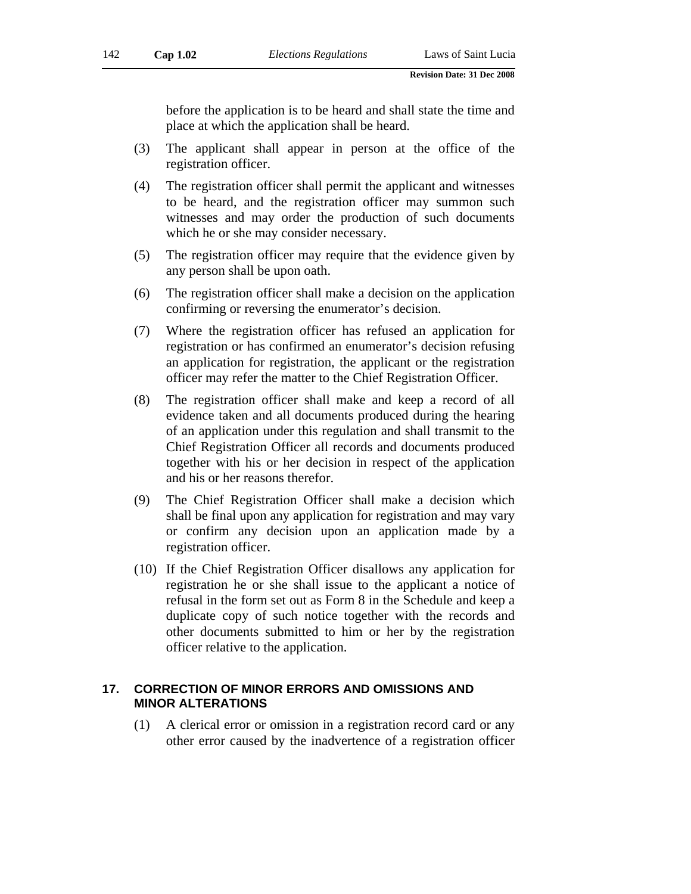before the application is to be heard and shall state the time and place at which the application shall be heard.

(3) The applicant shall appear in person at the office of the registration officer.

(4) The registration officer shall permit the applicant and witnesses to be heard, and the registration officer may summon such witnesses and may order the production of such documents which he or she may consider necessary.

(5) The registration officer may require that the evidence given by any person shall be upon oath.

(6) The registration officer shall make a decision on the application confirming or reversing the enumerator's decision.

(7) Where the registration officer has refused an application for registration or has confirmed an enumerator's decision refusing an application for registration, the applicant or the registration officer may refer the matter to the Chief Registration Officer.

(8) The registration officer shall make and keep a record of all evidence taken and all documents produced during the hearing of an application under this regulation and shall transmit to the Chief Registration Officer all records and documents produced together with his or her decision in respect of the application and his or her reasons therefor.

(9) The Chief Registration Officer shall make a decision which shall be final upon any application for registration and may vary or confirm any decision upon an application made by a registration officer.

(10) If the Chief Registration Officer disallows any application for registration he or she shall issue to the applicant a notice of refusal in the form set out as Form 8 in the Schedule and keep a duplicate copy of such notice together with the records and other documents submitted to him or her by the registration officer relative to the application.

## 17. CORRECTION OF MINOR ERRORS AND OMISSIONS AND MINOR ALTERATIONS

(1) A clerical error or omission in a registration record card or any other error caused by the inadvertence of a registration officer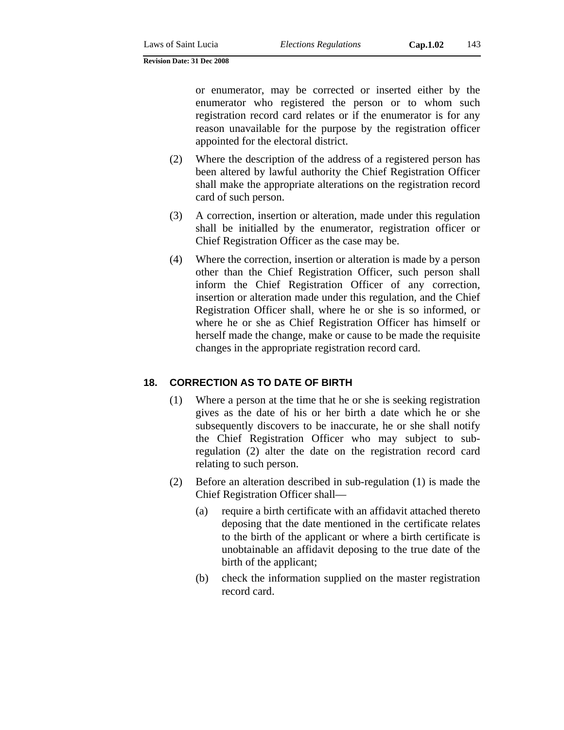or enumerator, may be corrected or inserted either by the enumerator who registered the person or to whom such registration record card relates or if the enumerator is for any reason unavailable for the purpose by the registration officer appointed for the electoral district.

(2) Where the description of the address of a registered person has been altered by lawful authority the Chief Registration Officer shall make the appropriate alterations on the registration record card of such person.

(3) A correction, insertion or alteration, made under this regulation shall be initialled by the enumerator, registration officer or Chief Registration Officer as the case may be.

(4) Where the correction, insertion or alteration is made by a person other than the Chief Registration Officer, such person shall inform the Chief Registration Officer of any correction, insertion or alteration made under this regulation, and the Chief Registration Officer shall, where he or she is so informed, or where he or she as Chief Registration Officer has himself or herself made the change, make or cause to be made the requisite changes in the appropriate registration record card.

## 18. CORRECTION AS TO DATE OF BIRTH

(1) Where a person at the time that he or she is seeking registration gives as the date of his or her birth a date which he or she subsequently discovers to be inaccurate, he or she shall notify the Chief Registration Officer who may subject to sub-regulation (2) alter the date on the registration record card relating to such person.

(2) Before an alteration described in sub-regulation (1) is made the Chief Registration Officer shall—

- (a) require a birth certificate with an affidavit attached thereto deposing that the date mentioned in the certificate relates to the birth of the applicant or where a birth certificate is unobtainable an affidavit deposing to the true date of the birth of the applicant;
- (b) check the information supplied on the master registration record card.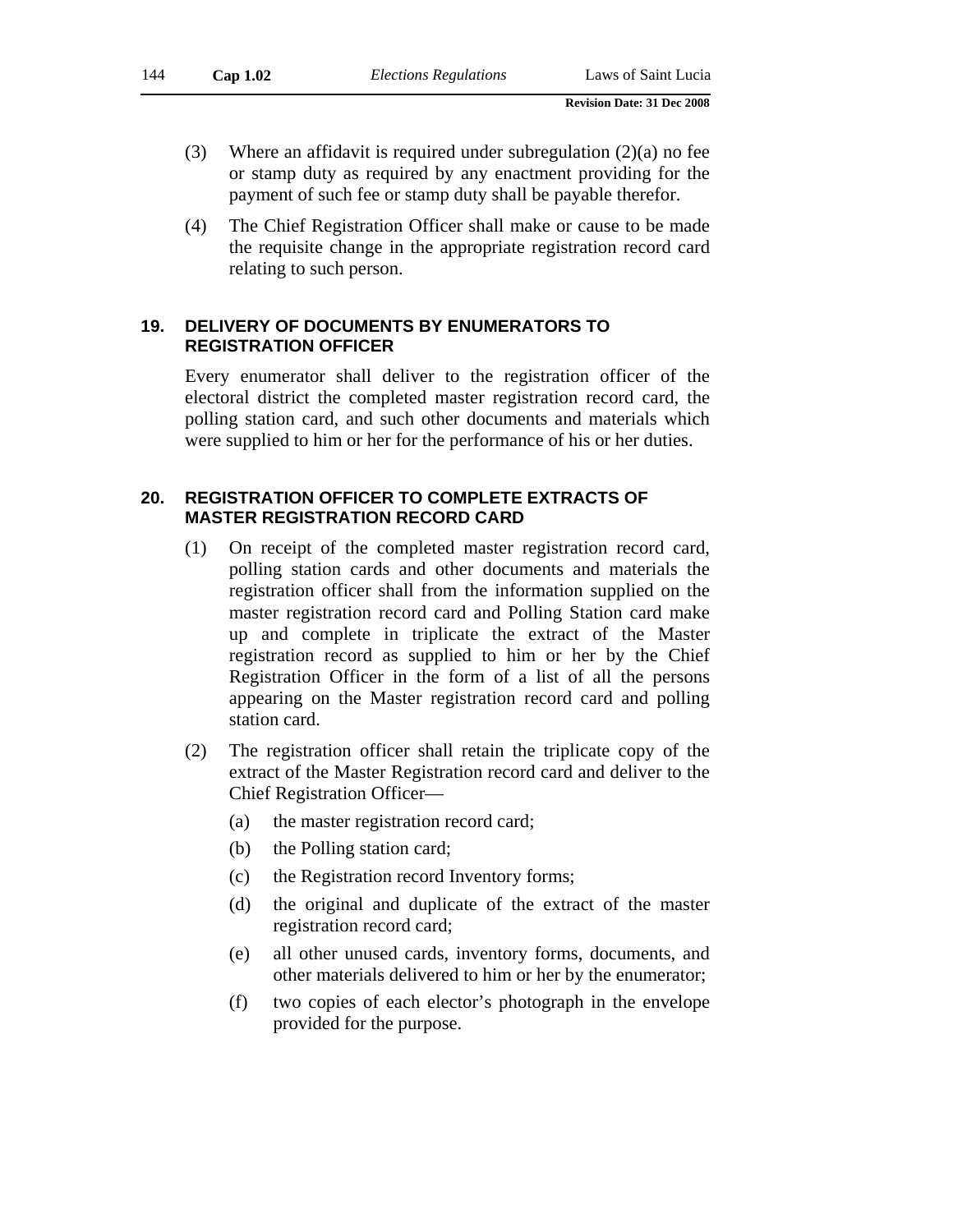(3) Where an affidavit is required under subregulation (2)(a) no fee or stamp duty as required by any enactment providing for the payment of such fee or stamp duty shall be payable therefor.

(4) The Chief Registration Officer shall make or cause to be made the requisite change in the appropriate registration record card relating to such person.

### 19. DELIVERY OF DOCUMENTS BY ENUMERATORS TO REGISTRATION OFFICER

Every enumerator shall deliver to the registration officer of the electoral district the completed master registration record card, the polling station card, and such other documents and materials which were supplied to him or her for the performance of his or her duties.

### 20. REGISTRATION OFFICER TO COMPLETE EXTRACTS OF MASTER REGISTRATION RECORD CARD

(1) On receipt of the completed master registration record card, polling station cards and other documents and materials the registration officer shall from the information supplied on the master registration record card and Polling Station card make up and complete in triplicate the extract of the Master registration record as supplied to him or her by the Chief Registration Officer in the form of a list of all the persons appearing on the Master registration record card and polling station card.

(2) The registration officer shall retain the triplicate copy of the extract of the Master Registration record card and deliver to the Chief Registration Officer—

(a) the master registration record card;

(b) the Polling station card;

(c) the Registration record Inventory forms;

(d) the original and duplicate of the extract of the master registration record card;

(e) all other unused cards, inventory forms, documents, and other materials delivered to him or her by the enumerator;

(f) two copies of each elector's photograph in the envelope provided for the purpose.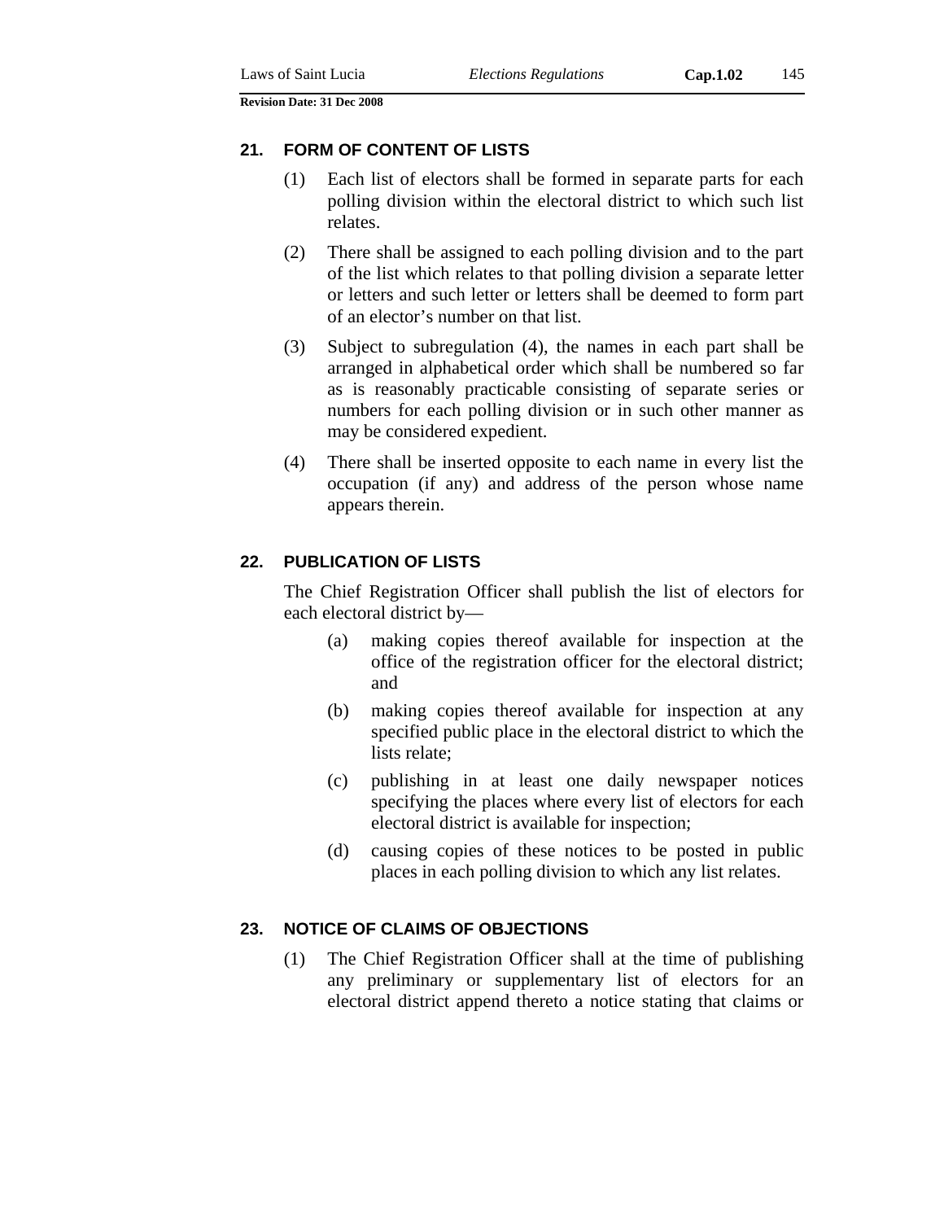## 21. FORM OF CONTENT OF LISTS

(1) Each list of electors shall be formed in separate parts for each polling division within the electoral district to which such list relates.

(2) There shall be assigned to each polling division and to the part of the list which relates to that polling division a separate letter or letters and such letter or letters shall be deemed to form part of an elector's number on that list.

(3) Subject to subregulation (4), the names in each part shall be arranged in alphabetical order which shall be numbered so far as is reasonably practicable consisting of separate series or numbers for each polling division or in such other manner as may be considered expedient.

(4) There shall be inserted opposite to each name in every list the occupation (if any) and address of the person whose name appears therein.

## 22. PUBLICATION OF LISTS

The Chief Registration Officer shall publish the list of electors for each electoral district by—

(a) making copies thereof available for inspection at the office of the registration officer for the electoral district; and

(b) making copies thereof available for inspection at any specified public place in the electoral district to which the lists relate;

(c) publishing in at least one daily newspaper notices specifying the places where every list of electors for each electoral district is available for inspection;

(d) causing copies of these notices to be posted in public places in each polling division to which any list relates.

## 23. NOTICE OF CLAIMS OF OBJECTIONS

(1) The Chief Registration Officer shall at the time of publishing any preliminary or supplementary list of electors for an electoral district append thereto a notice stating that claims or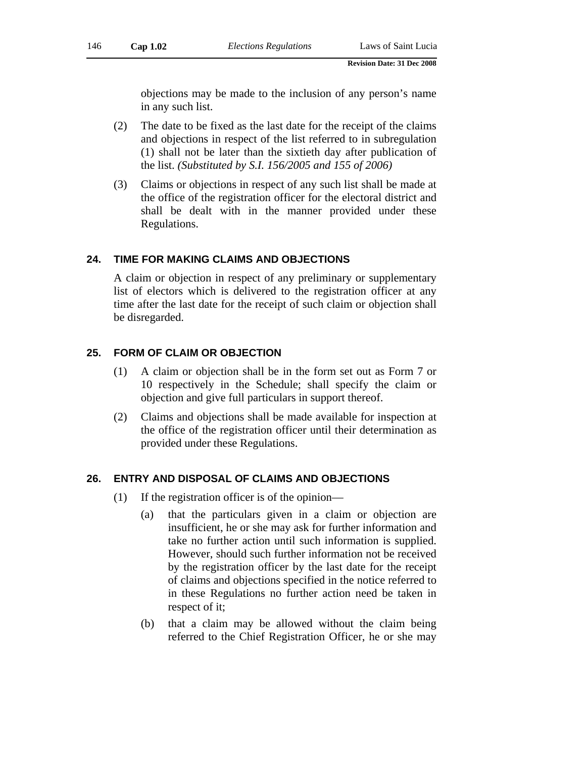objections may be made to the inclusion of any person's name in any such list.

(2) The date to be fixed as the last date for the receipt of the claims and objections in respect of the list referred to in subregulation (1) shall not be later than the sixtieth day after publication of the list. *(Substituted by S.I. 156/2005 and 155 of 2006)*

(3) Claims or objections in respect of any such list shall be made at the office of the registration officer for the electoral district and shall be dealt with in the manner provided under these Regulations.

## 24. TIME FOR MAKING CLAIMS AND OBJECTIONS

A claim or objection in respect of any preliminary or supplementary list of electors which is delivered to the registration officer at any time after the last date for the receipt of such claim or objection shall be disregarded.

## 25. FORM OF CLAIM OR OBJECTION

(1) A claim or objection shall be in the form set out as Form 7 or 10 respectively in the Schedule; shall specify the claim or objection and give full particulars in support thereof.

(2) Claims and objections shall be made available for inspection at the office of the registration officer until their determination as provided under these Regulations.

## 26. ENTRY AND DISPOSAL OF CLAIMS AND OBJECTIONS

(1) If the registration officer is of the opinion—

(a) that the particulars given in a claim or objection are insufficient, he or she may ask for further information and take no further action until such information is supplied. However, should such further information not be received by the registration officer by the last date for the receipt of claims and objections specified in the notice referred to in these Regulations no further action need be taken in respect of it;

(b) that a claim may be allowed without the claim being referred to the Chief Registration Officer, he or she may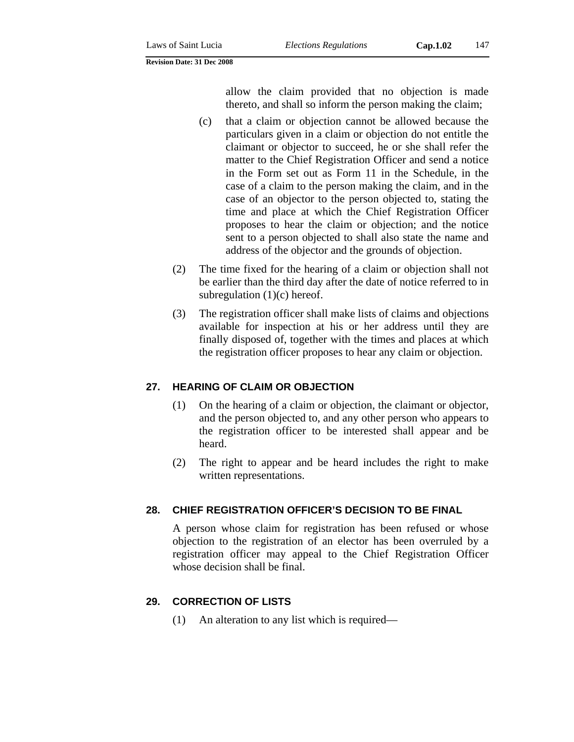allow the claim provided that no objection is made thereto, and shall so inform the person making the claim;

(c) that a claim or objection cannot be allowed because the particulars given in a claim or objection do not entitle the claimant or objector to succeed, he or she shall refer the matter to the Chief Registration Officer and send a notice in the Form set out as Form 11 in the Schedule, in the case of a claim to the person making the claim, and in the case of an objector to the person objected to, stating the time and place at which the Chief Registration Officer proposes to hear the claim or objection; and the notice sent to a person objected to shall also state the name and address of the objector and the grounds of objection.

(2) The time fixed for the hearing of a claim or objection shall not be earlier than the third day after the date of notice referred to in subregulation (1)(c) hereof.

(3) The registration officer shall make lists of claims and objections available for inspection at his or her address until they are finally disposed of, together with the times and places at which the registration officer proposes to hear any claim or objection.

## 27. HEARING OF CLAIM OR OBJECTION

(1) On the hearing of a claim or objection, the claimant or objector, and the person objected to, and any other person who appears to the registration officer to be interested shall appear and be heard.

(2) The right to appear and be heard includes the right to make written representations.

## 28. CHIEF REGISTRATION OFFICER'S DECISION TO BE FINAL

A person whose claim for registration has been refused or whose objection to the registration of an elector has been overruled by a registration officer may appeal to the Chief Registration Officer whose decision shall be final.

## 29. CORRECTION OF LISTS

(1) An alteration to any list which is required—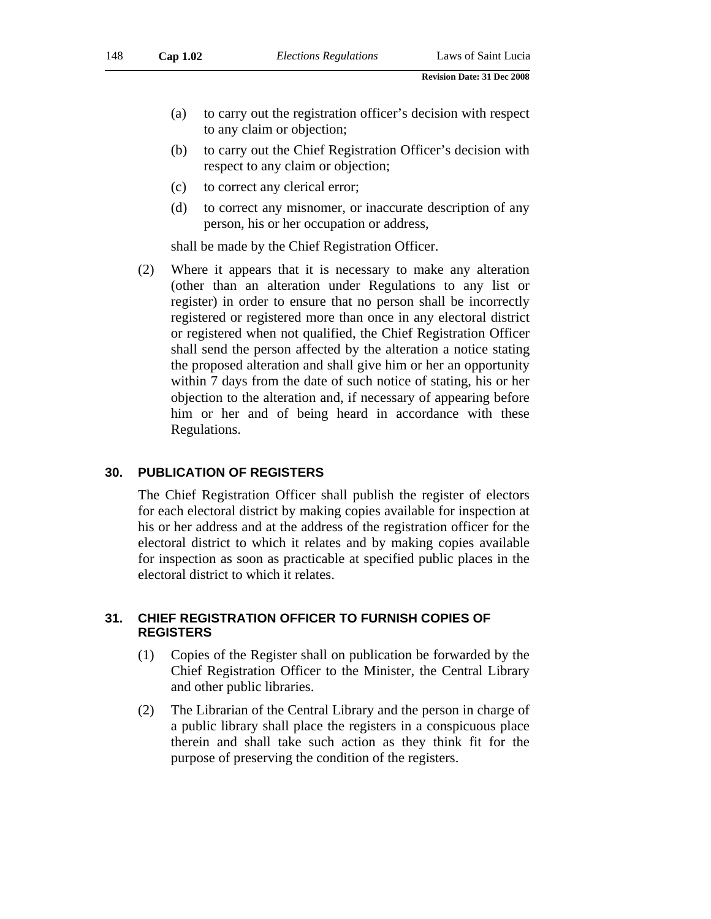(a) to carry out the registration officer's decision with respect to any claim or objection;

(b) to carry out the Chief Registration Officer's decision with respect to any claim or objection;

(c) to correct any clerical error;

(d) to correct any misnomer, or inaccurate description of any person, his or her occupation or address,

shall be made by the Chief Registration Officer.

(2) Where it appears that it is necessary to make any alteration (other than an alteration under Regulations to any list or register) in order to ensure that no person shall be incorrectly registered or registered more than once in any electoral district or registered when not qualified, the Chief Registration Officer shall send the person affected by the alteration a notice stating the proposed alteration and shall give him or her an opportunity within 7 days from the date of such notice of stating, his or her objection to the alteration and, if necessary of appearing before him or her and of being heard in accordance with these Regulations.

## 30. PUBLICATION OF REGISTERS

The Chief Registration Officer shall publish the register of electors for each electoral district by making copies available for inspection at his or her address and at the address of the registration officer for the electoral district to which it relates and by making copies available for inspection as soon as practicable at specified public places in the electoral district to which it relates.

## 31. CHIEF REGISTRATION OFFICER TO FURNISH COPIES OF REGISTERS

(1) Copies of the Register shall on publication be forwarded by the Chief Registration Officer to the Minister, the Central Library and other public libraries.

(2) The Librarian of the Central Library and the person in charge of a public library shall place the registers in a conspicuous place therein and shall take such action as they think fit for the purpose of preserving the condition of the registers.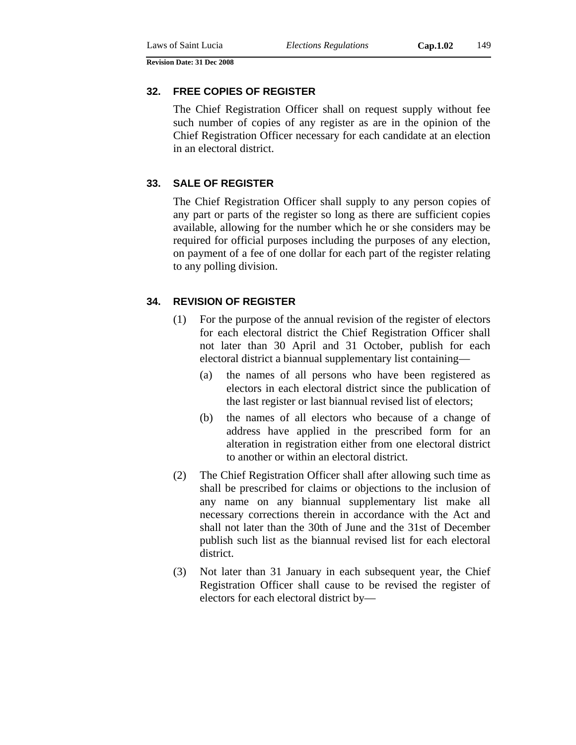### 32. FREE COPIES OF REGISTER

The Chief Registration Officer shall on request supply without fee such number of copies of any register as are in the opinion of the Chief Registration Officer necessary for each candidate at an election in an electoral district.

### 33. SALE OF REGISTER

The Chief Registration Officer shall supply to any person copies of any part or parts of the register so long as there are sufficient copies available, allowing for the number which he or she considers may be required for official purposes including the purposes of any election, on payment of a fee of one dollar for each part of the register relating to any polling division.

### 34. REVISION OF REGISTER

(1) For the purpose of the annual revision of the register of electors for each electoral district the Chief Registration Officer shall not later than 30 April and 31 October, publish for each electoral district a biannual supplementary list containing—

(a) the names of all persons who have been registered as electors in each electoral district since the publication of the last register or last biannual revised list of electors;

(b) the names of all electors who because of a change of address have applied in the prescribed form for an alteration in registration either from one electoral district to another or within an electoral district.

(2) The Chief Registration Officer shall after allowing such time as shall be prescribed for claims or objections to the inclusion of any name on any biannual supplementary list make all necessary corrections therein in accordance with the Act and shall not later than the 30th of June and the 31st of December publish such list as the biannual revised list for each electoral district.

(3) Not later than 31 January in each subsequent year, the Chief Registration Officer shall cause to be revised the register of electors for each electoral district by—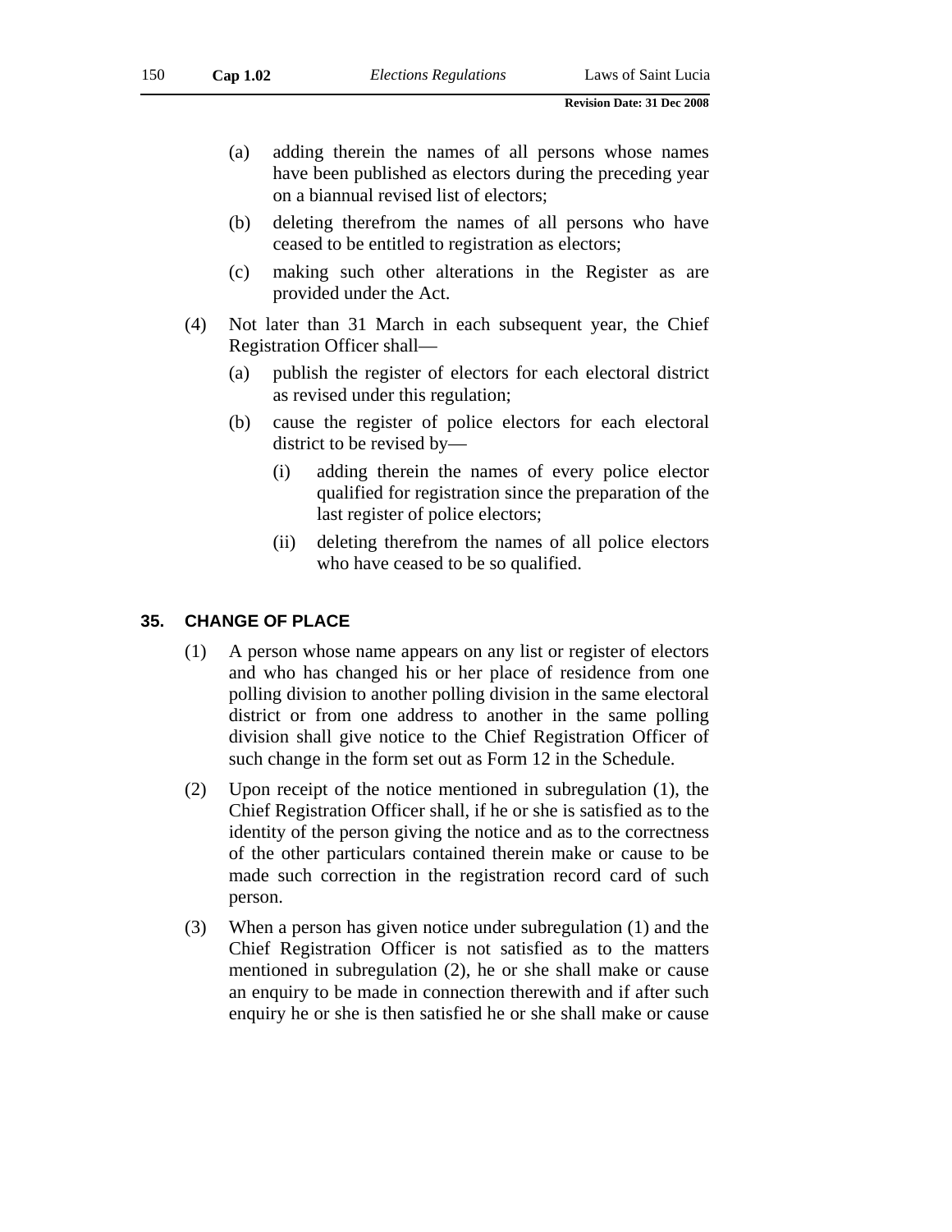(a) adding therein the names of all persons whose names have been published as electors during the preceding year on a biannual revised list of electors;

(b) deleting therefrom the names of all persons who have ceased to be entitled to registration as electors;

(c) making such other alterations in the Register as are provided under the Act.

(4) Not later than 31 March in each subsequent year, the Chief Registration Officer shall—

(a) publish the register of electors for each electoral district as revised under this regulation;

(b) cause the register of police electors for each electoral district to be revised by—

(i) adding therein the names of every police elector qualified for registration since the preparation of the last register of police electors;

(ii) deleting therefrom the names of all police electors who have ceased to be so qualified.

## 35. CHANGE OF PLACE

(1) A person whose name appears on any list or register of electors and who has changed his or her place of residence from one polling division to another polling division in the same electoral district or from one address to another in the same polling division shall give notice to the Chief Registration Officer of such change in the form set out as Form 12 in the Schedule.

(2) Upon receipt of the notice mentioned in subregulation (1), the Chief Registration Officer shall, if he or she is satisfied as to the identity of the person giving the notice and as to the correctness of the other particulars contained therein make or cause to be made such correction in the registration record card of such person.

(3) When a person has given notice under subregulation (1) and the Chief Registration Officer is not satisfied as to the matters mentioned in subregulation (2), he or she shall make or cause an enquiry to be made in connection therewith and if after such enquiry he or she is then satisfied he or she shall make or cause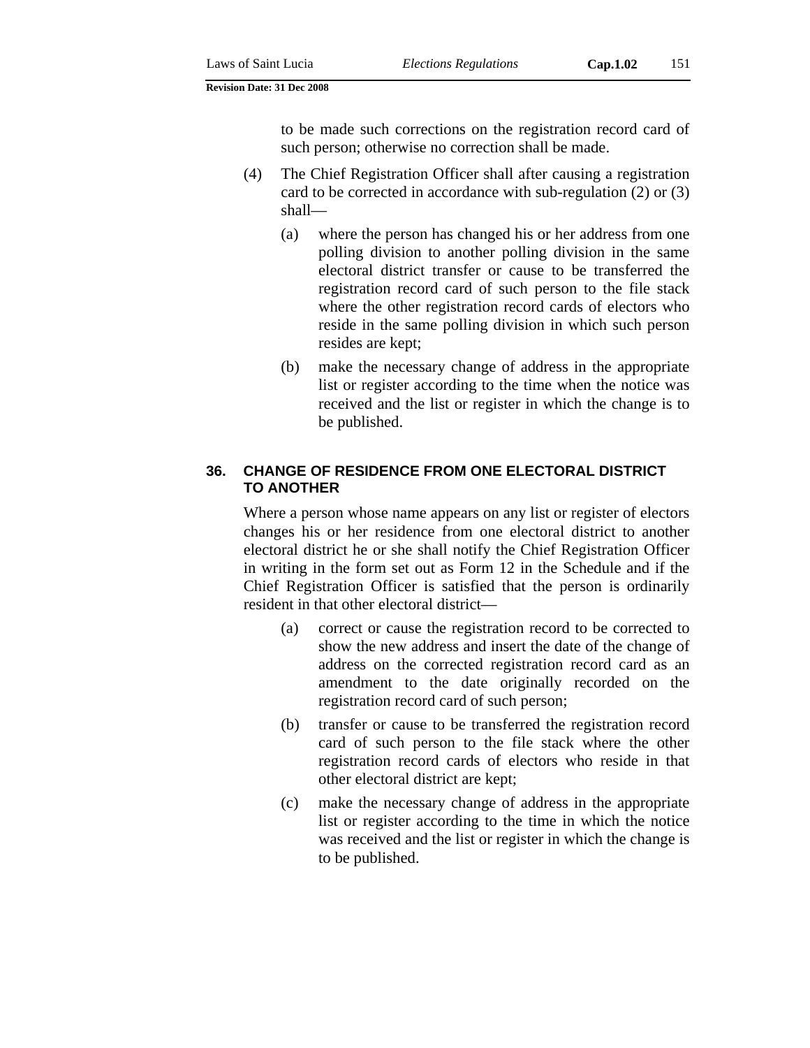to be made such corrections on the registration record card of such person; otherwise no correction shall be made.

(4) The Chief Registration Officer shall after causing a registration card to be corrected in accordance with sub-regulation (2) or (3) shall—

(a) where the person has changed his or her address from one polling division to another polling division in the same electoral district transfer or cause to be transferred the registration record card of such person to the file stack where the other registration record cards of electors who reside in the same polling division in which such person resides are kept;

(b) make the necessary change of address in the appropriate list or register according to the time when the notice was received and the list or register in which the change is to be published.

### 36. CHANGE OF RESIDENCE FROM ONE ELECTORAL DISTRICT TO ANOTHER

Where a person whose name appears on any list or register of electors changes his or her residence from one electoral district to another electoral district he or she shall notify the Chief Registration Officer in writing in the form set out as Form 12 in the Schedule and if the Chief Registration Officer is satisfied that the person is ordinarily resident in that other electoral district—

(a) correct or cause the registration record to be corrected to show the new address and insert the date of the change of address on the corrected registration record card as an amendment to the date originally recorded on the registration record card of such person;

(b) transfer or cause to be transferred the registration record card of such person to the file stack where the other registration record cards of electors who reside in that other electoral district are kept;

(c) make the necessary change of address in the appropriate list or register according to the time in which the notice was received and the list or register in which the change is to be published.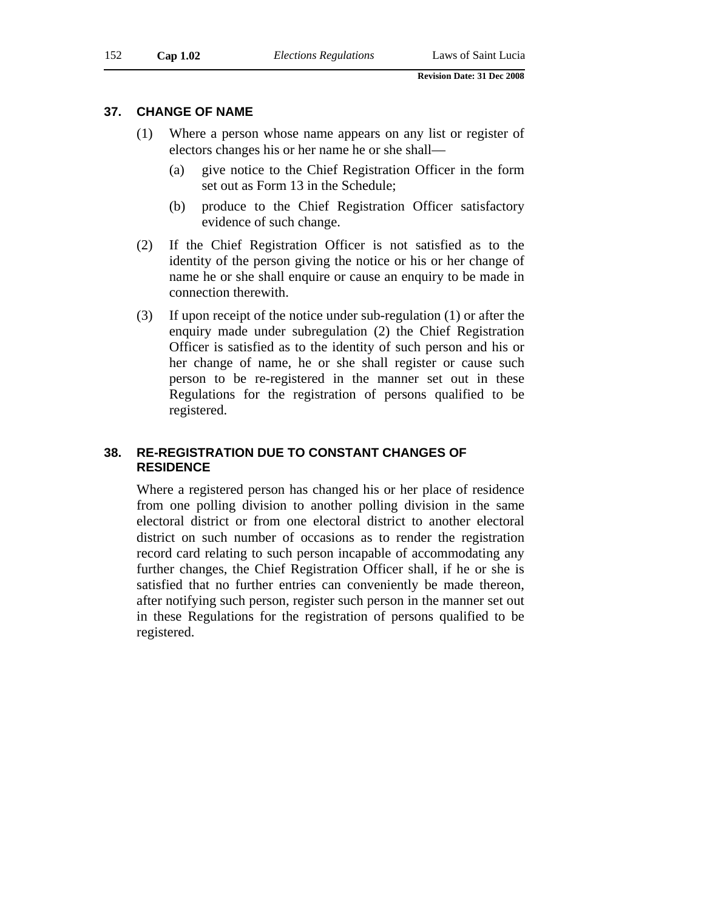### 37. CHANGE OF NAME

(1) Where a person whose name appears on any list or register of electors changes his or her name he or she shall—

(a) give notice to the Chief Registration Officer in the form set out as Form 13 in the Schedule;

(b) produce to the Chief Registration Officer satisfactory evidence of such change.

(2) If the Chief Registration Officer is not satisfied as to the identity of the person giving the notice or his or her change of name he or she shall enquire or cause an enquiry to be made in connection therewith.

(3) If upon receipt of the notice under sub-regulation (1) or after the enquiry made under subregulation (2) the Chief Registration Officer is satisfied as to the identity of such person and his or her change of name, he or she shall register or cause such person to be re-registered in the manner set out in these Regulations for the registration of persons qualified to be registered.

### 38. RE-REGISTRATION DUE TO CONSTANT CHANGES OF RESIDENCE

Where a registered person has changed his or her place of residence from one polling division to another polling division in the same electoral district or from one electoral district to another electoral district on such number of occasions as to render the registration record card relating to such person incapable of accommodating any further changes, the Chief Registration Officer shall, if he or she is satisfied that no further entries can conveniently be made thereon, after notifying such person, register such person in the manner set out in these Regulations for the registration of persons qualified to be registered.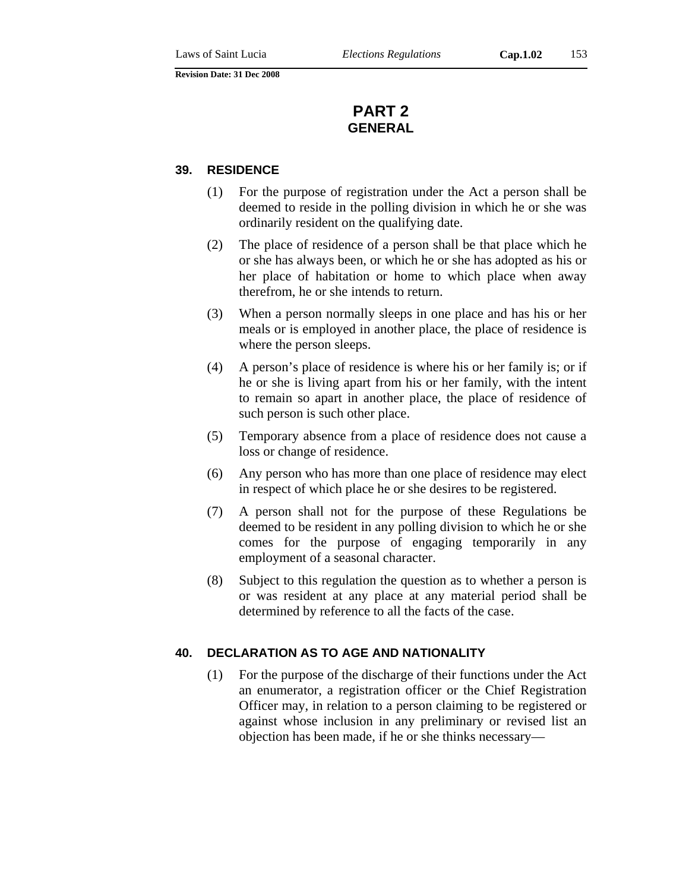# PART 2
## GENERAL

### 39. RESIDENCE

(1) For the purpose of registration under the Act a person shall be deemed to reside in the polling division in which he or she was ordinarily resident on the qualifying date.

(2) The place of residence of a person shall be that place which he or she has always been, or which he or she has adopted as his or her place of habitation or home to which place when away therefrom, he or she intends to return.

(3) When a person normally sleeps in one place and has his or her meals or is employed in another place, the place of residence is where the person sleeps.

(4) A person's place of residence is where his or her family is; or if he or she is living apart from his or her family, with the intent to remain so apart in another place, the place of residence of such person is such other place.

(5) Temporary absence from a place of residence does not cause a loss or change of residence.

(6) Any person who has more than one place of residence may elect in respect of which place he or she desires to be registered.

(7) A person shall not for the purpose of these Regulations be deemed to be resident in any polling division to which he or she comes for the purpose of engaging temporarily in any employment of a seasonal character.

(8) Subject to this regulation the question as to whether a person is or was resident at any place at any material period shall be determined by reference to all the facts of the case.

### 40. DECLARATION AS TO AGE AND NATIONALITY

(1) For the purpose of the discharge of their functions under the Act an enumerator, a registration officer or the Chief Registration Officer may, in relation to a person claiming to be registered or against whose inclusion in any preliminary or revised list an objection has been made, if he or she thinks necessary—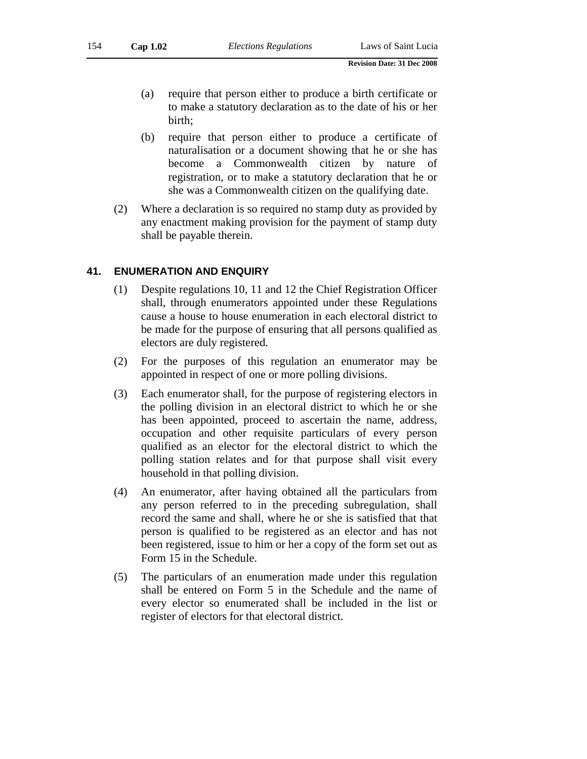(a) require that person either to produce a birth certificate or to make a statutory declaration as to the date of his or her birth;

(b) require that person either to produce a certificate of naturalisation or a document showing that he or she has become a Commonwealth citizen by nature of registration, or to make a statutory declaration that he or she was a Commonwealth citizen on the qualifying date.

(2) Where a declaration is so required no stamp duty as provided by any enactment making provision for the payment of stamp duty shall be payable therein.

## 41. ENUMERATION AND ENQUIRY

(1) Despite regulations 10, 11 and 12 the Chief Registration Officer shall, through enumerators appointed under these Regulations cause a house to house enumeration in each electoral district to be made for the purpose of ensuring that all persons qualified as electors are duly registered.

(2) For the purposes of this regulation an enumerator may be appointed in respect of one or more polling divisions.

(3) Each enumerator shall, for the purpose of registering electors in the polling division in an electoral district to which he or she has been appointed, proceed to ascertain the name, address, occupation and other requisite particulars of every person qualified as an elector for the electoral district to which the polling station relates and for that purpose shall visit every household in that polling division.

(4) An enumerator, after having obtained all the particulars from any person referred to in the preceding subregulation, shall record the same and shall, where he or she is satisfied that that person is qualified to be registered as an elector and has not been registered, issue to him or her a copy of the form set out as Form 15 in the Schedule.

(5) The particulars of an enumeration made under this regulation shall be entered on Form 5 in the Schedule and the name of every elector so enumerated shall be included in the list or register of electors for that electoral district.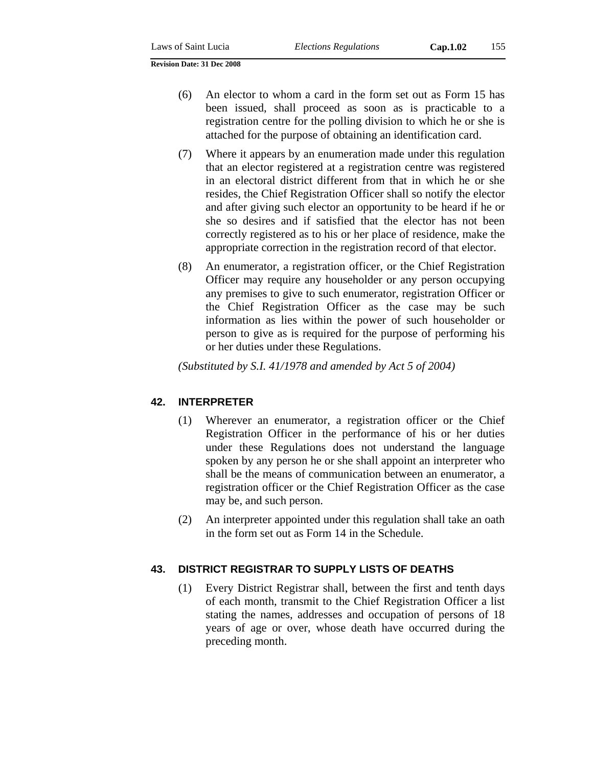(6) An elector to whom a card in the form set out as Form 15 has been issued, shall proceed as soon as is practicable to a registration centre for the polling division to which he or she is attached for the purpose of obtaining an identification card.

(7) Where it appears by an enumeration made under this regulation that an elector registered at a registration centre was registered in an electoral district different from that in which he or she resides, the Chief Registration Officer shall so notify the elector and after giving such elector an opportunity to be heard if he or she so desires and if satisfied that the elector has not been correctly registered as to his or her place of residence, make the appropriate correction in the registration record of that elector.

(8) An enumerator, a registration officer, or the Chief Registration Officer may require any householder or any person occupying any premises to give to such enumerator, registration Officer or the Chief Registration Officer as the case may be such information as lies within the power of such householder or person to give as is required for the purpose of performing his or her duties under these Regulations.

*(Substituted by S.I. 41/1978 and amended by Act 5 of 2004)*

## 42. INTERPRETER

(1) Wherever an enumerator, a registration officer or the Chief Registration Officer in the performance of his or her duties under these Regulations does not understand the language spoken by any person he or she shall appoint an interpreter who shall be the means of communication between an enumerator, a registration officer or the Chief Registration Officer as the case may be, and such person.

(2) An interpreter appointed under this regulation shall take an oath in the form set out as Form 14 in the Schedule.

## 43. DISTRICT REGISTRAR TO SUPPLY LISTS OF DEATHS

(1) Every District Registrar shall, between the first and tenth days of each month, transmit to the Chief Registration Officer a list stating the names, addresses and occupation of persons of 18 years of age or over, whose death have occurred during the preceding month.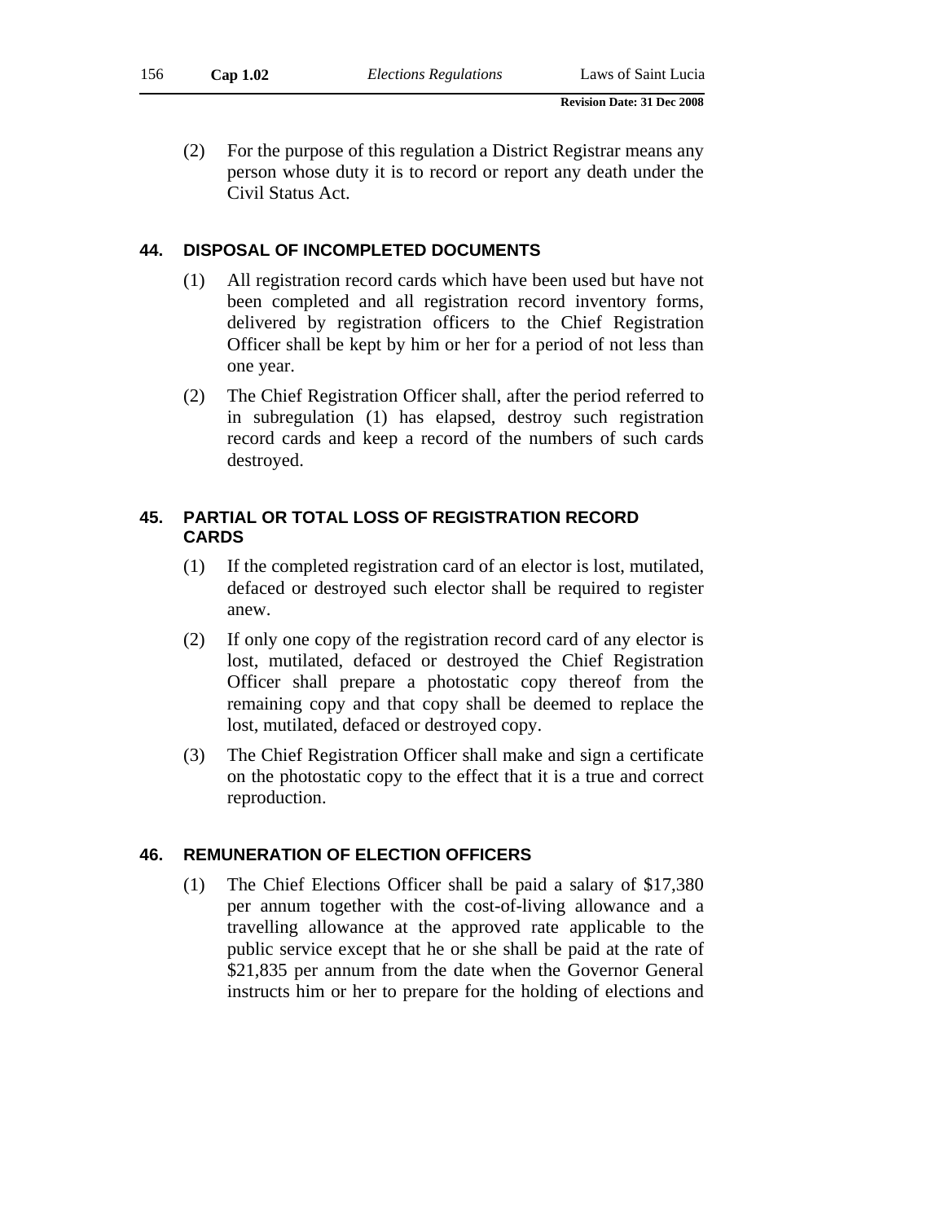(2) For the purpose of this regulation a District Registrar means any person whose duty it is to record or report any death under the Civil Status Act.

## 44. DISPOSAL OF INCOMPLETED DOCUMENTS

(1) All registration record cards which have been used but have not been completed and all registration record inventory forms, delivered by registration officers to the Chief Registration Officer shall be kept by him or her for a period of not less than one year.

(2) The Chief Registration Officer shall, after the period referred to in subregulation (1) has elapsed, destroy such registration record cards and keep a record of the numbers of such cards destroyed.

## 45. PARTIAL OR TOTAL LOSS OF REGISTRATION RECORD CARDS

(1) If the completed registration card of an elector is lost, mutilated, defaced or destroyed such elector shall be required to register anew.

(2) If only one copy of the registration record card of any elector is lost, mutilated, defaced or destroyed the Chief Registration Officer shall prepare a photostatic copy thereof from the remaining copy and that copy shall be deemed to replace the lost, mutilated, defaced or destroyed copy.

(3) The Chief Registration Officer shall make and sign a certificate on the photostatic copy to the effect that it is a true and correct reproduction.

## 46. REMUNERATION OF ELECTION OFFICERS

(1) The Chief Elections Officer shall be paid a salary of $17,380 per annum together with the cost-of-living allowance and a travelling allowance at the approved rate applicable to the public service except that he or she shall be paid at the rate of $21,835 per annum from the date when the Governor General instructs him or her to prepare for the holding of elections and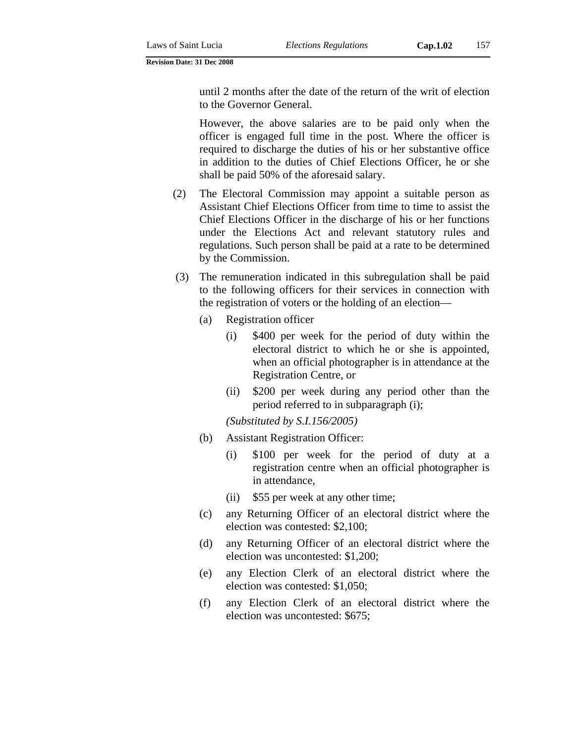until 2 months after the date of the return of the writ of election to the Governor General.

However, the above salaries are to be paid only when the officer is engaged full time in the post. Where the officer is required to discharge the duties of his or her substantive office in addition to the duties of Chief Elections Officer, he or she shall be paid 50% of the aforesaid salary.

(2) The Electoral Commission may appoint a suitable person as Assistant Chief Elections Officer from time to time to assist the Chief Elections Officer in the discharge of his or her functions under the Elections Act and relevant statutory rules and regulations. Such person shall be paid at a rate to be determined by the Commission.

(3) The remuneration indicated in this subregulation shall be paid to the following officers for their services in connection with the registration of voters or the holding of an election—

(a) Registration officer

(i) $400 per week for the period of duty within the electoral district to which he or she is appointed, when an official photographer is in attendance at the Registration Centre, or

(ii) $200 per week during any period other than the period referred to in subparagraph (i);

*(Substituted by S.I.156/2005)*

(b) Assistant Registration Officer:

(i) $100 per week for the period of duty at a registration centre when an official photographer is in attendance,

(ii) $55 per week at any other time;

(c) any Returning Officer of an electoral district where the election was contested: $2,100;

(d) any Returning Officer of an electoral district where the election was uncontested: $1,200;

(e) any Election Clerk of an electoral district where the election was contested: $1,050;

(f) any Election Clerk of an electoral district where the election was uncontested: $675;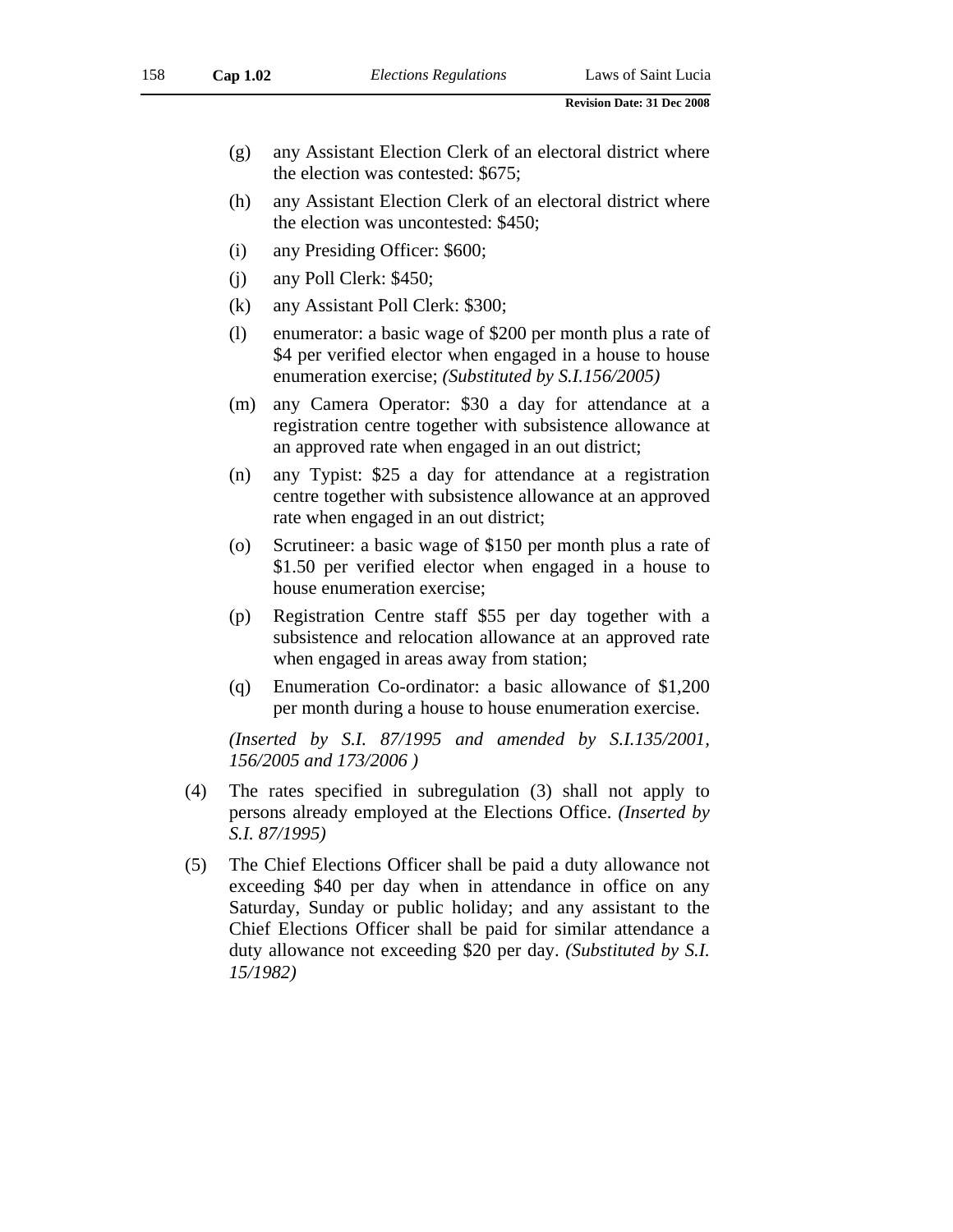(g) any Assistant Election Clerk of an electoral district where the election was contested: $675;

(h) any Assistant Election Clerk of an electoral district where the election was uncontested: $450;

(i) any Presiding Officer: $600;

(j) any Poll Clerk: $450;

(k) any Assistant Poll Clerk: $300;

(l) enumerator: a basic wage of $200 per month plus a rate of $4 per verified elector when engaged in a house to house enumeration exercise; *(Substituted by S.I.156/2005)*

(m) any Camera Operator: $30 a day for attendance at a registration centre together with subsistence allowance at an approved rate when engaged in an out district;

(n) any Typist: $25 a day for attendance at a registration centre together with subsistence allowance at an approved rate when engaged in an out district;

(o) Scrutineer: a basic wage of $150 per month plus a rate of $1.50 per verified elector when engaged in a house to house enumeration exercise;

(p) Registration Centre staff $55 per day together with a subsistence and relocation allowance at an approved rate when engaged in areas away from station;

(q) Enumeration Co-ordinator: a basic allowance of $1,200 per month during a house to house enumeration exercise.

*(Inserted by S.I. 87/1995 and amended by S.I.135/2001, 156/2005 and 173/2006 )*

(4) The rates specified in subregulation (3) shall not apply to persons already employed at the Elections Office. *(Inserted by S.I. 87/1995)*

(5) The Chief Elections Officer shall be paid a duty allowance not exceeding $40 per day when in attendance in office on any Saturday, Sunday or public holiday; and any assistant to the Chief Elections Officer shall be paid for similar attendance a duty allowance not exceeding $20 per day. *(Substituted by S.I. 15/1982)*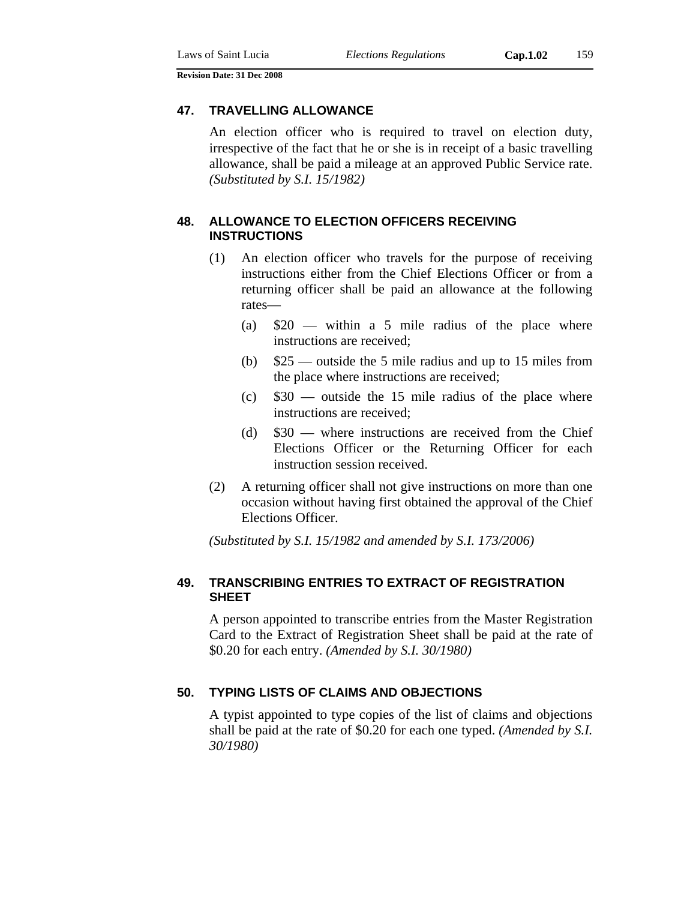## 47. TRAVELLING ALLOWANCE

An election officer who is required to travel on election duty, irrespective of the fact that he or she is in receipt of a basic travelling allowance, shall be paid a mileage at an approved Public Service rate. *(Substituted by S.I. 15/1982)*

## 48. ALLOWANCE TO ELECTION OFFICERS RECEIVING INSTRUCTIONS

(1) An election officer who travels for the purpose of receiving instructions either from the Chief Elections Officer or from a returning officer shall be paid an allowance at the following rates—

(a) $20 — within a 5 mile radius of the place where instructions are received;

(b) $25 — outside the 5 mile radius and up to 15 miles from the place where instructions are received;

(c) $30 — outside the 15 mile radius of the place where instructions are received;

(d) $30 — where instructions are received from the Chief Elections Officer or the Returning Officer for each instruction session received.

(2) A returning officer shall not give instructions on more than one occasion without having first obtained the approval of the Chief Elections Officer.

*(Substituted by S.I. 15/1982 and amended by S.I. 173/2006)*

## 49. TRANSCRIBING ENTRIES TO EXTRACT OF REGISTRATION SHEET

A person appointed to transcribe entries from the Master Registration Card to the Extract of Registration Sheet shall be paid at the rate of $0.20 for each entry. *(Amended by S.I. 30/1980)*

## 50. TYPING LISTS OF CLAIMS AND OBJECTIONS

A typist appointed to type copies of the list of claims and objections shall be paid at the rate of $0.20 for each one typed. *(Amended by S.I. 30/1980)*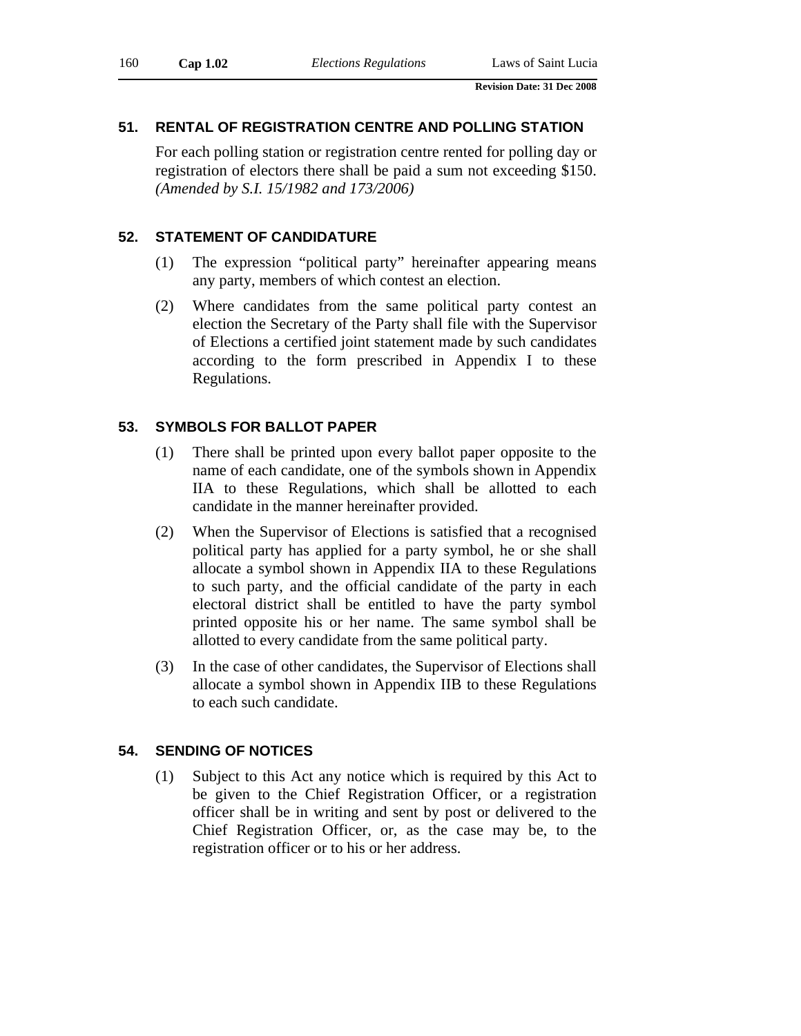## 51. RENTAL OF REGISTRATION CENTRE AND POLLING STATION

For each polling station or registration centre rented for polling day or registration of electors there shall be paid a sum not exceeding $150. *(Amended by S.I. 15/1982 and 173/2006)*

## 52. STATEMENT OF CANDIDATURE

(1) The expression “political party” hereinafter appearing means any party, members of which contest an election.

(2) Where candidates from the same political party contest an election the Secretary of the Party shall file with the Supervisor of Elections a certified joint statement made by such candidates according to the form prescribed in Appendix I to these Regulations.

## 53. SYMBOLS FOR BALLOT PAPER

(1) There shall be printed upon every ballot paper opposite to the name of each candidate, one of the symbols shown in Appendix IIA to these Regulations, which shall be allotted to each candidate in the manner hereinafter provided.

(2) When the Supervisor of Elections is satisfied that a recognised political party has applied for a party symbol, he or she shall allocate a symbol shown in Appendix IIA to these Regulations to such party, and the official candidate of the party in each electoral district shall be entitled to have the party symbol printed opposite his or her name. The same symbol shall be allotted to every candidate from the same political party.

(3) In the case of other candidates, the Supervisor of Elections shall allocate a symbol shown in Appendix IIB to these Regulations to each such candidate.

## 54. SENDING OF NOTICES

(1) Subject to this Act any notice which is required by this Act to be given to the Chief Registration Officer, or a registration officer shall be in writing and sent by post or delivered to the Chief Registration Officer, or, as the case may be, to the registration officer or to his or her address.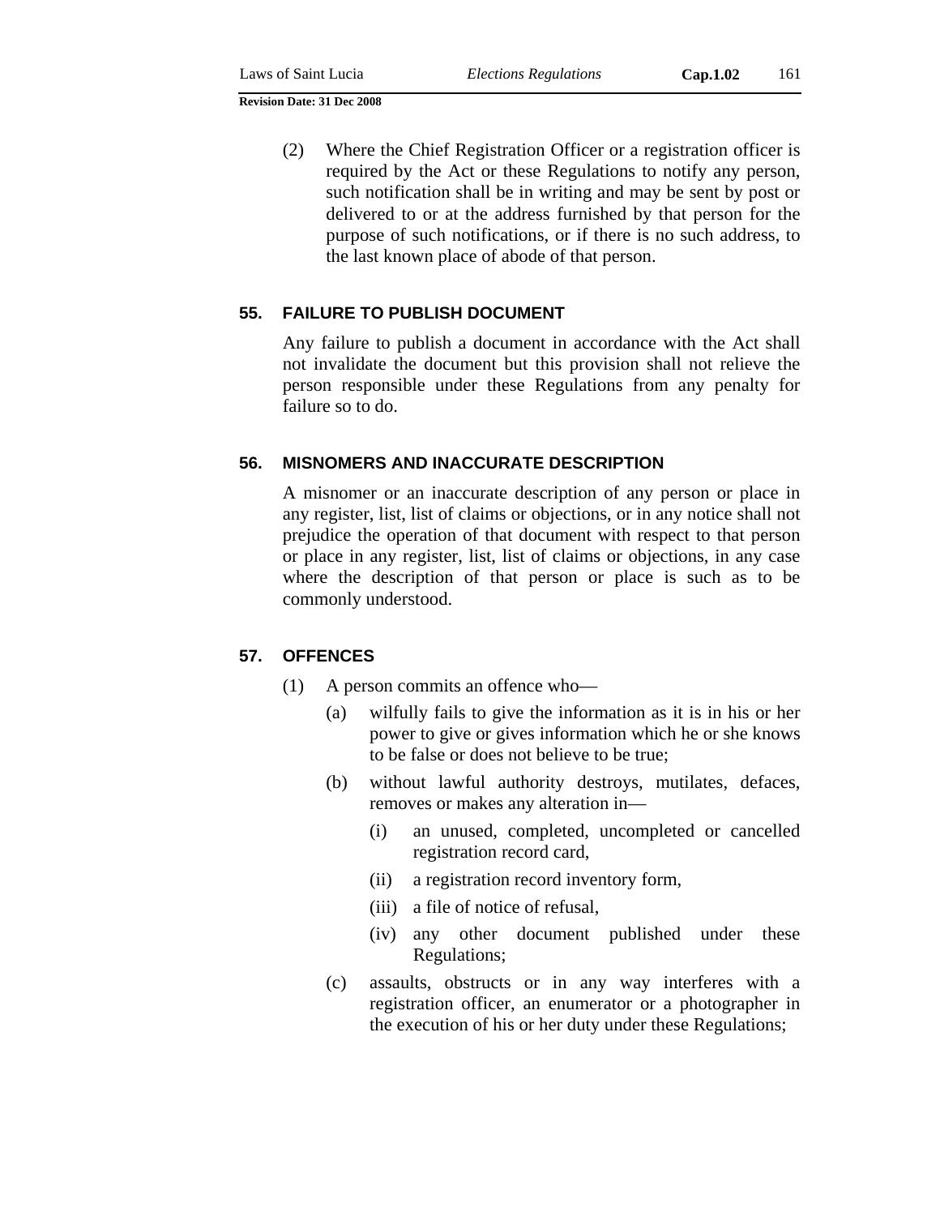(2) Where the Chief Registration Officer or a registration officer is required by the Act or these Regulations to notify any person, such notification shall be in writing and may be sent by post or delivered to or at the address furnished by that person for the purpose of such notifications, or if there is no such address, to the last known place of abode of that person.

## 55. FAILURE TO PUBLISH DOCUMENT

Any failure to publish a document in accordance with the Act shall not invalidate the document but this provision shall not relieve the person responsible under these Regulations from any penalty for failure so to do.

## 56. MISNOMERS AND INACCURATE DESCRIPTION

A misnomer or an inaccurate description of any person or place in any register, list, list of claims or objections, or in any notice shall not prejudice the operation of that document with respect to that person or place in any register, list, list of claims or objections, in any case where the description of that person or place is such as to be commonly understood.

## 57. OFFENCES

(1) A person commits an offence who—

(a) wilfully fails to give the information as it is in his or her power to give or gives information which he or she knows to be false or does not believe to be true;

(b) without lawful authority destroys, mutilates, defaces, removes or makes any alteration in—

(i) an unused, completed, uncompleted or cancelled registration record card,

(ii) a registration record inventory form,

(iii) a file of notice of refusal,

(iv) any other document published under these Regulations;

(c) assaults, obstructs or in any way interferes with a registration officer, an enumerator or a photographer in the execution of his or her duty under these Regulations;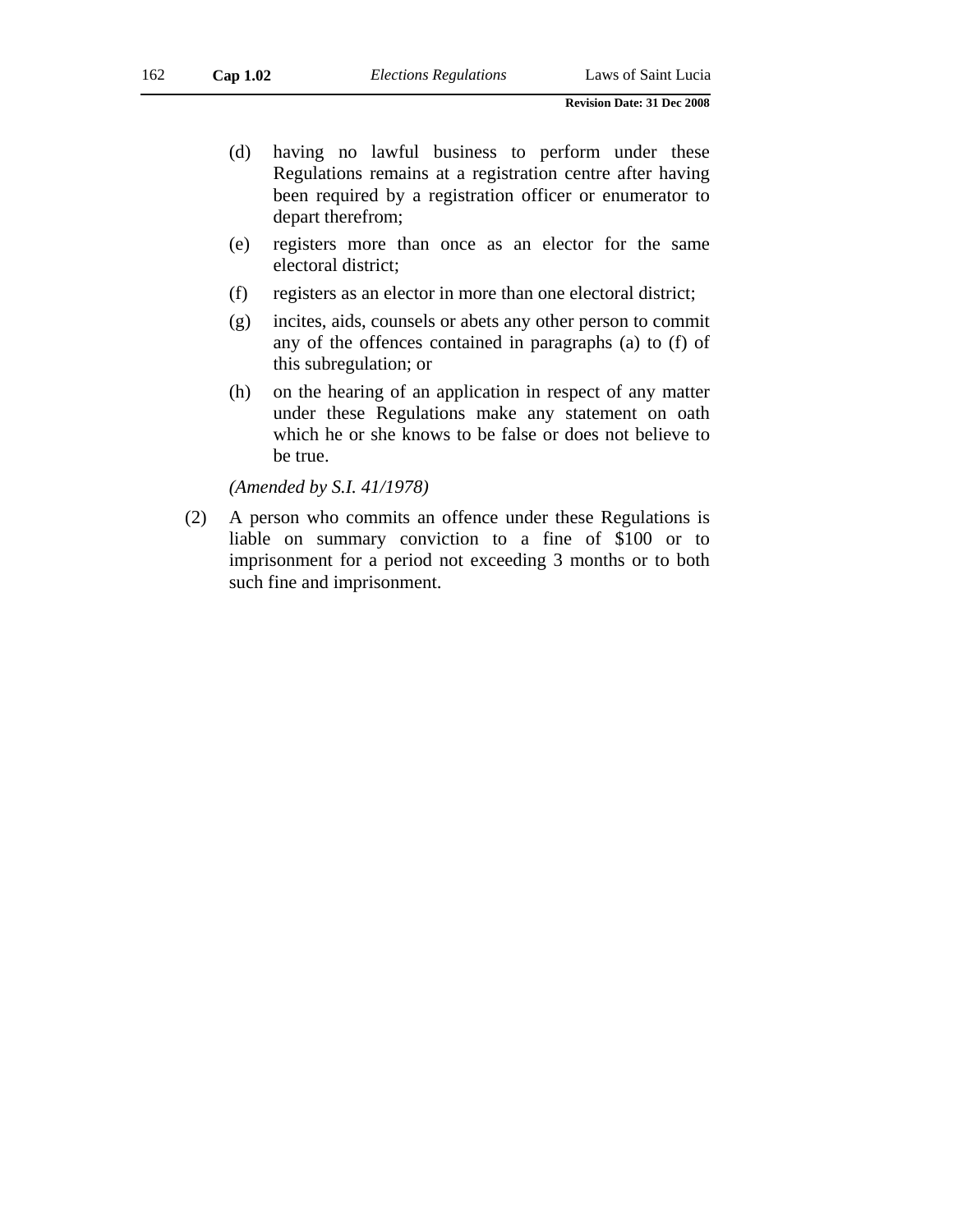(d) having no lawful business to perform under these Regulations remains at a registration centre after having been required by a registration officer or enumerator to depart therefrom;

(e) registers more than once as an elector for the same electoral district;

(f) registers as an elector in more than one electoral district;

(g) incites, aids, counsels or abets any other person to commit any of the offences contained in paragraphs (a) to (f) of this subregulation; or

(h) on the hearing of an application in respect of any matter under these Regulations make any statement on oath which he or she knows to be false or does not believe to be true.

*(Amended by S.I. 41/1978)*

(2) A person who commits an offence under these Regulations is liable on summary conviction to a fine of $100 or to imprisonment for a period not exceeding 3 months or to both such fine and imprisonment.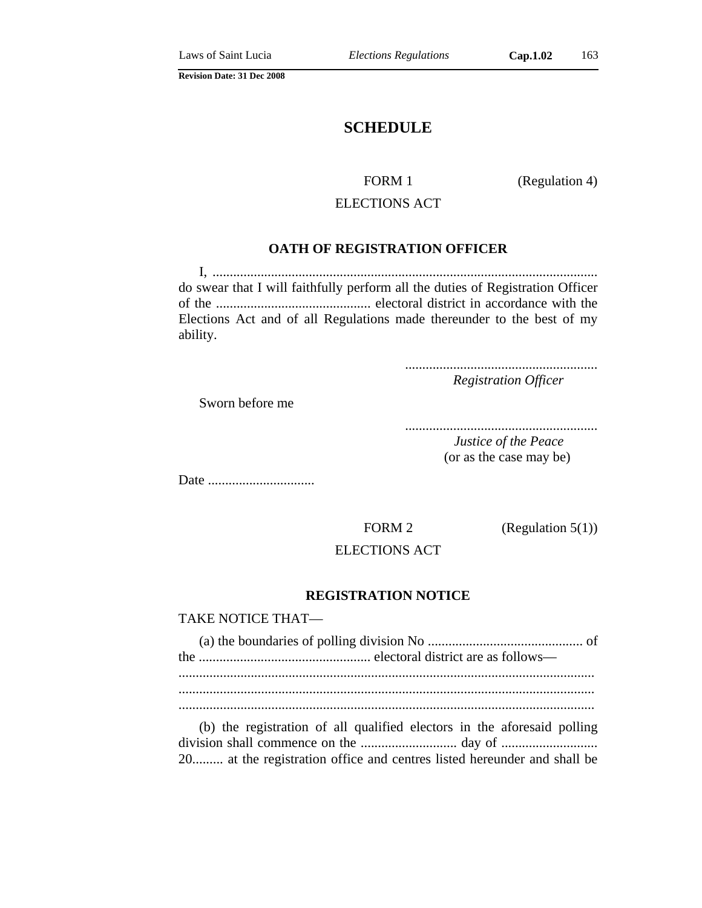# SCHEDULE

FORM 1 (Regulation 4)

ELECTIONS ACT

**OATH OF REGISTRATION OFFICER**

I, ................................................................................................................ do swear that I will faithfully perform all the duties of Registration Officer of the ............................................ electoral district in accordance with the Elections Act and of all Regulations made thereunder to the best of my ability.

........................................................
*Registration Officer*

Sworn before me

........................................................
*Justice of the Peace*
(or as the case may be)

Date ...............................

FORM 2 (Regulation 5(1))

ELECTIONS ACT

**REGISTRATION NOTICE**

TAKE NOTICE THAT—

(a) the boundaries of polling division No ............................................. of the .................................................. electoral district are as follows—
.........................................................................................................................
.........................................................................................................................
.........................................................................................................................

(b) the registration of all qualified electors in the aforesaid polling division shall commence on the ............................ day of ............................ 20......... at the registration office and centres listed hereunder and shall be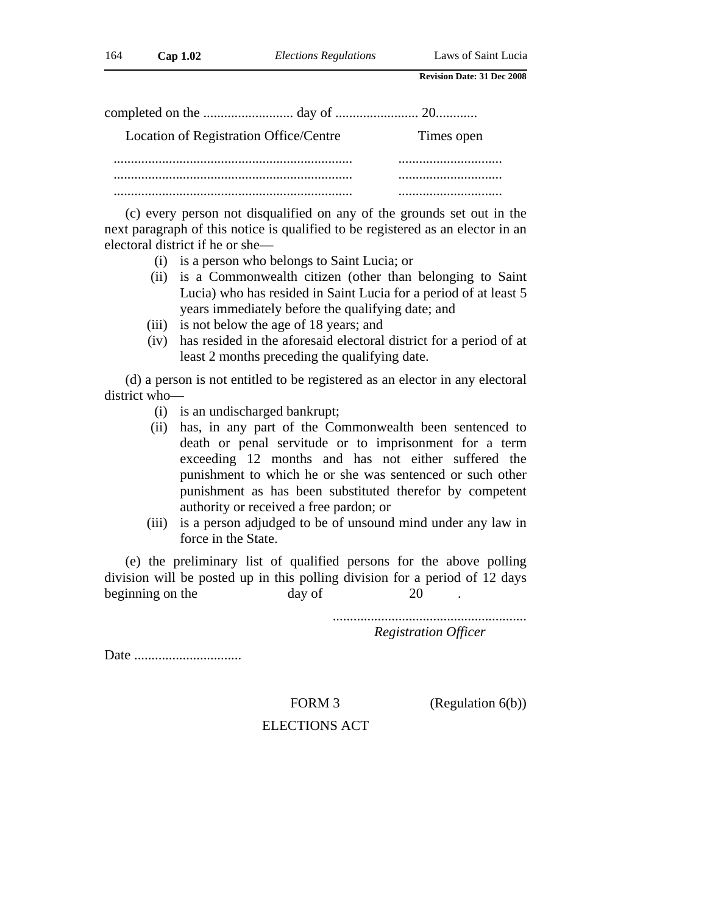completed on the .......................... day of ........................ 20............

| Location of Registration Office/Centre | Times open |
|---|---|
| ..................................................................... | .............................. |
| ..................................................................... | .............................. |
| ..................................................................... | .............................. |

(c) every person not disqualified on any of the grounds set out in the next paragraph of this notice is qualified to be registered as an elector in an electoral district if he or she—

- (i) is a person who belongs to Saint Lucia; or
- (ii) is a Commonwealth citizen (other than belonging to Saint Lucia) who has resided in Saint Lucia for a period of at least 5 years immediately before the qualifying date; and
- (iii) is not below the age of 18 years; and
- (iv) has resided in the aforesaid electoral district for a period of at least 2 months preceding the qualifying date.

(d) a person is not entitled to be registered as an elector in any electoral district who—

- (i) is an undischarged bankrupt;
- (ii) has, in any part of the Commonwealth been sentenced to death or penal servitude or to imprisonment for a term exceeding 12 months and has not either suffered the punishment to which he or she was sentenced or such other punishment as has been substituted therefor by competent authority or received a free pardon; or
- (iii) is a person adjudged to be of unsound mind under any law in force in the State.

(e) the preliminary list of qualified persons for the above polling division will be posted up in this polling division for a period of 12 days beginning on the                    day of                    20        .

.......................................................
*Registration Officer*

Date ...............................

FORM 3 (Regulation 6(b))

ELECTIONS ACT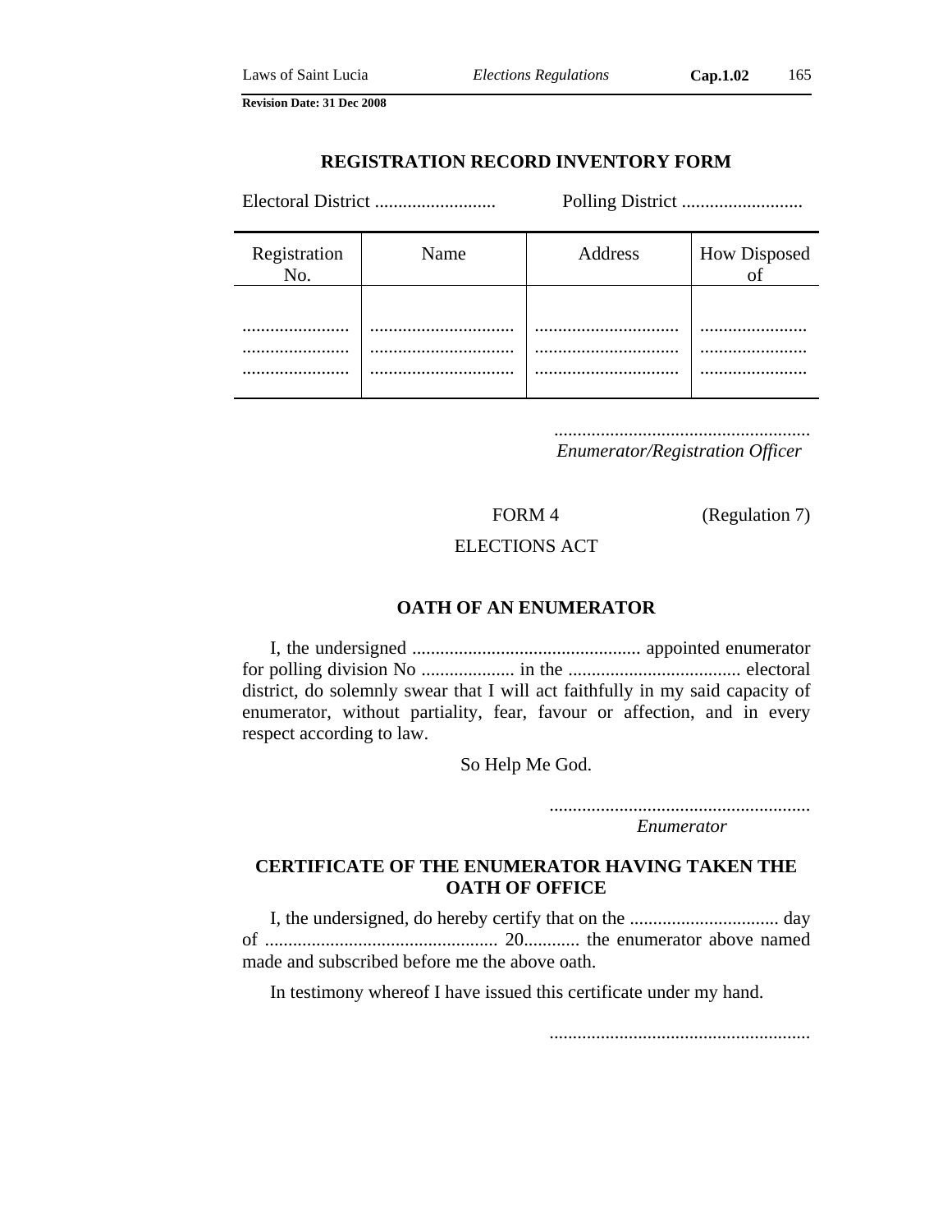## REGISTRATION RECORD INVENTORY FORM

Electoral District .......................... Polling District ..........................

| Registration No. | Name | Address | How Disposed of |
|---|---|---|---|
| ....................... | .............................. | .............................. | ....................... |
| ....................... | .............................. | .............................. | ....................... |
| ....................... | .............................. | .............................. | ....................... |

.......................................................
*Enumerator/Registration Officer*

FORM 4 (Regulation 7)

ELECTIONS ACT

## OATH OF AN ENUMERATOR

I, the undersigned ................................................. appointed enumerator for polling division No .................... in the .................................... electoral district, do solemnly swear that I will act faithfully in my said capacity of enumerator, without partiality, fear, favour or affection, and in every respect according to law.

So Help Me God.

........................................................
*Enumerator*

## CERTIFICATE OF THE ENUMERATOR HAVING TAKEN THE OATH OF OFFICE

I, the undersigned, do hereby certify that on the ................................ day of .................................................. 20............ the enumerator above named made and subscribed before me the above oath.

In testimony whereof I have issued this certificate under my hand.

........................................................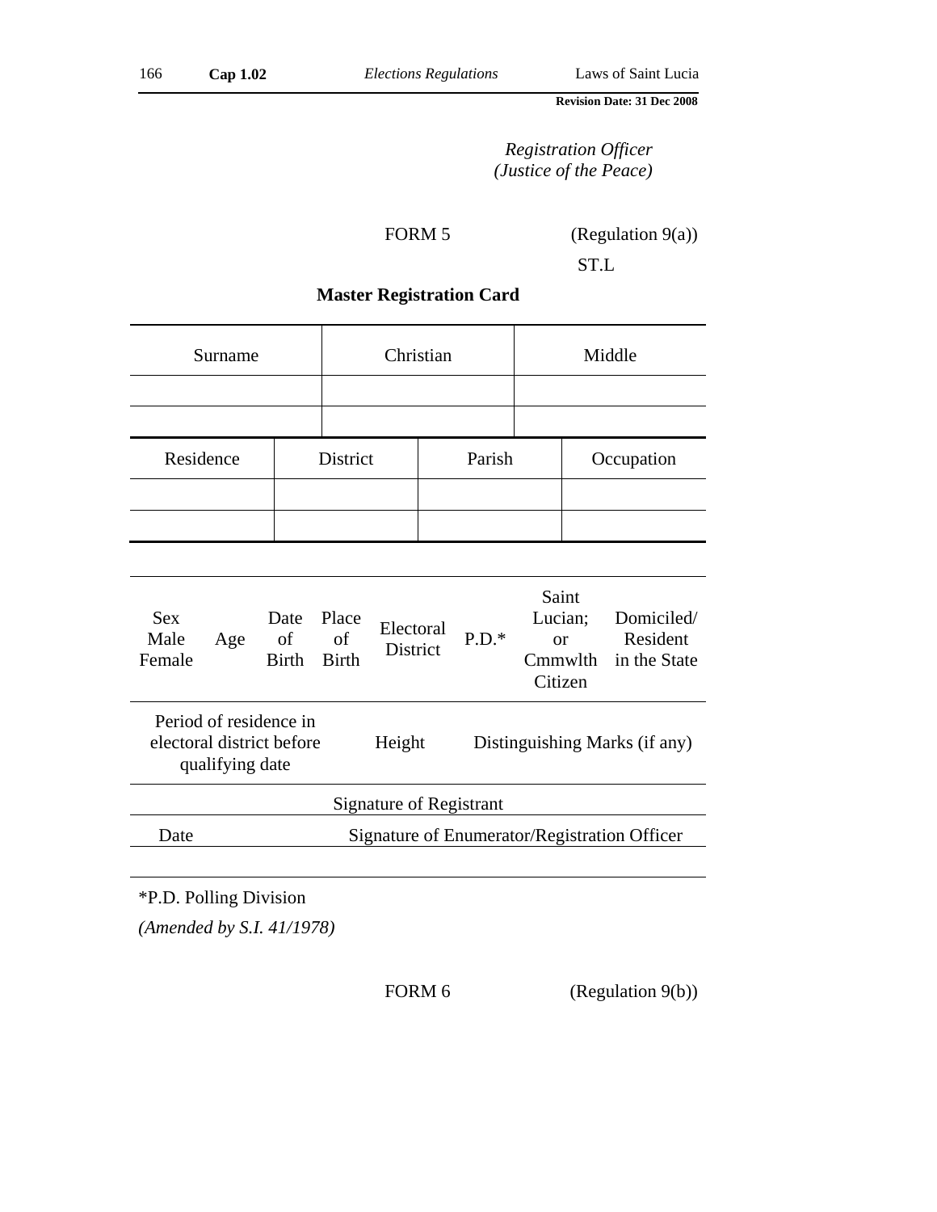*Registration Officer*
*(Justice of the Peace)*

FORM 5 (Regulation 9(a))

ST.L

**Master Registration Card**

| Surname | Christian | Middle |
|---|---|---|
| | | |
| | | |

| Residence | District | Parish | Occupation |
|---|---|---|---|
| | | | |
| | | | |

| Sex Male Female | Age | Date of Birth | Place of Birth | Electoral District | P.D.* | Saint Lucian; or Cmmwlth Citizen | Domiciled/ Resident in the State |
|---|---|---|---|---|---|---|---|

| Period of residence in electoral district before qualifying date | Height | Distinguishing Marks (if any) |
|---|---|---|

Signature of Registrant

| Date | Signature of Enumerator/Registration Officer |
|---|---|

*P.D. Polling Division

*(Amended by S.I. 41/1978)*

FORM 6 (Regulation 9(b))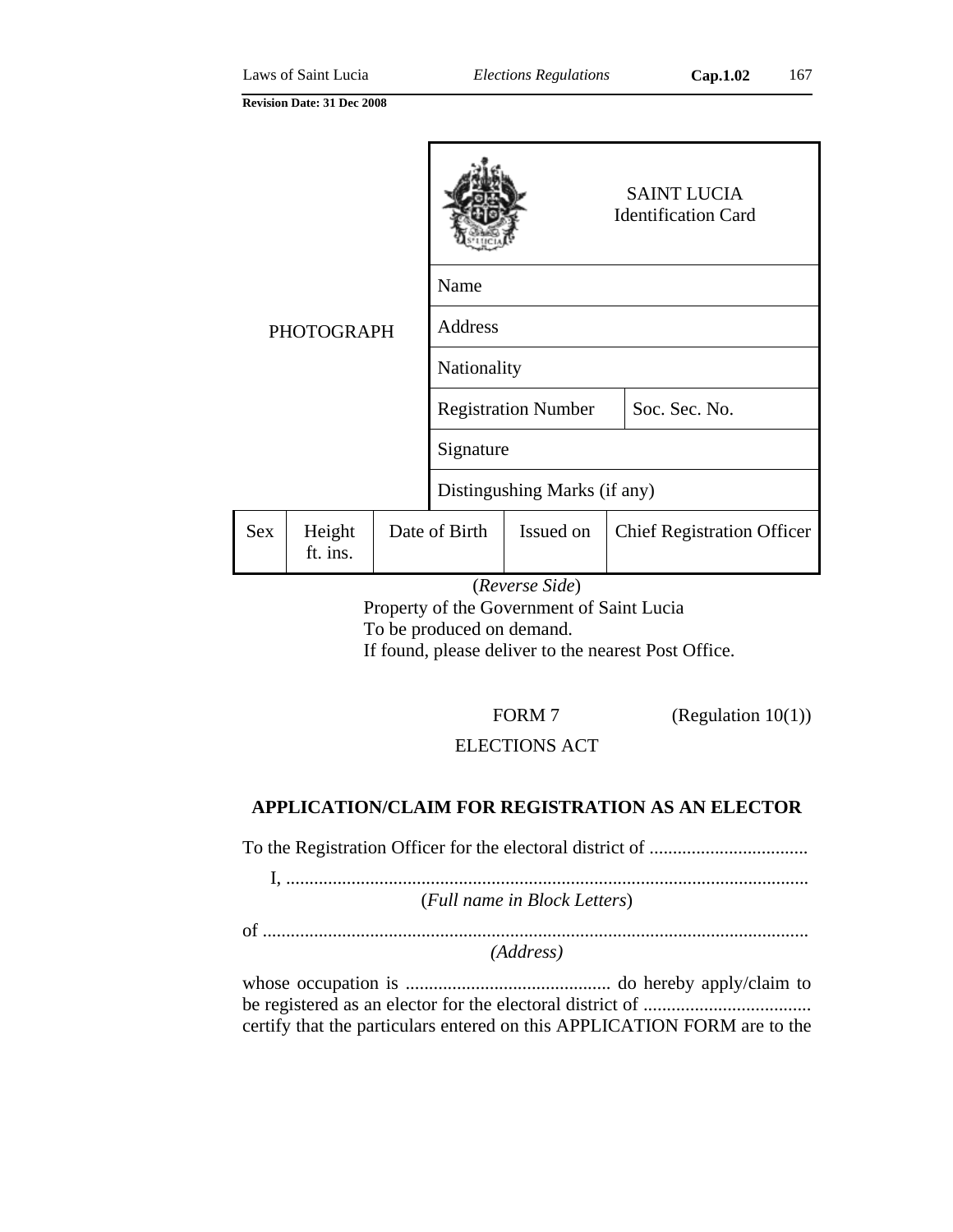| PHOTOGRAPH | | | SAINT LUCIA Identification Card | |
|---|---|---|---|---|
| | | | Name | |
| | | | Address | |
| | | | Nationality | |
| | | | Registration Number | Soc. Sec. No. |
| | | | Signature | |
| | | | Distingushing Marks (if any) | |
| Sex | Height ft. ins. | Date of Birth | Issued on | Chief Registration Officer |

(*Reverse Side*)

Property of the Government of Saint Lucia
To be produced on demand.
If found, please deliver to the nearest Post Office.

FORM 7 (Regulation 10(1))

ELECTIONS ACT

**APPLICATION/CLAIM FOR REGISTRATION AS AN ELECTOR**

To the Registration Officer for the electoral district of ..................................

I, ...............................................................................................................
(*Full name in Block Letters*)

of ....................................................................................................................
*(Address)*

whose occupation is ............................................ do hereby apply/claim to be registered as an elector for the electoral district of .................................... certify that the particulars entered on this APPLICATION FORM are to the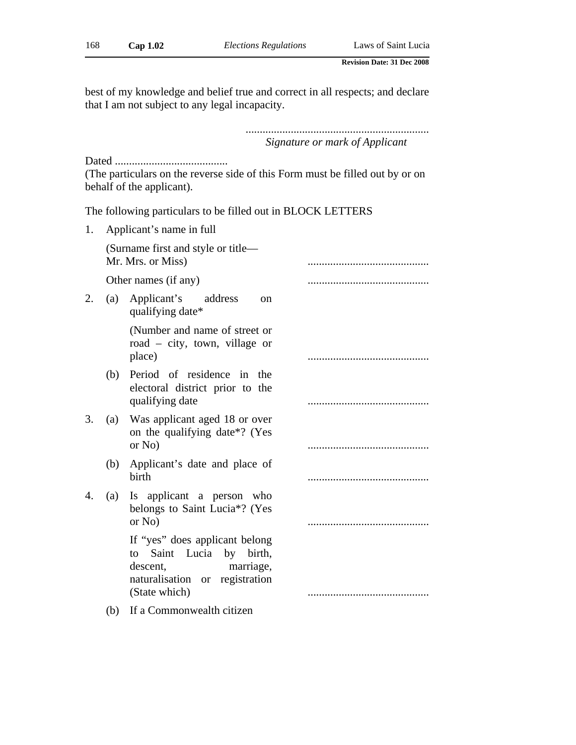best of my knowledge and belief true and correct in all respects; and declare that I am not subject to any legal incapacity.

.................................................................
*Signature or mark of Applicant*

Dated ........................................
(The particulars on the reverse side of this Form must be filled out by or on behalf of the applicant).

The following particulars to be filled out in BLOCK LETTERS

1. Applicant's name in full

   (Surname first and style or title— Mr. Mrs. or Miss) ...........................................

   Other names (if any) ...........................................

2. (a) Applicant's address on qualifying date*

   (Number and name of street or road – city, town, village or place) ...........................................

   (b) Period of residence in the electoral district prior to the qualifying date ...........................................

3. (a) Was applicant aged 18 or over on the qualifying date*? (Yes or No) ...........................................

   (b) Applicant's date and place of birth ...........................................

4. (a) Is applicant a person who belongs to Saint Lucia*? (Yes or No) ...........................................

   If "yes" does applicant belong to Saint Lucia by birth, descent, marriage, naturalisation or registration (State which) ...........................................

   (b) If a Commonwealth citizen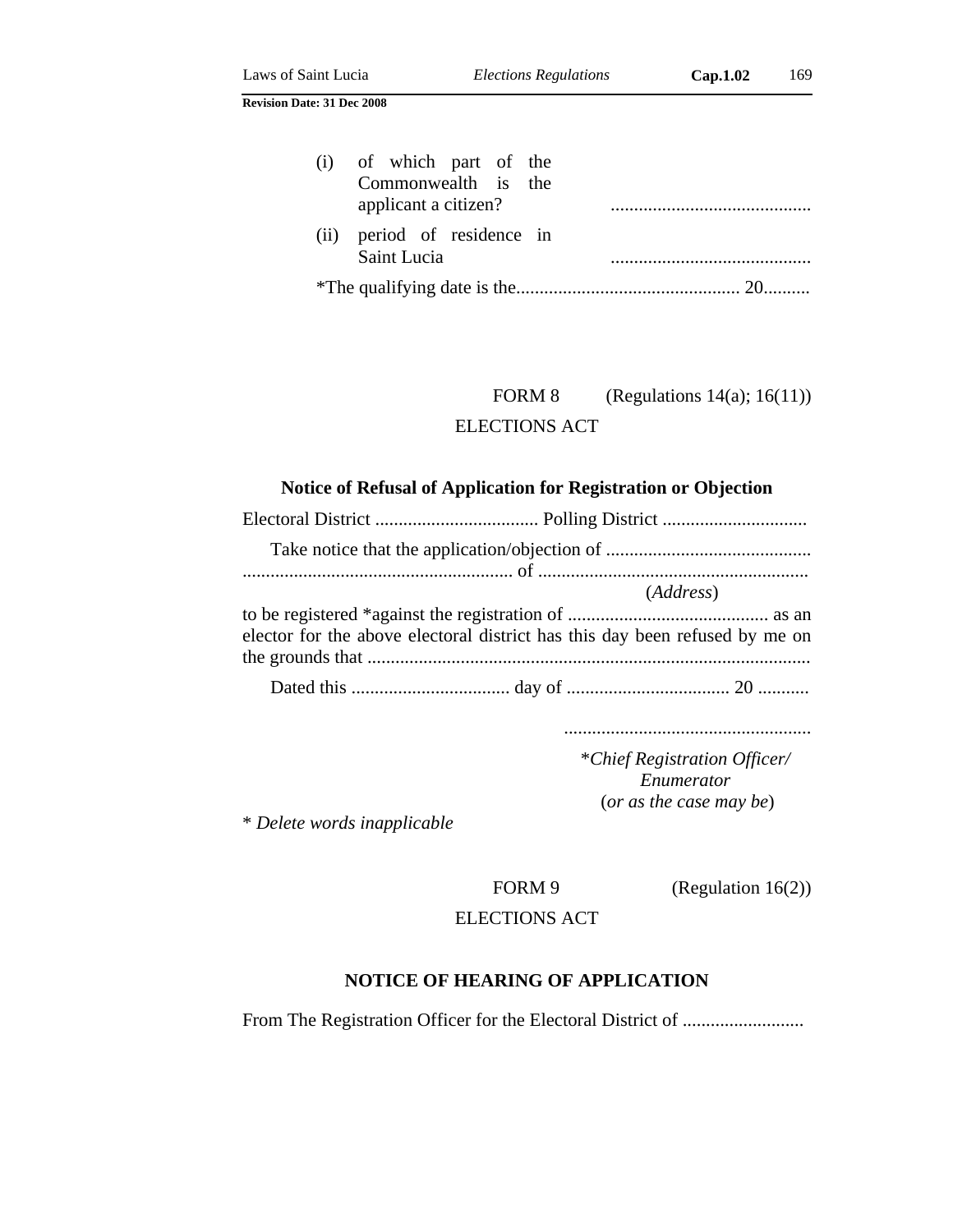(i) of which part of the Commonwealth is the applicant a citizen? ...........................................

(ii) period of residence in Saint Lucia ...........................................

*The qualifying date is the................................................ 20..........

FORM 8 (Regulations 14(a); 16(11))

ELECTIONS ACT

### Notice of Refusal of Application for Registration or Objection

Electoral District ................................... Polling District ...............................

Take notice that the application/objection of ............................................ .......................................................... of ..........................................................
(*Address*)
to be registered *against the registration of ........................................... as an elector for the above electoral district has this day been refused by me on the grounds that ..............................................................................................

Dated this .................................. day of ................................... 20 ...........

.....................................................
*\*Chief Registration Officer/ Enumerator*
(*or as the case may be*)

\* *Delete words inapplicable*

FORM 9 (Regulation 16(2))

ELECTIONS ACT

### NOTICE OF HEARING OF APPLICATION

From The Registration Officer for the Electoral District of ..........................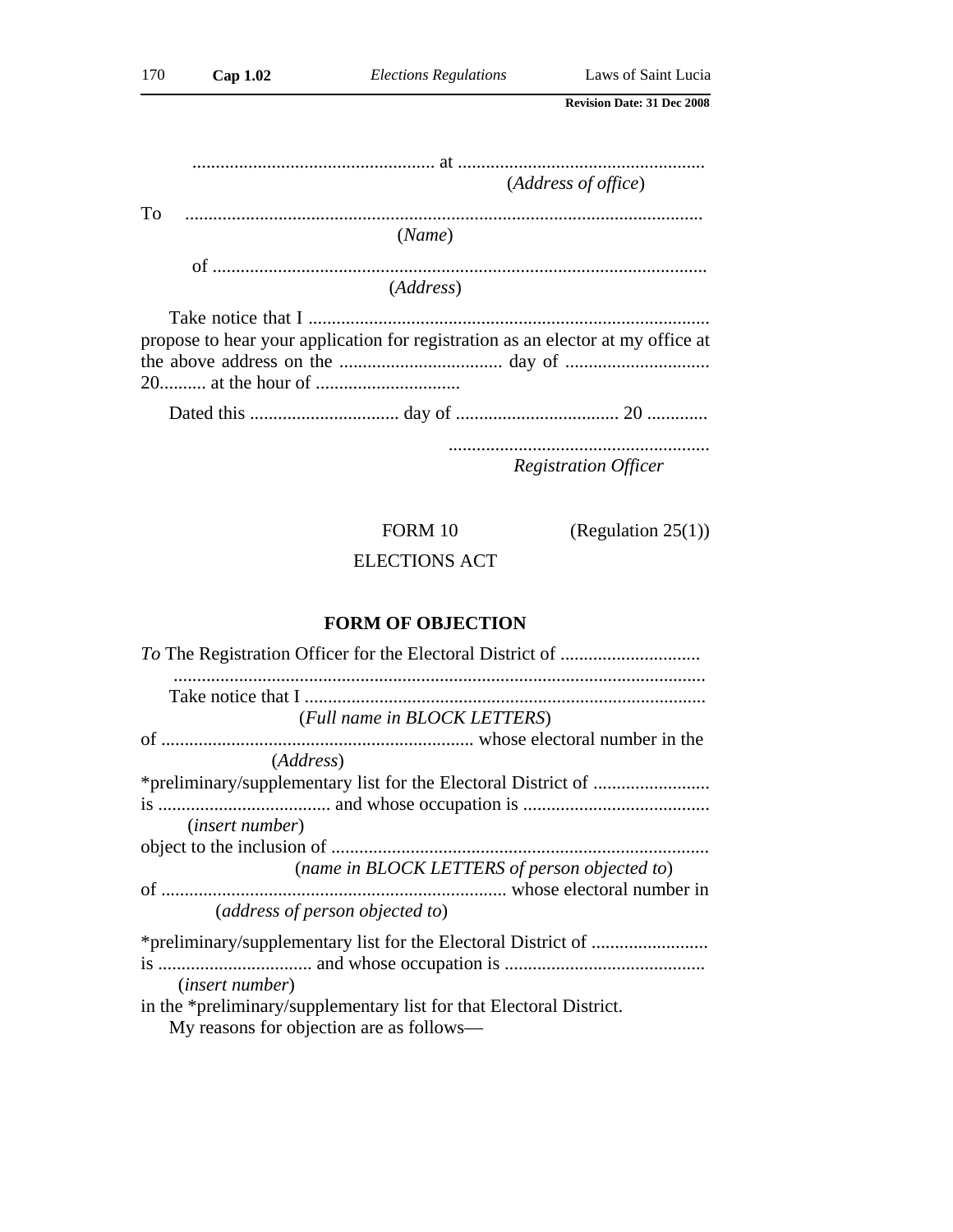.................................................... at ....................................................
(*Address of office*)

To ..............................................................................................................
(*Name*)

of ..........................................................................................................
(*Address*)

Take notice that I ......................................................................................
propose to hear your application for registration as an elector at my office at the above address on the .................................... day of ............................... 20.......... at the hour of ...............................

Dated this ................................ day of .................................... 20 .............

........................................................
*Registration Officer*

FORM 10 (Regulation 25(1))

ELECTIONS ACT

## FORM OF OBJECTION

*To* The Registration Officer for the Electoral District of ..............................
..................................................................................................................

Take notice that I ......................................................................................
(*Full name in BLOCK LETTERS*)

of .................................................................. whose electoral number in the
(*Address*)

*preliminary/supplementary list for the Electoral District of .........................
is ..................................... and whose occupation is ........................................
(*insert number*)

object to the inclusion of ..................................................................................
(*name in BLOCK LETTERS of person objected to*)

of .......................................................................... whose electoral number in
(*address of person objected to*)

*preliminary/supplementary list for the Electoral District of .........................
is ................................. and whose occupation is ...........................................
(*insert number*)

in the *preliminary/supplementary list for that Electoral District.

My reasons for objection are as follows—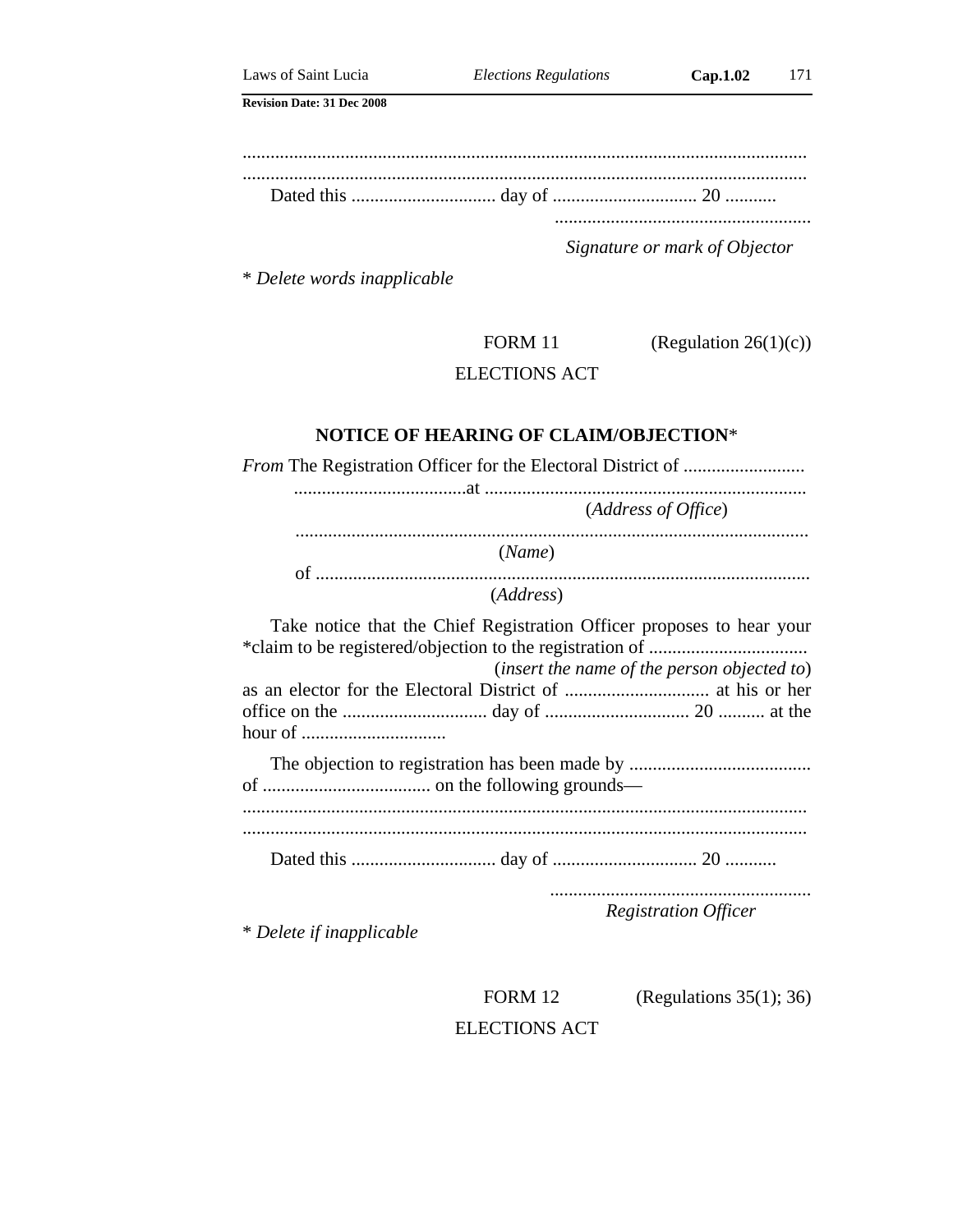...........................................................................................................................

...........................................................................................................................

Dated this ............................... day of ............................... 20 ...........

.......................................................

*Signature or mark of Objector*

\* *Delete words inapplicable*

FORM 11 (Regulation 26(1)(c))

ELECTIONS ACT

**NOTICE OF HEARING OF CLAIM/OBJECTION***

*From* The Registration Officer for the Electoral District of ..........................

.....................................at .....................................................................

(*Address of Office*)

.............................................................................................................

(*Name*)

of .........................................................................................................

(*Address*)

Take notice that the Chief Registration Officer proposes to hear your *claim to be registered/objection to the registration of ..................................

(*insert the name of the person objected to*)

as an elector for the Electoral District of ............................... at his or her office on the ............................... day of ............................... 20 .......... at the hour of ...............................

The objection to registration has been made by ....................................... of .................................... on the following grounds—

...........................................................................................................................

...........................................................................................................................

Dated this ............................... day of ............................... 20 ...........

........................................................

*Registration Officer*

\* *Delete if inapplicable*

FORM 12 (Regulations 35(1); 36)

ELECTIONS ACT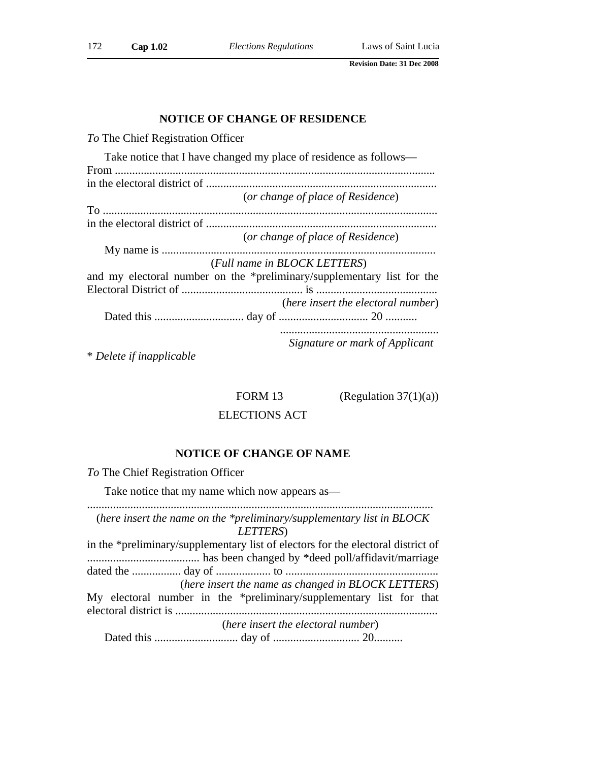## NOTICE OF CHANGE OF RESIDENCE

*To* The Chief Registration Officer

Take notice that I have changed my place of residence as follows—

From ..............................................................................................................

in the electoral district of ...............................................................................

(*or change of place of Residence*)

To ...................................................................................................................

in the electoral district of ...............................................................................

(*or change of place of Residence*)

My name is ..............................................................................................

(*Full name in BLOCK LETTERS*)

and my electoral number on the *preliminary/supplementary list for the Electoral District of .......................................... is ..........................................

(*here insert the electoral number*)

Dated this ............................... day of ............................... 20 ...........

.......................................................

*Signature or mark of Applicant*

* *Delete if inapplicable*

FORM 13 (Regulation 37(1)(a))

ELECTIONS ACT

## NOTICE OF CHANGE OF NAME

*To* The Chief Registration Officer

Take notice that my name which now appears as—

......................................................................................................................

(*here insert the name on the *preliminary/supplementary list in BLOCK LETTERS*)

in the *preliminary/supplementary list of electors for the electoral district of ...................................... has been changed by *deed poll/affidavit/marriage dated the ................. day of .................. to ....................................................

(*here insert the name as changed in BLOCK LETTERS*)

My electoral number in the *preliminary/supplementary list for that electoral district is ..........................................................................................

(*here insert the electoral number*)

Dated this ............................ day of ............................. 20..........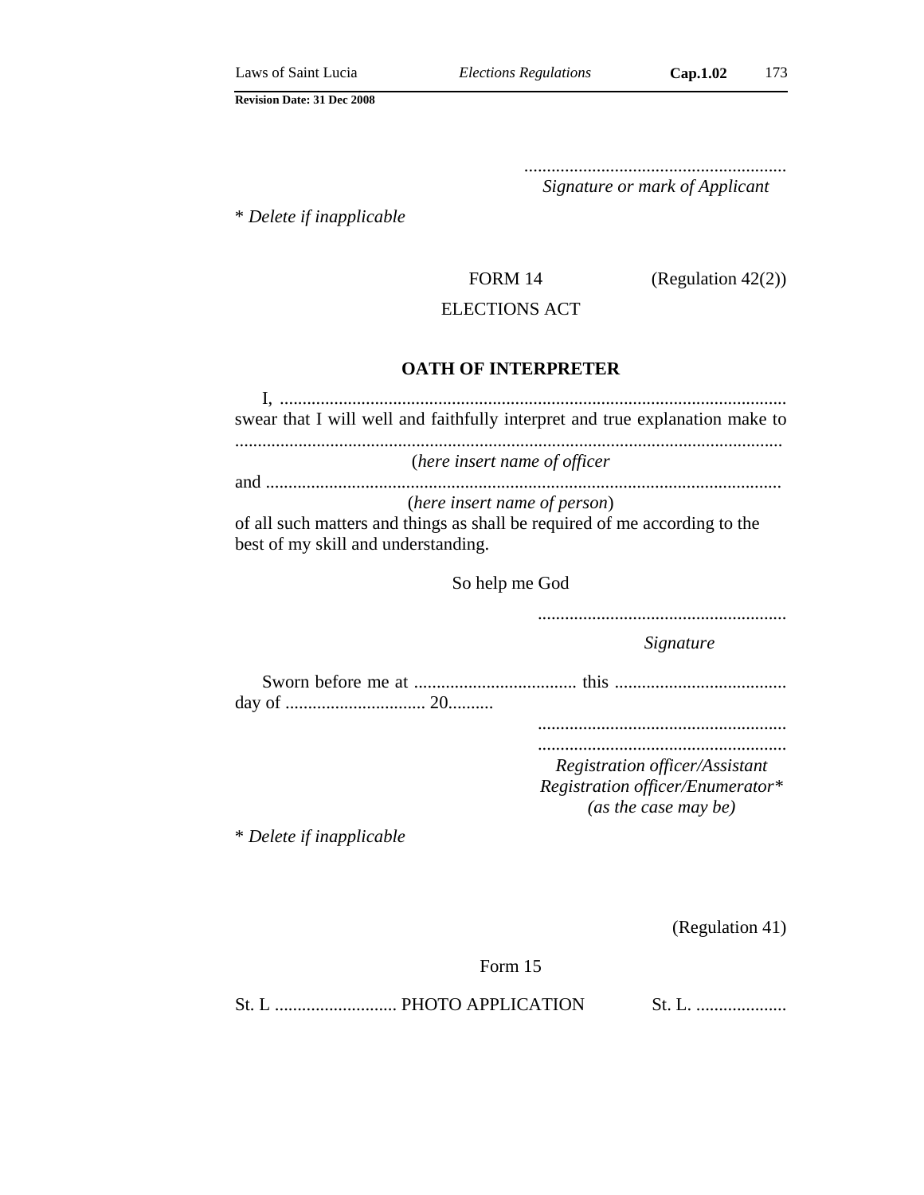.........................................................
*Signature or mark of Applicant*

* *Delete if inapplicable*

FORM 14 (Regulation 42(2))

ELECTIONS ACT

**OATH OF INTERPRETER**

I, ............................................................................................................... swear that I will well and faithfully interpret and true explanation make to .......................................................................................................................

(*here insert name of officer*

and .................................................................................................................

(*here insert name of person*)

of all such matters and things as shall be required of me according to the best of my skill and understanding.

So help me God

.......................................................

*Signature*

Sworn before me at .................................... this ...................................... day of ............................... 20..........

.......................................................

.......................................................

*Registration officer/Assistant Registration officer/Enumerator\**
*(as the case may be)*

* *Delete if inapplicable*

(Regulation 41)

Form 15

St. L ........................... PHOTO APPLICATION St. L. ....................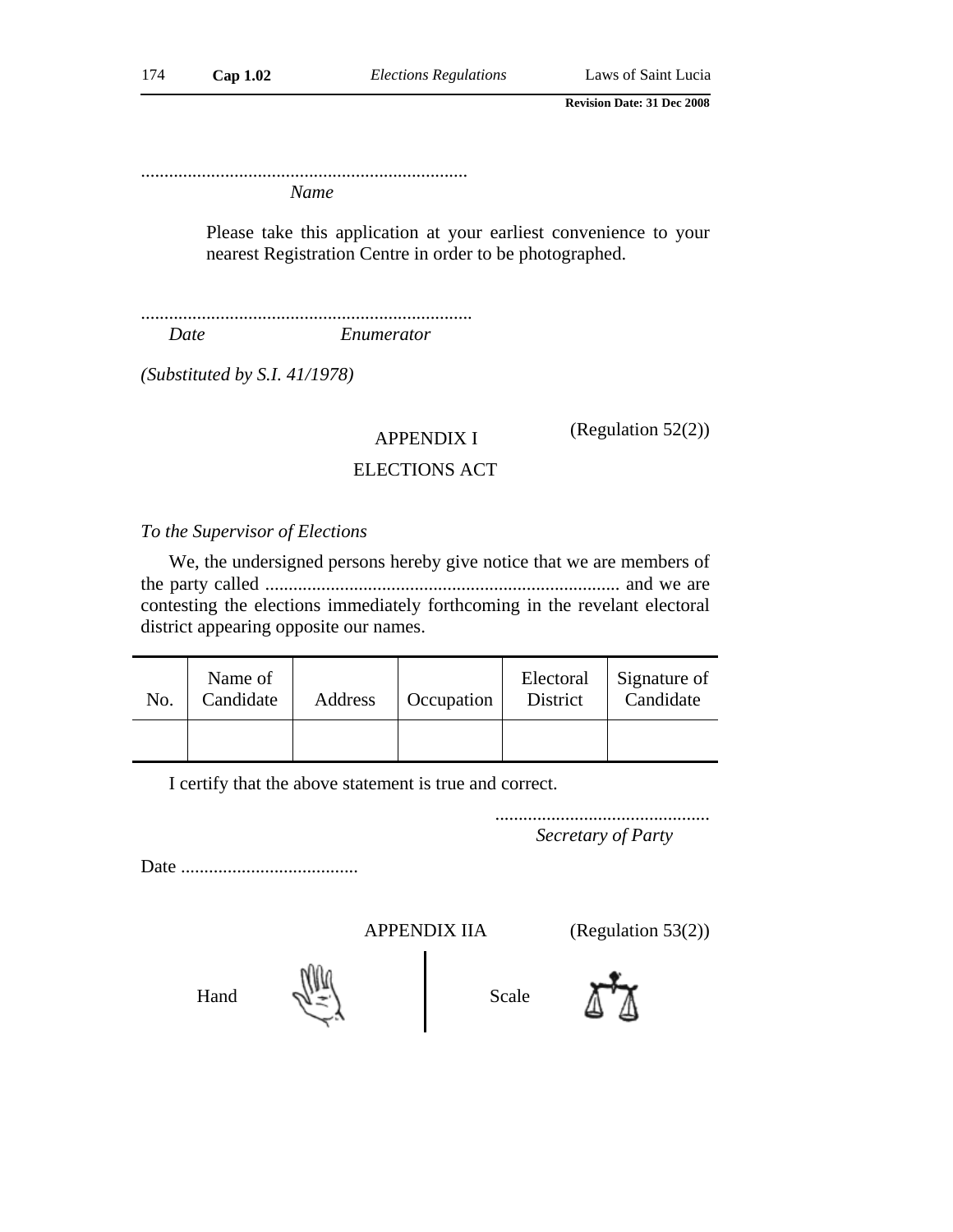......................................................................
*Name*

Please take this application at your earliest convenience to your nearest Registration Centre in order to be photographed.

......................................................................
*Date* *Enumerator*

*(Substituted by S.I. 41/1978)*

## APPENDIX I

(Regulation 52(2))

## ELECTIONS ACT

*To the Supervisor of Elections*

We, the undersigned persons hereby give notice that we are members of the party called ........................................................................... and we are contesting the elections immediately forthcoming in the revelant electoral district appearing opposite our names.

| No. | Name of Candidate | Address | Occupation | Electoral District | Signature of Candidate |
|---|---|---|---|---|---|
| | | | | | |

I certify that the above statement is true and correct.

.............................................
*Secretary of Party*

Date ......................................

## APPENDIX IIA

(Regulation 53(2))

Hand

Scale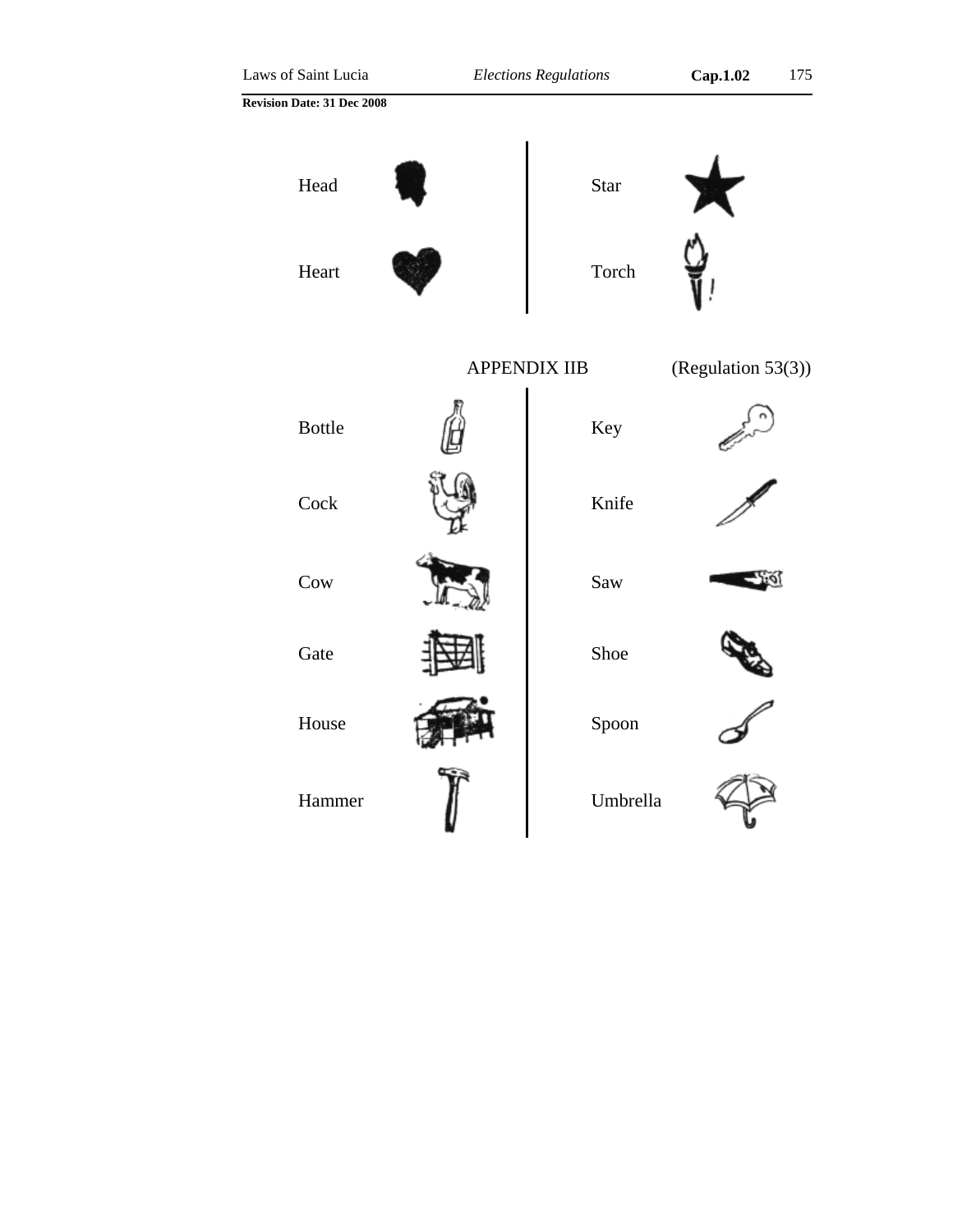| | |
|---|---|
| Head | Star |
| Heart | Torch |

APPENDIX IIB (Regulation 53(3))

| | |
|---|---|
| Bottle | Key |
| Cock | Knife |
| Cow | Saw |
| Gate | Shoe |
| House | Spoon |
| Hammer | Umbrella |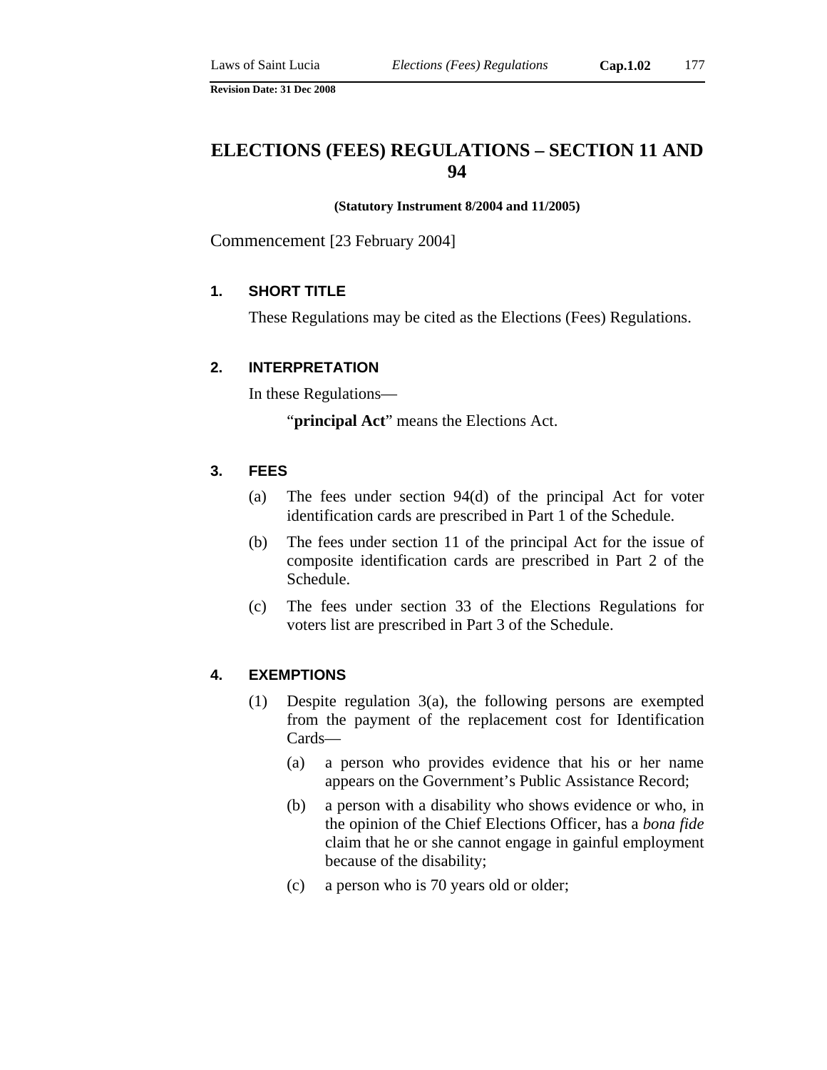# ELECTIONS (FEES) REGULATIONS – SECTION 11 AND 94

**(Statutory Instrument 8/2004 and 11/2005)**

Commencement [23 February 2004]

### 1. SHORT TITLE

These Regulations may be cited as the Elections (Fees) Regulations.

### 2. INTERPRETATION

In these Regulations—

"**principal Act**" means the Elections Act.

### 3. FEES

(a) The fees under section 94(d) of the principal Act for voter identification cards are prescribed in Part 1 of the Schedule.

(b) The fees under section 11 of the principal Act for the issue of composite identification cards are prescribed in Part 2 of the Schedule.

(c) The fees under section 33 of the Elections Regulations for voters list are prescribed in Part 3 of the Schedule.

### 4. EXEMPTIONS

(1) Despite regulation 3(a), the following persons are exempted from the payment of the replacement cost for Identification Cards—

(a) a person who provides evidence that his or her name appears on the Government's Public Assistance Record;

(b) a person with a disability who shows evidence or who, in the opinion of the Chief Elections Officer, has a *bona fide* claim that he or she cannot engage in gainful employment because of the disability;

(c) a person who is 70 years old or older;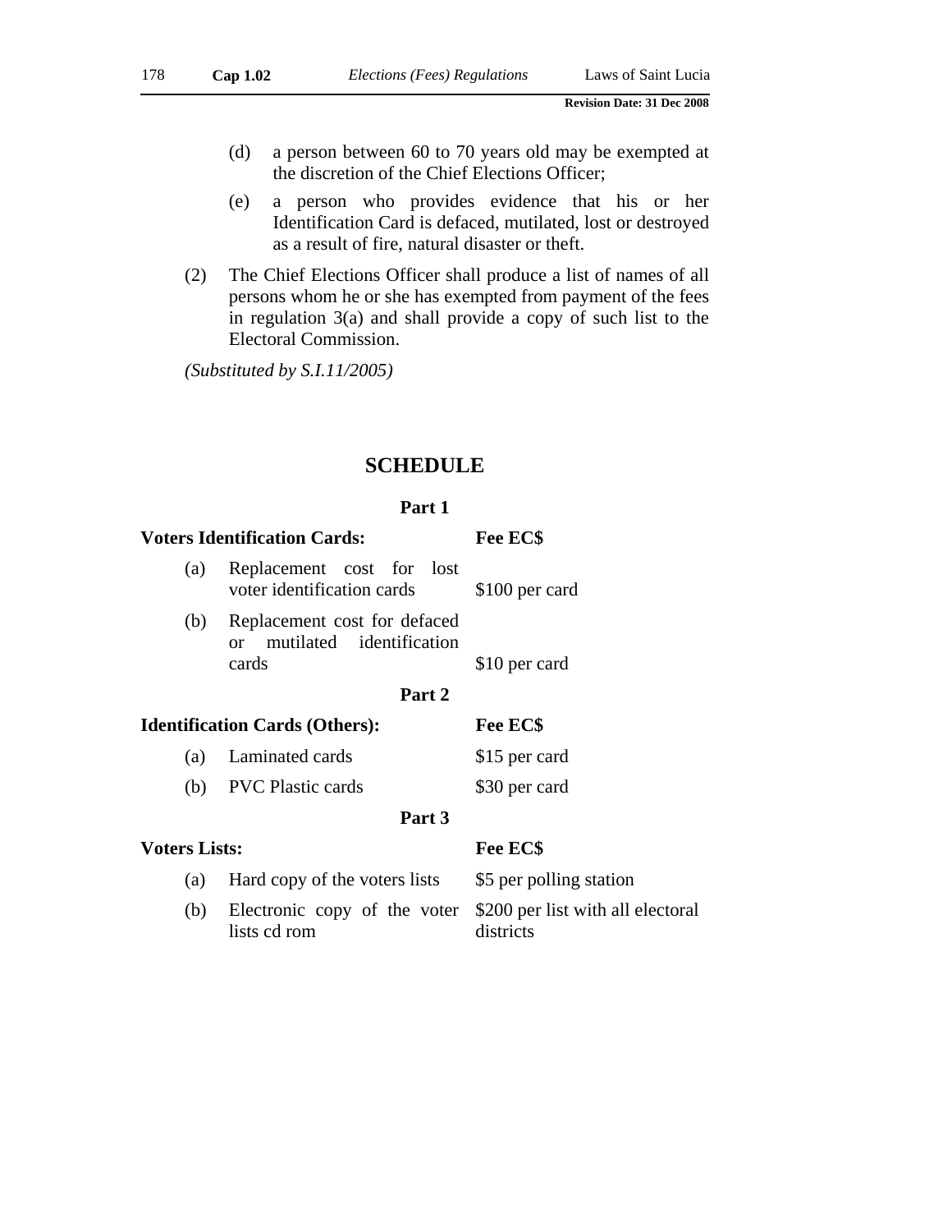(d) a person between 60 to 70 years old may be exempted at the discretion of the Chief Elections Officer;

(e) a person who provides evidence that his or her Identification Card is defaced, mutilated, lost or destroyed as a result of fire, natural disaster or theft.

(2) The Chief Elections Officer shall produce a list of names of all persons whom he or she has exempted from payment of the fees in regulation 3(a) and shall provide a copy of such list to the Electoral Commission.

*(Substituted by S.I.11/2005)*

## SCHEDULE

### Part 1

| **Voters Identification Cards:** | | **Fee EC$** |
|---|---|---|
| (a) | Replacement cost for lost voter identification cards | $100 per card |
| (b) | Replacement cost for defaced or mutilated identification cards | $10 per card |

### Part 2

| **Identification Cards (Others):** | | **Fee EC$** |
|---|---|---|
| (a) | Laminated cards | $15 per card |
| (b) | PVC Plastic cards | $30 per card |

### Part 3

| **Voters Lists:** | | **Fee EC$** |
|---|---|---|
| (a) | Hard copy of the voters lists | $5 per polling station |
| (b) | Electronic copy of the voter lists cd rom | $200 per list with all electoral districts |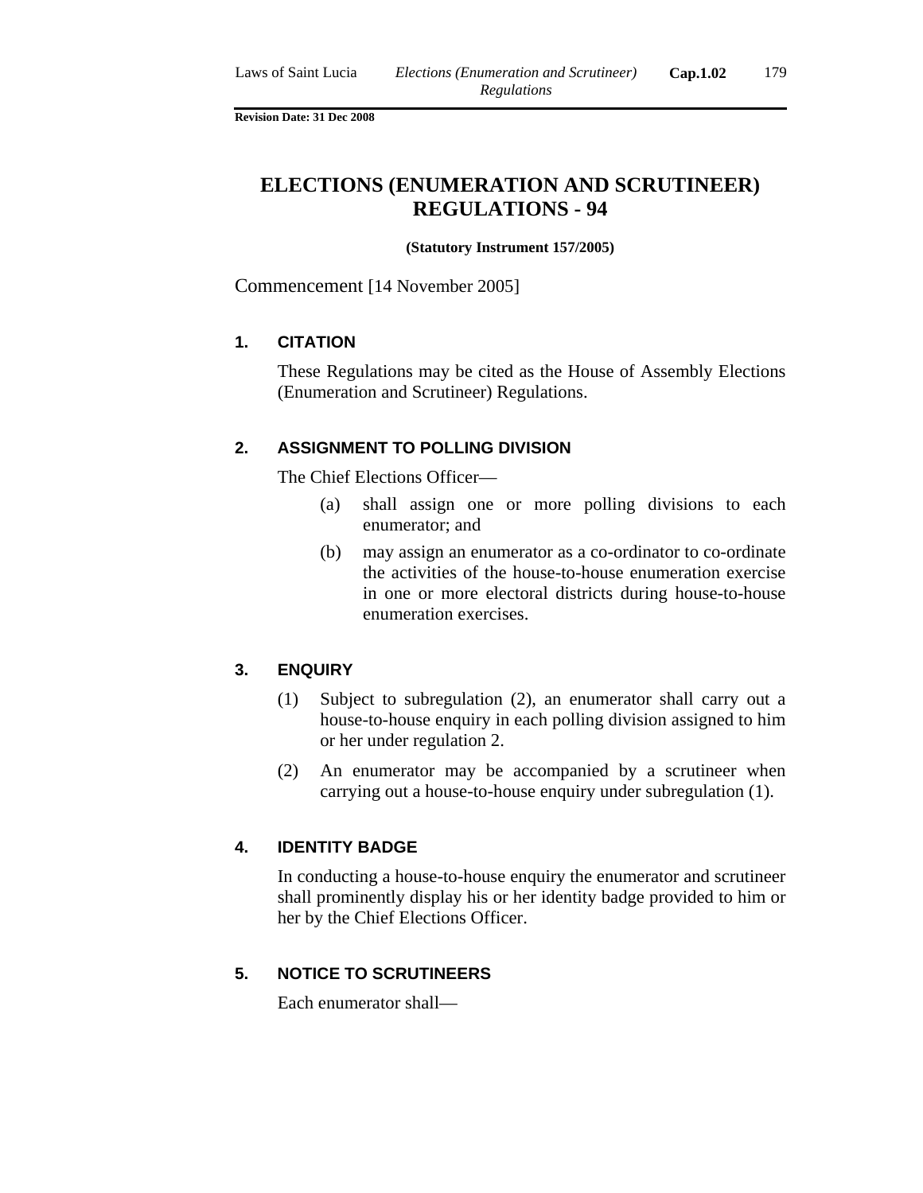**Revision Date: 31 Dec 2008**

# ELECTIONS (ENUMERATION AND SCRUTINEER) REGULATIONS - 94

**(Statutory Instrument 157/2005)**

Commencement [14 November 2005]

### 1. CITATION

These Regulations may be cited as the House of Assembly Elections (Enumeration and Scrutineer) Regulations.

### 2. ASSIGNMENT TO POLLING DIVISION

The Chief Elections Officer—

(a) shall assign one or more polling divisions to each enumerator; and

(b) may assign an enumerator as a co-ordinator to co-ordinate the activities of the house-to-house enumeration exercise in one or more electoral districts during house-to-house enumeration exercises.

### 3. ENQUIRY

(1) Subject to subregulation (2), an enumerator shall carry out a house-to-house enquiry in each polling division assigned to him or her under regulation 2.

(2) An enumerator may be accompanied by a scrutineer when carrying out a house-to-house enquiry under subregulation (1).

### 4. IDENTITY BADGE

In conducting a house-to-house enquiry the enumerator and scrutineer shall prominently display his or her identity badge provided to him or her by the Chief Elections Officer.

### 5. NOTICE TO SCRUTINEERS

Each enumerator shall—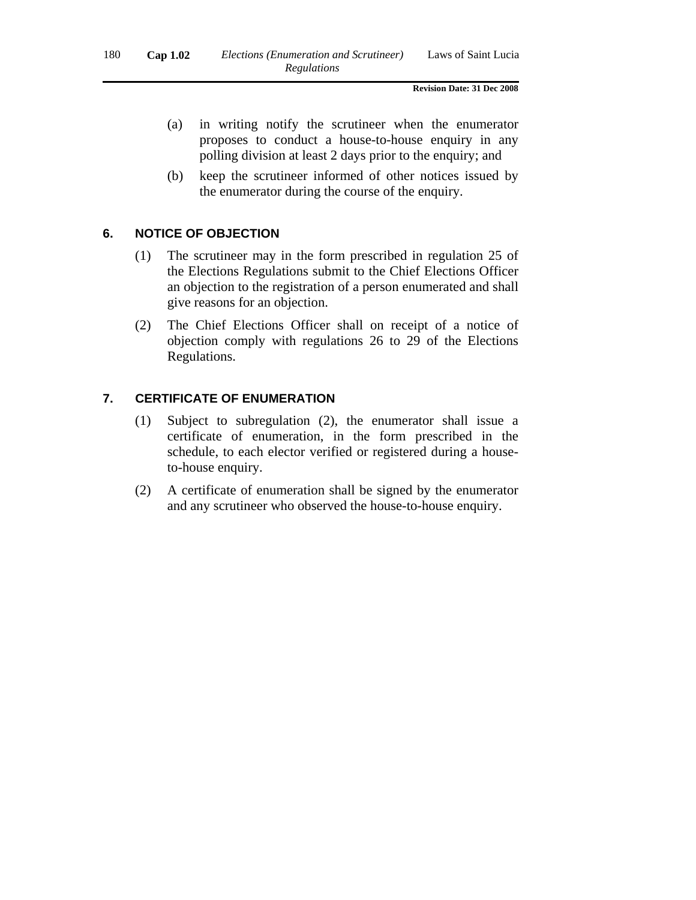(a) in writing notify the scrutineer when the enumerator proposes to conduct a house-to-house enquiry in any polling division at least 2 days prior to the enquiry; and

(b) keep the scrutineer informed of other notices issued by the enumerator during the course of the enquiry.

## 6. NOTICE OF OBJECTION

(1) The scrutineer may in the form prescribed in regulation 25 of the Elections Regulations submit to the Chief Elections Officer an objection to the registration of a person enumerated and shall give reasons for an objection.

(2) The Chief Elections Officer shall on receipt of a notice of objection comply with regulations 26 to 29 of the Elections Regulations.

## 7. CERTIFICATE OF ENUMERATION

(1) Subject to subregulation (2), the enumerator shall issue a certificate of enumeration, in the form prescribed in the schedule, to each elector verified or registered during a house-to-house enquiry.

(2) A certificate of enumeration shall be signed by the enumerator and any scrutineer who observed the house-to-house enquiry.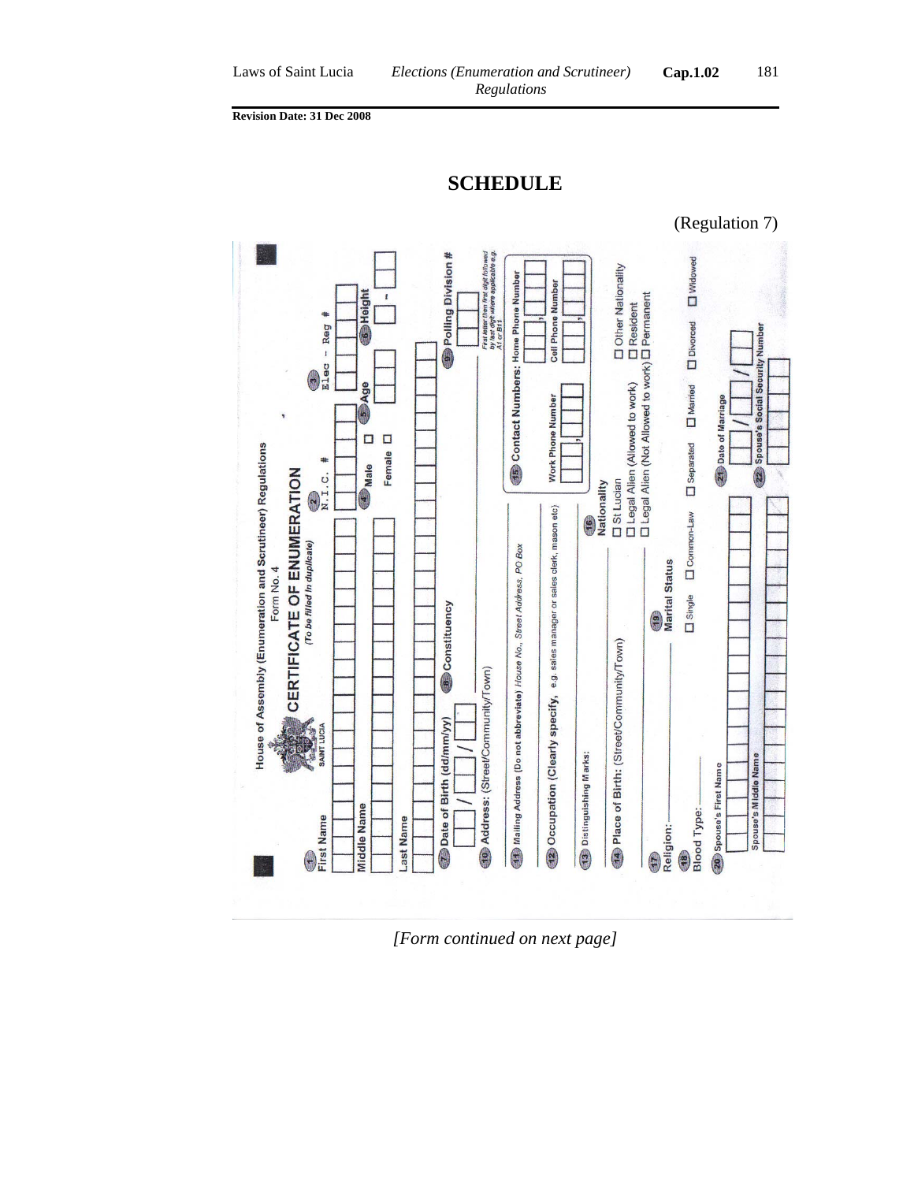# SCHEDULE

(Regulation 7)

House of Assembly (Enumeration and Scrutineer) Regulations
Form No. 4

**CERTIFICATE OF ENUMERATION**

*(To be filed in duplicate)*

SAINT LUCIA

1. First Name
2. N.I.C. #
3. Elec - Reg #
- Middle Name
4. Male ☐ Female ☐
5. Age
6. Height
- Last Name
7. Date of Birth (dd/mm/yy) ___ / ___ / ___
8. Constituency
9. Polling Division # (First letter then first digit followed by last digit where applicable e.g. A1 or B11)
10. Address: (Street/Community/Town)
11. Mailing Address (Do not **abbreviate**) House No., Street Address, PO Box
12. Occupation (Clearly specify, e.g. sales manager or sales clerk, mason etc)
13. Distinguishing Marks:
14. Place of Birth: (Street/Community/Town)
15. Contact Numbers: Home Phone Number; Work Phone Number; Cell Phone Number
16. Nationality
    - ☐ St Lucian
    - ☐ Legal Alien (Allowed to work)
    - ☐ Legal Alien (Not Allowed to work)
    - ☐ Other Nationality
    - ☐ Resident
    - ☐ Permanent
17. Religion:
18. Blood Type:
19. Marital Status
    - ☐ Single ☐ Common-Law ☐ Separated ☐ Married ☐ Divorced ☐ Widowed
20. Spouse's First Name
    - Spouse's Middle Name
21. Date of Marriage ___ / ___ / ___
22. Spouse's Social Security Number

*[Form continued on next page]*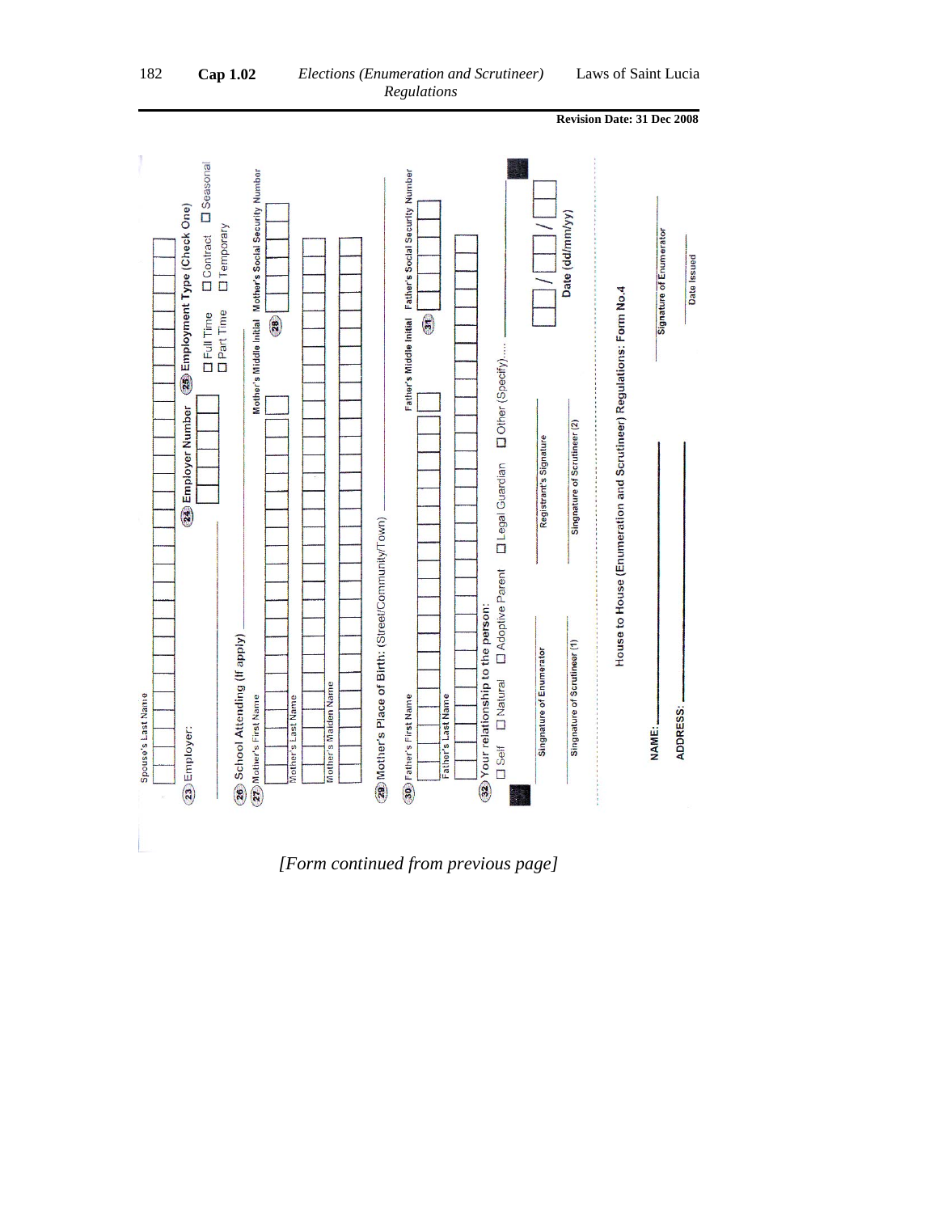Spouse's Last Name

(23) Employer:

(24) Employer Number

(25) Employment Type (Check One)

☐ Full Time ☐ Contract ☐ Seasonal

☐ Part Time ☐ Temporary

(26) School Attending (If apply)

(27) Mother's First Name

Mother's Middle Initial

(28) Mother's Social Security Number

Mother's Last Name

Mother's Maiden Name

(29) Mother's Place of Birth: (Street/Community/Town)

(30) Father's First Name

Father's Middle Initial

(31) Father's Social Security Number

Father's Last Name

(32) Your relationship to the person:

☐ Self ☐ Natural ☐ Adoptive Parent ☐ Legal Guardian ☐ Other (Specify)....

Singnature of Enumerator

Registrant's Signature

Date (dd/mm/yy)

Singnature of Scrutineer (1)

Singnature of Scrutineer (2)

House to House (Enumeration and Scrutineer) Regulations: Form No.4

NAME:

ADDRESS:

Signature of Enumerator

Date Issued

*[Form continued from previous page]*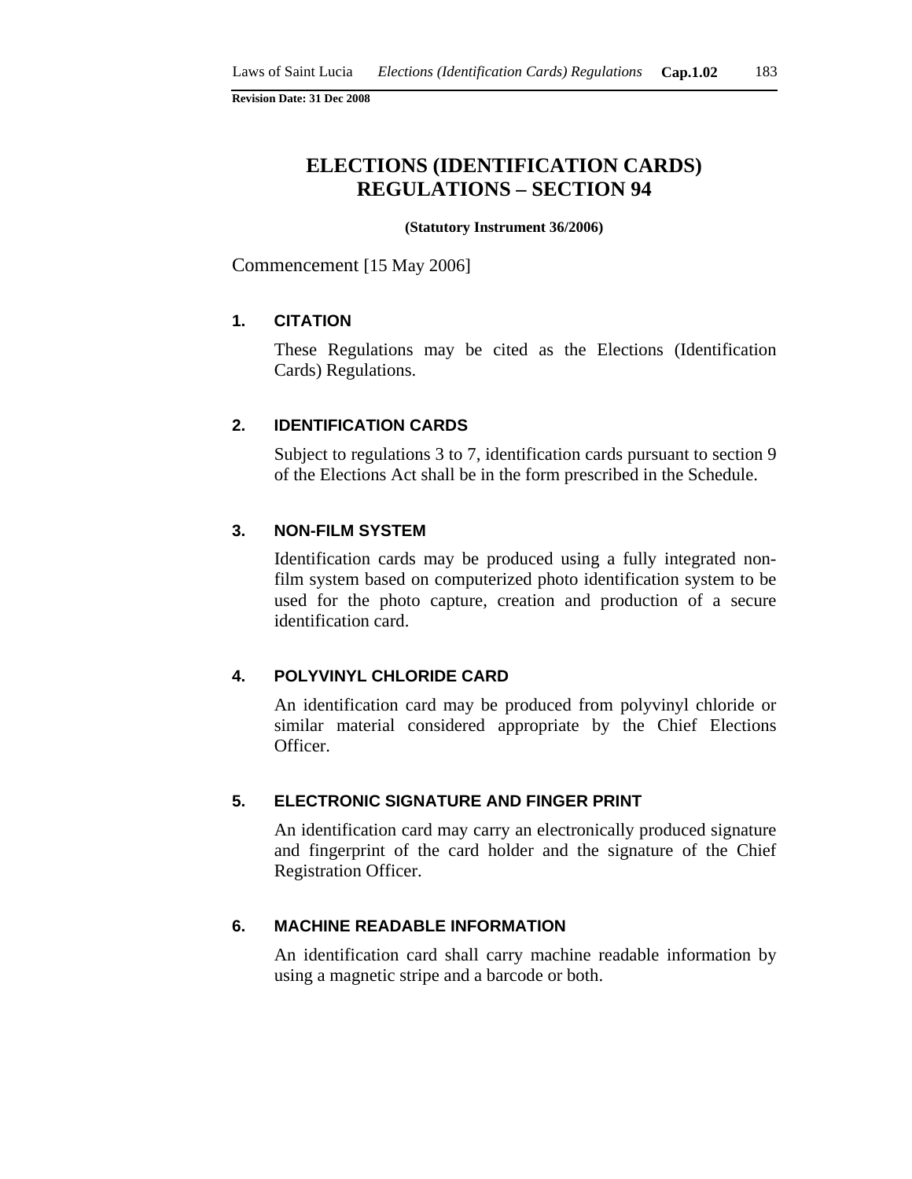# ELECTIONS (IDENTIFICATION CARDS) REGULATIONS – SECTION 94

**(Statutory Instrument 36/2006)**

Commencement [15 May 2006]

## 1. CITATION

These Regulations may be cited as the Elections (Identification Cards) Regulations.

## 2. IDENTIFICATION CARDS

Subject to regulations 3 to 7, identification cards pursuant to section 9 of the Elections Act shall be in the form prescribed in the Schedule.

## 3. NON-FILM SYSTEM

Identification cards may be produced using a fully integrated non-film system based on computerized photo identification system to be used for the photo capture, creation and production of a secure identification card.

## 4. POLYVINYL CHLORIDE CARD

An identification card may be produced from polyvinyl chloride or similar material considered appropriate by the Chief Elections Officer.

## 5. ELECTRONIC SIGNATURE AND FINGER PRINT

An identification card may carry an electronically produced signature and fingerprint of the card holder and the signature of the Chief Registration Officer.

## 6. MACHINE READABLE INFORMATION

An identification card shall carry machine readable information by using a magnetic stripe and a barcode or both.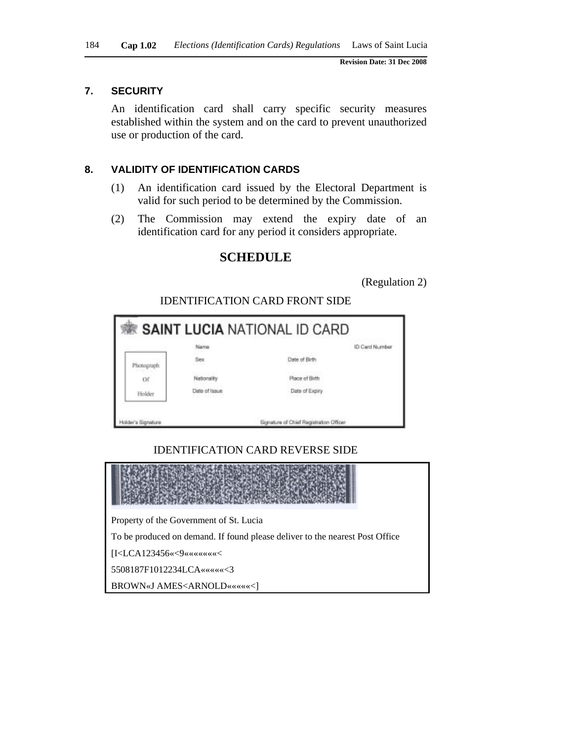## 7. SECURITY

An identification card shall carry specific security measures established within the system and on the card to prevent unauthorized use or production of the card.

## 8. VALIDITY OF IDENTIFICATION CARDS

(1) An identification card issued by the Electoral Department is valid for such period to be determined by the Commission.

(2) The Commission may extend the expiry date of an identification card for any period it considers appropriate.

# SCHEDULE

(Regulation 2)

IDENTIFICATION CARD FRONT SIDE

SAINT LUCIA NATIONAL ID CARD

| | | | |
|---|---|---|---|
| Photograph Of Holder | Name | | ID Card Number |
| | Sex | Date of Birth | |
| | Nationality | Place of Birth | |
| | Date of Issue | Date of Expiry | |
| Holder's Signature | | Signature of Chief Registration Officer | |

IDENTIFICATION CARD REVERSE SIDE

Property of the Government of St. Lucia

To be produced on demand. If found please deliver to the nearest Post Office

[I<LCA123456«<9««««««««<

5508187F1012234LCA««««««<3

BROWN«J AMES<ARNOLD««««««<]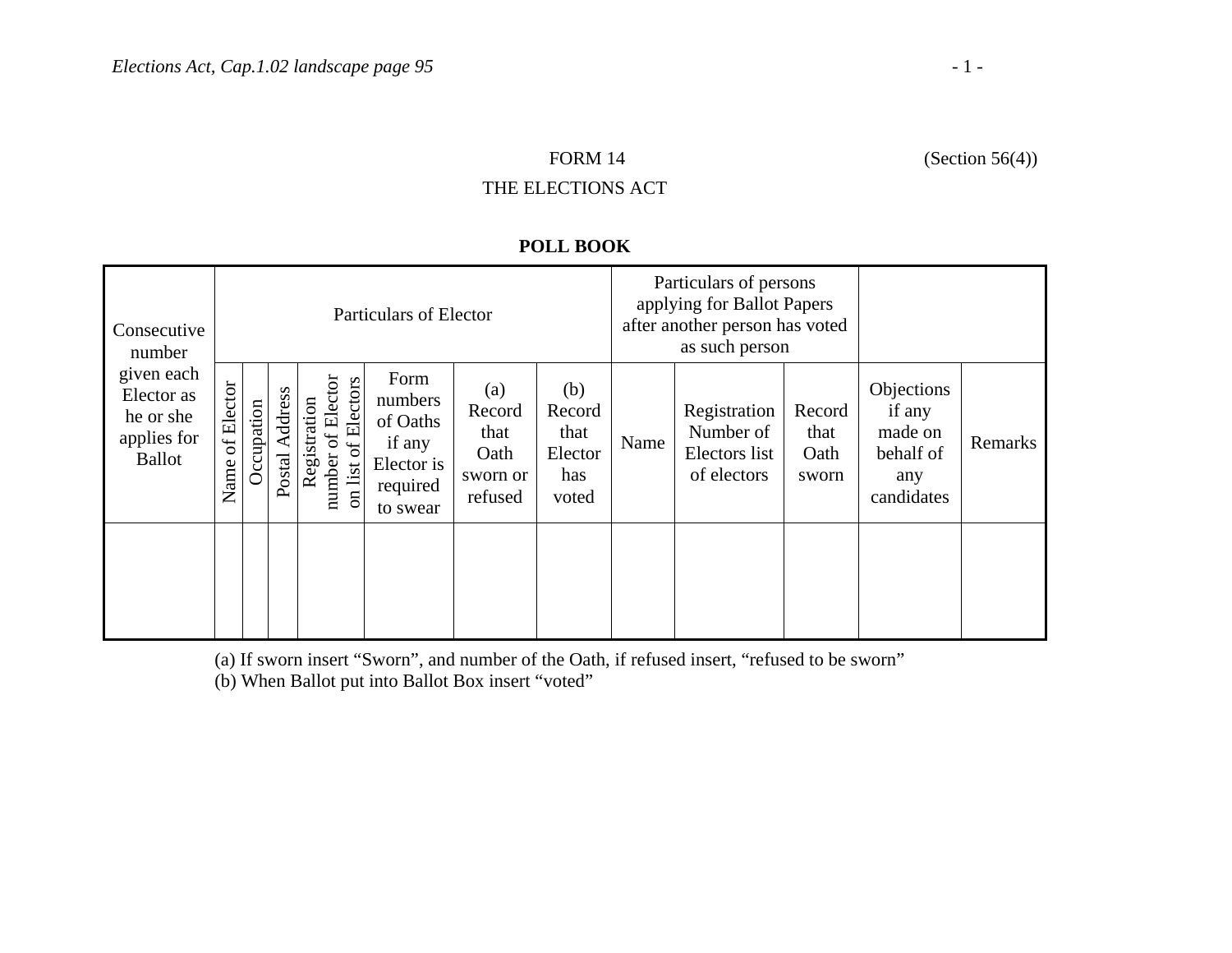FORM 14 (Section 56(4))

THE ELECTIONS ACT

**POLL BOOK**

| Consecutive number given each Elector as he or she applies for Ballot | Particulars of Elector | | | | | | | Particulars of persons applying for Ballot Papers after another person has voted as such person | | | | |
|---|---|---|---|---|---|---|---|---|---|---|---|---|
| | Name of Elector | Occupation | Postal Address | Registration number of Elector on list of Electors | Form numbers of Oaths if any Elector is required to swear | (a) Record that Oath sworn or refused | (b) Record that Elector has voted | Name | Registration Number of Electors list of electors | Record that Oath sworn | Objections if any made on behalf of any candidates | Remarks |
| | | | | | | | | | | | | |

(a) If sworn insert “Sworn”, and number of the Oath, if refused insert, “refused to be sworn”
(b) When Ballot put into Ballot Box insert “voted”